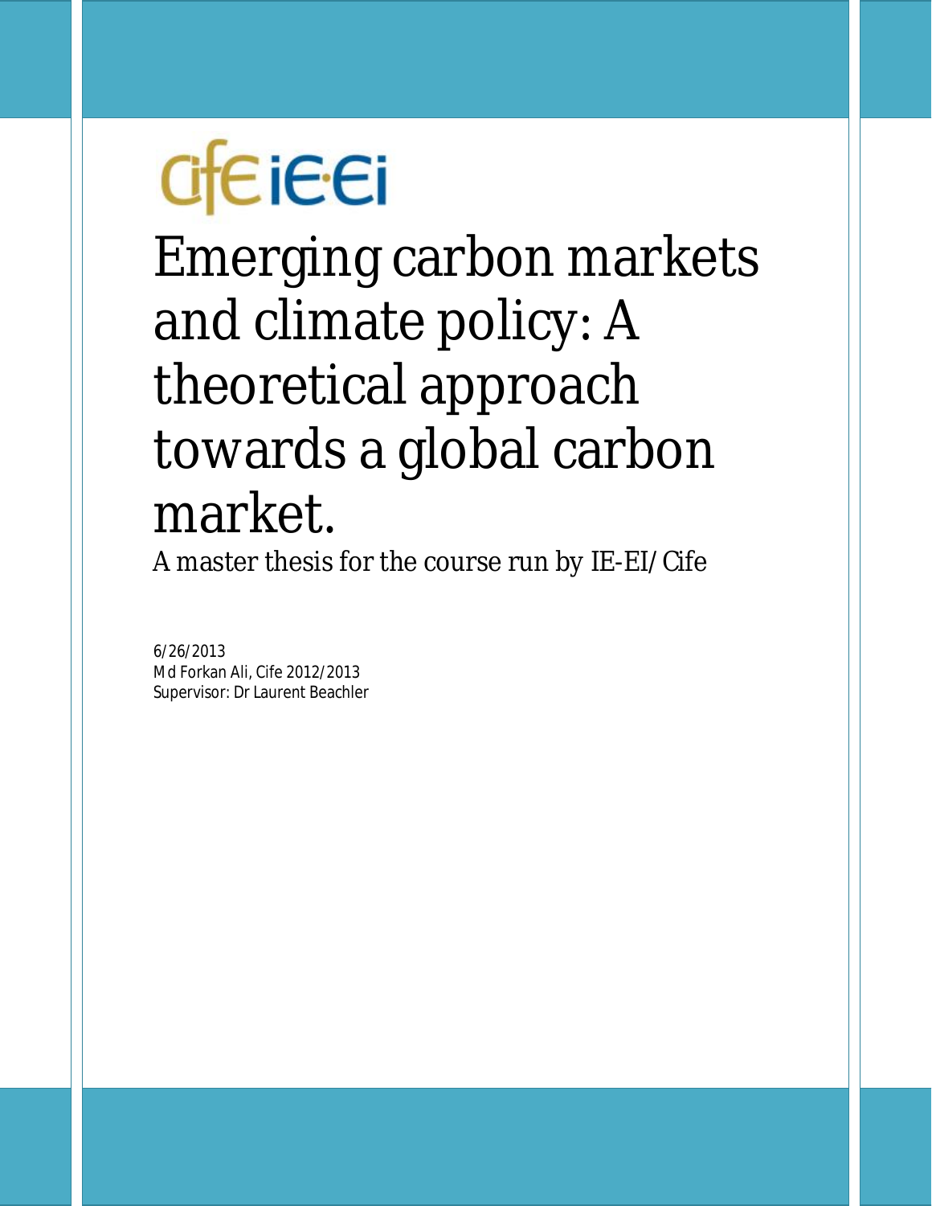CifE iE·Ei

# Emerging carbon markets and climate policy: A theoretical approach towards a global carbon market.

*A master thesis for the course run by IE-EI/Cife*

6/26/2013

Md Forkan Ali, Cife 2012/2013

Supervisor: Dr Laurent Beachler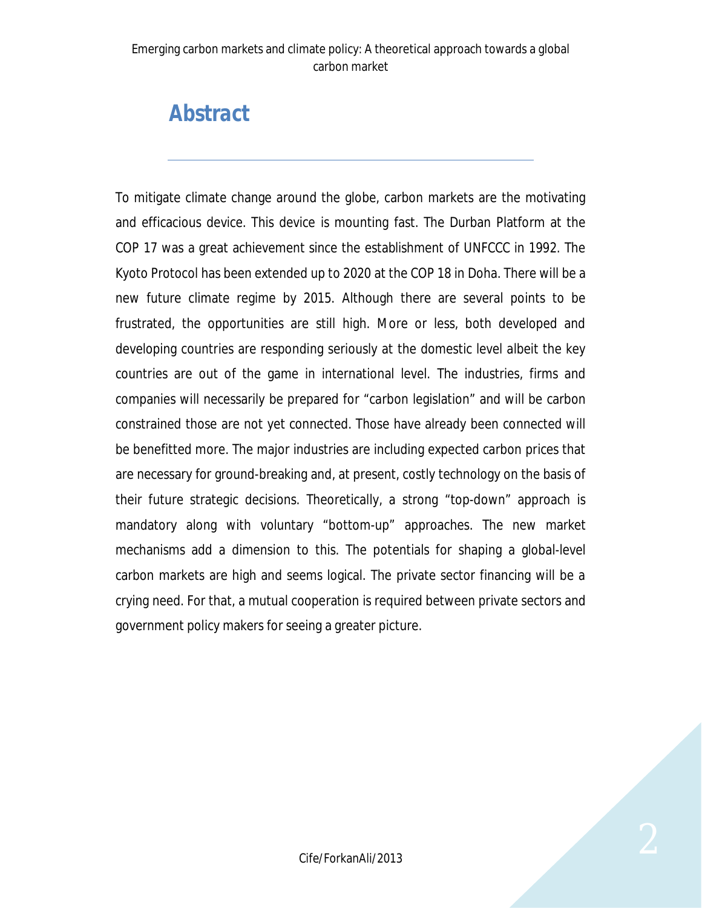## Abstract

To mitigate climate change around the globe, carbon markets are the motivating and efficacious device. This device is mounting fast. The Durban Platform at the COP 17 was a great achievement since the establishment of UNFCCC in 1992. The Kyoto Protocol has been extended up to 2020 at the COP 18 in Doha. There will be a new future climate regime by 2015. Although there are several points to be frustrated, the opportunities are still high. More or less, both developed and developing countries are responding seriously at the domestic level albeit the key countries are out of the game in international level. The industries, firms and companies will necessarily be prepared for "carbon legislation" and will be carbon constrained those are not yet connected. Those have already been connected will be benefitted more. The major industries are including expected carbon prices that are necessary for ground-breaking and, at present, costly technology on the basis of their future strategic decisions. Theoretically, a strong "top-down" approach is mandatory along with voluntary "bottom-up" approaches. The new market mechanisms add a dimension to this. The potentials for shaping a global-level carbon markets are high and seems logical. The private sector financing will be a crying need. For that, a mutual cooperation is required between private sectors and government policy makers for seeing a greater picture.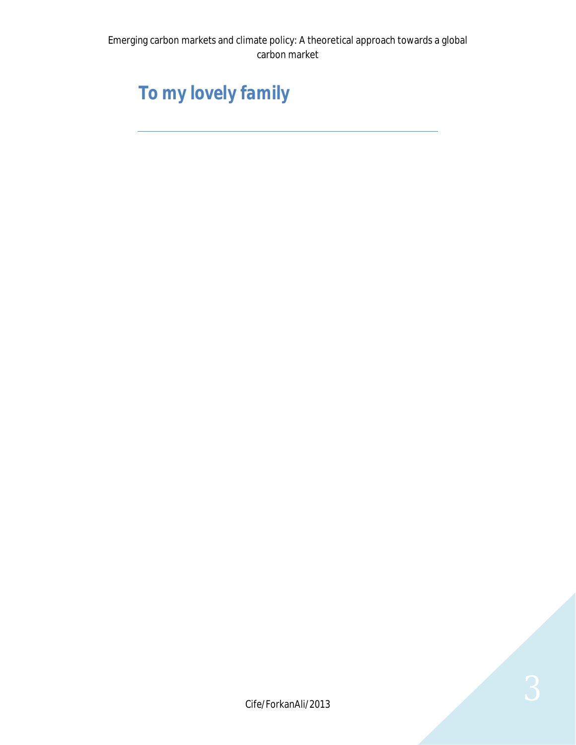# To my lovely family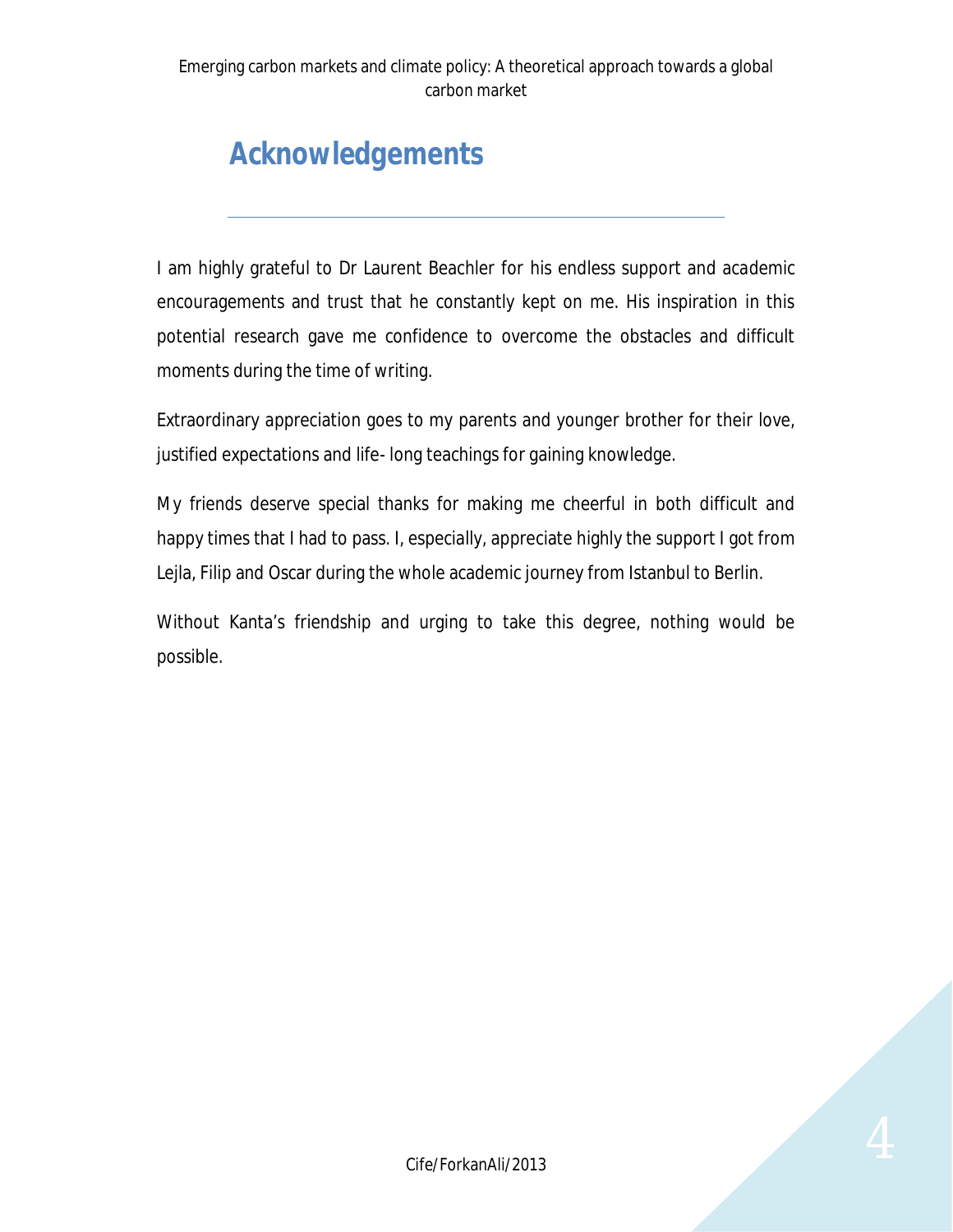# Acknowledgements

I am highly grateful to Dr Laurent Beachler for his endless support and academic encouragements and trust that he constantly kept on me. His inspiration in this potential research gave me confidence to overcome the obstacles and difficult moments during the time of writing.

Extraordinary appreciation goes to my parents and younger brother for their love, justified expectations and life- long teachings for gaining knowledge.

My friends deserve special thanks for making me cheerful in both difficult and happy times that I had to pass. I, especially, appreciate highly the support I got from Lejla, Filip and Oscar during the whole academic journey from Istanbul to Berlin.

Without Kanta's friendship and urging to take this degree, nothing would be possible.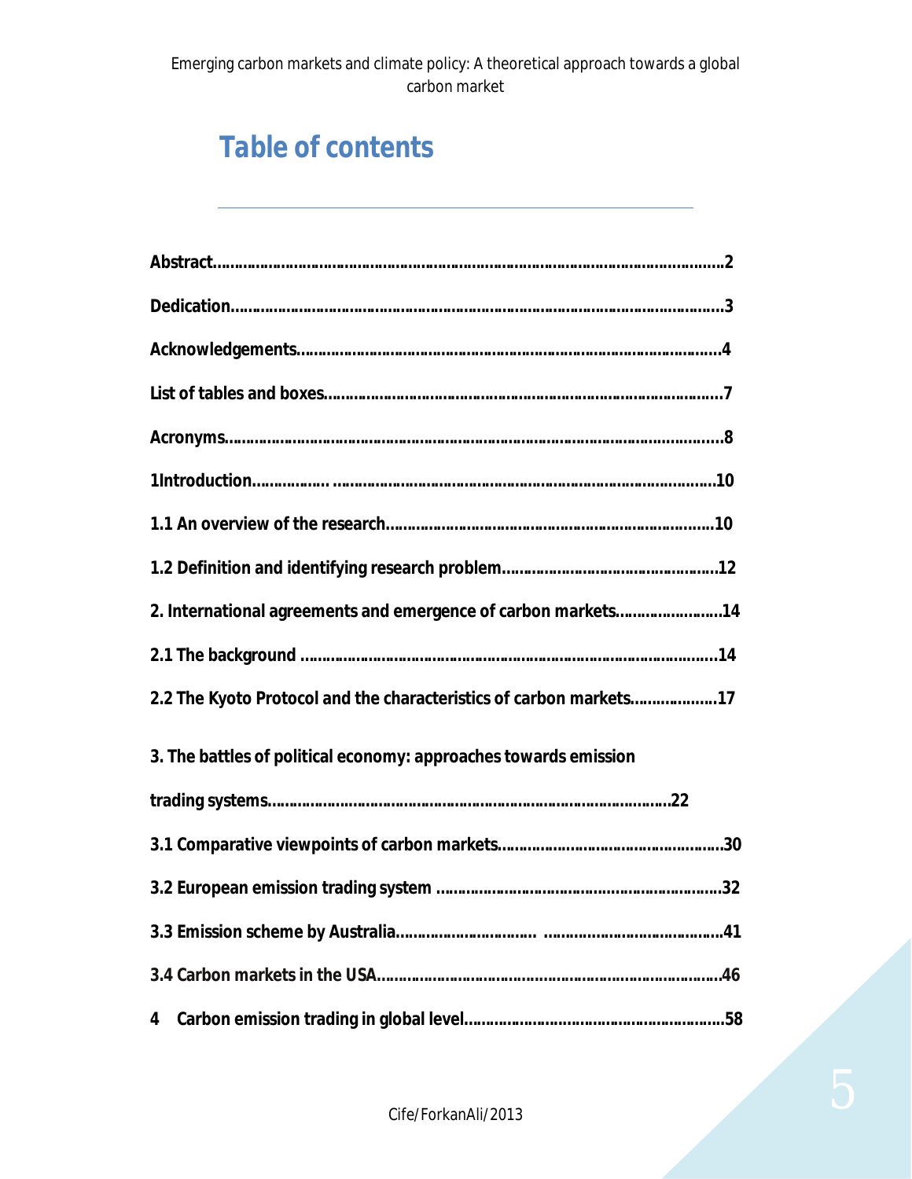# Table of contents

**Abstract……………………………………………………………………………………………………2**

**Dedication…………………………………………………………………………………………………3**

**Acknowledgements………………………………………………………………………………………4**

**List of tables and boxes…………………………………………………………………………………7**

**Acronyms……………………………………………………………………………………………………8**

**1Introduction……………. ……………………………………………………………………………10**

**1.1 An overview of the research………………………………………………………………………10**

**1.2 Definition and identifying research problem……………………………………………………12**

**2. International agreements and emergence of carbon markets……………………14**

**2.1 The background ……………………………………………………………………………………14**

**2.2 The Kyoto Protocol and the characteristics of carbon markets………………17**

**3. The battles of political economy: approaches towards emission trading systems…………………………………………………………………………………22**

**3.1 Comparative viewpoints of carbon markets……………………………………………30**

**3.2 European emission trading system ………………………………………………………32**

**3.3 Emission scheme by Australia…………………………. ………………………………41**

**3.4 Carbon markets in the USA………………………………………………………………………46**

**4 Carbon emission trading in global level…………………………………………………58**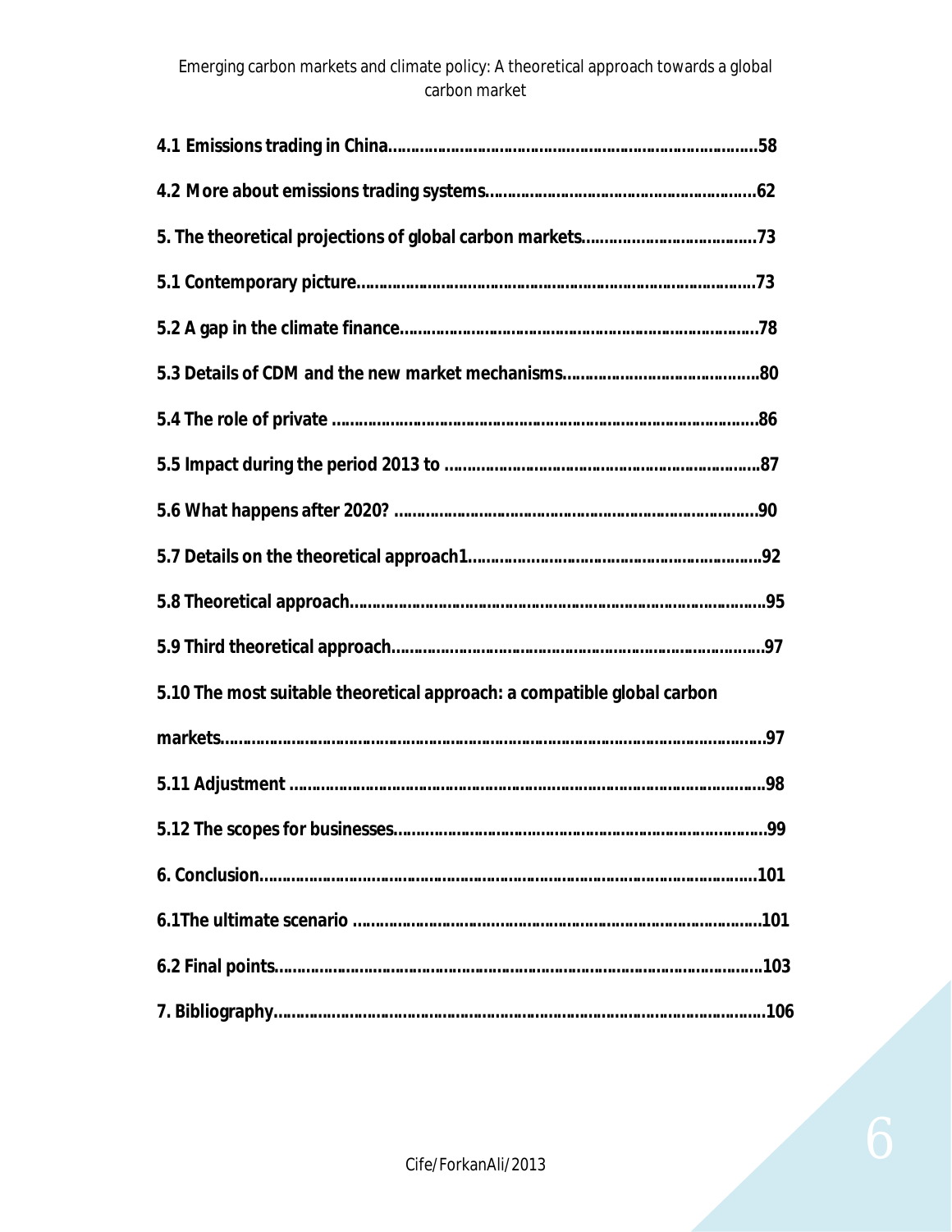**4.1 Emissions trading in China………………………………………………………………………58**

**4.2 More about emissions trading systems…………………………………………………62**

**5. The theoretical projections of global carbon markets………………………………73**

**5.1 Contemporary picture………………………………………………………………………………73**

**5.2 A gap in the climate finance……………………………………………………………………78**

**5.3 Details of CDM and the new market mechanisms……………………………………80**

**5.4 The role of private ………………………………………………………………………………………86**

**5.5 Impact during the period 2013 to ……………………………………………………………87**

**5.6 What happens after 2020? ………………………………………………………………………90**

**5.7 Details on the theoretical approach1………………………………………………………92**

**5.8 Theoretical approach………………………………………………………………………………95**

**5.9 Third theoretical approach………………………………………………………………………97**

**5.10 The most suitable theoretical approach: a compatible global carbon markets……………………………………………………………………………………………………………97**

**5.11 Adjustment ……………………………………………………………………………………………98**

**5.12 The scopes for businesses………………………………………………………………………99**

**6. Conclusion…………………………………………………………………………………………………101**

**6.1The ultimate scenario ……………………………………………………………………………101**

**6.2 Final points…………………………………………………………………………………………103**

**7. Bibliography………………………………………………………………………………………………106**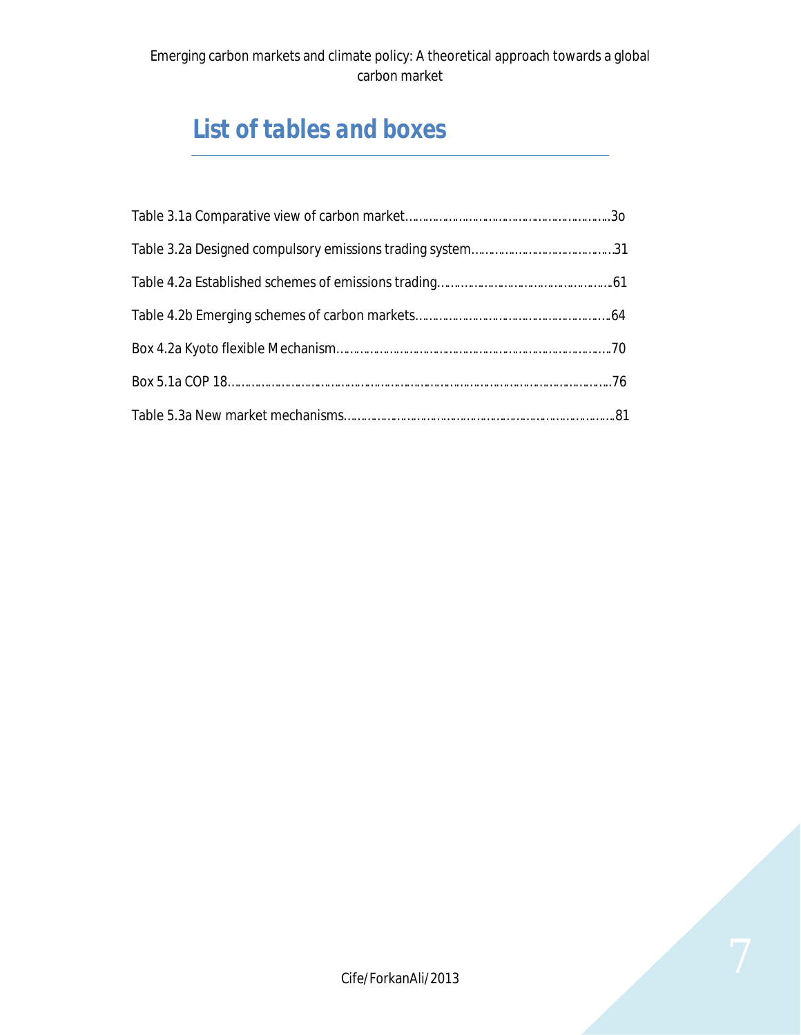## List of tables and boxes

Table 3.1a Comparative view of carbon market……………………………………………………3o

Table 3.2a Designed compulsory emissions trading system…………………………………31

Table 4.2a Established schemes of emissions trading…………………………………………61

Table 4.2b Emerging schemes of carbon markets……………………………………………64

Box 4.2a Kyoto flexible Mechanism………………………………………………………………70

Box 5.1a COP 18…………………………………………………………………………………………76

Table 5.3a New market mechanisms………………………………………………………………81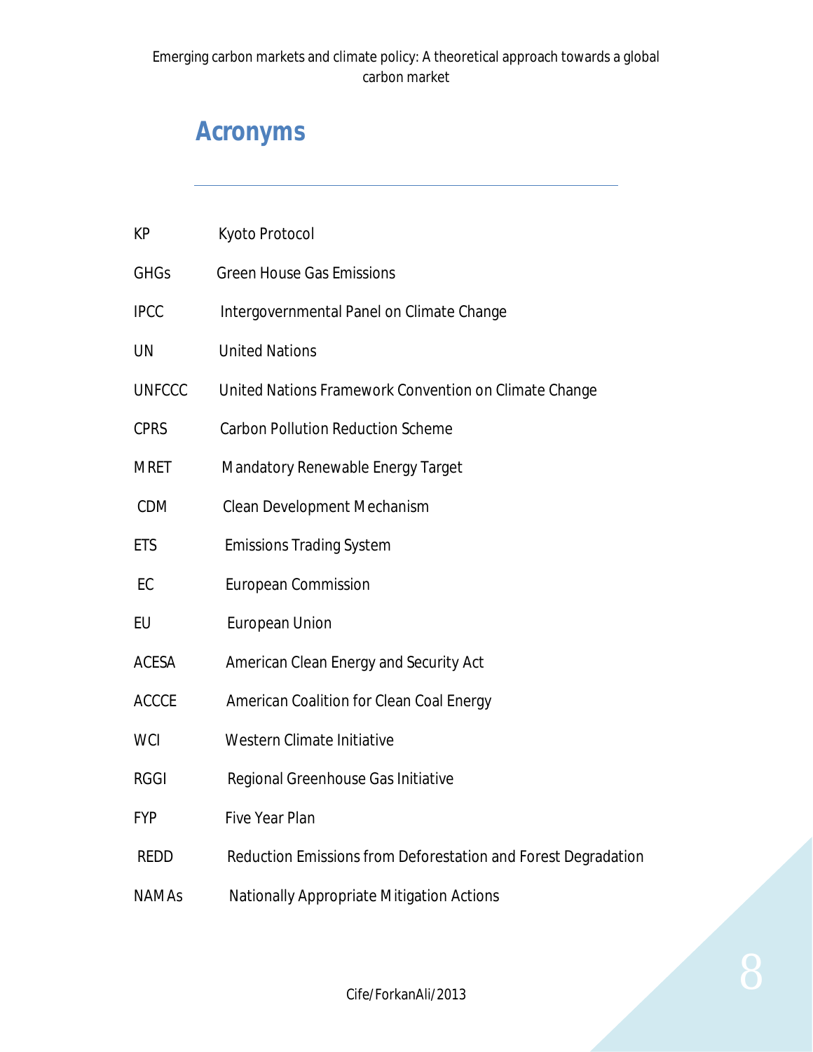## Acronyms

| | |
|---|---|
| KP | Kyoto Protocol |
| GHGs | Green House Gas Emissions |
| IPCC | Intergovernmental Panel on Climate Change |
| UN | United Nations |
| UNFCCC | United Nations Framework Convention on Climate Change |
| CPRS | Carbon Pollution Reduction Scheme |
| MRET | Mandatory Renewable Energy Target |
| CDM | Clean Development Mechanism |
| ETS | Emissions Trading System |
| EC | European Commission |
| EU | European Union |
| ACESA | American Clean Energy and Security Act |
| ACCCE | American Coalition for Clean Coal Energy |
| WCI | Western Climate Initiative |
| RGGI | Regional Greenhouse Gas Initiative |
| FYP | Five Year Plan |
| REDD | Reduction Emissions from Deforestation and Forest Degradation |
| NAMAs | Nationally Appropriate Mitigation Actions |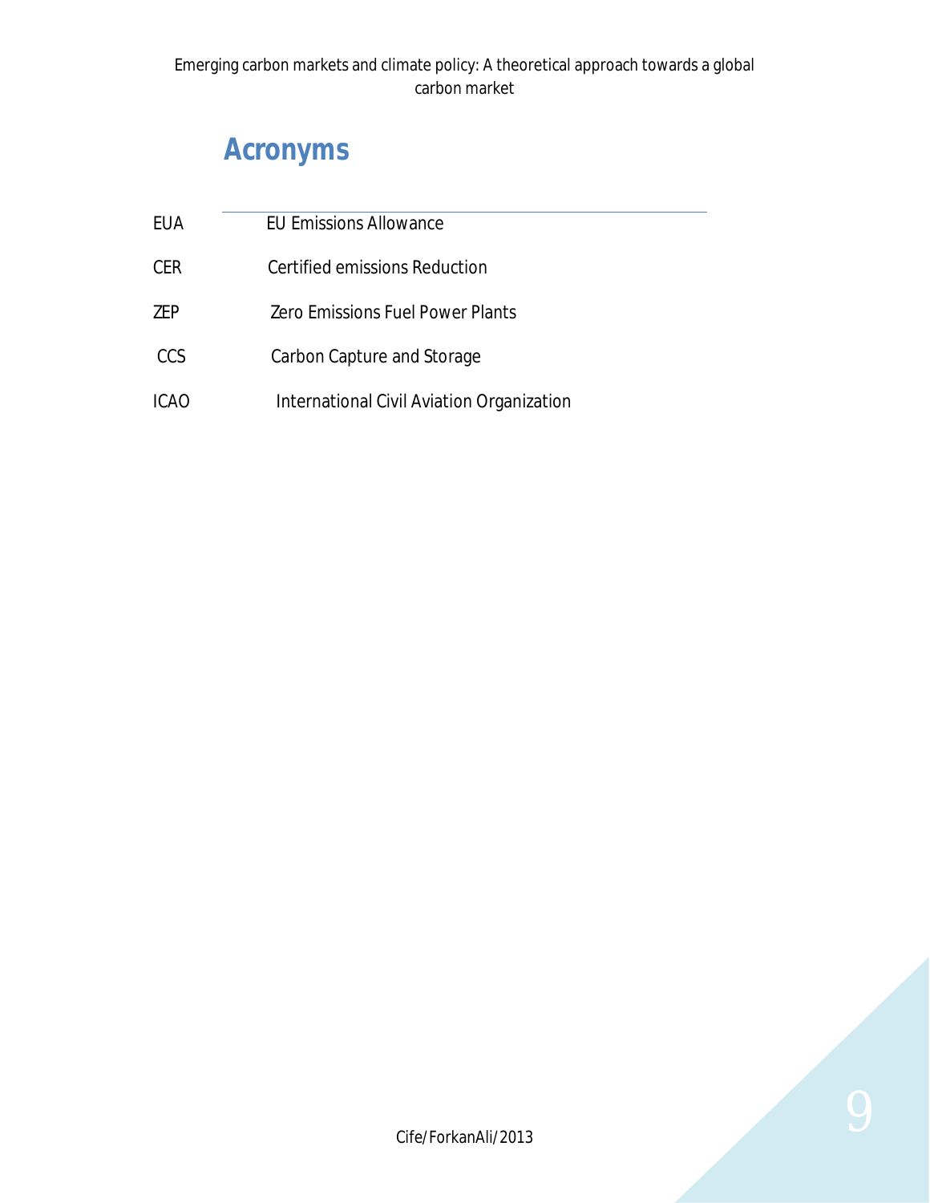# Acronyms

| | |
|---|---|
| EUA | EU Emissions Allowance |
| CER | Certified emissions Reduction |
| ZEP | Zero Emissions Fuel Power Plants |
| CCS | Carbon Capture and Storage |
| ICAO | International Civil Aviation Organization |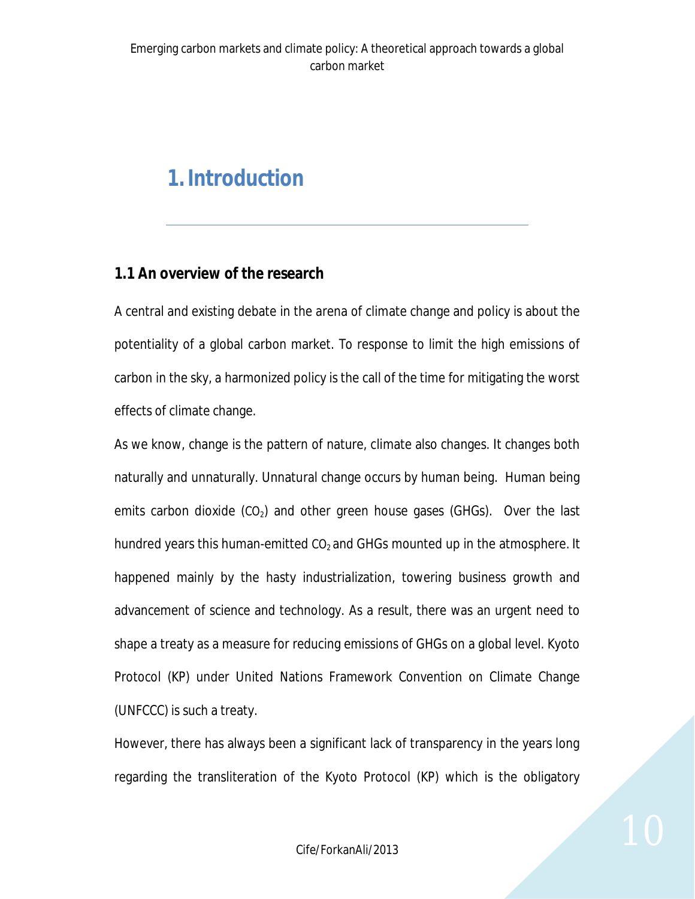# 1. Introduction

## 1.1 An overview of the research

A central and existing debate in the arena of climate change and policy is about the potentiality of a global carbon market. To response to limit the high emissions of carbon in the sky, a harmonized policy is the call of the time for mitigating the worst effects of climate change.

As we know, change is the pattern of nature, climate also changes. It changes both naturally and unnaturally. Unnatural change occurs by human being. Human being emits carbon dioxide ($CO_2$) and other green house gases (GHGs). Over the last hundred years this human-emitted $CO_2$ and GHGs mounted up in the atmosphere. It happened mainly by the hasty industrialization, towering business growth and advancement of science and technology. As a result, there was an urgent need to shape a treaty as a measure for reducing emissions of GHGs on a global level. Kyoto Protocol (KP) under United Nations Framework Convention on Climate Change (UNFCCC) is such a treaty.

However, there has always been a significant lack of transparency in the years long regarding the transliteration of the Kyoto Protocol (KP) which is the obligatory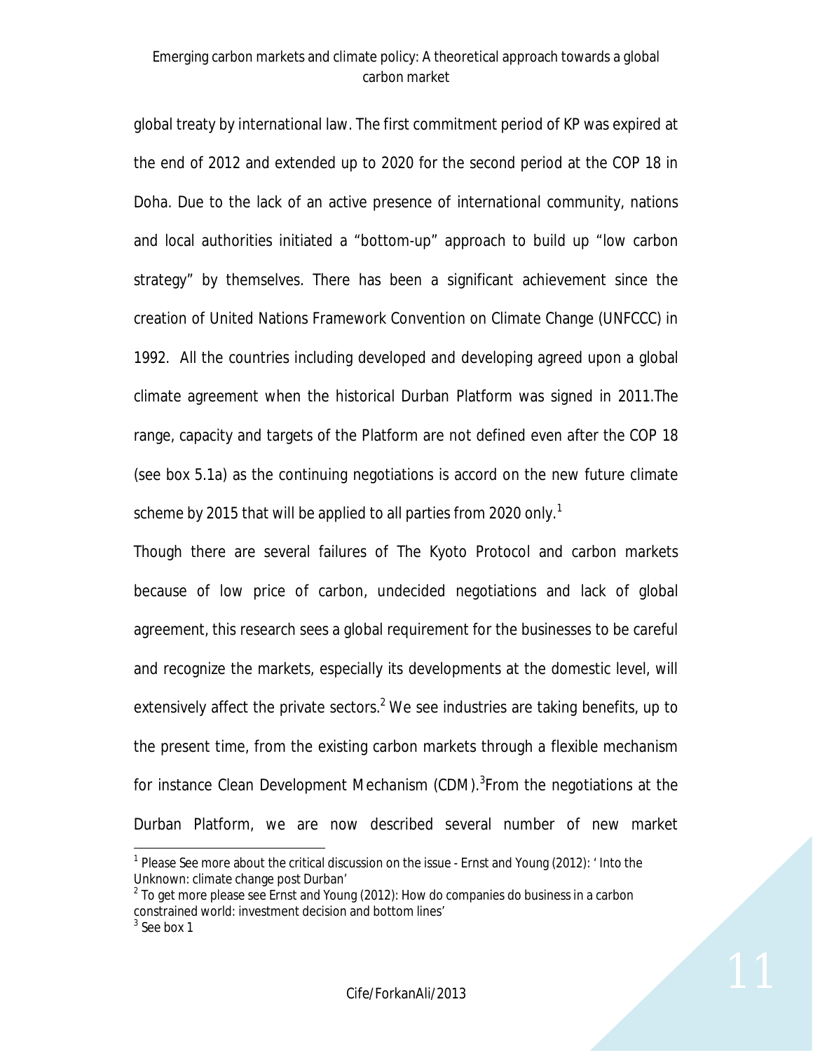global treaty by international law. The first commitment period of KP was expired at the end of 2012 and extended up to 2020 for the second period at the COP 18 in Doha. Due to the lack of an active presence of international community, nations and local authorities initiated a "bottom-up" approach to build up "low carbon strategy" by themselves. There has been a significant achievement since the creation of United Nations Framework Convention on Climate Change (UNFCCC) in 1992. All the countries including developed and developing agreed upon a global climate agreement when the historical Durban Platform was signed in 2011.The range, capacity and targets of the Platform are not defined even after the COP 18 (see box 5.1a) as the continuing negotiations is accord on the new future climate scheme by 2015 that will be applied to all parties from 2020 only.[1]

Though there are several failures of The Kyoto Protocol and carbon markets because of low price of carbon, undecided negotiations and lack of global agreement, this research sees a global requirement for the businesses to be careful and recognize the markets, especially its developments at the domestic level, will extensively affect the private sectors.[2] We see industries are taking benefits, up to the present time, from the existing carbon markets through a flexible mechanism for instance Clean Development Mechanism (CDM).[3]From the negotiations at the Durban Platform, we are now described several number of new market

---

[1] Please See more about the critical discussion on the issue - Ernst and Young (2012): ' Into the Unknown: climate change post Durban'

[2] To get more please see Ernst and Young (2012): How do companies do business in a carbon constrained world: investment decision and bottom lines'

[3] See box 1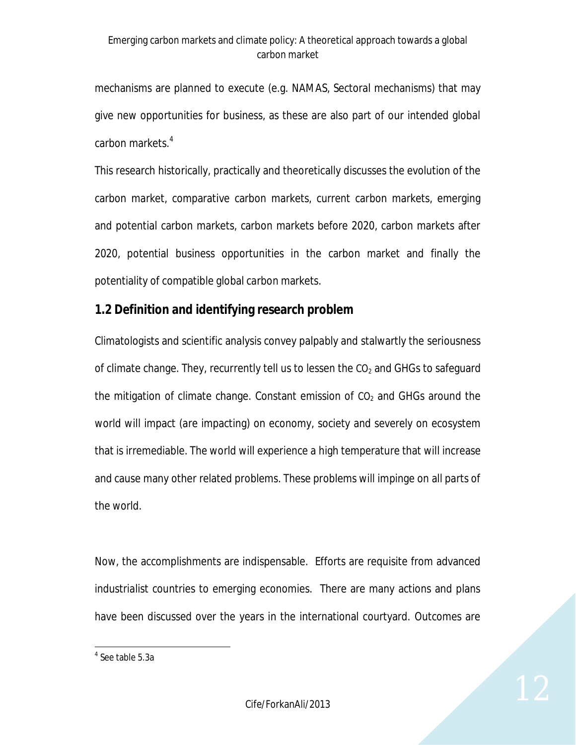mechanisms are planned to execute (e.g. NAMAS, Sectoral mechanisms) that may give new opportunities for business, as these are also part of our intended global carbon markets.[4]

This research historically, practically and theoretically discusses the evolution of the carbon market, comparative carbon markets, current carbon markets, emerging and potential carbon markets, carbon markets before 2020, carbon markets after 2020, potential business opportunities in the carbon market and finally the potentiality of compatible global carbon markets.

## 1.2 Definition and identifying research problem

Climatologists and scientific analysis convey palpably and stalwartly the seriousness of climate change. They, recurrently tell us to lessen the $CO_2$ and GHGs to safeguard the mitigation of climate change. Constant emission of $CO_2$ and GHGs around the world will impact (are impacting) on economy, society and severely on ecosystem that is irremediable. The world will experience a high temperature that will increase and cause many other related problems. These problems will impinge on all parts of the world.

Now, the accomplishments are indispensable. Efforts are requisite from advanced industrialist countries to emerging economies. There are many actions and plans have been discussed over the years in the international courtyard. Outcomes are

[4] See table 5.3a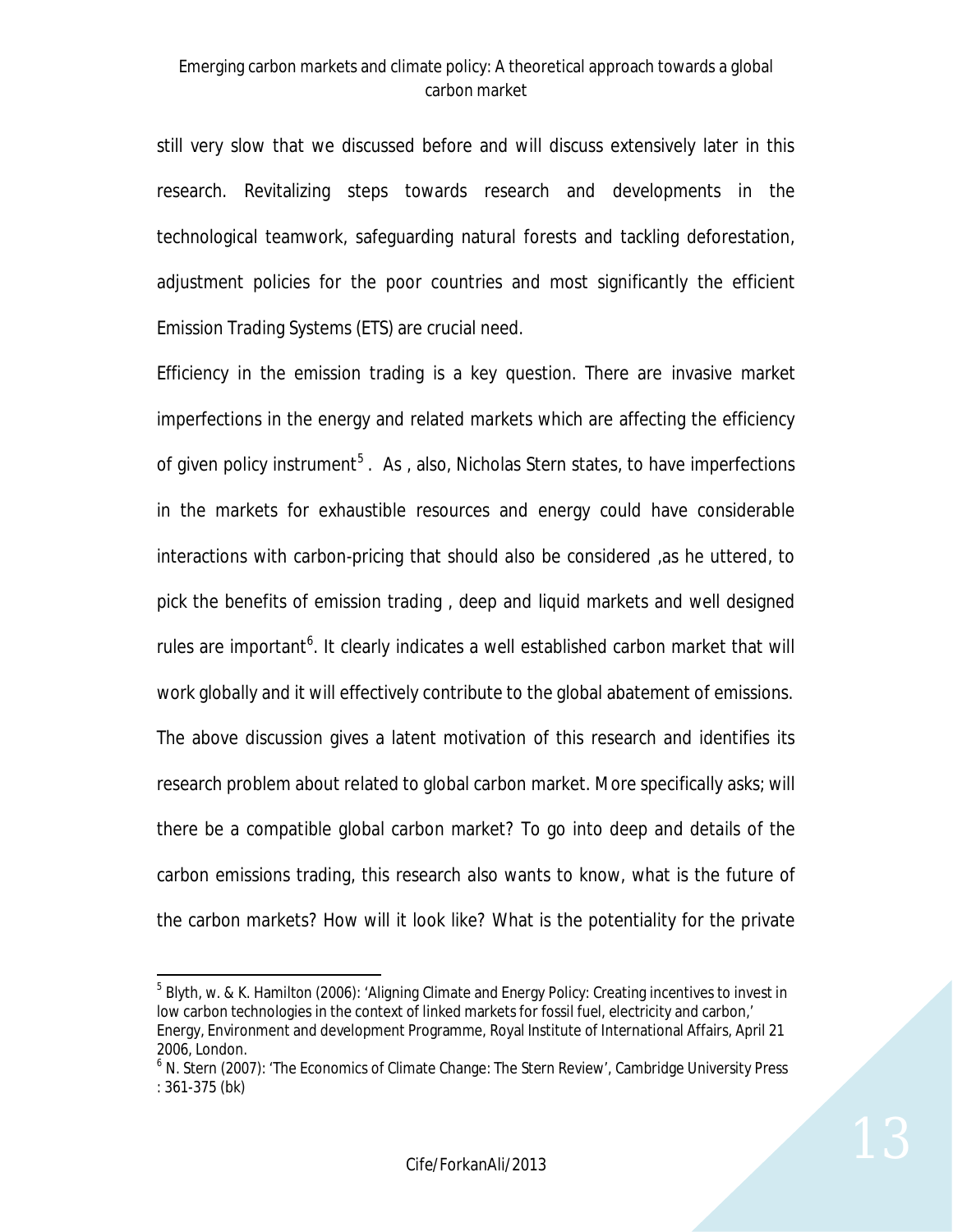still very slow that we discussed before and will discuss extensively later in this research. Revitalizing steps towards research and developments in the technological teamwork, safeguarding natural forests and tackling deforestation, adjustment policies for the poor countries and most significantly the efficient Emission Trading Systems (ETS) are crucial need.

Efficiency in the emission trading is a key question. There are invasive market imperfections in the energy and related markets which are affecting the efficiency of given policy instrument[5] . As , also, Nicholas Stern states, to have imperfections in the markets for exhaustible resources and energy could have considerable interactions with carbon-pricing that should also be considered ,as he uttered, to pick the benefits of emission trading , deep and liquid markets and well designed rules are important[6]. It clearly indicates a well established carbon market that will work globally and it will effectively contribute to the global abatement of emissions. The above discussion gives a latent motivation of this research and identifies its research problem about related to global carbon market. More specifically asks; will there be a compatible global carbon market? To go into deep and details of the carbon emissions trading, this research also wants to know, what is the future of the carbon markets? How will it look like? What is the potentiality for the private

---

[5] Blyth, w. & K. Hamilton (2006): 'Aligning Climate and Energy Policy: Creating incentives to invest in low carbon technologies in the context of linked markets for fossil fuel, electricity and carbon,' Energy, Environment and development Programme, Royal Institute of International Affairs, April 21 2006, London.

[6] N. Stern (2007): 'The Economics of Climate Change: The Stern Review', Cambridge University Press : 361-375 (bk)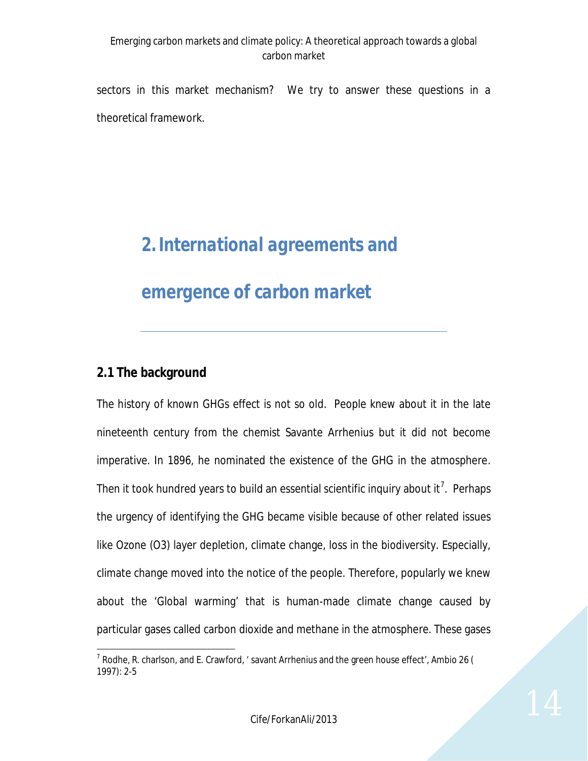sectors in this market mechanism? We try to answer these questions in a theoretical framework.

# 2. International agreements and emergence of carbon market

## 2.1 The background

The history of known GHGs effect is not so old. People knew about it in the late nineteenth century from the chemist Savante Arrhenius but it did not become imperative. In 1896, he nominated the existence of the GHG in the atmosphere. Then it took hundred years to build an essential scientific inquiry about it[7]. Perhaps the urgency of identifying the GHG became visible because of other related issues like Ozone (O3) layer depletion, climate change, loss in the biodiversity. Especially, climate change moved into the notice of the people. Therefore, popularly we knew about the 'Global warming' that is human-made climate change caused by particular gases called carbon dioxide and methane in the atmosphere. These gases

[7] Rodhe, R. charlson, and E. Crawford, ' savant Arrhenius and the green house effect', Ambio 26 ( 1997): 2-5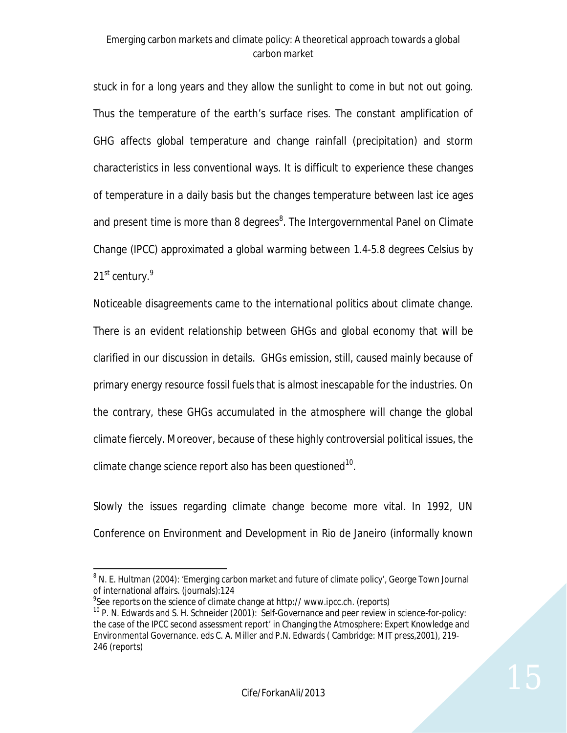stuck in for a long years and they allow the sunlight to come in but not out going. Thus the temperature of the earth's surface rises. The constant amplification of GHG affects global temperature and change rainfall (precipitation) and storm characteristics in less conventional ways. It is difficult to experience these changes of temperature in a daily basis but the changes temperature between last ice ages and present time is more than 8 degrees[8]. The Intergovernmental Panel on Climate Change (IPCC) approximated a global warming between 1.4-5.8 degrees Celsius by 21st century.[9]

Noticeable disagreements came to the international politics about climate change. There is an evident relationship between GHGs and global economy that will be clarified in our discussion in details. GHGs emission, still, caused mainly because of primary energy resource fossil fuels that is almost inescapable for the industries. On the contrary, these GHGs accumulated in the atmosphere will change the global climate fiercely. Moreover, because of these highly controversial political issues, the climate change science report also has been questioned[10].

Slowly the issues regarding climate change become more vital. In 1992, UN Conference on Environment and Development in Rio de Janeiro (informally known

---

[8] N. E. Hultman (2004): 'Emerging carbon market and future of climate policy', George Town Journal of international affairs. (journals):124

[9] See reports on the science of climate change at http:// www.ipcc.ch. (reports)

[10] P. N. Edwards and S. H. Schneider (2001): Self-Governance and peer review in science-for-policy: the case of the IPCC second assessment report' in Changing the Atmosphere: Expert Knowledge and Environmental Governance. eds C. A. Miller and P.N. Edwards ( Cambridge: MIT press,2001), 219-246 (reports)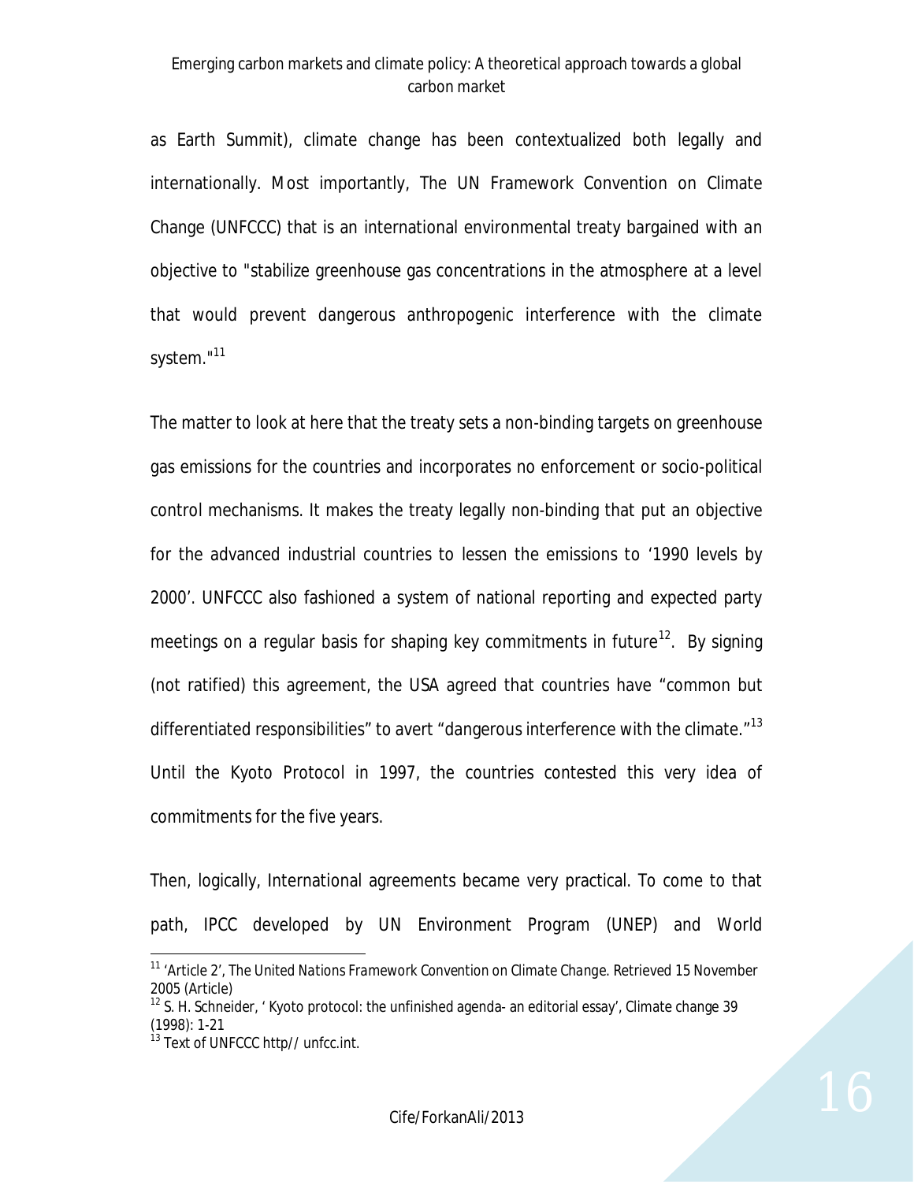as Earth Summit), climate change has been contextualized both legally and internationally. Most importantly, The UN Framework Convention on Climate Change (UNFCCC) that is an international environmental treaty bargained with an objective to "stabilize greenhouse gas concentrations in the atmosphere at a level that would prevent dangerous anthropogenic interference with the climate system."[11]

The matter to look at here that the treaty sets a non-binding targets on greenhouse gas emissions for the countries and incorporates no enforcement or socio-political control mechanisms. It makes the treaty legally non-binding that put an objective for the advanced industrial countries to lessen the emissions to '1990 levels by 2000'. UNFCCC also fashioned a system of national reporting and expected party meetings on a regular basis for shaping key commitments in future[12]. By signing (not ratified) this agreement, the USA agreed that countries have "common but differentiated responsibilities" to avert "dangerous interference with the climate."[13] Until the Kyoto Protocol in 1997, the countries contested this very idea of commitments for the five years.

Then, logically, International agreements became very practical. To come to that path, IPCC developed by UN Environment Program (UNEP) and World

---

[11] 'Article 2', *The United Nations Framework Convention on Climate Change*. Retrieved 15 November 2005 (Article)

[12] S. H. Schneider, ' Kyoto protocol: the unfinished agenda- an editorial essay', Climate change 39 (1998): 1-21

[13] Text of UNFCCC http// unfcc.int.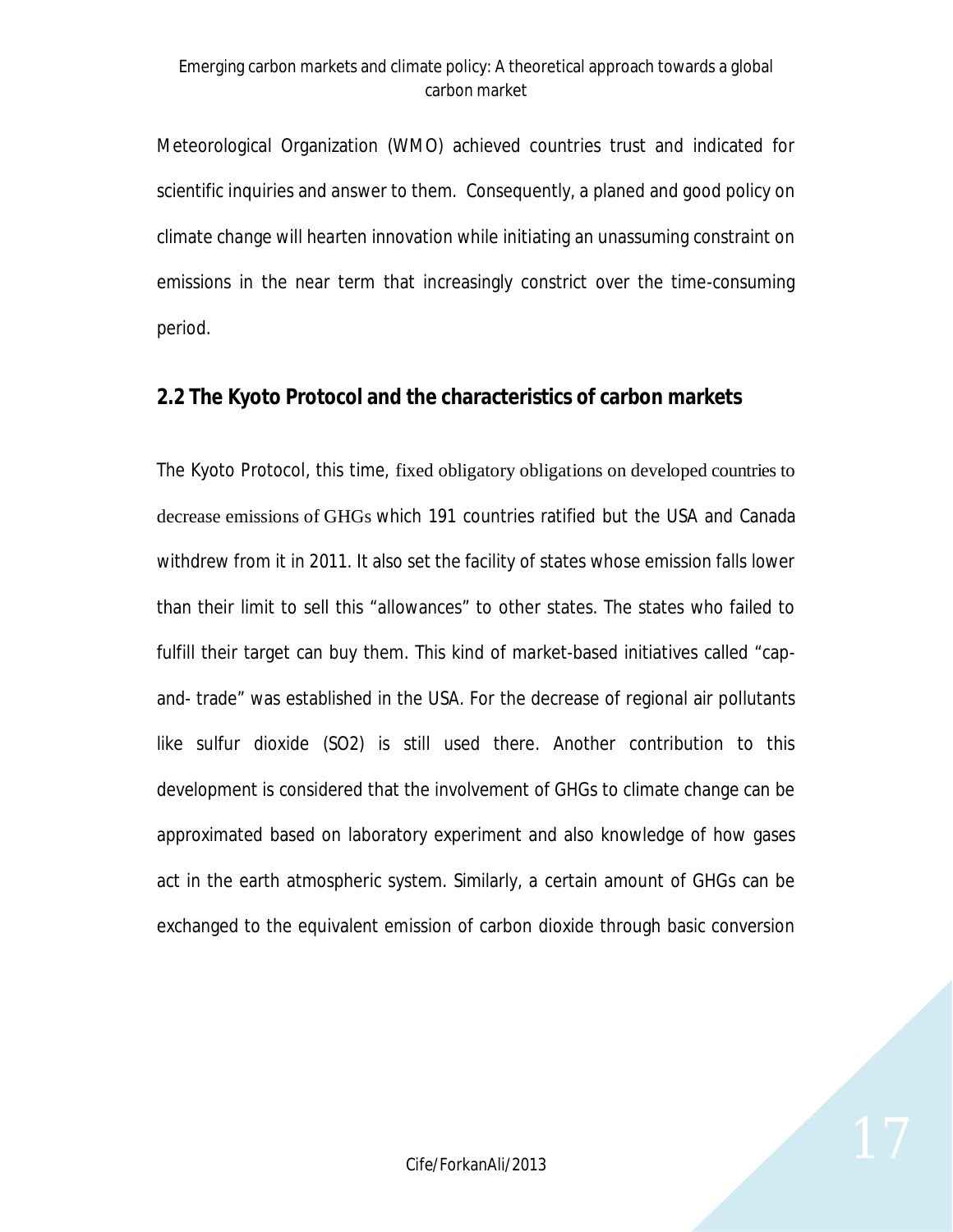Meteorological Organization (WMO) achieved countries trust and indicated for scientific inquiries and answer to them. Consequently, a planed and good policy on climate change will hearten innovation while initiating an unassuming constraint on emissions in the near term that increasingly constrict over the time-consuming period.

## 2.2 The Kyoto Protocol and the characteristics of carbon markets

The Kyoto Protocol, this time, fixed obligatory obligations on developed countries to decrease emissions of GHGs which 191 countries ratified but the USA and Canada withdrew from it in 2011. It also set the facility of states whose emission falls lower than their limit to sell this "allowances" to other states. The states who failed to fulfill their target can buy them. This kind of market-based initiatives called "cap-and- trade" was established in the USA. For the decrease of regional air pollutants like sulfur dioxide ($SO_2$) is still used there. Another contribution to this development is considered that the involvement of GHGs to climate change can be approximated based on laboratory experiment and also knowledge of how gases act in the earth atmospheric system. Similarly, a certain amount of GHGs can be exchanged to the equivalent emission of carbon dioxide through basic conversion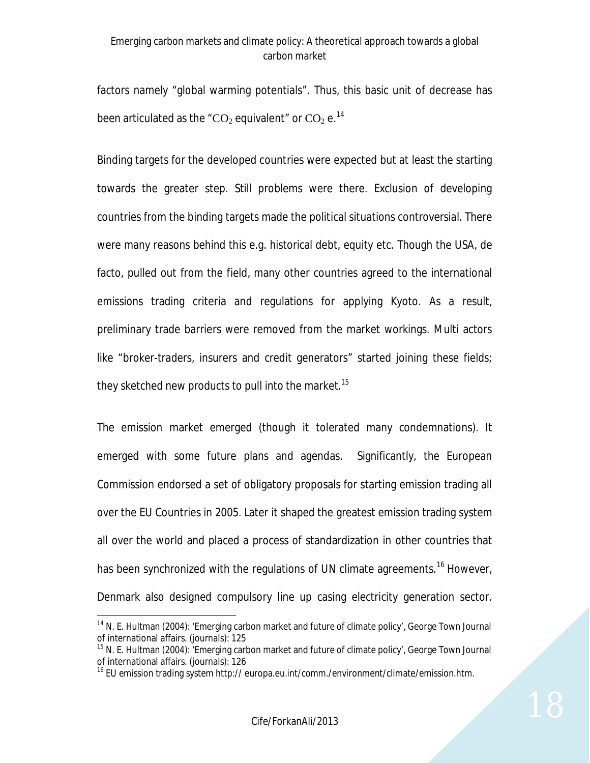factors namely "global warming potentials". Thus, this basic unit of decrease has been articulated as the "$CO_2$ equivalent" or $CO_2$ e.[14]

Binding targets for the developed countries were expected but at least the starting towards the greater step. Still problems were there. Exclusion of developing countries from the binding targets made the political situations controversial. There were many reasons behind this e.g. historical debt, equity etc. Though the USA, de facto, pulled out from the field, many other countries agreed to the international emissions trading criteria and regulations for applying Kyoto. As a result, preliminary trade barriers were removed from the market workings. Multi actors like "broker-traders, insurers and credit generators" started joining these fields; they sketched new products to pull into the market.[15]

The emission market emerged (though it tolerated many condemnations). It emerged with some future plans and agendas. Significantly, the European Commission endorsed a set of obligatory proposals for starting emission trading all over the EU Countries in 2005. Later it shaped the greatest emission trading system all over the world and placed a process of standardization in other countries that has been synchronized with the regulations of UN climate agreements.[16] However, Denmark also designed compulsory line up casing electricity generation sector.

---

[14] N. E. Hultman (2004): 'Emerging carbon market and future of climate policy', George Town Journal of international affairs. (journals): 125

[15] N. E. Hultman (2004): 'Emerging carbon market and future of climate policy', George Town Journal of international affairs. (journals): 126

[16] EU emission trading system http:// europa.eu.int/comm./environment/climate/emission.htm.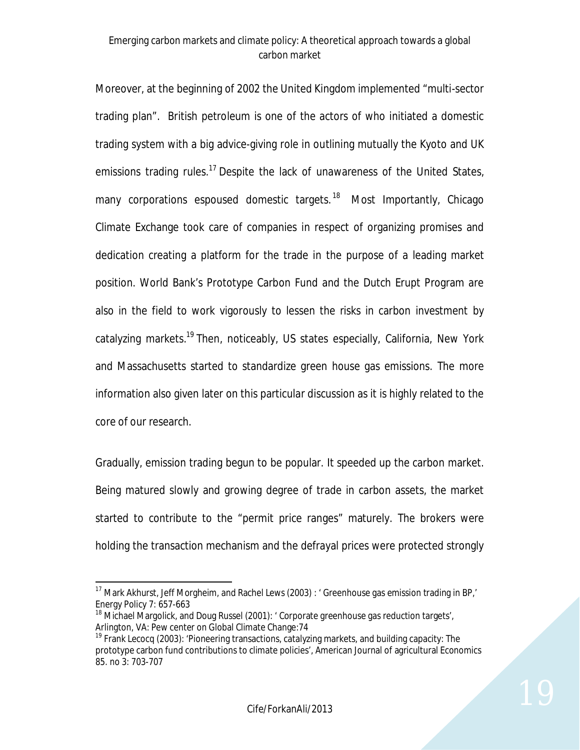Moreover, at the beginning of 2002 the United Kingdom implemented "multi-sector trading plan". British petroleum is one of the actors of who initiated a domestic trading system with a big advice-giving role in outlining mutually the Kyoto and UK emissions trading rules.[17] Despite the lack of unawareness of the United States, many corporations espoused domestic targets.[18] Most Importantly, Chicago Climate Exchange took care of companies in respect of organizing promises and dedication creating a platform for the trade in the purpose of a leading market position. World Bank's Prototype Carbon Fund and the Dutch Erupt Program are also in the field to work vigorously to lessen the risks in carbon investment by catalyzing markets.[19] Then, noticeably, US states especially, California, New York and Massachusetts started to standardize green house gas emissions. The more information also given later on this particular discussion as it is highly related to the core of our research.

Gradually, emission trading begun to be popular. It speeded up the carbon market. Being matured slowly and growing degree of trade in carbon assets, the market started to contribute to the "permit price ranges" maturely. The brokers were holding the transaction mechanism and the defrayal prices were protected strongly

---

[17] Mark Akhurst, Jeff Morgheim, and Rachel Lews (2003) : ' Greenhouse gas emission trading in BP,' Energy Policy 7: 657-663

[18] Michael Margolick, and Doug Russel (2001): ' Corporate greenhouse gas reduction targets', Arlington, VA: Pew center on Global Climate Change:74

[19] Frank Lecocq (2003): 'Pioneering transactions, catalyzing markets, and building capacity: The prototype carbon fund contributions to climate policies', American Journal of agricultural Economics 85. no 3: 703-707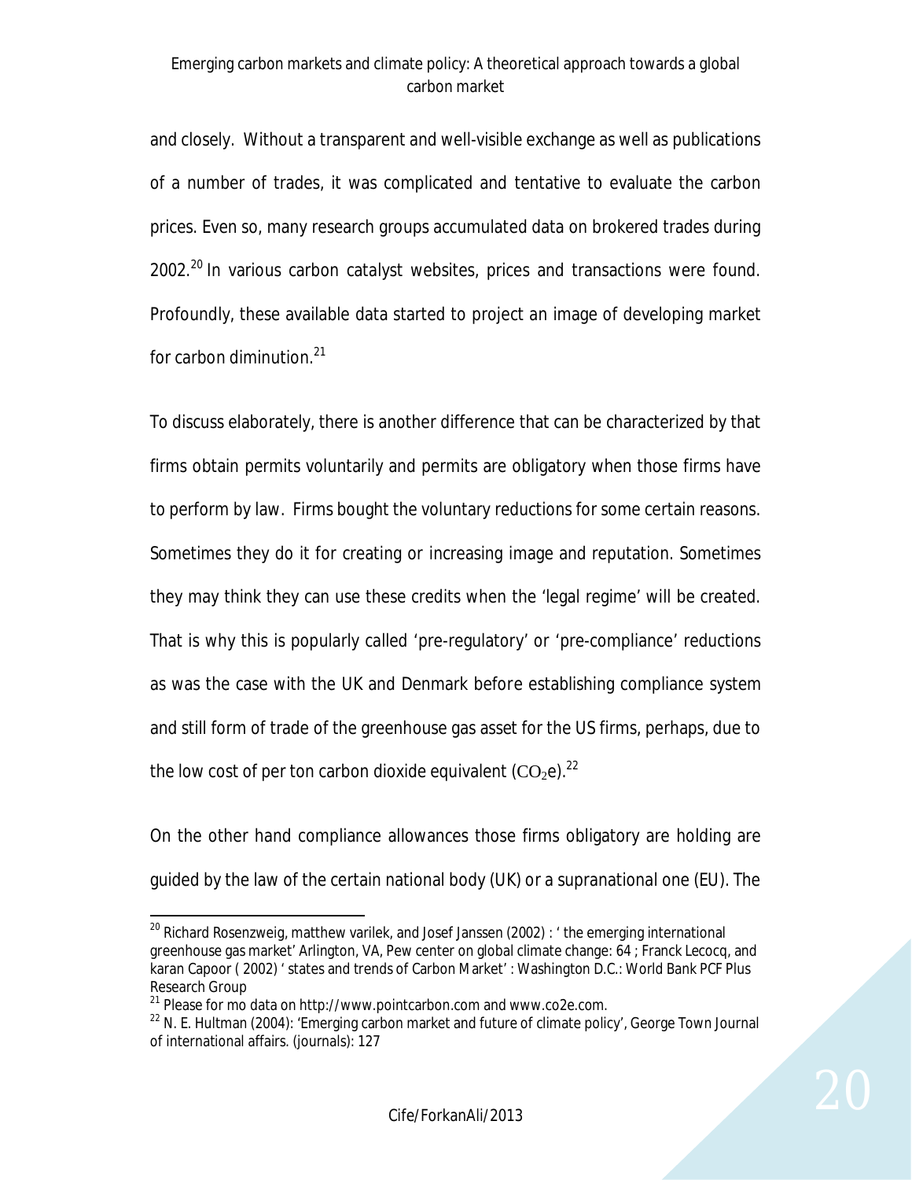and closely. Without a transparent and well-visible exchange as well as publications of a number of trades, it was complicated and tentative to evaluate the carbon prices. Even so, many research groups accumulated data on brokered trades during 2002.[20] In various carbon catalyst websites, prices and transactions were found. Profoundly, these available data started to project an image of developing market for carbon diminution.[21]

To discuss elaborately, there is another difference that can be characterized by that firms obtain permits voluntarily and permits are obligatory when those firms have to perform by law. Firms bought the voluntary reductions for some certain reasons. Sometimes they do it for creating or increasing image and reputation. Sometimes they may think they can use these credits when the 'legal regime' will be created. That is why this is popularly called 'pre-regulatory' or 'pre-compliance' reductions as was the case with the UK and Denmark before establishing compliance system and still form of trade of the greenhouse gas asset for the US firms, perhaps, due to the low cost of per ton carbon dioxide equivalent ($CO_2$e).[22]

On the other hand compliance allowances those firms obligatory are holding are guided by the law of the certain national body (UK) or a supranational one (EU). The

---

[20] Richard Rosenzweig, matthew varilek, and Josef Janssen (2002) : ' the emerging international greenhouse gas market' Arlington, VA, Pew center on global climate change: 64 ; Franck Lecocq, and karan Capoor ( 2002) ' states and trends of Carbon Market' : Washington D.C.: World Bank PCF Plus Research Group

[21] Please for mo data on http://www.pointcarbon.com and www.co2e.com.

[22] N. E. Hultman (2004): 'Emerging carbon market and future of climate policy', George Town Journal of international affairs. (journals): 127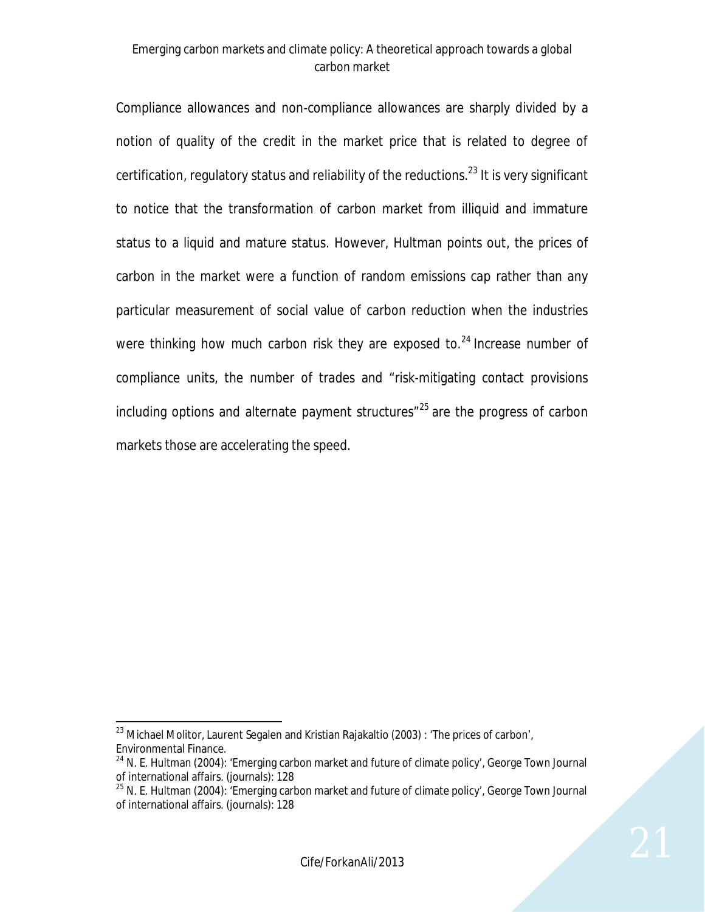Compliance allowances and non-compliance allowances are sharply divided by a notion of quality of the credit in the market price that is related to degree of certification, regulatory status and reliability of the reductions.[23] It is very significant to notice that the transformation of carbon market from illiquid and immature status to a liquid and mature status. However, Hultman points out, the prices of carbon in the market were a function of random emissions cap rather than any particular measurement of social value of carbon reduction when the industries were thinking how much carbon risk they are exposed to.[24] Increase number of compliance units, the number of trades and "risk-mitigating contact provisions including options and alternate payment structures"[25] are the progress of carbon markets those are accelerating the speed.

---

[23] Michael Molitor, Laurent Segalen and Kristian Rajakaltio (2003) : 'The prices of carbon', Environmental Finance.

[24] N. E. Hultman (2004): 'Emerging carbon market and future of climate policy', George Town Journal of international affairs. (journals): 128

[25] N. E. Hultman (2004): 'Emerging carbon market and future of climate policy', George Town Journal of international affairs. (journals): 128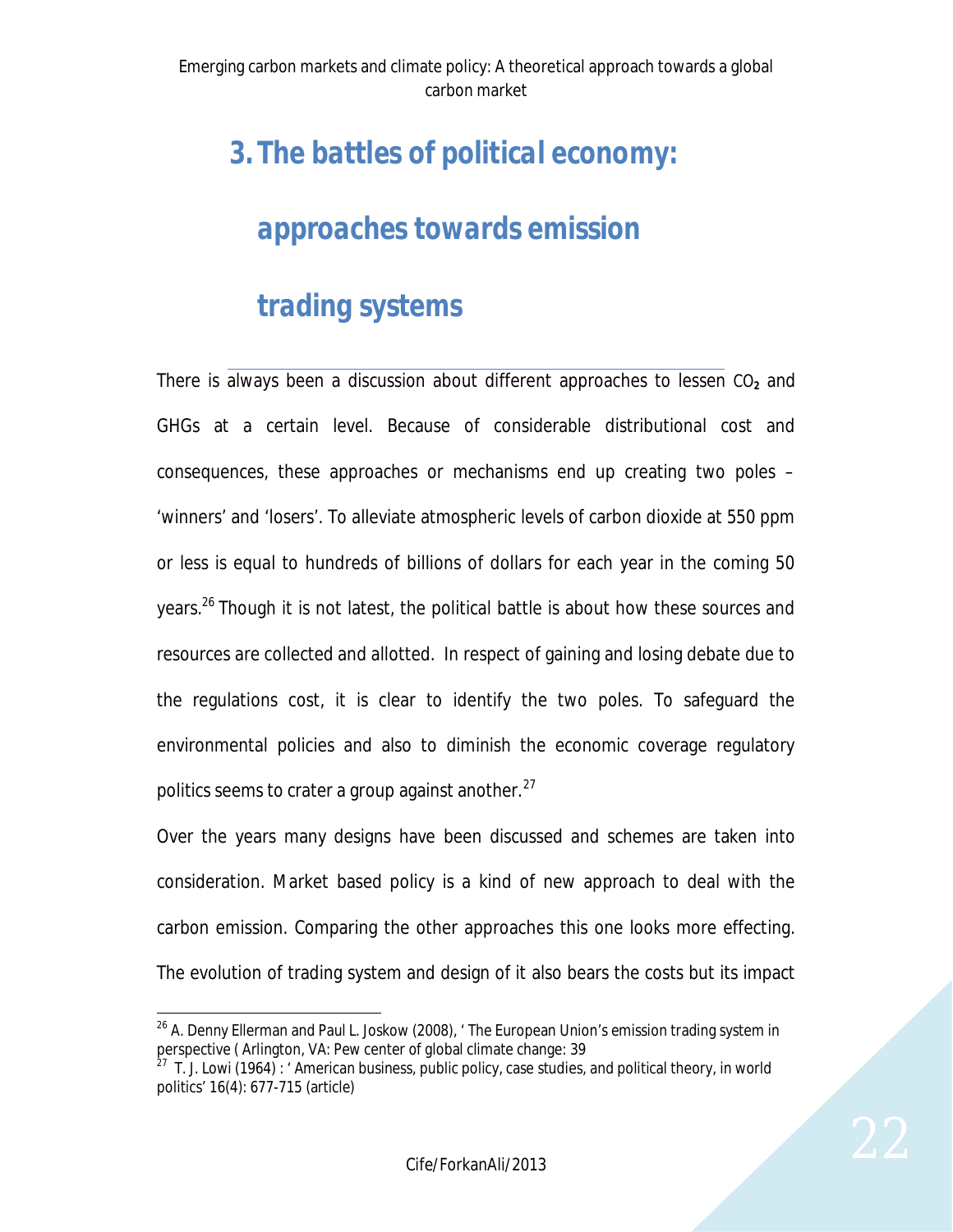# 3. The battles of political economy: approaches towards emission trading systems

There is always been a discussion about different approaches to lessen $CO_2$ and GHGs at a certain level. Because of considerable distributional cost and consequences, these approaches or mechanisms end up creating two poles – 'winners' and 'losers'. To alleviate atmospheric levels of carbon dioxide at 550 ppm or less is equal to hundreds of billions of dollars for each year in the coming 50 years.[26] Though it is not latest, the political battle is about how these sources and resources are collected and allotted. In respect of gaining and losing debate due to the regulations cost, it is clear to identify the two poles. To safeguard the environmental policies and also to diminish the economic coverage regulatory politics seems to crater a group against another.[27]

Over the years many designs have been discussed and schemes are taken into consideration. Market based policy is a kind of new approach to deal with the carbon emission. Comparing the other approaches this one looks more effecting. The evolution of trading system and design of it also bears the costs but its impact

---

[26] A. Denny Ellerman and Paul L. Joskow (2008), ' The European Union's emission trading system in perspective ( Arlington, VA: Pew center of global climate change: 39

[27] T. J. Lowi (1964) : ' American business, public policy, case studies, and political theory, in world politics' 16(4): 677-715 (article)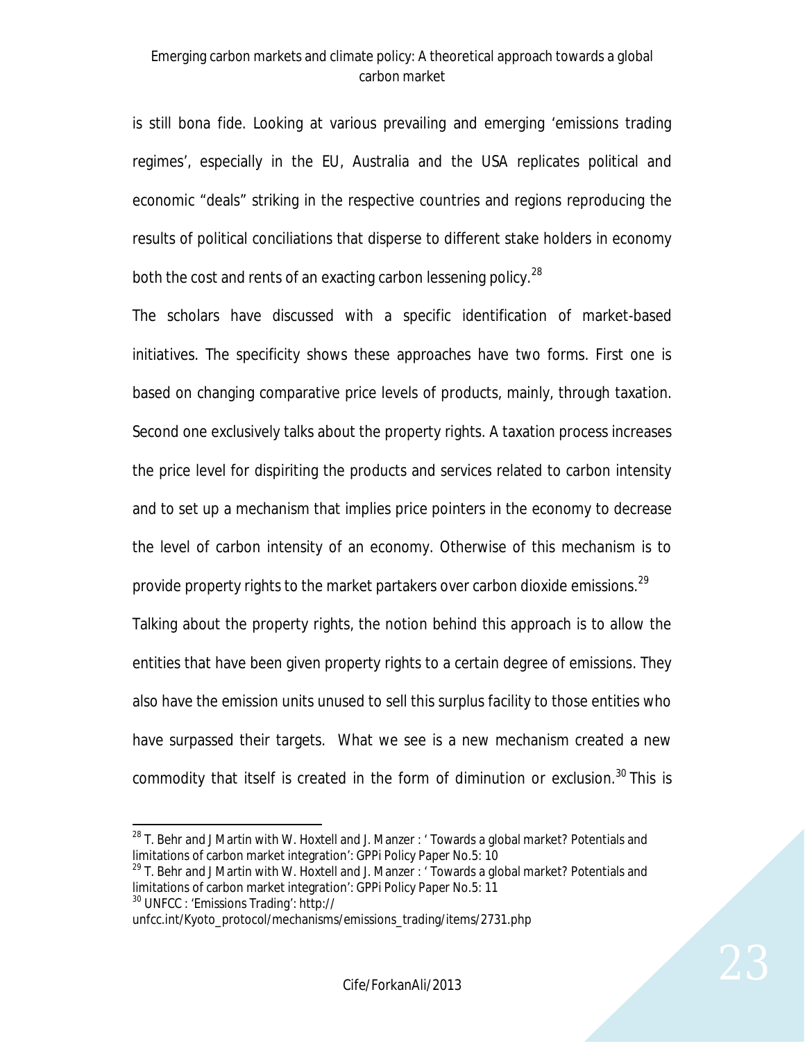is still bona fide. Looking at various prevailing and emerging 'emissions trading regimes', especially in the EU, Australia and the USA replicates political and economic "deals" striking in the respective countries and regions reproducing the results of political conciliations that disperse to different stake holders in economy both the cost and rents of an exacting carbon lessening policy.[28]

The scholars have discussed with a specific identification of market-based initiatives. The specificity shows these approaches have two forms. First one is based on changing comparative price levels of products, mainly, through taxation. Second one exclusively talks about the property rights. A taxation process increases the price level for dispiriting the products and services related to carbon intensity and to set up a mechanism that implies price pointers in the economy to decrease the level of carbon intensity of an economy. Otherwise of this mechanism is to provide property rights to the market partakers over carbon dioxide emissions.[29]

Talking about the property rights, the notion behind this approach is to allow the entities that have been given property rights to a certain degree of emissions. They also have the emission units unused to sell this surplus facility to those entities who have surpassed their targets. What we see is a new mechanism created a new commodity that itself is created in the form of diminution or exclusion.[30] This is

---

[28] T. Behr and J Martin with W. Hoxtell and J. Manzer : ' Towards a global market? Potentials and limitations of carbon market integration': GPPi Policy Paper No.5: 10

[29] T. Behr and J Martin with W. Hoxtell and J. Manzer : ' Towards a global market? Potentials and limitations of carbon market integration': GPPi Policy Paper No.5: 11

[30] UNFCC : 'Emissions Trading': http:// unfcc.int/Kyoto_protocol/mechanisms/emissions_trading/items/2731.php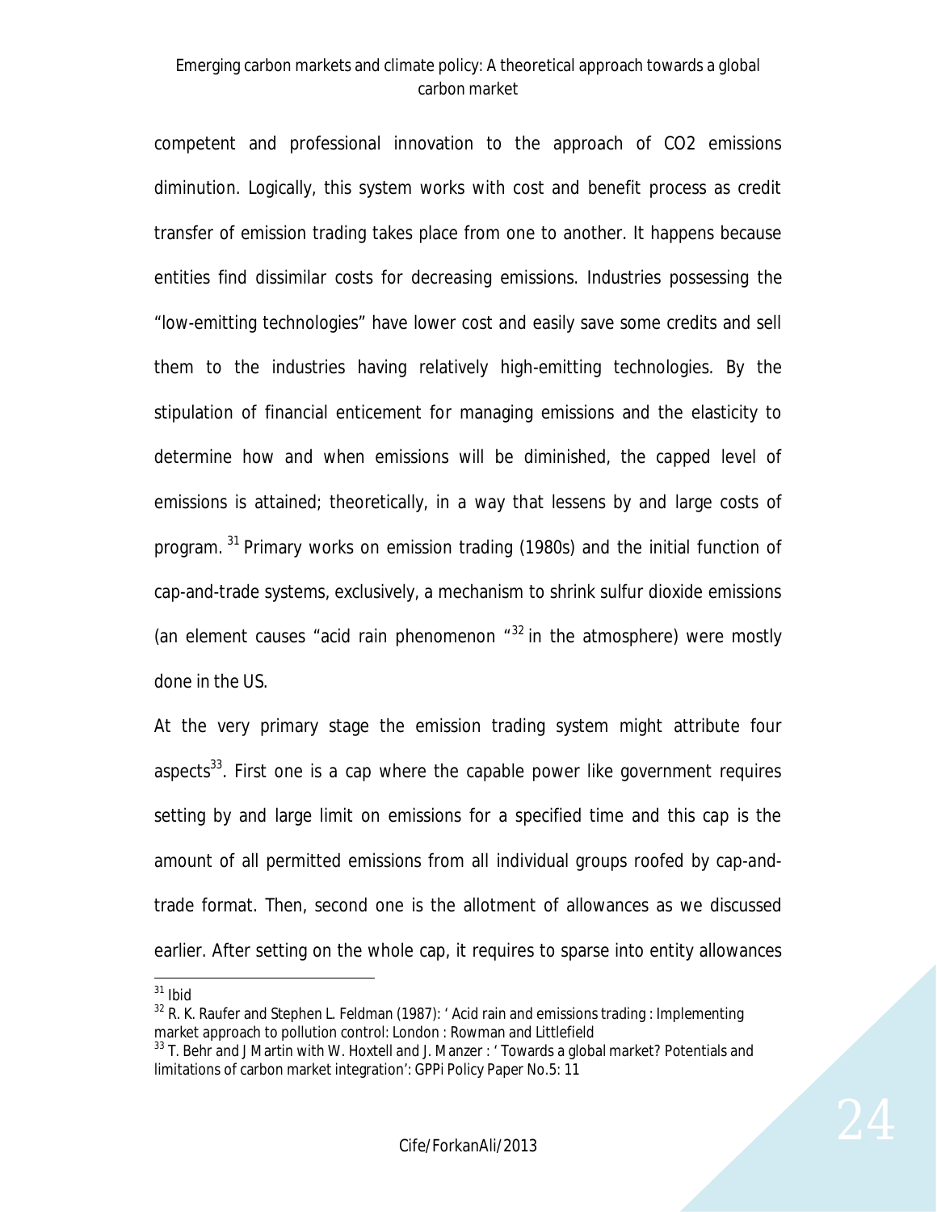competent and professional innovation to the approach of $CO_2$ emissions diminution. Logically, this system works with cost and benefit process as credit transfer of emission trading takes place from one to another. It happens because entities find dissimilar costs for decreasing emissions. Industries possessing the "low-emitting technologies" have lower cost and easily save some credits and sell them to the industries having relatively high-emitting technologies. By the stipulation of financial enticement for managing emissions and the elasticity to determine how and when emissions will be diminished, the capped level of emissions is attained; theoretically, in a way that lessens by and large costs of program. [31] Primary works on emission trading (1980s) and the initial function of cap-and-trade systems, exclusively, a mechanism to shrink sulfur dioxide emissions (an element causes "acid rain phenomenon "[32] in the atmosphere) were mostly done in the US.

At the very primary stage the emission trading system might attribute four aspects[33]. First one is a cap where the capable power like government requires setting by and large limit on emissions for a specified time and this cap is the amount of all permitted emissions from all individual groups roofed by cap-and-trade format. Then, second one is the allotment of allowances as we discussed earlier. After setting on the whole cap, it requires to sparse into entity allowances

[31] Ibid

[32] R. K. Raufer and Stephen L. Feldman (1987): ' Acid rain and emissions trading : Implementing market approach to pollution control: London : Rowman and Littlefield

[33] T. Behr and J Martin with W. Hoxtell and J. Manzer : ' Towards a global market? Potentials and limitations of carbon market integration': GPPi Policy Paper No.5: 11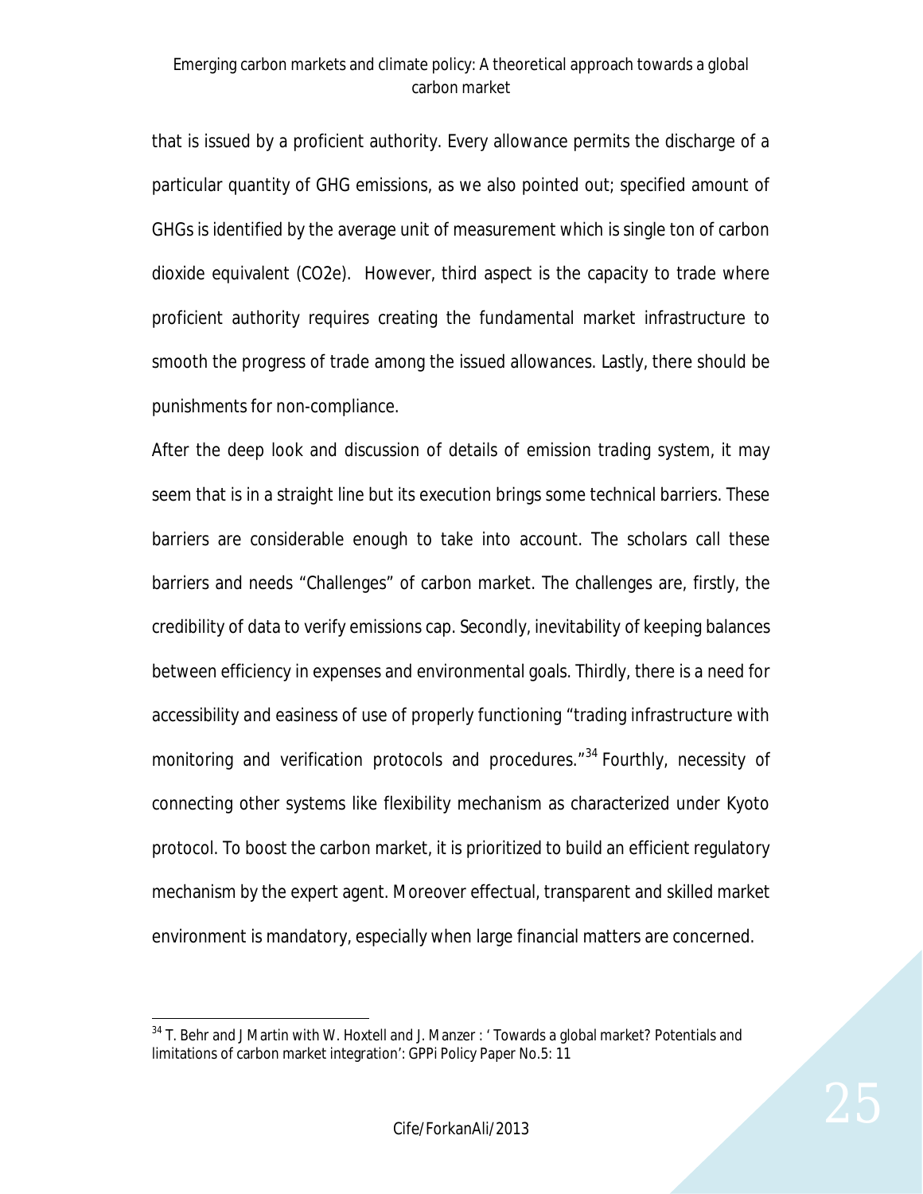that is issued by a proficient authority. Every allowance permits the discharge of a particular quantity of GHG emissions, as we also pointed out; specified amount of GHGs is identified by the average unit of measurement which is single ton of carbon dioxide equivalent (CO2e). However, third aspect is the capacity to trade where proficient authority requires creating the fundamental market infrastructure to smooth the progress of trade among the issued allowances. Lastly, there should be punishments for non-compliance.

After the deep look and discussion of details of emission trading system, it may seem that is in a straight line but its execution brings some technical barriers. These barriers are considerable enough to take into account. The scholars call these barriers and needs "Challenges" of carbon market. The challenges are, firstly, the credibility of data to verify emissions cap. Secondly, inevitability of keeping balances between efficiency in expenses and environmental goals. Thirdly, there is a need for accessibility and easiness of use of properly functioning "trading infrastructure with monitoring and verification protocols and procedures."[34] Fourthly, necessity of connecting other systems like flexibility mechanism as characterized under Kyoto protocol. To boost the carbon market, it is prioritized to build an efficient regulatory mechanism by the expert agent. Moreover effectual, transparent and skilled market environment is mandatory, especially when large financial matters are concerned.

---

[34] T. Behr and J Martin with W. Hoxtell and J. Manzer : ' Towards a global market? Potentials and limitations of carbon market integration': GPPi Policy Paper No.5: 11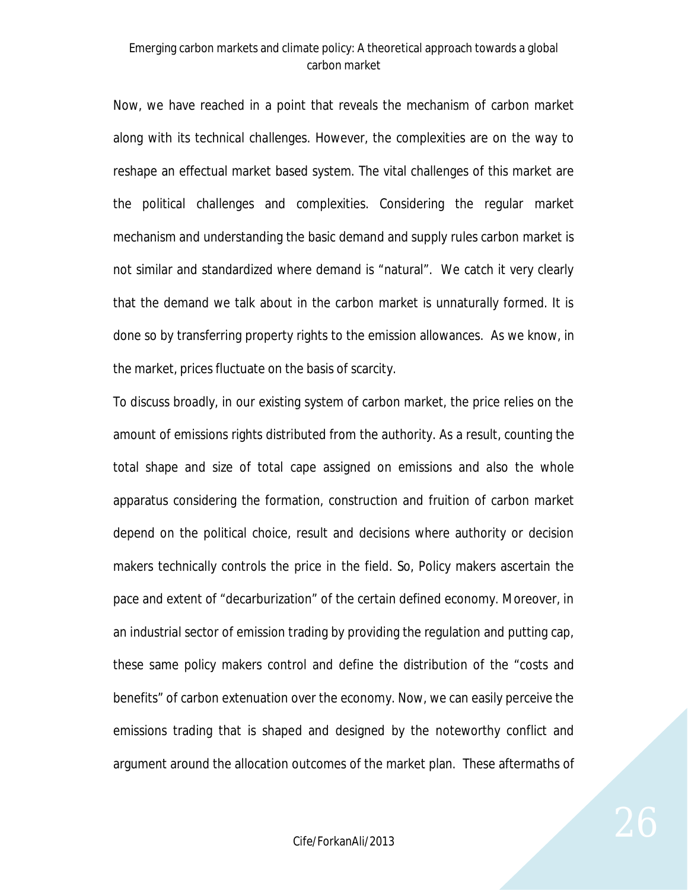Now, we have reached in a point that reveals the mechanism of carbon market along with its technical challenges. However, the complexities are on the way to reshape an effectual market based system. The vital challenges of this market are the political challenges and complexities. Considering the regular market mechanism and understanding the basic demand and supply rules carbon market is not similar and standardized where demand is "natural". We catch it very clearly that the demand we talk about in the carbon market is unnaturally formed. It is done so by transferring property rights to the emission allowances. As we know, in the market, prices fluctuate on the basis of scarcity.

To discuss broadly, in our existing system of carbon market, the price relies on the amount of emissions rights distributed from the authority. As a result, counting the total shape and size of total cape assigned on emissions and also the whole apparatus considering the formation, construction and fruition of carbon market depend on the political choice, result and decisions where authority or decision makers technically controls the price in the field. So, Policy makers ascertain the pace and extent of "decarburization" of the certain defined economy. Moreover, in an industrial sector of emission trading by providing the regulation and putting cap, these same policy makers control and define the distribution of the "costs and benefits" of carbon extenuation over the economy. Now, we can easily perceive the emissions trading that is shaped and designed by the noteworthy conflict and argument around the allocation outcomes of the market plan. These aftermaths of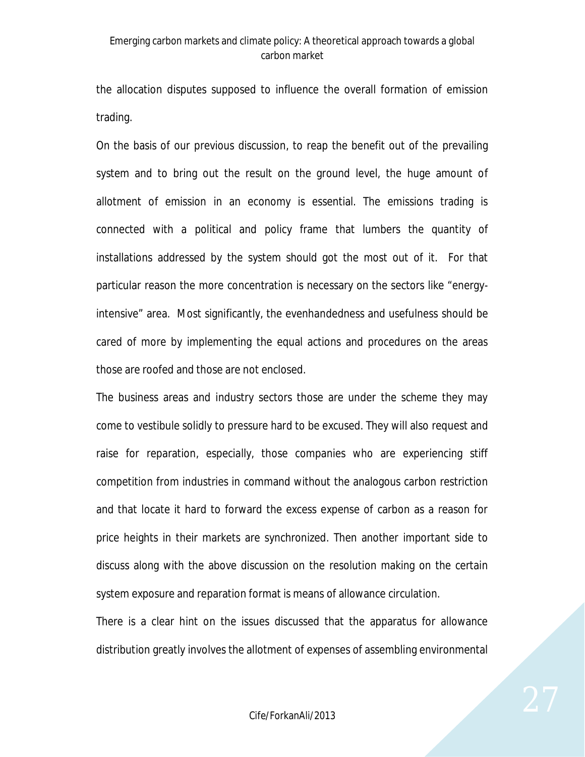the allocation disputes supposed to influence the overall formation of emission trading.

On the basis of our previous discussion, to reap the benefit out of the prevailing system and to bring out the result on the ground level, the huge amount of allotment of emission in an economy is essential. The emissions trading is connected with a political and policy frame that lumbers the quantity of installations addressed by the system should got the most out of it. For that particular reason the more concentration is necessary on the sectors like "energy-intensive" area. Most significantly, the evenhandedness and usefulness should be cared of more by implementing the equal actions and procedures on the areas those are roofed and those are not enclosed.

The business areas and industry sectors those are under the scheme they may come to vestibule solidly to pressure hard to be excused. They will also request and raise for reparation, especially, those companies who are experiencing stiff competition from industries in command without the analogous carbon restriction and that locate it hard to forward the excess expense of carbon as a reason for price heights in their markets are synchronized. Then another important side to discuss along with the above discussion on the resolution making on the certain system exposure and reparation format is means of allowance circulation.

There is a clear hint on the issues discussed that the apparatus for allowance distribution greatly involves the allotment of expenses of assembling environmental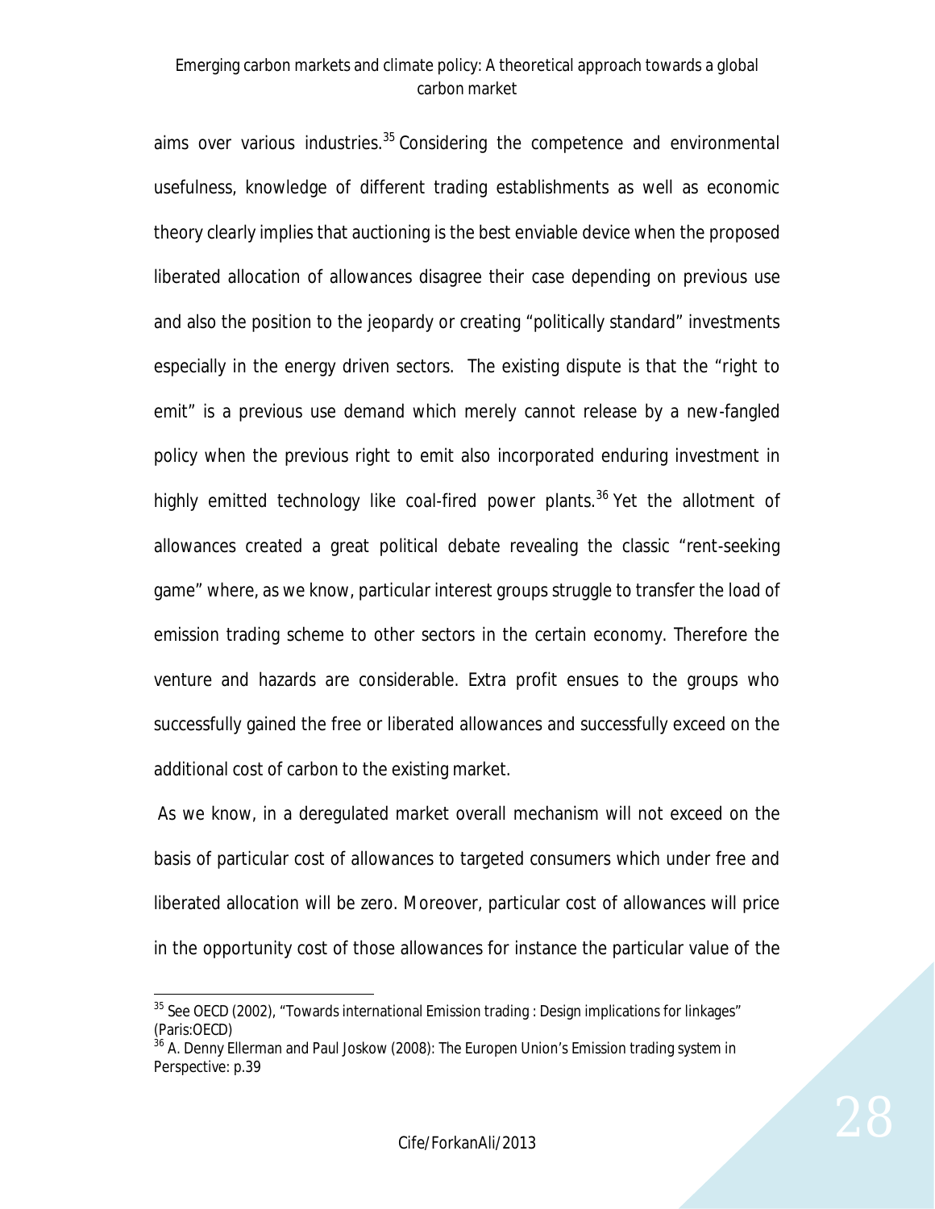aims over various industries.[35] Considering the competence and environmental usefulness, knowledge of different trading establishments as well as economic theory clearly implies that auctioning is the best enviable device when the proposed liberated allocation of allowances disagree their case depending on previous use and also the position to the jeopardy or creating "politically standard" investments especially in the energy driven sectors. The existing dispute is that the "right to emit" is a previous use demand which merely cannot release by a new-fangled policy when the previous right to emit also incorporated enduring investment in highly emitted technology like coal-fired power plants.[36] Yet the allotment of allowances created a great political debate revealing the classic "rent-seeking game" where, as we know, particular interest groups struggle to transfer the load of emission trading scheme to other sectors in the certain economy. Therefore the venture and hazards are considerable. Extra profit ensues to the groups who successfully gained the free or liberated allowances and successfully exceed on the additional cost of carbon to the existing market.

As we know, in a deregulated market overall mechanism will not exceed on the basis of particular cost of allowances to targeted consumers which under free and liberated allocation will be zero. Moreover, particular cost of allowances will price in the opportunity cost of those allowances for instance the particular value of the

---

[35] See OECD (2002), "Towards international Emission trading : Design implications for linkages" (Paris:OECD)

[36] A. Denny Ellerman and Paul Joskow (2008): The Europen Union's Emission trading system in Perspective: p.39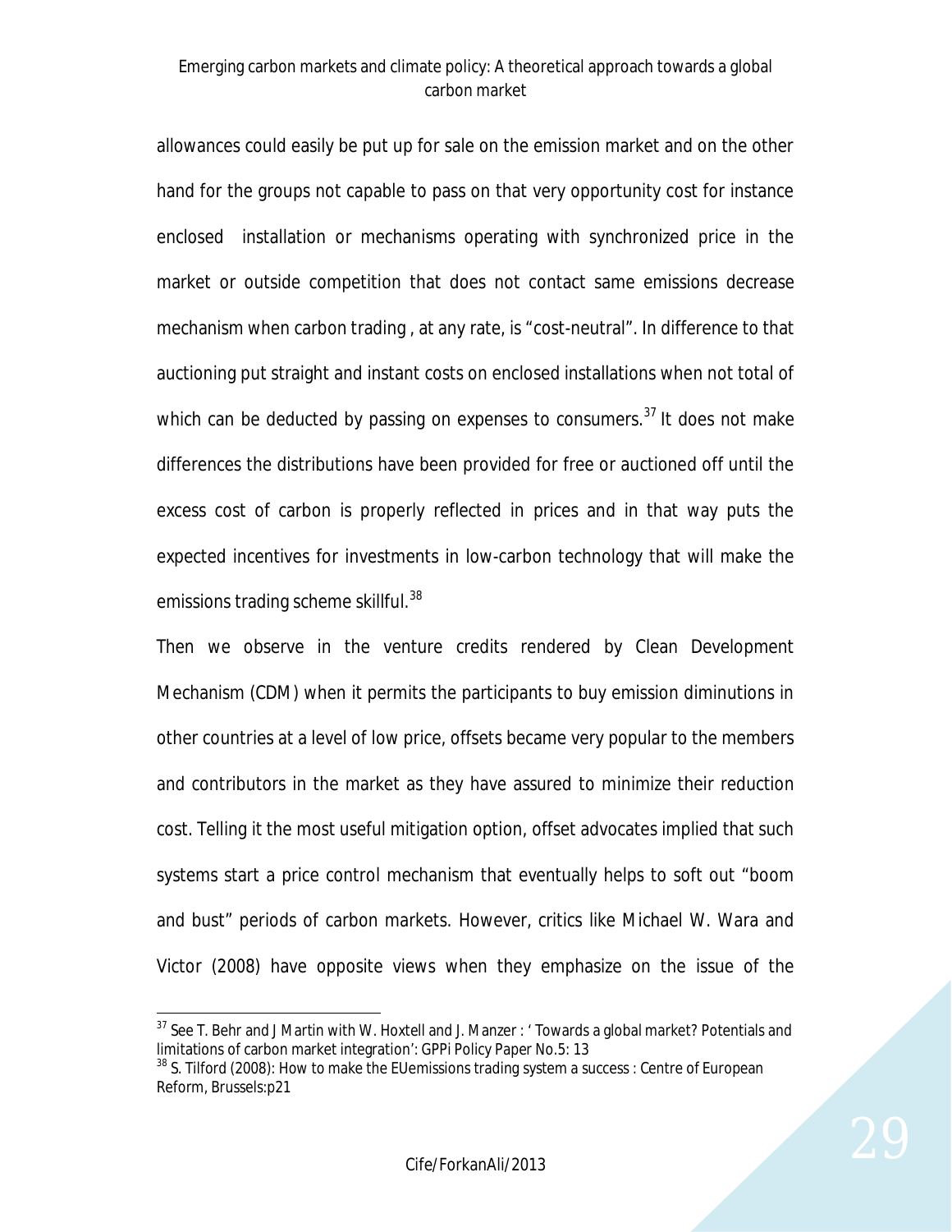allowances could easily be put up for sale on the emission market and on the other hand for the groups not capable to pass on that very opportunity cost for instance enclosed installation or mechanisms operating with synchronized price in the market or outside competition that does not contact same emissions decrease mechanism when carbon trading , at any rate, is "cost-neutral". In difference to that auctioning put straight and instant costs on enclosed installations when not total of which can be deducted by passing on expenses to consumers.[37] It does not make differences the distributions have been provided for free or auctioned off until the excess cost of carbon is properly reflected in prices and in that way puts the expected incentives for investments in low-carbon technology that will make the emissions trading scheme skillful.[38]

Then we observe in the venture credits rendered by Clean Development Mechanism (CDM) when it permits the participants to buy emission diminutions in other countries at a level of low price, offsets became very popular to the members and contributors in the market as they have assured to minimize their reduction cost. Telling it the most useful mitigation option, offset advocates implied that such systems start a price control mechanism that eventually helps to soft out "boom and bust" periods of carbon markets. However, critics like Michael W. Wara and Victor (2008) have opposite views when they emphasize on the issue of the

---

[37] See T. Behr and J Martin with W. Hoxtell and J. Manzer : ' Towards a global market? Potentials and limitations of carbon market integration': GPPi Policy Paper No.5: 13

[38] S. Tilford (2008): How to make the EUemissions trading system a success : Centre of European Reform, Brussels:p21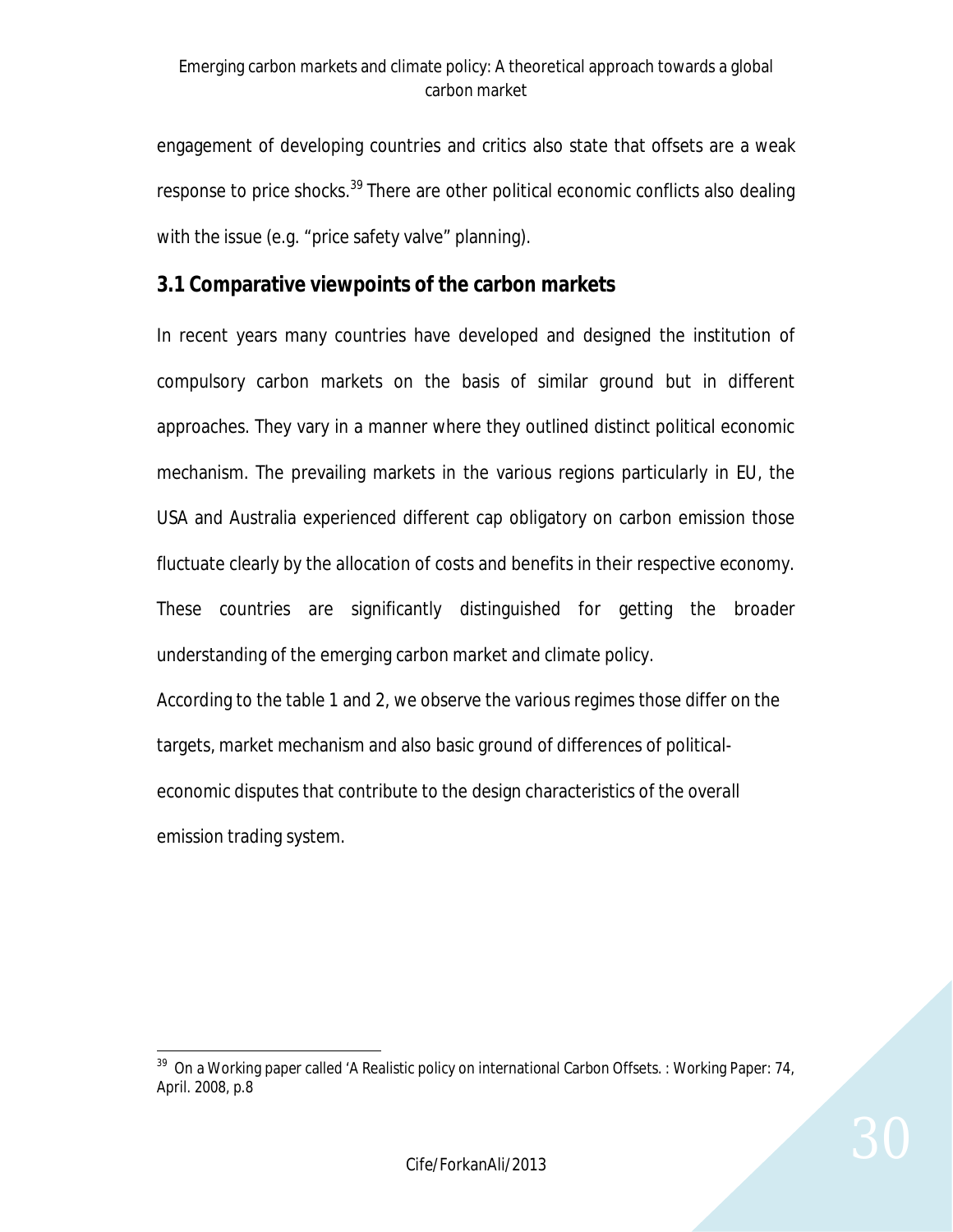engagement of developing countries and critics also state that offsets are a weak response to price shocks.[39] There are other political economic conflicts also dealing with the issue (e.g. "price safety valve" planning).

## 3.1 Comparative viewpoints of the carbon markets

In recent years many countries have developed and designed the institution of compulsory carbon markets on the basis of similar ground but in different approaches. They vary in a manner where they outlined distinct political economic mechanism. The prevailing markets in the various regions particularly in EU, the USA and Australia experienced different cap obligatory on carbon emission those fluctuate clearly by the allocation of costs and benefits in their respective economy. These countries are significantly distinguished for getting the broader understanding of the emerging carbon market and climate policy.

According to the table 1 and 2, we observe the various regimes those differ on the targets, market mechanism and also basic ground of differences of political-economic disputes that contribute to the design characteristics of the overall emission trading system.

---

[39] On a Working paper called 'A Realistic policy on international Carbon Offsets. : Working Paper: 74, April. 2008, p.8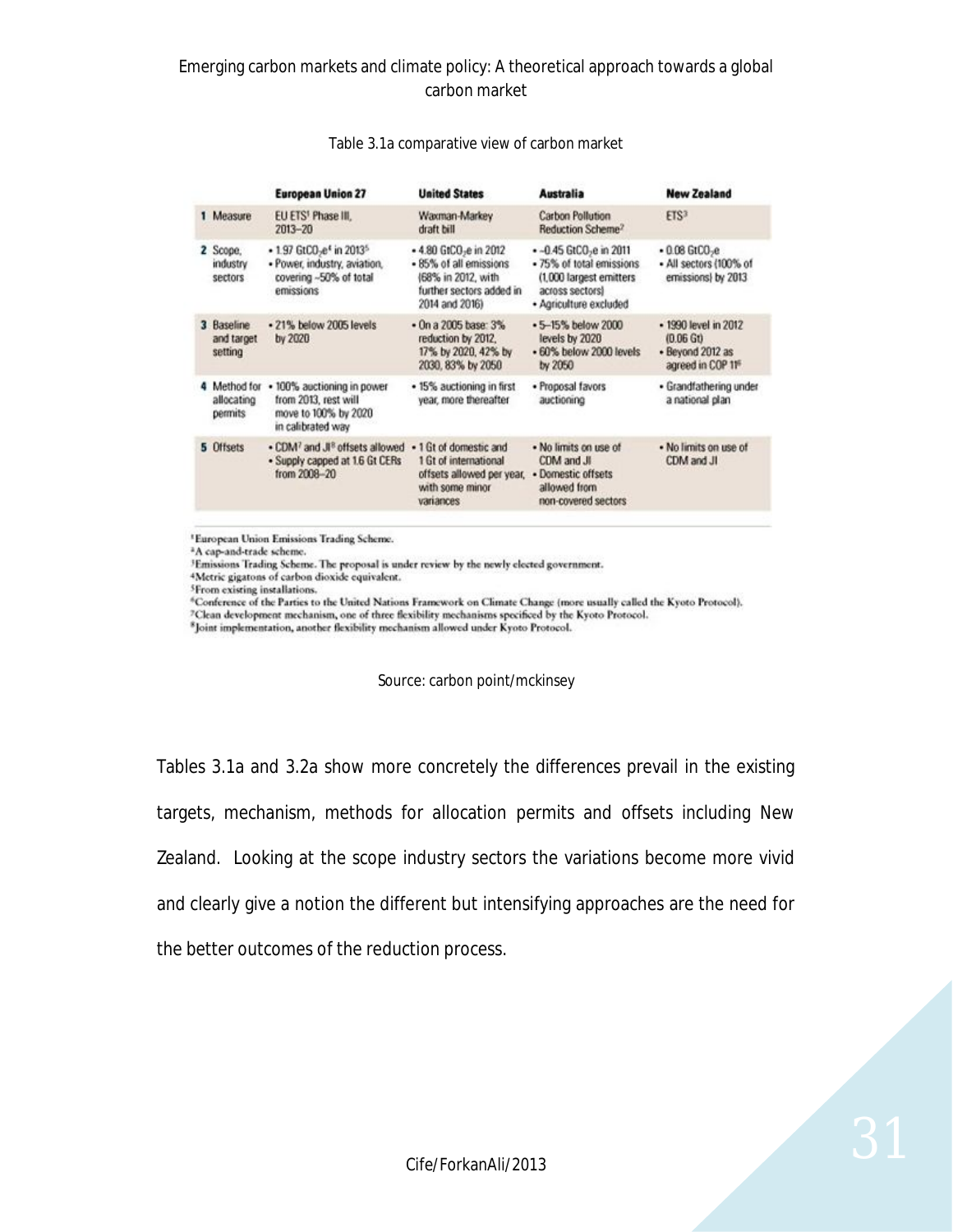Table 3.1a comparative view of carbon market

| | European Union 27 | United States | Australia | New Zealand |
|---|---|---|---|---|
| 1 Measure | EU ETS[1] Phase III, 2013–20 | Waxman-Markey draft bill | Carbon Pollution Reduction Scheme[2] | ETS[3] |
| 2 Scope, industry sectors | • 1.97 $GtCO_2e$[4] in 2013[5] • Power, industry, aviation, covering ~50% of total emissions | • 4.80 $GtCO_2e$ in 2012 • 85% of all emissions (68% in 2012, with further sectors added in 2014 and 2016) | • ~0.45 $GtCO_2e$ in 2011 • 75% of total emissions (1,000 largest emitters across sectors) • Agriculture excluded | • 0.08 $GtCO_2e$ • All sectors (100% of emissions) by 2013 |
| 3 Baseline and target setting | • 21% below 2005 levels by 2020 | • On a 2005 base: 3% reduction by 2012, 17% by 2020, 42% by 2030, 83% by 2050 | • 5–15% below 2000 levels by 2020 • 60% below 2000 levels by 2050 | • 1990 level in 2012 (0.06 Gt) • Beyond 2012 as agreed in COP 11[6] |
| 4 Method for allocating permits | • 100% auctioning in power from 2013, rest will move to 100% by 2020 in calibrated way | • 15% auctioning in first year, more thereafter | • Proposal favors auctioning | • Grandfathering under a national plan |
| 5 Offsets | • CDM[7] and JI[8] offsets allowed • Supply capped at 1.6 Gt CERs from 2008–20 | • 1 Gt of domestic and 1 Gt of international offsets allowed per year, with some minor variances | • No limits on use of CDM and JI • Domestic offsets allowed from non-covered sectors | • No limits on use of CDM and JI |

[1]European Union Emissions Trading Scheme.
[2]A cap-and-trade scheme.
[3]Emissions Trading Scheme. The proposal is under review by the newly elected government.
[4]Metric gigatons of carbon dioxide equivalent.
[5]From existing installations.
[6]Conference of the Parties to the United Nations Framework on Climate Change (more usually called the Kyoto Protocol).
[7]Clean development mechanism, one of three flexibility mechanisms specified by the Kyoto Protocol.
[8]Joint implementation, another flexibility mechanism allowed under Kyoto Protocol.

Source: carbon point/mckinsey

Tables 3.1a and 3.2a show more concretely the differences prevail in the existing targets, mechanism, methods for allocation permits and offsets including New Zealand. Looking at the scope industry sectors the variations become more vivid and clearly give a notion the different but intensifying approaches are the need for the better outcomes of the reduction process.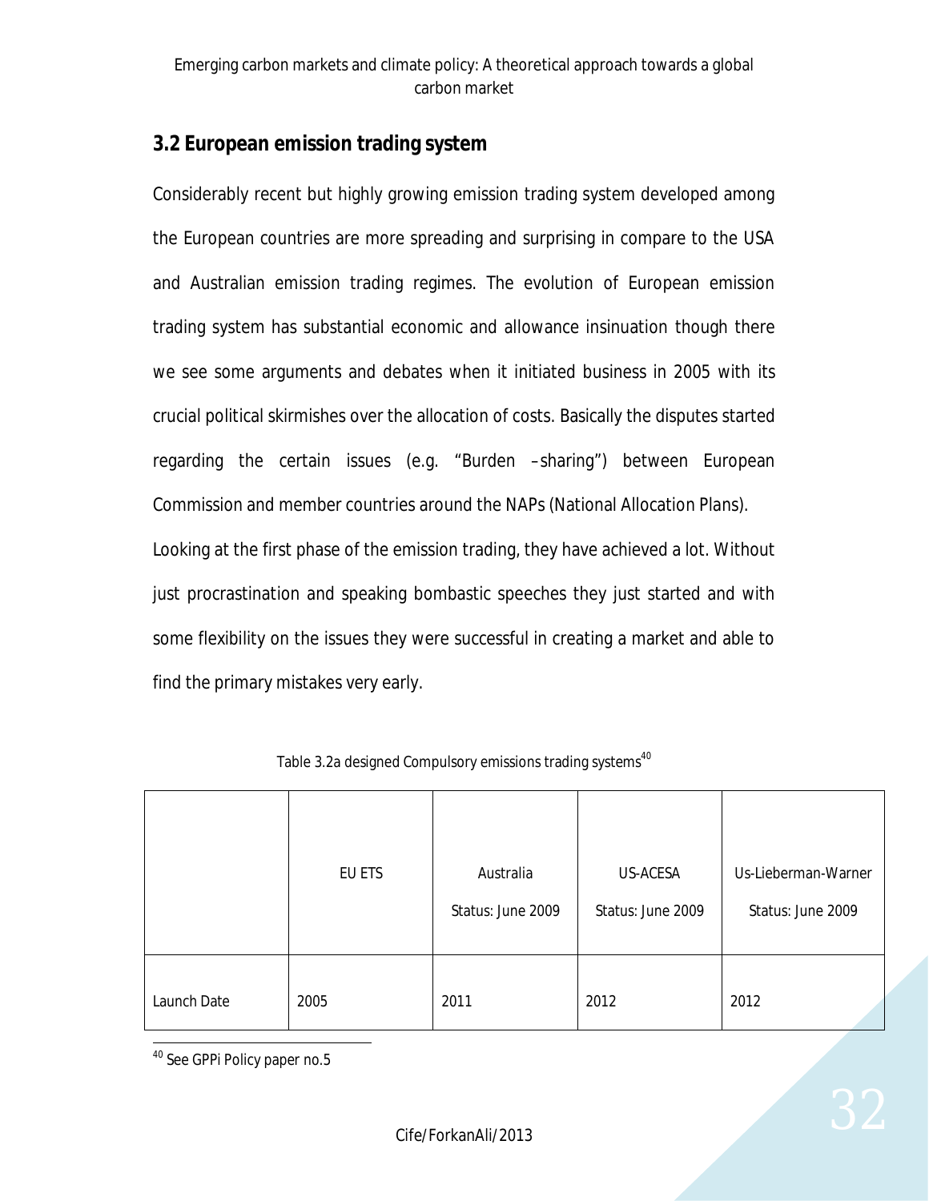### 3.2 European emission trading system

Considerably recent but highly growing emission trading system developed among the European countries are more spreading and surprising in compare to the USA and Australian emission trading regimes. The evolution of European emission trading system has substantial economic and allowance insinuation though there we see some arguments and debates when it initiated business in 2005 with its crucial political skirmishes over the allocation of costs. Basically the disputes started regarding the certain issues (e.g. "Burden –sharing") between European Commission and member countries around the NAPs (National Allocation Plans).

Looking at the first phase of the emission trading, they have achieved a lot. Without just procrastination and speaking bombastic speeches they just started and with some flexibility on the issues they were successful in creating a market and able to find the primary mistakes very early.

Table 3.2a designed Compulsory emissions trading systems[40]

| | EU ETS | Australia Status: June 2009 | US-ACESA Status: June 2009 | Us-Lieberman-Warner Status: June 2009 |
|---|---|---|---|---|
| Launch Date | 2005 | 2011 | 2012 | 2012 |

[40] See GPPi Policy paper no.5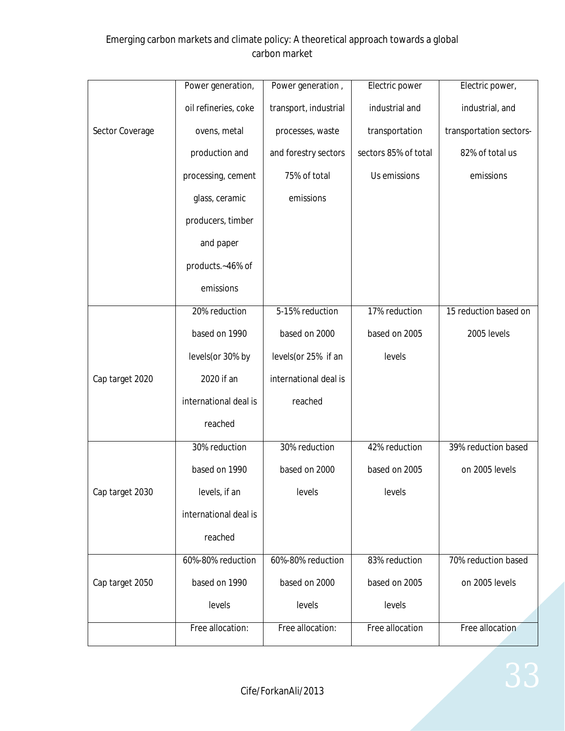| Sector Coverage | Power generation, oil refineries, coke ovens, metal production and processing, cement glass, ceramic producers, timber and paper products.~46% of emissions | Power generation , transport, industrial processes, waste and forestry sectors 75% of total emissions | Electric power industrial and transportation sectors 85% of total Us emissions | Electric power, industrial, and transportation sectors- 82% of total us emissions |
|---|---|---|---|---|
| Cap target 2020 | 20% reduction based on 1990 levels(or 30% by 2020 if an international deal is reached | 5-15% reduction based on 2000 levels(or 25% if an international deal is reached | 17% reduction based on 2005 levels | 15 reduction based on 2005 levels |
| Cap target 2030 | 30% reduction based on 1990 levels, if an international deal is reached | 30% reduction based on 2000 levels | 42% reduction based on 2005 levels | 39% reduction based on 2005 levels |
| Cap target 2050 | 60%-80% reduction based on 1990 levels | 60%-80% reduction based on 2000 levels | 83% reduction based on 2005 levels | 70% reduction based on 2005 levels |
| | Free allocation: | Free allocation: | Free allocation | Free allocation |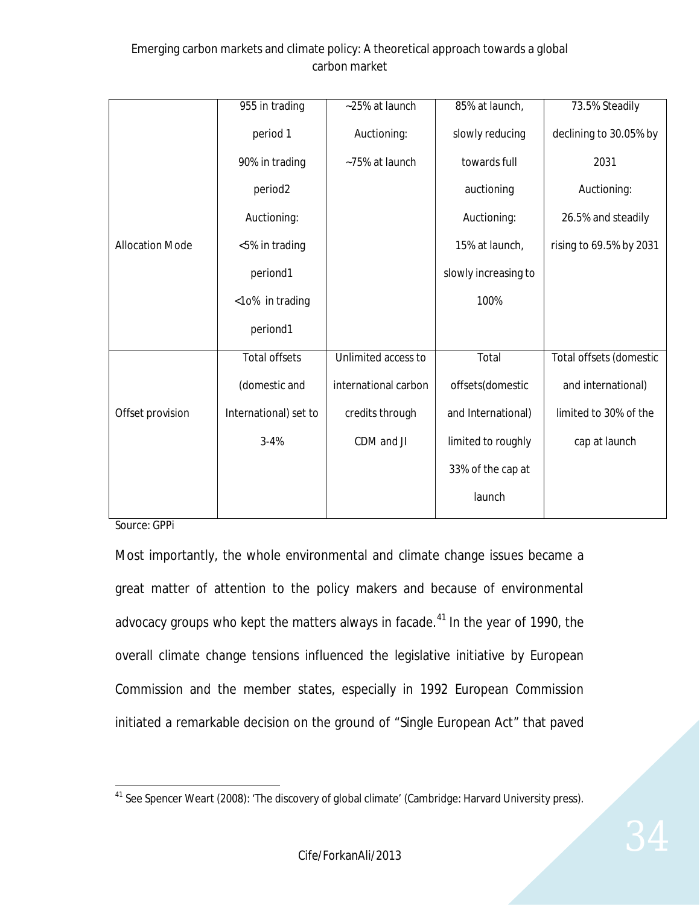| | | | | |
|---|---|---|---|---|
| Allocation Mode | 955 in trading period 1 90% in trading period2 Auctioning: <5% in trading periond1 <1o% in trading periond1 | ~25% at launch Auctioning: ~75% at launch | 85% at launch, slowly reducing towards full auctioning Auctioning: 15% at launch, slowly increasing to 100% | 73.5% Steadily declining to 30.05% by 2031 Auctioning: 26.5% and steadily rising to 69.5% by 2031 |
| Offset provision | Total offsets (domestic and International) set to 3-4% | Unlimited access to international carbon credits through CDM and JI | Total offsets(domestic and International) limited to roughly 33% of the cap at launch | Total offsets (domestic and international) limited to 30% of the cap at launch |

Source: GPPi

Most importantly, the whole environmental and climate change issues became a great matter of attention to the policy makers and because of environmental advocacy groups who kept the matters always in facade.[41] In the year of 1990, the overall climate change tensions influenced the legislative initiative by European Commission and the member states, especially in 1992 European Commission initiated a remarkable decision on the ground of "Single European Act" that paved

[41] See Spencer Weart (2008): 'The discovery of global climate' (Cambridge: Harvard University press).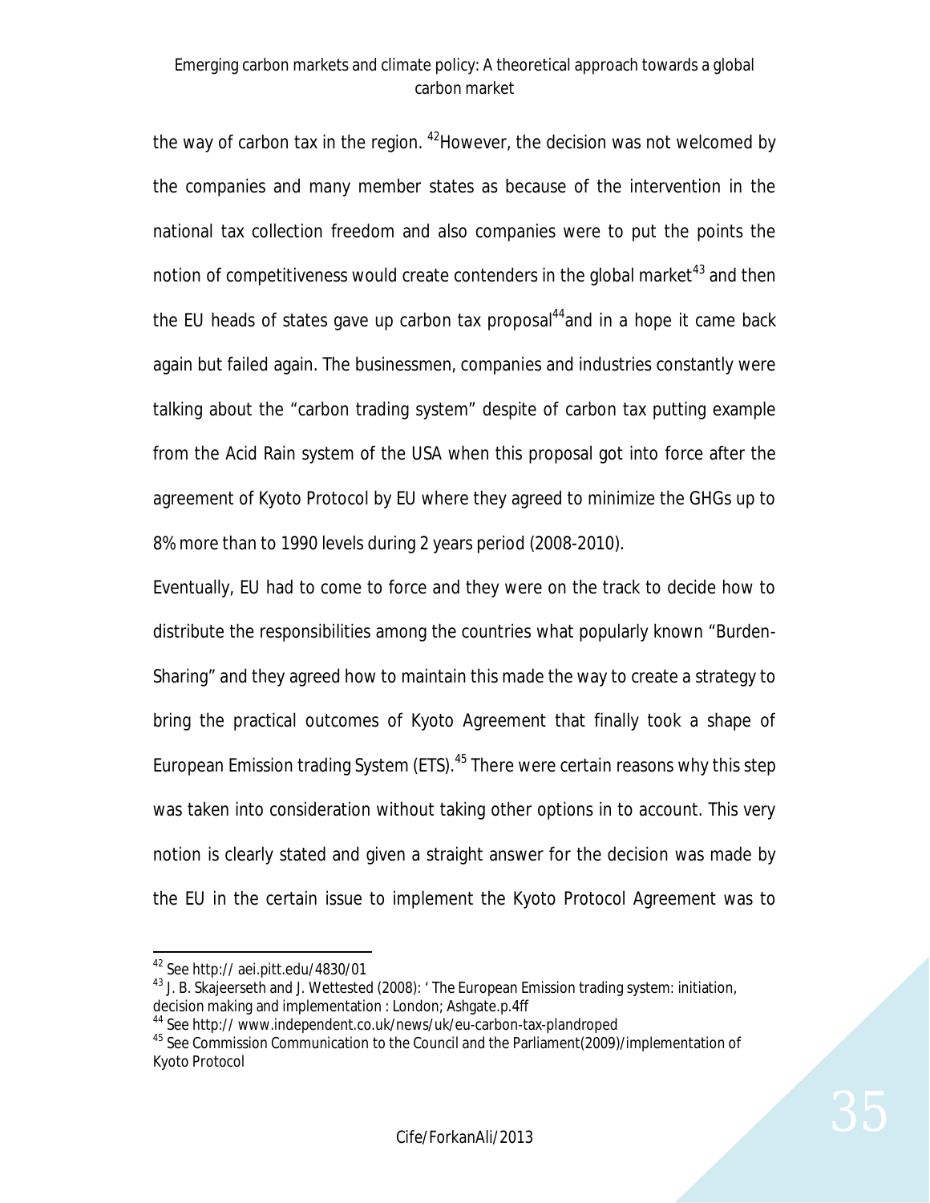the way of carbon tax in the region. [42]However, the decision was not welcomed by the companies and many member states as because of the intervention in the national tax collection freedom and also companies were to put the points the notion of competitiveness would create contenders in the global market[43] and then the EU heads of states gave up carbon tax proposal[44]and in a hope it came back again but failed again. The businessmen, companies and industries constantly were talking about the "carbon trading system" despite of carbon tax putting example from the Acid Rain system of the USA when this proposal got into force after the agreement of Kyoto Protocol by EU where they agreed to minimize the GHGs up to 8% more than to 1990 levels during 2 years period (2008-2010).

Eventually, EU had to come to force and they were on the track to decide how to distribute the responsibilities among the countries what popularly known "Burden-Sharing" and they agreed how to maintain this made the way to create a strategy to bring the practical outcomes of Kyoto Agreement that finally took a shape of European Emission trading System (ETS).[45] There were certain reasons why this step was taken into consideration without taking other options in to account. This very notion is clearly stated and given a straight answer for the decision was made by the EU in the certain issue to implement the Kyoto Protocol Agreement was to

---

[42] See http:// aei.pitt.edu/4830/01

[43] J. B. Skajeerseth and J. Wettested (2008): ' The European Emission trading system: initiation, decision making and implementation : London; Ashgate.p.4ff

[44] See http:// www.independent.co.uk/news/uk/eu-carbon-tax-plandroped

[45] See Commission Communication to the Council and the Parliament(2009)/implementation of Kyoto Protocol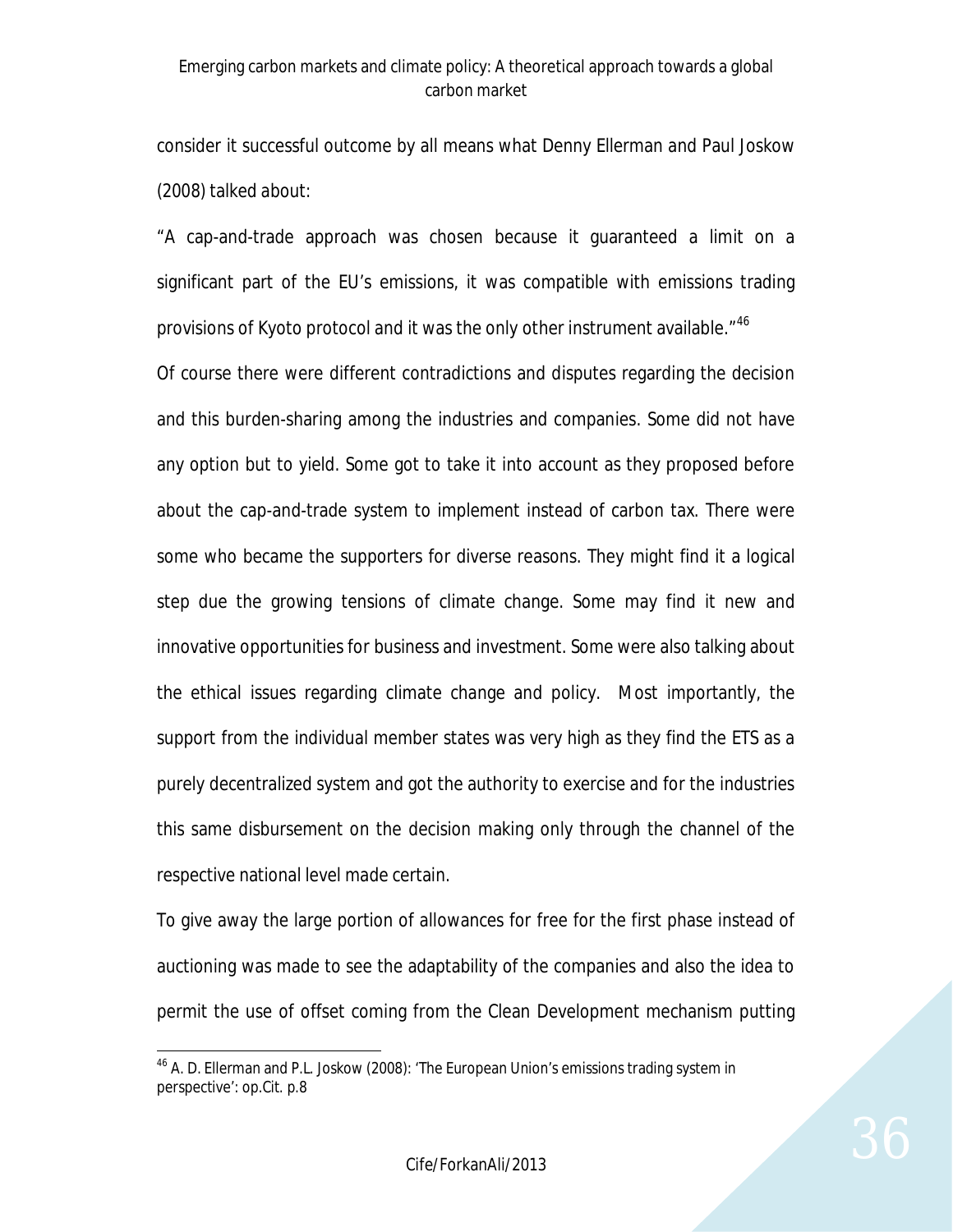consider it successful outcome by all means what Denny Ellerman and Paul Joskow (2008) talked about:

"A cap-and-trade approach was chosen because it guaranteed a limit on a significant part of the EU's emissions, it was compatible with emissions trading provisions of Kyoto protocol and it was the only other instrument available."[46]

Of course there were different contradictions and disputes regarding the decision and this burden-sharing among the industries and companies. Some did not have any option but to yield. Some got to take it into account as they proposed before about the cap-and-trade system to implement instead of carbon tax. There were some who became the supporters for diverse reasons. They might find it a logical step due the growing tensions of climate change. Some may find it new and innovative opportunities for business and investment. Some were also talking about the ethical issues regarding climate change and policy. Most importantly, the support from the individual member states was very high as they find the ETS as a purely decentralized system and got the authority to exercise and for the industries this same disbursement on the decision making only through the channel of the respective national level made certain.

To give away the large portion of allowances for free for the first phase instead of auctioning was made to see the adaptability of the companies and also the idea to permit the use of offset coming from the Clean Development mechanism putting

---

[46] A. D. Ellerman and P.L. Joskow (2008): 'The European Union's emissions trading system in perspective': op.Cit. p.8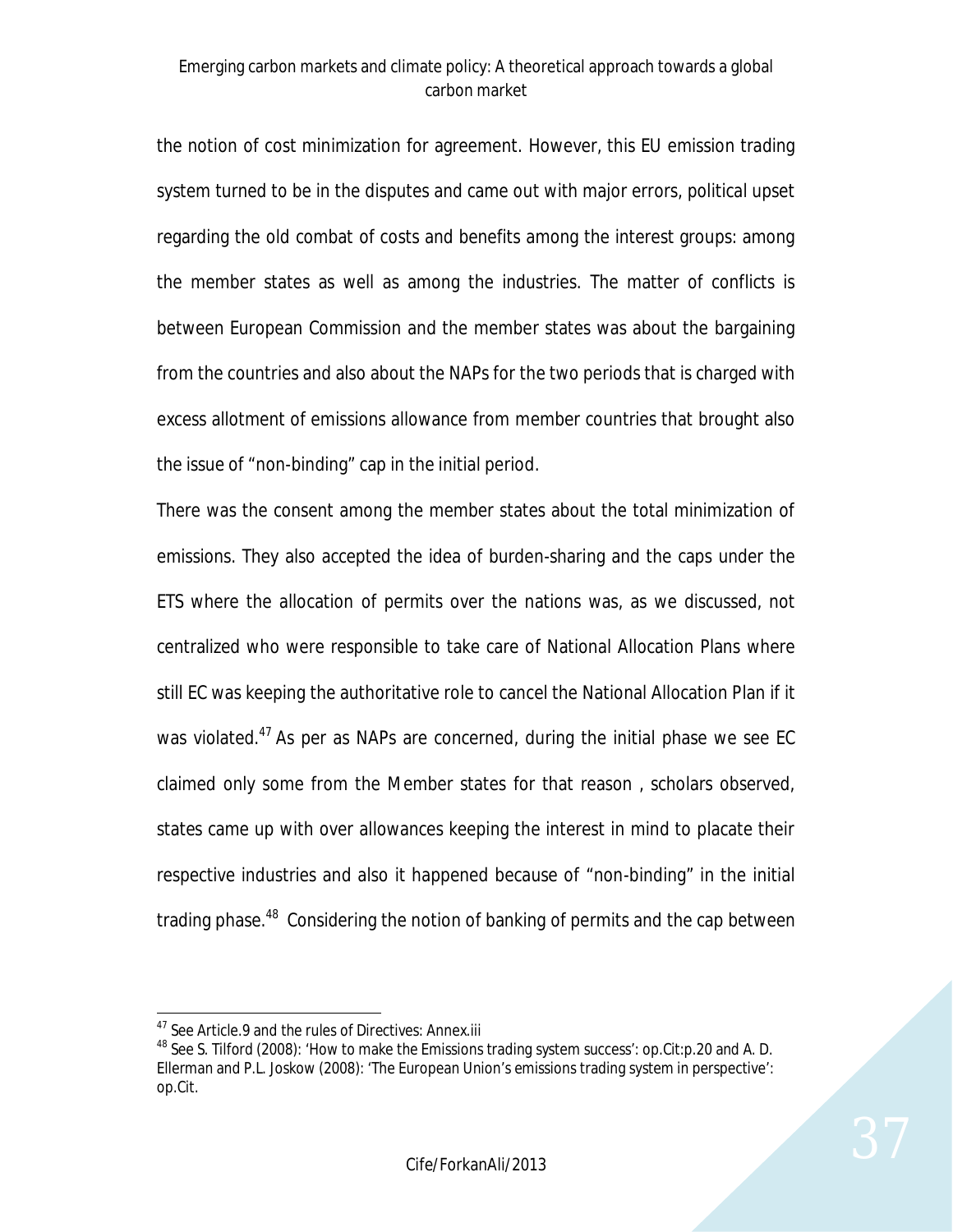the notion of cost minimization for agreement. However, this EU emission trading system turned to be in the disputes and came out with major errors, political upset regarding the old combat of costs and benefits among the interest groups: among the member states as well as among the industries. The matter of conflicts is between European Commission and the member states was about the bargaining from the countries and also about the NAPs for the two periods that is charged with excess allotment of emissions allowance from member countries that brought also the issue of "non-binding" cap in the initial period.

There was the consent among the member states about the total minimization of emissions. They also accepted the idea of burden-sharing and the caps under the ETS where the allocation of permits over the nations was, as we discussed, not centralized who were responsible to take care of National Allocation Plans where still EC was keeping the authoritative role to cancel the National Allocation Plan if it was violated.[47] As per as NAPs are concerned, during the initial phase we see EC claimed only some from the Member states for that reason , scholars observed, states came up with over allowances keeping the interest in mind to placate their respective industries and also it happened because of "non-binding" in the initial trading phase.[48] Considering the notion of banking of permits and the cap between

[47] See Article.9 and the rules of Directives: Annex.iii

[48] See S. Tilford (2008): 'How to make the Emissions trading system success': op.Cit:p.20 and A. D. Ellerman and P.L. Joskow (2008): 'The European Union's emissions trading system in perspective': op.Cit.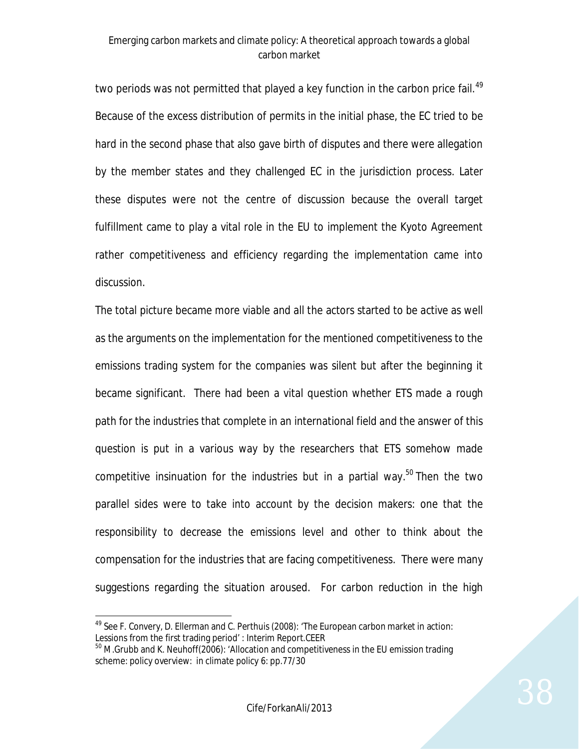two periods was not permitted that played a key function in the carbon price fail.[49] Because of the excess distribution of permits in the initial phase, the EC tried to be hard in the second phase that also gave birth of disputes and there were allegation by the member states and they challenged EC in the jurisdiction process. Later these disputes were not the centre of discussion because the overall target fulfillment came to play a vital role in the EU to implement the Kyoto Agreement rather competitiveness and efficiency regarding the implementation came into discussion.

The total picture became more viable and all the actors started to be active as well as the arguments on the implementation for the mentioned competitiveness to the emissions trading system for the companies was silent but after the beginning it became significant. There had been a vital question whether ETS made a rough path for the industries that complete in an international field and the answer of this question is put in a various way by the researchers that ETS somehow made competitive insinuation for the industries but in a partial way.[50] Then the two parallel sides were to take into account by the decision makers: one that the responsibility to decrease the emissions level and other to think about the compensation for the industries that are facing competitiveness. There were many suggestions regarding the situation aroused. For carbon reduction in the high

---

[49] See F. Convery, D. Ellerman and C. Perthuis (2008): 'The European carbon market in action: Lessions from the first trading period' : Interim Report.CEER

[50] M .Grubb and K. Neuhoff(2006): 'Allocation and competitiveness in the EU emission trading scheme: policy overview: in climate policy 6: pp.77/30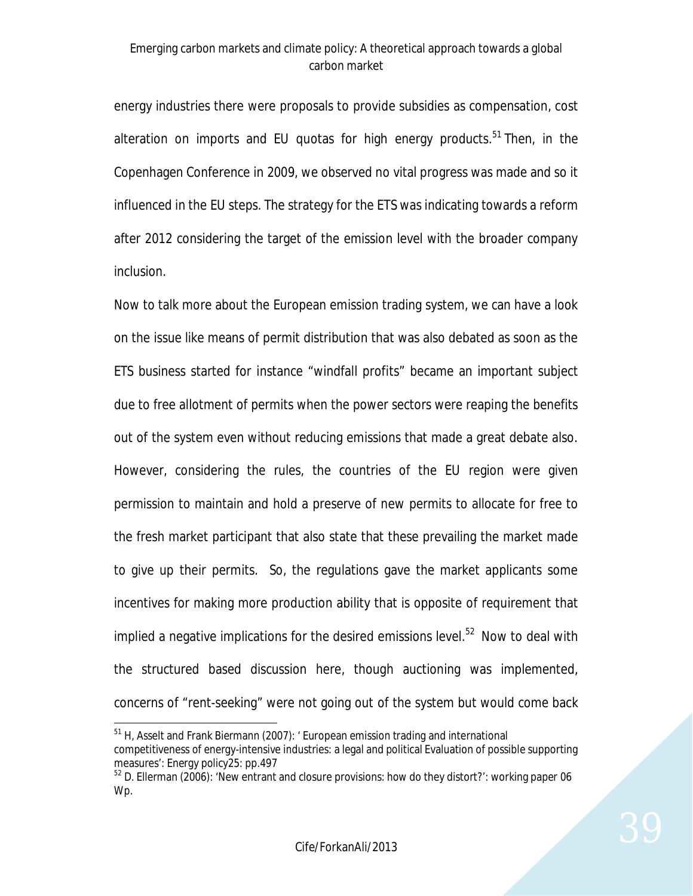energy industries there were proposals to provide subsidies as compensation, cost alteration on imports and EU quotas for high energy products.[51] Then, in the Copenhagen Conference in 2009, we observed no vital progress was made and so it influenced in the EU steps. The strategy for the ETS was indicating towards a reform after 2012 considering the target of the emission level with the broader company inclusion.

Now to talk more about the European emission trading system, we can have a look on the issue like means of permit distribution that was also debated as soon as the ETS business started for instance "windfall profits" became an important subject due to free allotment of permits when the power sectors were reaping the benefits out of the system even without reducing emissions that made a great debate also. However, considering the rules, the countries of the EU region were given permission to maintain and hold a preserve of new permits to allocate for free to the fresh market participant that also state that these prevailing the market made to give up their permits. So, the regulations gave the market applicants some incentives for making more production ability that is opposite of requirement that implied a negative implications for the desired emissions level.[52] Now to deal with the structured based discussion here, though auctioning was implemented, concerns of "rent-seeking" were not going out of the system but would come back

---

[51] H, Asselt and Frank Biermann (2007): ' European emission trading and international competitiveness of energy-intensive industries: a legal and political Evaluation of possible supporting measures': Energy policy25: pp.497

[52] D. Ellerman (2006): 'New entrant and closure provisions: how do they distort?': working paper 06 Wp.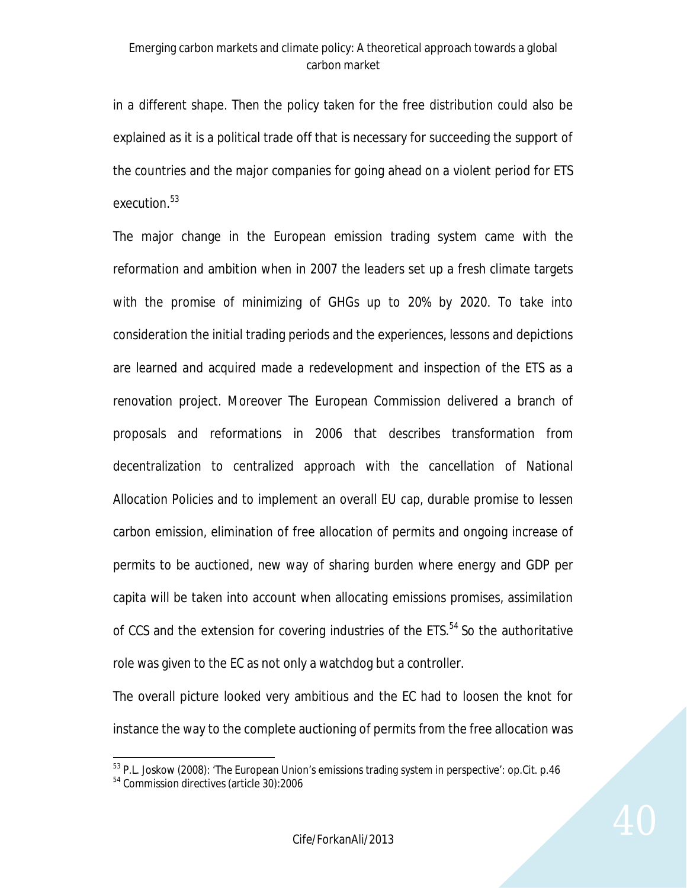in a different shape. Then the policy taken for the free distribution could also be explained as it is a political trade off that is necessary for succeeding the support of the countries and the major companies for going ahead on a violent period for ETS execution.[53]

The major change in the European emission trading system came with the reformation and ambition when in 2007 the leaders set up a fresh climate targets with the promise of minimizing of GHGs up to 20% by 2020. To take into consideration the initial trading periods and the experiences, lessons and depictions are learned and acquired made a redevelopment and inspection of the ETS as a renovation project. Moreover The European Commission delivered a branch of proposals and reformations in 2006 that describes transformation from decentralization to centralized approach with the cancellation of National Allocation Policies and to implement an overall EU cap, durable promise to lessen carbon emission, elimination of free allocation of permits and ongoing increase of permits to be auctioned, new way of sharing burden where energy and GDP per capita will be taken into account when allocating emissions promises, assimilation of CCS and the extension for covering industries of the ETS.[54] So the authoritative role was given to the EC as not only a watchdog but a controller.

The overall picture looked very ambitious and the EC had to loosen the knot for instance the way to the complete auctioning of permits from the free allocation was

[53] P.L. Joskow (2008): 'The European Union's emissions trading system in perspective': op.Cit. p.46

[54] Commission directives (article 30):2006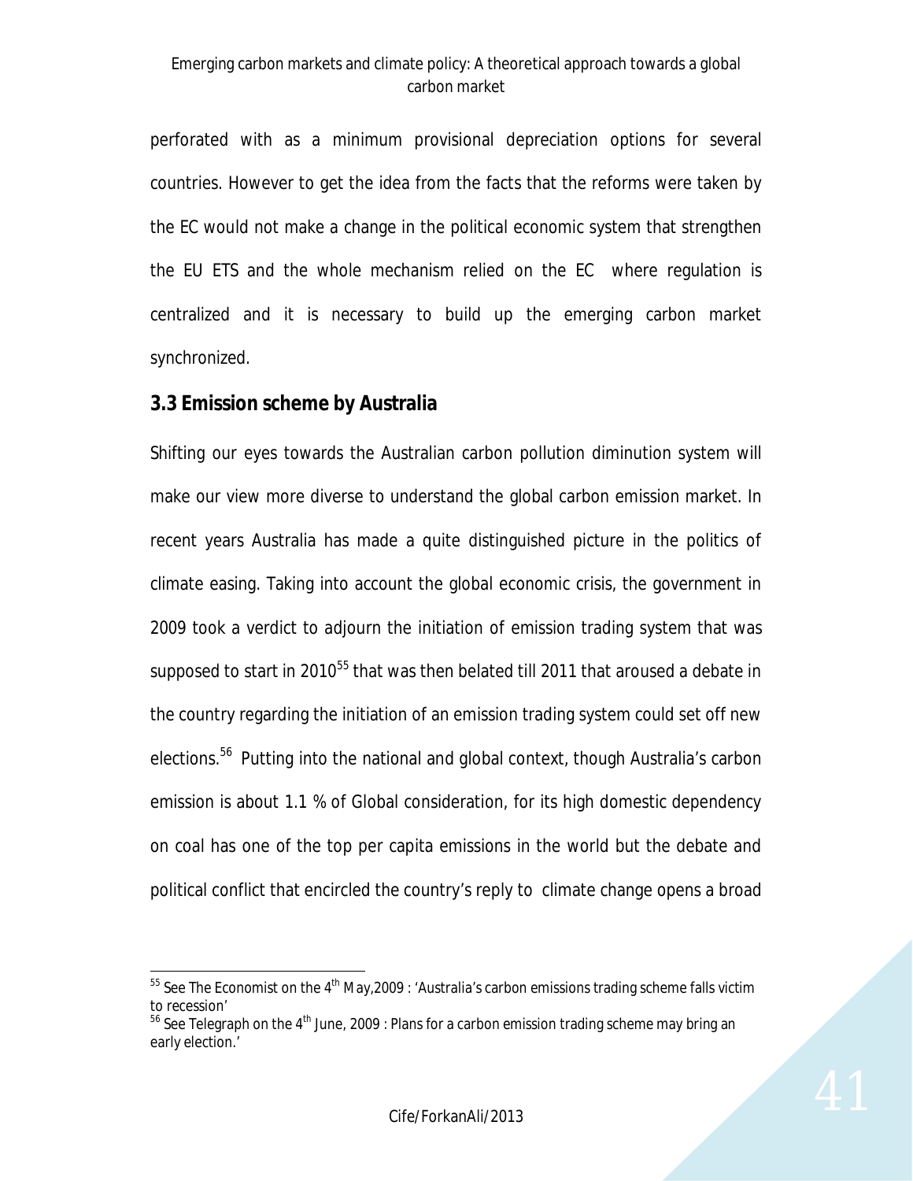perforated with as a minimum provisional depreciation options for several countries. However to get the idea from the facts that the reforms were taken by the EC would not make a change in the political economic system that strengthen the EU ETS and the whole mechanism relied on the EC where regulation is centralized and it is necessary to build up the emerging carbon market synchronized.

### 3.3 Emission scheme by Australia

Shifting our eyes towards the Australian carbon pollution diminution system will make our view more diverse to understand the global carbon emission market. In recent years Australia has made a quite distinguished picture in the politics of climate easing. Taking into account the global economic crisis, the government in 2009 took a verdict to adjourn the initiation of emission trading system that was supposed to start in 2010[55] that was then belated till 2011 that aroused a debate in the country regarding the initiation of an emission trading system could set off new elections.[56] Putting into the national and global context, though Australia's carbon emission is about 1.1 % of Global consideration, for its high domestic dependency on coal has one of the top per capita emissions in the world but the debate and political conflict that encircled the country's reply to climate change opens a broad

---

[55] See The Economist on the 4th May,2009 : 'Australia's carbon emissions trading scheme falls victim to recession'

[56] See Telegraph on the 4th June, 2009 : Plans for a carbon emission trading scheme may bring an early election.'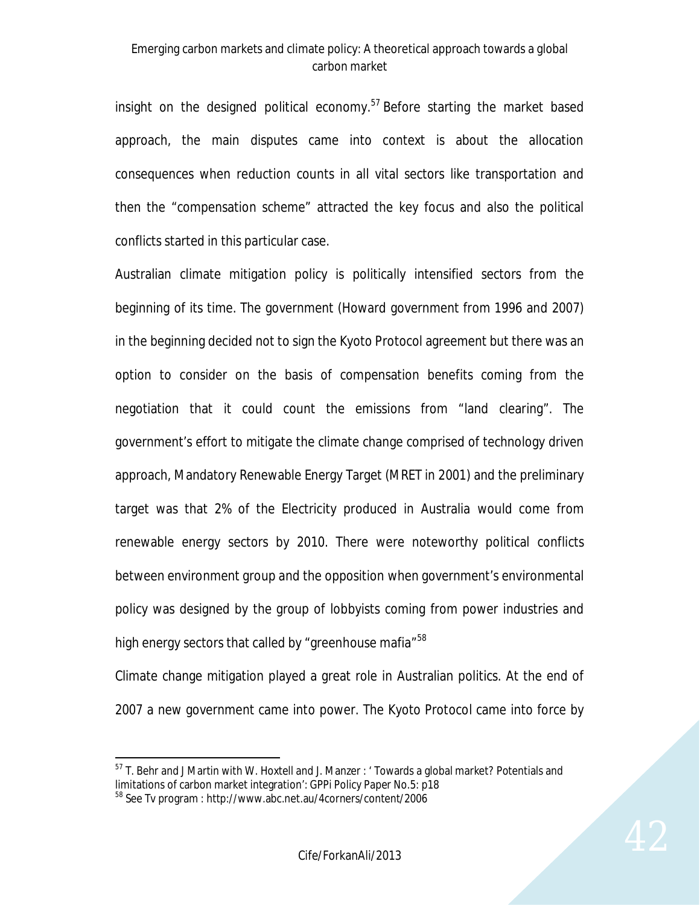insight on the designed political economy.[57] Before starting the market based approach, the main disputes came into context is about the allocation consequences when reduction counts in all vital sectors like transportation and then the "compensation scheme" attracted the key focus and also the political conflicts started in this particular case.

Australian climate mitigation policy is politically intensified sectors from the beginning of its time. The government (Howard government from 1996 and 2007) in the beginning decided not to sign the Kyoto Protocol agreement but there was an option to consider on the basis of compensation benefits coming from the negotiation that it could count the emissions from "land clearing". The government's effort to mitigate the climate change comprised of technology driven approach, Mandatory Renewable Energy Target (MRET in 2001) and the preliminary target was that 2% of the Electricity produced in Australia would come from renewable energy sectors by 2010. There were noteworthy political conflicts between environment group and the opposition when government's environmental policy was designed by the group of lobbyists coming from power industries and high energy sectors that called by "greenhouse mafia"[58]

Climate change mitigation played a great role in Australian politics. At the end of 2007 a new government came into power. The Kyoto Protocol came into force by

---

[57] T. Behr and J Martin with W. Hoxtell and J. Manzer : ' Towards a global market? Potentials and limitations of carbon market integration': GPPi Policy Paper No.5: p18

[58] See Tv program : http://www.abc.net.au/4corners/content/2006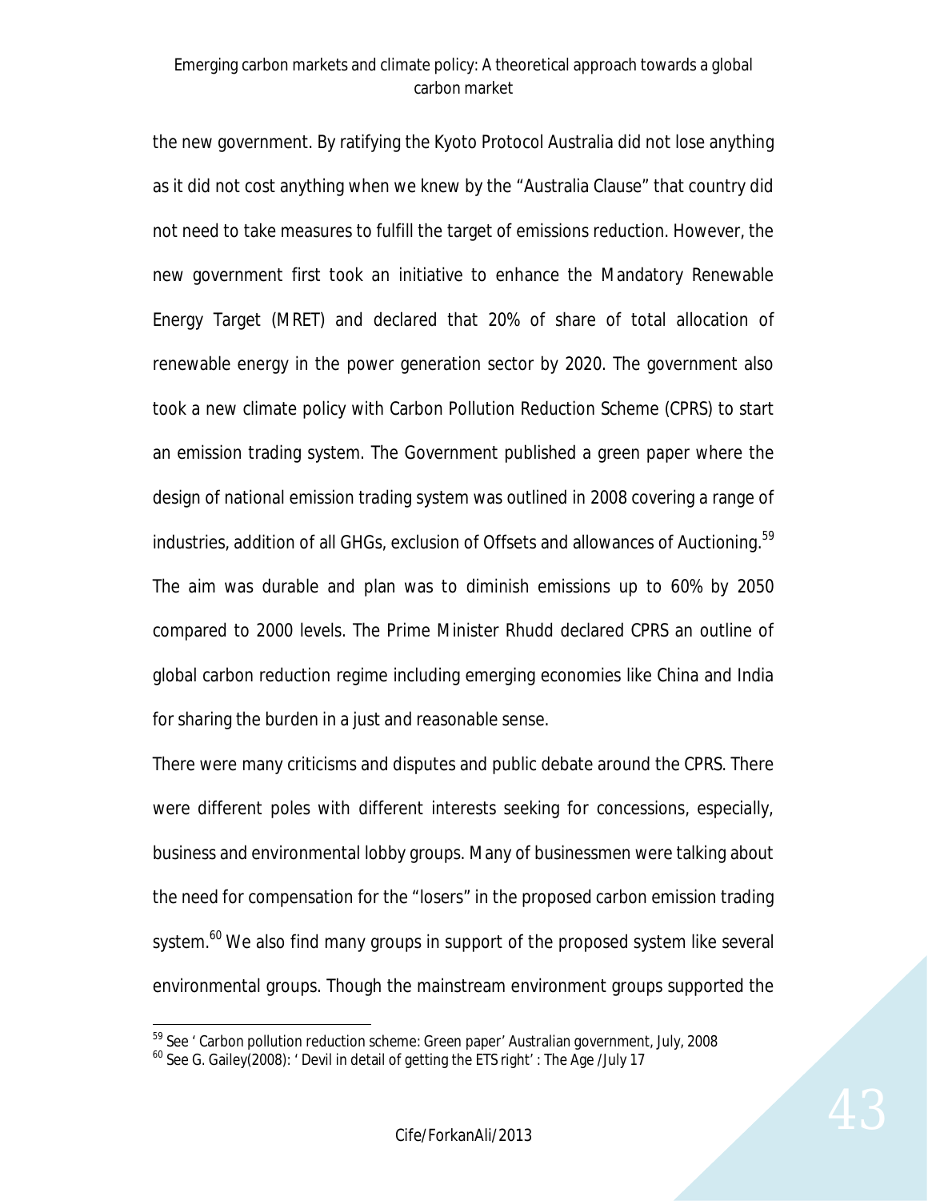the new government. By ratifying the Kyoto Protocol Australia did not lose anything as it did not cost anything when we knew by the "Australia Clause" that country did not need to take measures to fulfill the target of emissions reduction. However, the new government first took an initiative to enhance the Mandatory Renewable Energy Target (MRET) and declared that 20% of share of total allocation of renewable energy in the power generation sector by 2020. The government also took a new climate policy with Carbon Pollution Reduction Scheme (CPRS) to start an emission trading system. The Government published a green paper where the design of national emission trading system was outlined in 2008 covering a range of industries, addition of all GHGs, exclusion of Offsets and allowances of Auctioning.[59] The aim was durable and plan was to diminish emissions up to 60% by 2050 compared to 2000 levels. The Prime Minister Rhudd declared CPRS an outline of global carbon reduction regime including emerging economies like China and India for sharing the burden in a just and reasonable sense.

There were many criticisms and disputes and public debate around the CPRS. There were different poles with different interests seeking for concessions, especially, business and environmental lobby groups. Many of businessmen were talking about the need for compensation for the "losers" in the proposed carbon emission trading system.[60] We also find many groups in support of the proposed system like several environmental groups. Though the mainstream environment groups supported the

[59] See ' Carbon pollution reduction scheme: Green paper' Australian government, July, 2008

[60] See G. Gailey(2008): ' Devil in detail of getting the ETS right' : The Age /July 17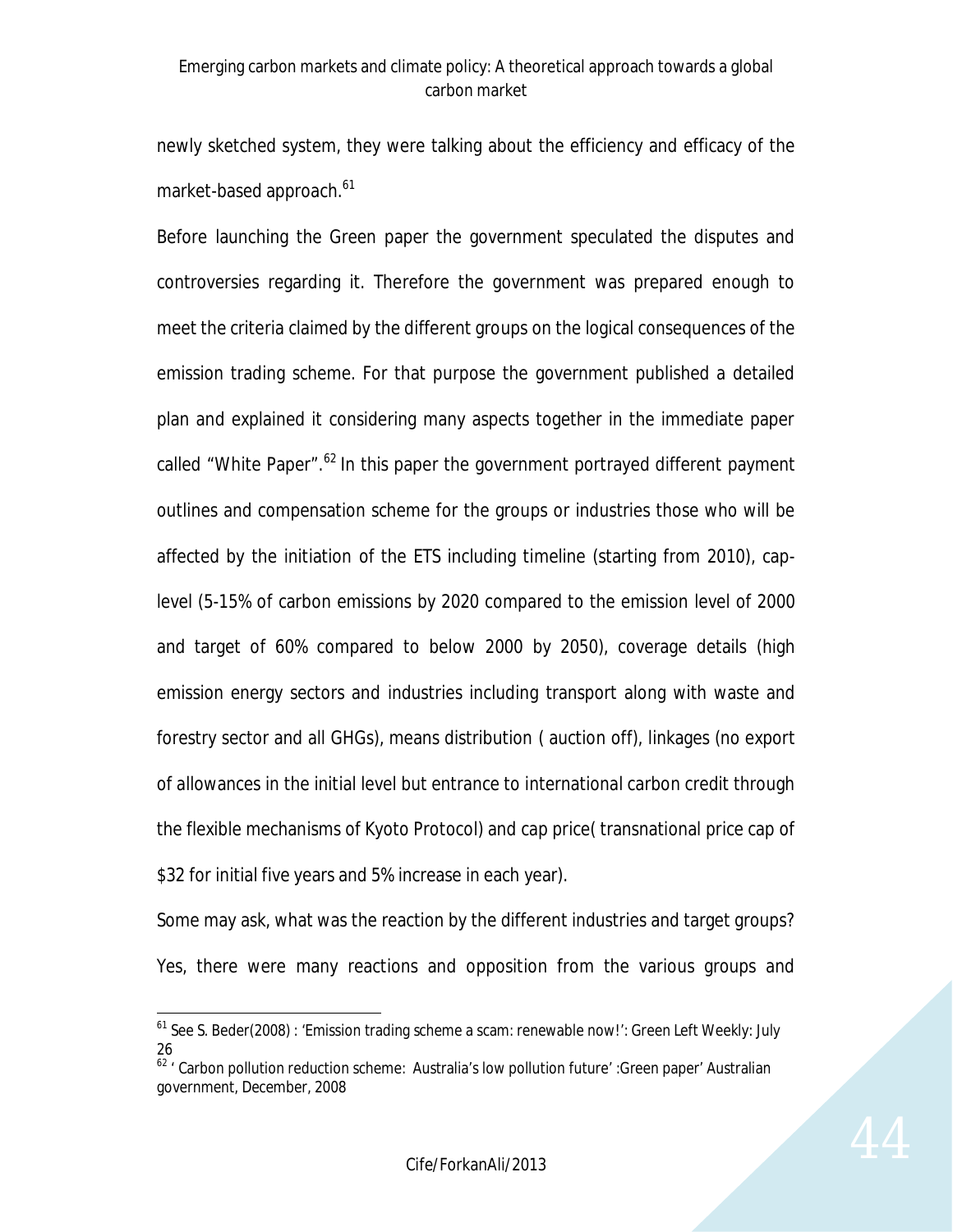newly sketched system, they were talking about the efficiency and efficacy of the market-based approach.[61]

Before launching the Green paper the government speculated the disputes and controversies regarding it. Therefore the government was prepared enough to meet the criteria claimed by the different groups on the logical consequences of the emission trading scheme. For that purpose the government published a detailed plan and explained it considering many aspects together in the immediate paper called "White Paper".[62] In this paper the government portrayed different payment outlines and compensation scheme for the groups or industries those who will be affected by the initiation of the ETS including timeline (starting from 2010), cap-level (5-15% of carbon emissions by 2020 compared to the emission level of 2000 and target of 60% compared to below 2000 by 2050), coverage details (high emission energy sectors and industries including transport along with waste and forestry sector and all GHGs), means distribution ( auction off), linkages (no export of allowances in the initial level but entrance to international carbon credit through the flexible mechanisms of Kyoto Protocol) and cap price( transnational price cap of $32 for initial five years and 5% increase in each year).

Some may ask, what was the reaction by the different industries and target groups? Yes, there were many reactions and opposition from the various groups and

---

[61] See S. Beder(2008) : 'Emission trading scheme a scam: renewable now!': Green Left Weekly: July 26

[62] ' Carbon pollution reduction scheme: Australia's low pollution future' :Green paper' Australian government, December, 2008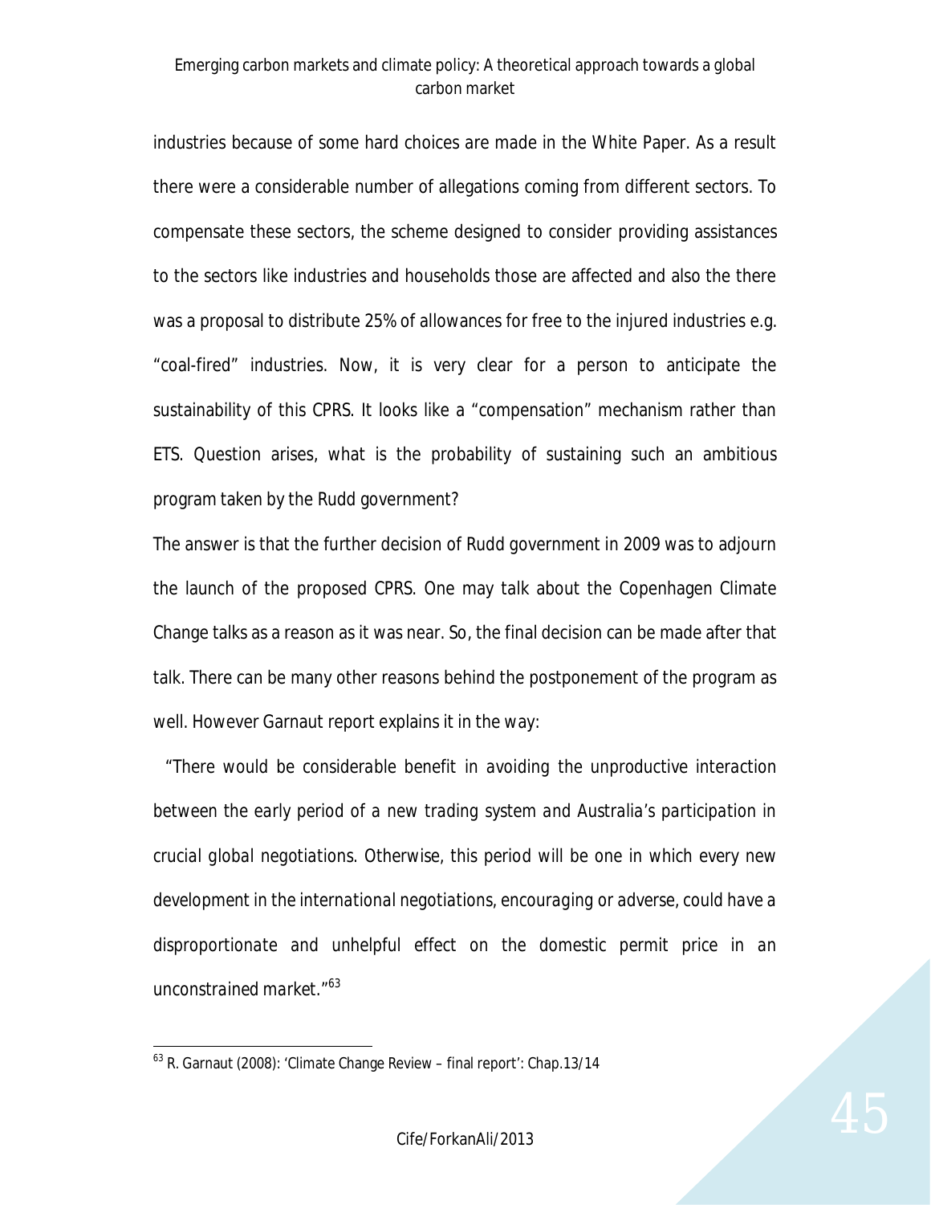industries because of some hard choices are made in the White Paper. As a result there were a considerable number of allegations coming from different sectors. To compensate these sectors, the scheme designed to consider providing assistances to the sectors like industries and households those are affected and also the there was a proposal to distribute 25% of allowances for free to the injured industries e.g. "coal-fired" industries. Now, it is very clear for a person to anticipate the sustainability of this CPRS. It looks like a "compensation" mechanism rather than ETS. Question arises, what is the probability of sustaining such an ambitious program taken by the Rudd government?

The answer is that the further decision of Rudd government in 2009 was to adjourn the launch of the proposed CPRS. One may talk about the Copenhagen Climate Change talks as a reason as it was near. So, the final decision can be made after that talk. There can be many other reasons behind the postponement of the program as well. However Garnaut report explains it in the way:

*"There would be considerable benefit in avoiding the unproductive interaction between the early period of a new trading system and Australia's participation in crucial global negotiations. Otherwise, this period will be one in which every new development in the international negotiations, encouraging or adverse, could have a disproportionate and unhelpful effect on the domestic permit price in an unconstrained market."*[63]

---

[63] R. Garnaut (2008): 'Climate Change Review – final report': Chap.13/14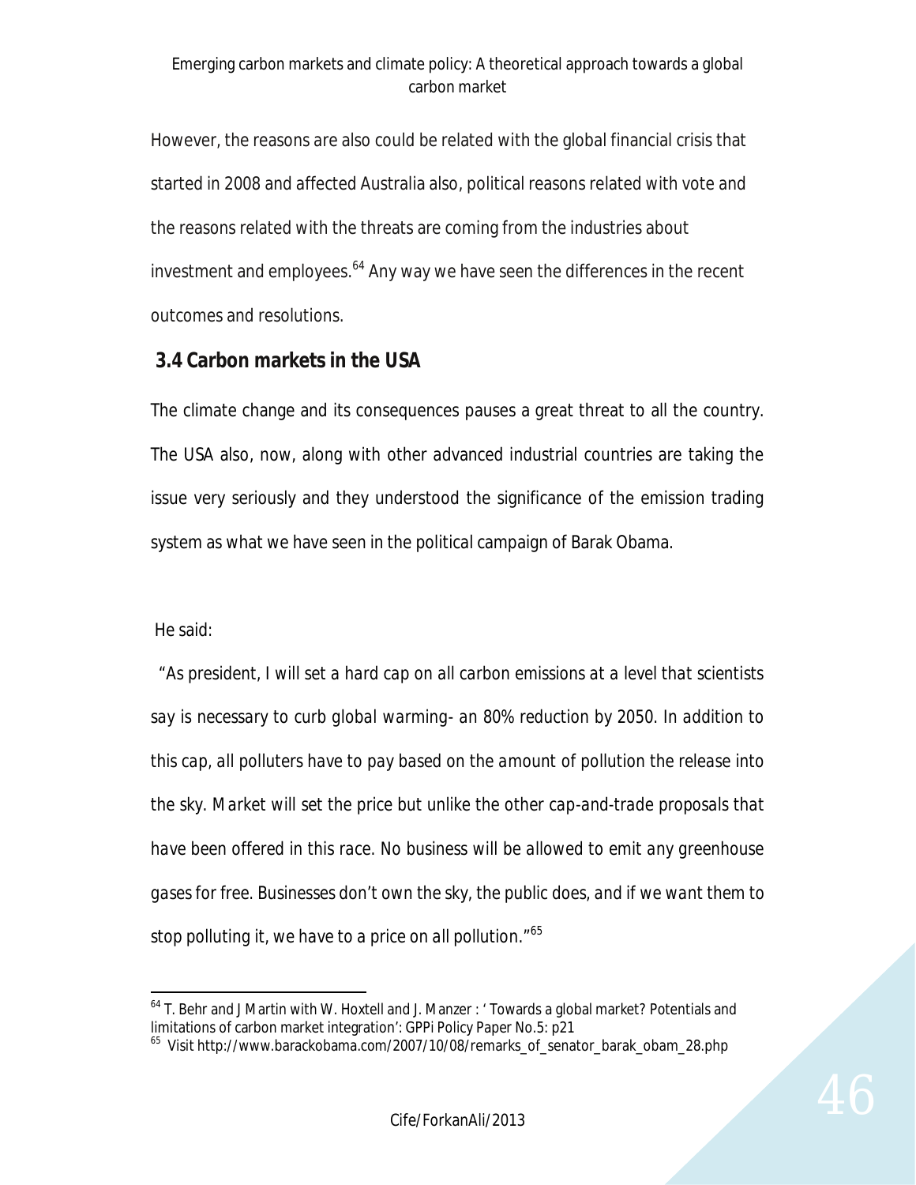However, the reasons are also could be related with the global financial crisis that started in 2008 and affected Australia also, political reasons related with vote and the reasons related with the threats are coming from the industries about investment and employees.[64] Any way we have seen the differences in the recent outcomes and resolutions.

### 3.4 Carbon markets in the USA

The climate change and its consequences pauses a great threat to all the country. The USA also, now, along with other advanced industrial countries are taking the issue very seriously and they understood the significance of the emission trading system as what we have seen in the political campaign of Barak Obama.

He said:

*"As president, I will set a hard cap on all carbon emissions at a level that scientists say is necessary to curb global warming- an 80% reduction by 2050. In addition to this cap, all polluters have to pay based on the amount of pollution the release into the sky. Market will set the price but unlike the other cap-and-trade proposals that have been offered in this race. No business will be allowed to emit any greenhouse gases for free. Businesses don't own the sky, the public does, and if we want them to stop polluting it, we have to a price on all pollution."*[65]

---

[64] T. Behr and J Martin with W. Hoxtell and J. Manzer : ' Towards a global market? Potentials and limitations of carbon market integration': GPPi Policy Paper No.5: p21

[65] Visit http://www.barackobama.com/2007/10/08/remarks_of_senator_barak_obam_28.php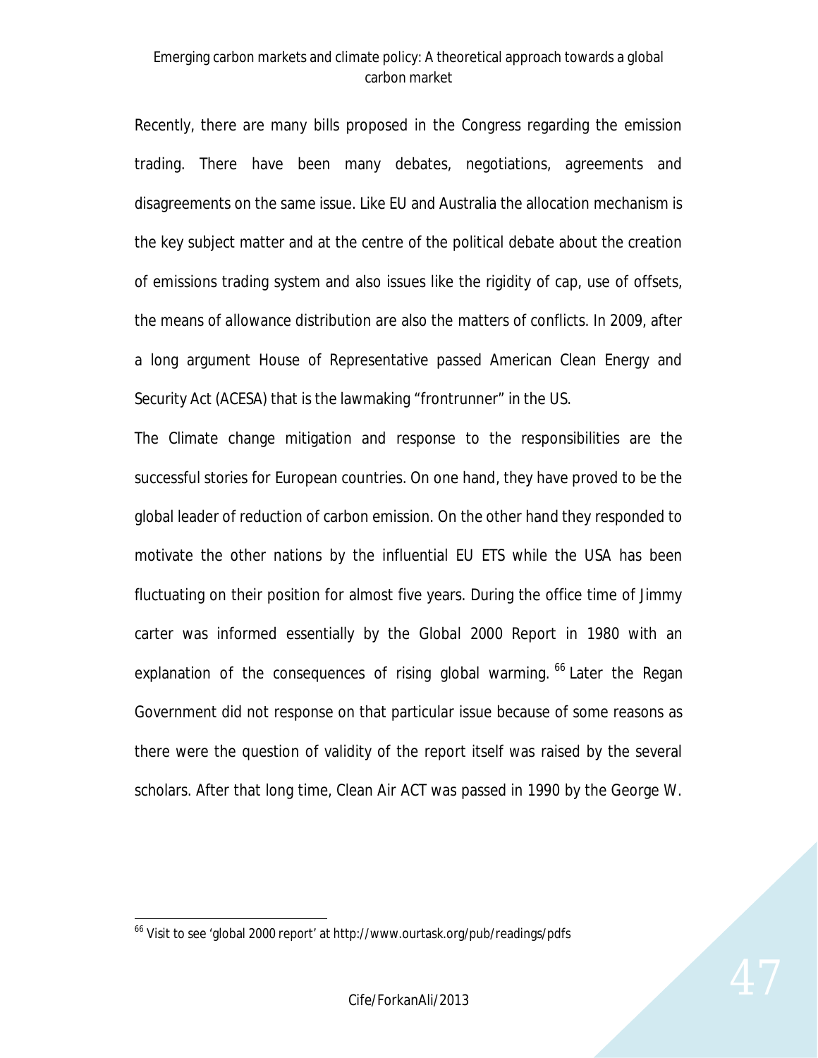Recently, there are many bills proposed in the Congress regarding the emission trading. There have been many debates, negotiations, agreements and disagreements on the same issue. Like EU and Australia the allocation mechanism is the key subject matter and at the centre of the political debate about the creation of emissions trading system and also issues like the rigidity of cap, use of offsets, the means of allowance distribution are also the matters of conflicts. In 2009, after a long argument House of Representative passed American Clean Energy and Security Act (ACESA) that is the lawmaking "frontrunner" in the US.

The Climate change mitigation and response to the responsibilities are the successful stories for European countries. On one hand, they have proved to be the global leader of reduction of carbon emission. On the other hand they responded to motivate the other nations by the influential EU ETS while the USA has been fluctuating on their position for almost five years. During the office time of Jimmy carter was informed essentially by the Global 2000 Report in 1980 with an explanation of the consequences of rising global warming. [66] Later the Regan Government did not response on that particular issue because of some reasons as there were the question of validity of the report itself was raised by the several scholars. After that long time, Clean Air ACT was passed in 1990 by the George W.

---

[66] Visit to see 'global 2000 report' at http://www.ourtask.org/pub/readings/pdfs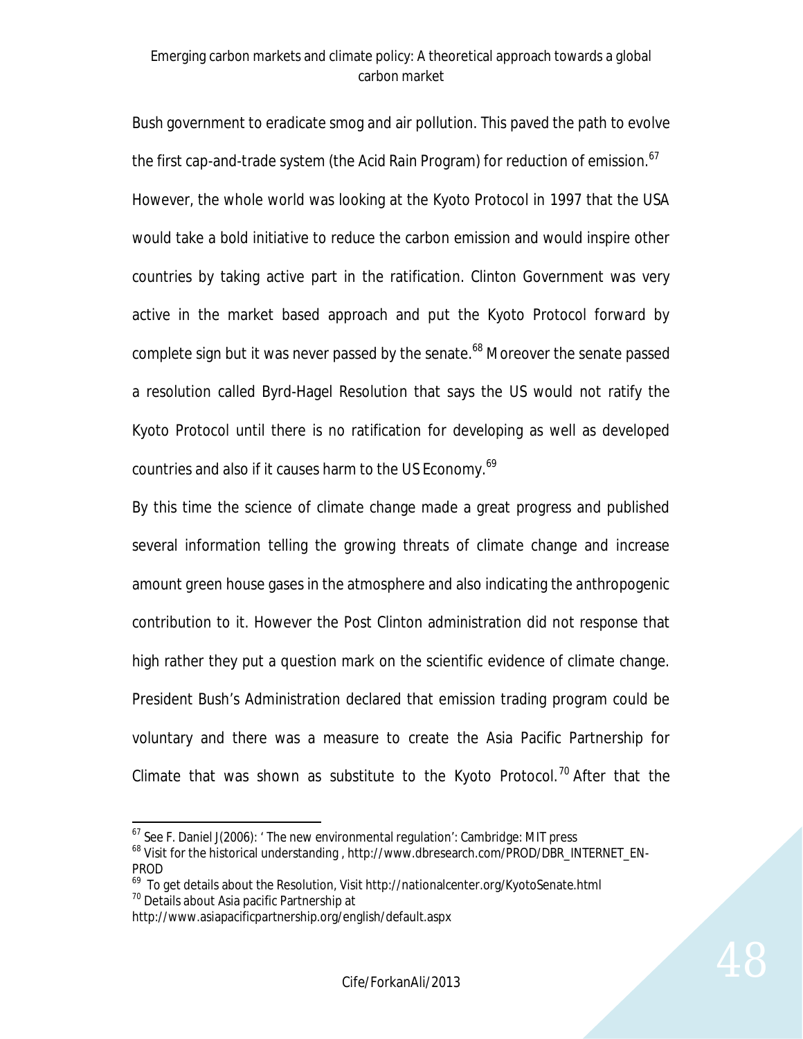Bush government to eradicate smog and air pollution. This paved the path to evolve the first cap-and-trade system (the Acid Rain Program) for reduction of emission.[67] However, the whole world was looking at the Kyoto Protocol in 1997 that the USA would take a bold initiative to reduce the carbon emission and would inspire other countries by taking active part in the ratification. Clinton Government was very active in the market based approach and put the Kyoto Protocol forward by complete sign but it was never passed by the senate.[68] Moreover the senate passed a resolution called Byrd-Hagel Resolution that says the US would not ratify the Kyoto Protocol until there is no ratification for developing as well as developed countries and also if it causes harm to the US Economy.[69]

By this time the science of climate change made a great progress and published several information telling the growing threats of climate change and increase amount green house gases in the atmosphere and also indicating the anthropogenic contribution to it. However the Post Clinton administration did not response that high rather they put a question mark on the scientific evidence of climate change. President Bush's Administration declared that emission trading program could be voluntary and there was a measure to create the Asia Pacific Partnership for Climate that was shown as substitute to the Kyoto Protocol.[70] After that the

---

[67] See F. Daniel J(2006): ' The new environmental regulation': Cambridge: MIT press

[68] Visit for the historical understanding , http://www.dbresearch.com/PROD/DBR_INTERNET_EN-PROD

[69] To get details about the Resolution, Visit http://nationalcenter.org/KyotoSenate.html

[70] Details about Asia pacific Partnership at http://www.asiapacificpartnership.org/english/default.aspx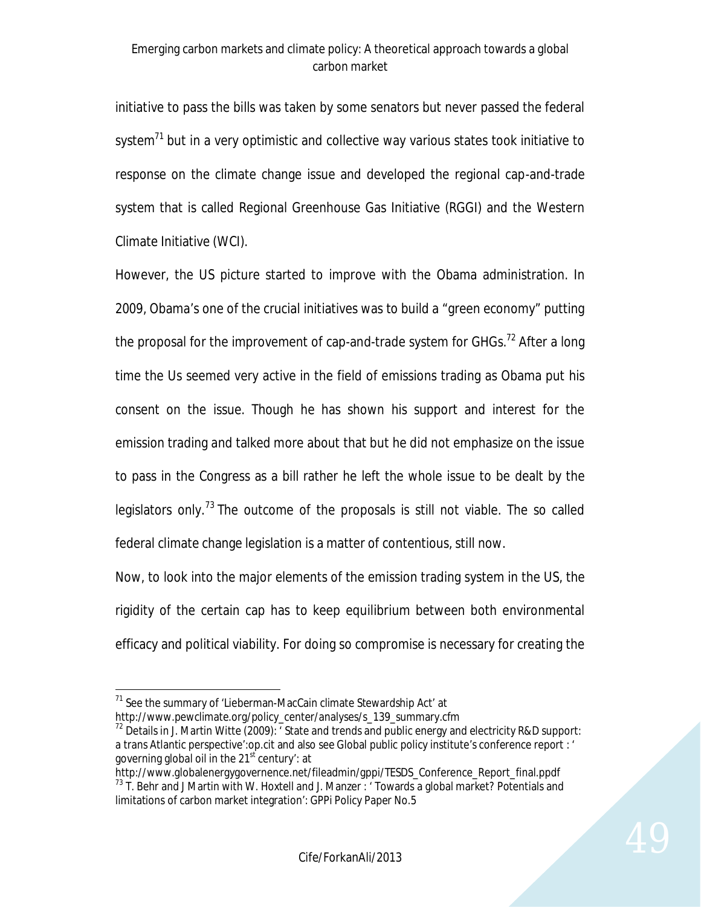initiative to pass the bills was taken by some senators but never passed the federal system[71] but in a very optimistic and collective way various states took initiative to response on the climate change issue and developed the regional cap-and-trade system that is called Regional Greenhouse Gas Initiative (RGGI) and the Western Climate Initiative (WCI).

However, the US picture started to improve with the Obama administration. In 2009, Obama's one of the crucial initiatives was to build a "green economy" putting the proposal for the improvement of cap-and-trade system for GHGs.[72] After a long time the Us seemed very active in the field of emissions trading as Obama put his consent on the issue. Though he has shown his support and interest for the emission trading and talked more about that but he did not emphasize on the issue to pass in the Congress as a bill rather he left the whole issue to be dealt by the legislators only.[73] The outcome of the proposals is still not viable. The so called federal climate change legislation is a matter of contentious, still now.

Now, to look into the major elements of the emission trading system in the US, the rigidity of the certain cap has to keep equilibrium between both environmental efficacy and political viability. For doing so compromise is necessary for creating the

---

[71] See the summary of 'Lieberman-MacCain climate Stewardship Act' at http://www.pewclimate.org/policy_center/analyses/s_139_summary.cfm

[72] Details in J. Martin Witte (2009): ' State and trends and public energy and electricity R&D support: a trans Atlantic perspective':op.cit and also see Global public policy institute's conference report : ' governing global oil in the 21st century': at http://www.globalenergygovernence.net/fileadmin/gppi/TESDS_Conference_Report_final.ppdf

[73] T. Behr and J Martin with W. Hoxtell and J. Manzer : ' Towards a global market? Potentials and limitations of carbon market integration': GPPi Policy Paper No.5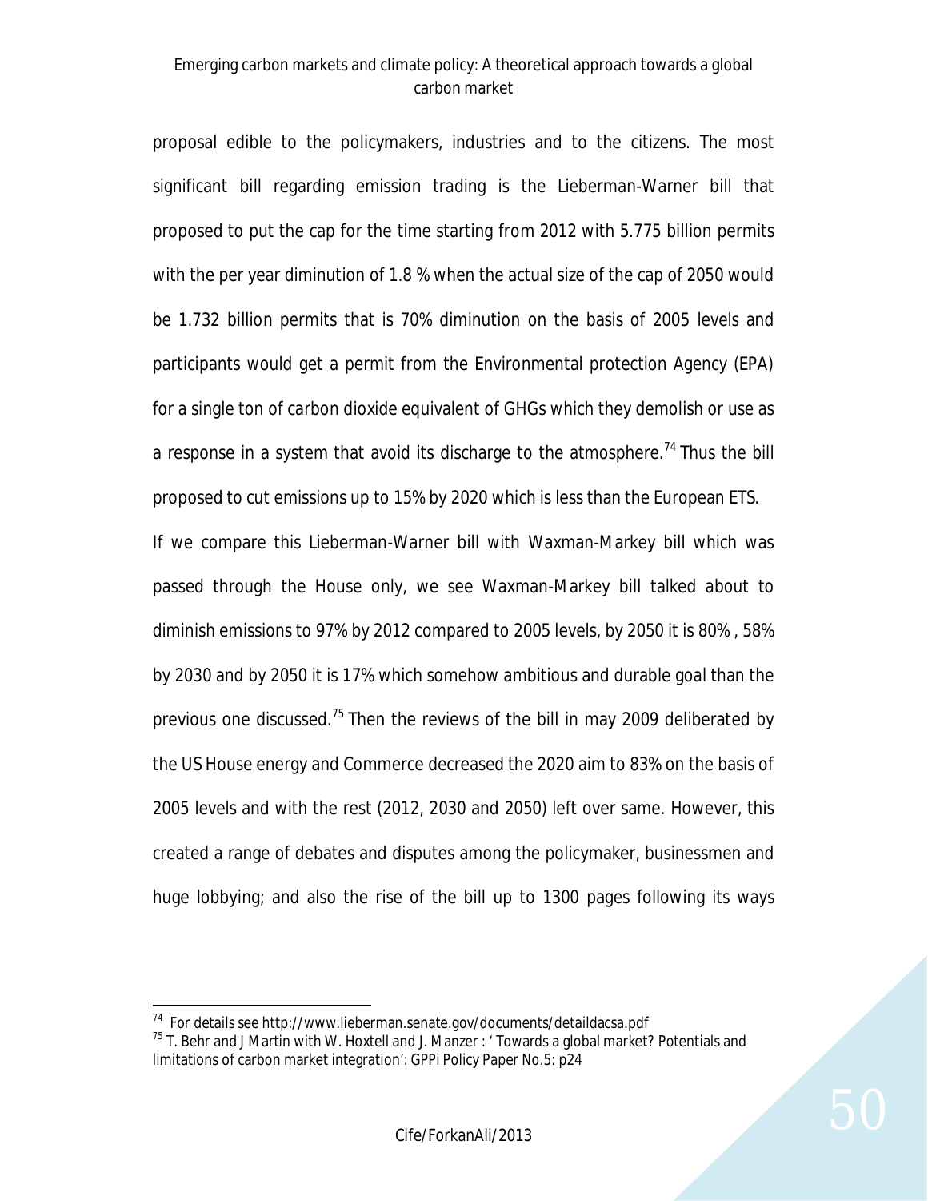proposal edible to the policymakers, industries and to the citizens. The most significant bill regarding emission trading is the Lieberman-Warner bill that proposed to put the cap for the time starting from 2012 with 5.775 billion permits with the per year diminution of 1.8 % when the actual size of the cap of 2050 would be 1.732 billion permits that is 70% diminution on the basis of 2005 levels and participants would get a permit from the Environmental protection Agency (EPA) for a single ton of carbon dioxide equivalent of GHGs which they demolish or use as a response in a system that avoid its discharge to the atmosphere.[74] Thus the bill proposed to cut emissions up to 15% by 2020 which is less than the European ETS.

If we compare this Lieberman-Warner bill with Waxman-Markey bill which was passed through the House only, we see Waxman-Markey bill talked about to diminish emissions to 97% by 2012 compared to 2005 levels, by 2050 it is 80% , 58% by 2030 and by 2050 it is 17% which somehow ambitious and durable goal than the previous one discussed.[75] Then the reviews of the bill in may 2009 deliberated by the US House energy and Commerce decreased the 2020 aim to 83% on the basis of 2005 levels and with the rest (2012, 2030 and 2050) left over same. However, this created a range of debates and disputes among the policymaker, businessmen and huge lobbying; and also the rise of the bill up to 1300 pages following its ways

---

[74] For details see http://www.lieberman.senate.gov/documents/detaildacsa.pdf

[75] T. Behr and J Martin with W. Hoxtell and J. Manzer : ' Towards a global market? Potentials and limitations of carbon market integration': GPPi Policy Paper No.5: p24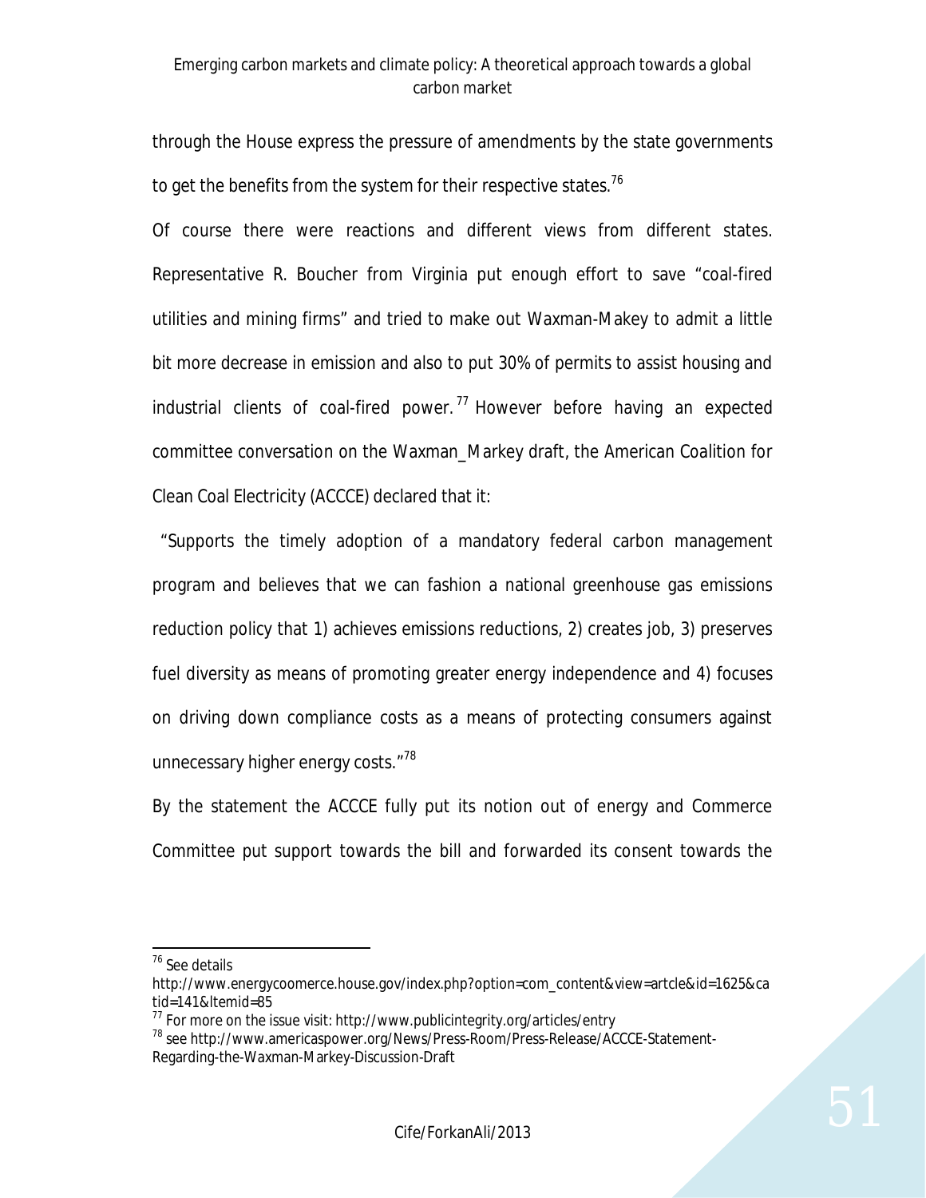through the House express the pressure of amendments by the state governments to get the benefits from the system for their respective states.[76]

Of course there were reactions and different views from different states. Representative R. Boucher from Virginia put enough effort to save "coal-fired utilities and mining firms" and tried to make out Waxman-Makey to admit a little bit more decrease in emission and also to put 30% of permits to assist housing and industrial clients of coal-fired power.[77] However before having an expected committee conversation on the Waxman_Markey draft, the American Coalition for Clean Coal Electricity (ACCCE) declared that it:

"Supports the timely adoption of a mandatory federal carbon management program and believes that we can fashion a national greenhouse gas emissions reduction policy that 1) achieves emissions reductions, 2) creates job, 3) preserves fuel diversity as means of promoting greater energy independence and 4) focuses on driving down compliance costs as a means of protecting consumers against unnecessary higher energy costs."[78]

By the statement the ACCCE fully put its notion out of energy and Commerce Committee put support towards the bill and forwarded its consent towards the

---

[76] See details http://www.energycoomerce.house.gov/index.php?option=com_content&view=artcle&id=1625&catid=141&Itemid=85

[77] For more on the issue visit: http://www.publicintegrity.org/articles/entry

[78] see http://www.americaspower.org/News/Press-Room/Press-Release/ACCCE-Statement-Regarding-the-Waxman-Markey-Discussion-Draft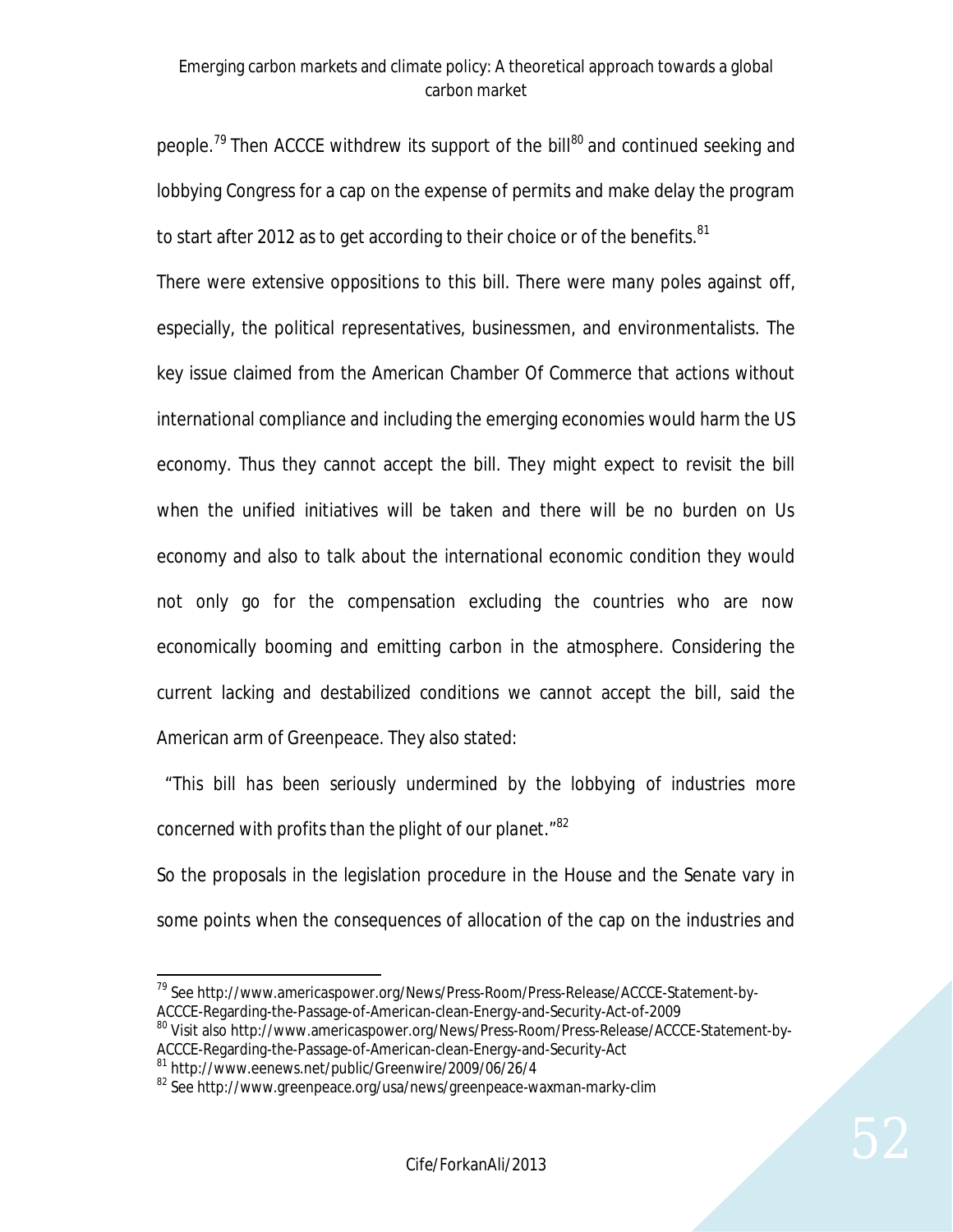people.[79] Then ACCCE withdrew its support of the bill[80] and continued seeking and lobbying Congress for a cap on the expense of permits and make delay the program to start after 2012 as to get according to their choice or of the benefits.[81]

There were extensive oppositions to this bill. There were many poles against off, especially, the political representatives, businessmen, and environmentalists. The key issue claimed from the American Chamber Of Commerce that actions without international compliance and including the emerging economies would harm the US economy. Thus they cannot accept the bill. They might expect to revisit the bill when the unified initiatives will be taken and there will be no burden on Us economy and also to talk about the international economic condition they would not only go for the compensation excluding the countries who are now economically booming and emitting carbon in the atmosphere. Considering the current lacking and destabilized conditions we cannot accept the bill, said the American arm of Greenpeace. They also stated:

*"This bill has been seriously undermined by the lobbying of industries more concerned with profits than the plight of our planet."*[82]

So the proposals in the legislation procedure in the House and the Senate vary in some points when the consequences of allocation of the cap on the industries and

---

[79] See http://www.americaspower.org/News/Press-Room/Press-Release/ACCCE-Statement-by-ACCCE-Regarding-the-Passage-of-American-clean-Energy-and-Security-Act-of-2009

[80] Visit also http://www.americaspower.org/News/Press-Room/Press-Release/ACCCE-Statement-by-ACCCE-Regarding-the-Passage-of-American-clean-Energy-and-Security-Act

[81] http://www.eenews.net/public/Greenwire/2009/06/26/4

[82] See http://www.greenpeace.org/usa/news/greenpeace-waxman-marky-clim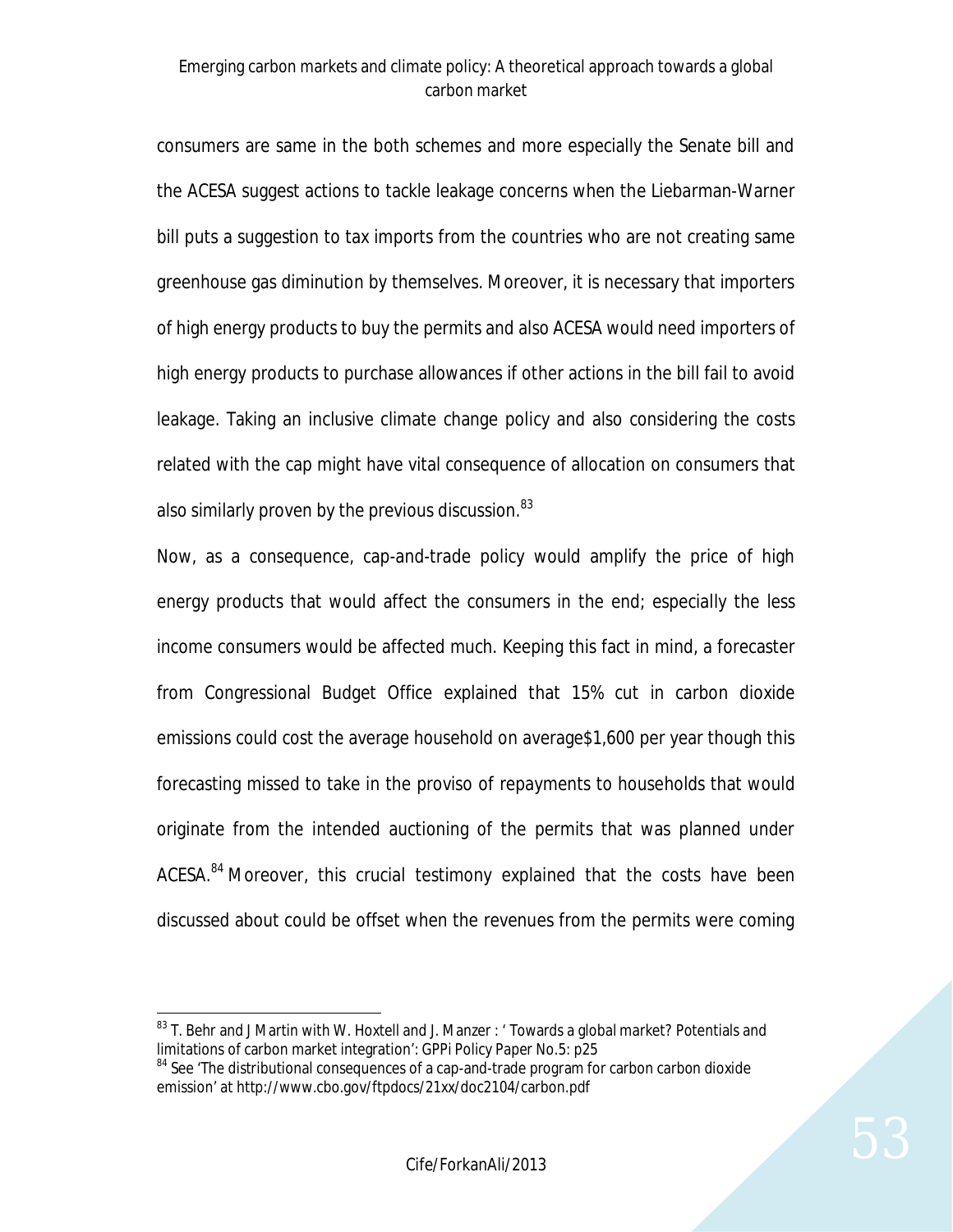consumers are same in the both schemes and more especially the Senate bill and the ACESA suggest actions to tackle leakage concerns when the Liebarman-Warner bill puts a suggestion to tax imports from the countries who are not creating same greenhouse gas diminution by themselves. Moreover, it is necessary that importers of high energy products to buy the permits and also ACESA would need importers of high energy products to purchase allowances if other actions in the bill fail to avoid leakage. Taking an inclusive climate change policy and also considering the costs related with the cap might have vital consequence of allocation on consumers that also similarly proven by the previous discussion.[83]

Now, as a consequence, cap-and-trade policy would amplify the price of high energy products that would affect the consumers in the end; especially the less income consumers would be affected much. Keeping this fact in mind, a forecaster from Congressional Budget Office explained that 15% cut in carbon dioxide emissions could cost the average household on average$1,600 per year though this forecasting missed to take in the proviso of repayments to households that would originate from the intended auctioning of the permits that was planned under ACESA.[84] Moreover, this crucial testimony explained that the costs have been discussed about could be offset when the revenues from the permits were coming

[83] T. Behr and J Martin with W. Hoxtell and J. Manzer : ' Towards a global market? Potentials and limitations of carbon market integration': GPPi Policy Paper No.5: p25

[84] See 'The distributional consequences of a cap-and-trade program for carbon carbon dioxide emission' at http://www.cbo.gov/ftpdocs/21xx/doc2104/carbon.pdf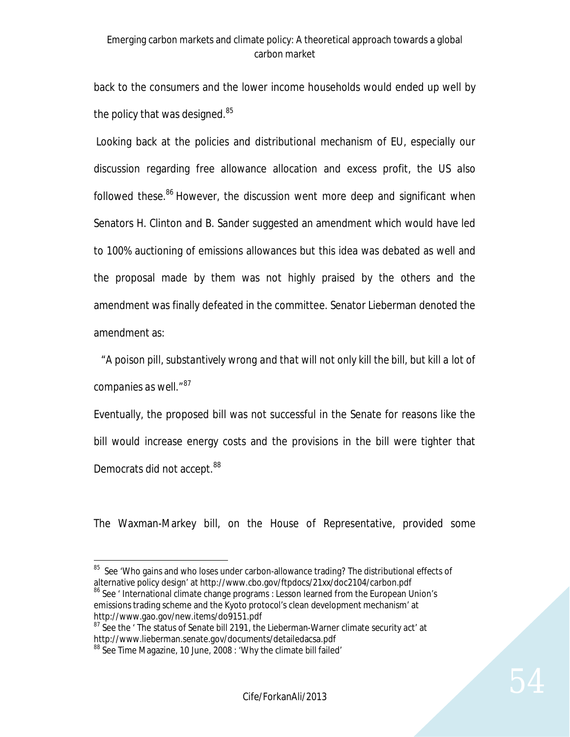back to the consumers and the lower income households would ended up well by the policy that was designed.[85]

Looking back at the policies and distributional mechanism of EU, especially our discussion regarding free allowance allocation and excess profit, the US also followed these.[86] However, the discussion went more deep and significant when Senators H. Clinton and B. Sander suggested an amendment which would have led to 100% auctioning of emissions allowances but this idea was debated as well and the proposal made by them was not highly praised by the others and the amendment was finally defeated in the committee. Senator Lieberman denoted the amendment as:

*"A poison pill, substantively wrong and that will not only kill the bill, but kill a lot of companies as well."*[87]

Eventually, the proposed bill was not successful in the Senate for reasons like the bill would increase energy costs and the provisions in the bill were tighter that Democrats did not accept.[88]

The Waxman-Markey bill, on the House of Representative, provided some

---

[85] See 'Who gains and who loses under carbon-allowance trading? The distributional effects of alternative policy design' at http://www.cbo.gov/ftpdocs/21xx/doc2104/carbon.pdf

[86] See ' International climate change programs : Lesson learned from the European Union's emissions trading scheme and the Kyoto protocol's clean development mechanism' at http://www.gao.gov/new.items/do9151.pdf

[87] See the ' The status of Senate bill 2191, the Lieberman-Warner climate security act' at http://www.lieberman.senate.gov/documents/detailedacsa.pdf

[88] See Time Magazine, 10 June, 2008 : 'Why the climate bill failed'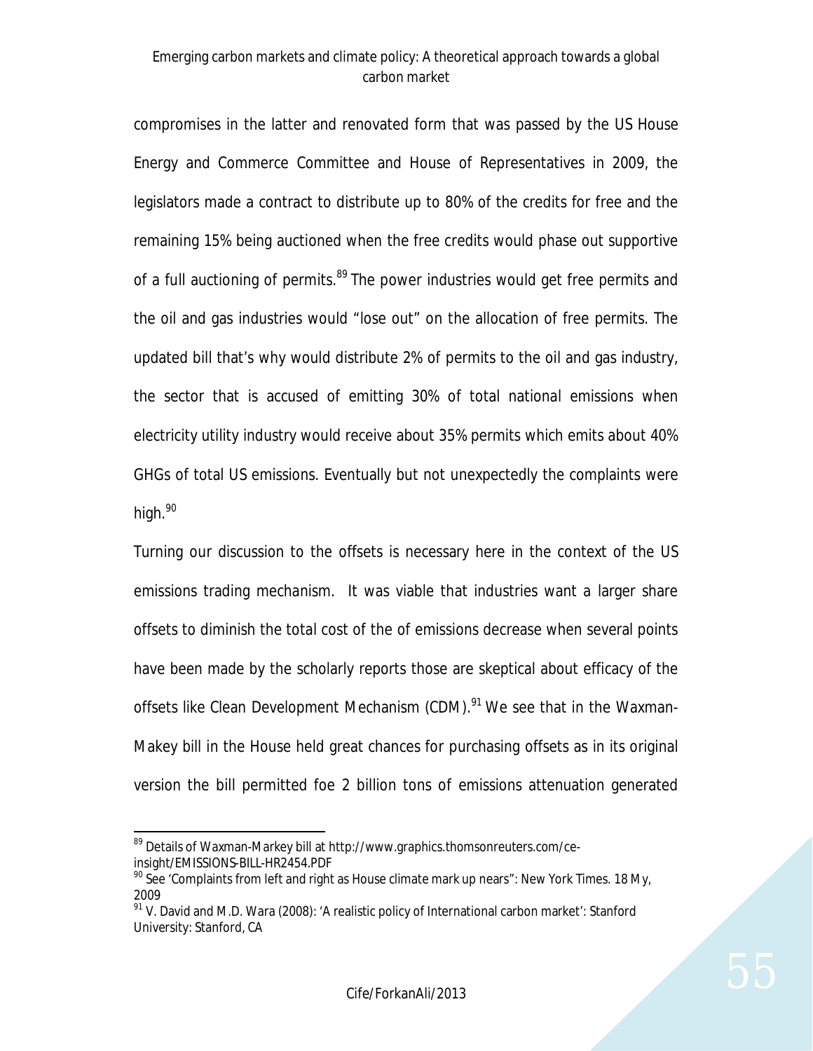compromises in the latter and renovated form that was passed by the US House Energy and Commerce Committee and House of Representatives in 2009, the legislators made a contract to distribute up to 80% of the credits for free and the remaining 15% being auctioned when the free credits would phase out supportive of a full auctioning of permits.[89] The power industries would get free permits and the oil and gas industries would "lose out" on the allocation of free permits. The updated bill that's why would distribute 2% of permits to the oil and gas industry, the sector that is accused of emitting 30% of total national emissions when electricity utility industry would receive about 35% permits which emits about 40% GHGs of total US emissions. Eventually but not unexpectedly the complaints were high.[90]

Turning our discussion to the offsets is necessary here in the context of the US emissions trading mechanism. It was viable that industries want a larger share offsets to diminish the total cost of the of emissions decrease when several points have been made by the scholarly reports those are skeptical about efficacy of the offsets like Clean Development Mechanism (CDM).[91] We see that in the Waxman-Makey bill in the House held great chances for purchasing offsets as in its original version the bill permitted foe 2 billion tons of emissions attenuation generated

[89] Details of Waxman-Markey bill at http://www.graphics.thomsonreuters.com/ce-insight/EMISSIONS-BILL-HR2454.PDF

[90] See 'Complaints from left and right as House climate mark up nears": New York Times. 18 My, 2009

[91] V. David and M.D. Wara (2008): 'A realistic policy of International carbon market': Stanford University: Stanford, CA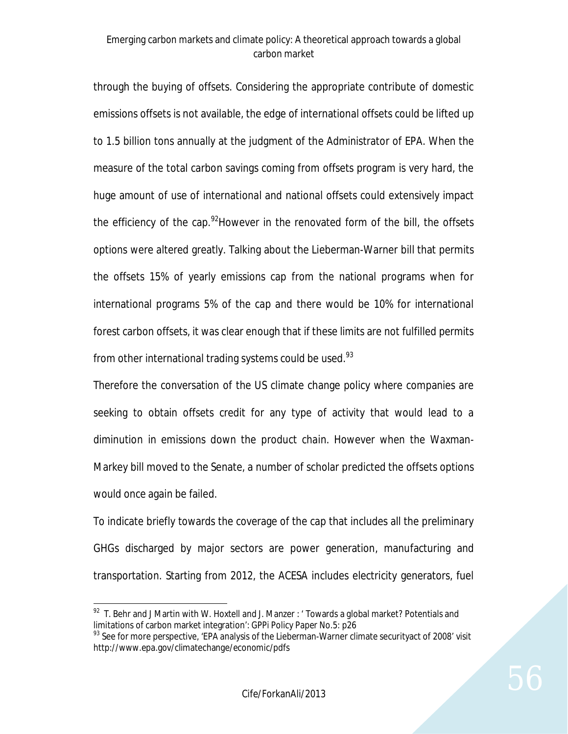through the buying of offsets. Considering the appropriate contribute of domestic emissions offsets is not available, the edge of international offsets could be lifted up to 1.5 billion tons annually at the judgment of the Administrator of EPA. When the measure of the total carbon savings coming from offsets program is very hard, the huge amount of use of international and national offsets could extensively impact the efficiency of the cap.[92]However in the renovated form of the bill, the offsets options were altered greatly. Talking about the Lieberman-Warner bill that permits the offsets 15% of yearly emissions cap from the national programs when for international programs 5% of the cap and there would be 10% for international forest carbon offsets, it was clear enough that if these limits are not fulfilled permits from other international trading systems could be used.[93]

Therefore the conversation of the US climate change policy where companies are seeking to obtain offsets credit for any type of activity that would lead to a diminution in emissions down the product chain. However when the Waxman-Markey bill moved to the Senate, a number of scholar predicted the offsets options would once again be failed.

To indicate briefly towards the coverage of the cap that includes all the preliminary GHGs discharged by major sectors are power generation, manufacturing and transportation. Starting from 2012, the ACESA includes electricity generators, fuel

---

[92] T. Behr and J Martin with W. Hoxtell and J. Manzer : ' Towards a global market? Potentials and limitations of carbon market integration': GPPi Policy Paper No.5: p26

[93] See for more perspective, 'EPA analysis of the Lieberman-Warner climate securityact of 2008' visit http://www.epa.gov/climatechange/economic/pdfs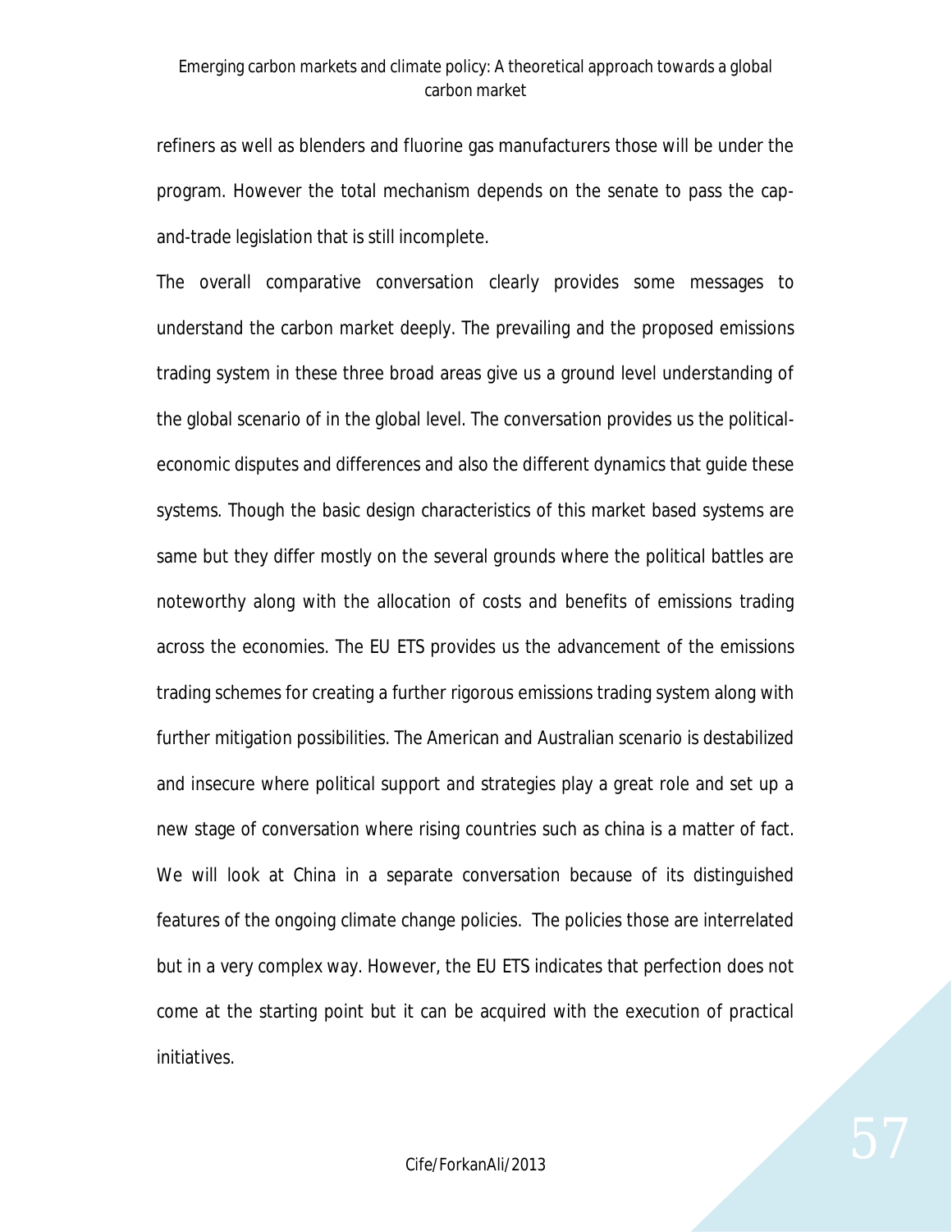refiners as well as blenders and fluorine gas manufacturers those will be under the program. However the total mechanism depends on the senate to pass the cap-and-trade legislation that is still incomplete.

The overall comparative conversation clearly provides some messages to understand the carbon market deeply. The prevailing and the proposed emissions trading system in these three broad areas give us a ground level understanding of the global scenario of in the global level. The conversation provides us the political-economic disputes and differences and also the different dynamics that guide these systems. Though the basic design characteristics of this market based systems are same but they differ mostly on the several grounds where the political battles are noteworthy along with the allocation of costs and benefits of emissions trading across the economies. The EU ETS provides us the advancement of the emissions trading schemes for creating a further rigorous emissions trading system along with further mitigation possibilities. The American and Australian scenario is destabilized and insecure where political support and strategies play a great role and set up a new stage of conversation where rising countries such as china is a matter of fact. We will look at China in a separate conversation because of its distinguished features of the ongoing climate change policies. The policies those are interrelated but in a very complex way. However, the EU ETS indicates that perfection does not come at the starting point but it can be acquired with the execution of practical initiatives.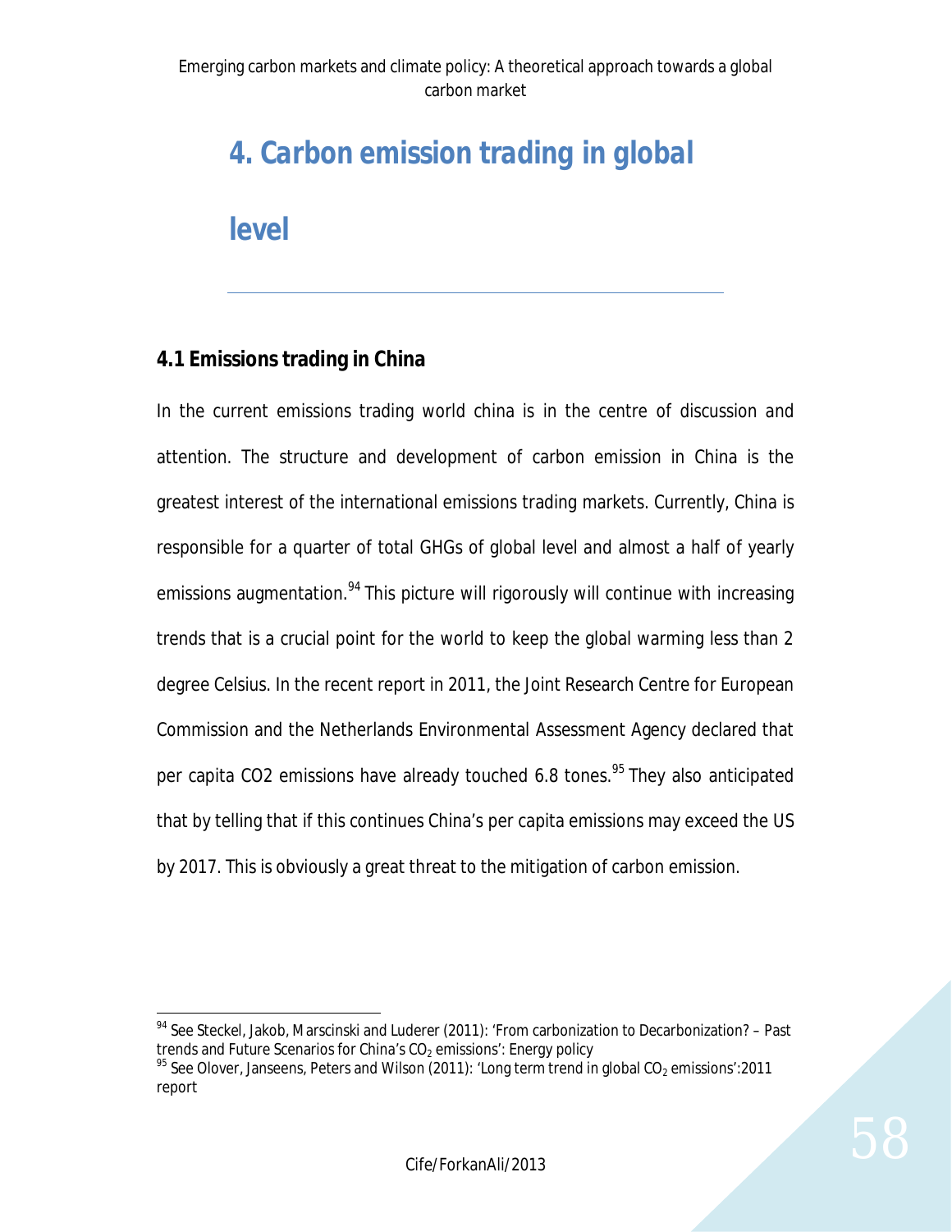# 4. Carbon emission trading in global level

## 4.1 Emissions trading in China

In the current emissions trading world china is in the centre of discussion and attention. The structure and development of carbon emission in China is the greatest interest of the international emissions trading markets. Currently, China is responsible for a quarter of total GHGs of global level and almost a half of yearly emissions augmentation.[94] This picture will rigorously will continue with increasing trends that is a crucial point for the world to keep the global warming less than 2 degree Celsius. In the recent report in 2011, the Joint Research Centre for European Commission and the Netherlands Environmental Assessment Agency declared that per capita CO2 emissions have already touched 6.8 tones.[95] They also anticipated that by telling that if this continues China's per capita emissions may exceed the US by 2017. This is obviously a great threat to the mitigation of carbon emission.

---

[94] See Steckel, Jakob, Marscinski and Luderer (2011): 'From carbonization to Decarbonization? – Past trends and Future Scenarios for China's $CO_2$ emissions': Energy policy

[95] See Olover, Janseens, Peters and Wilson (2011): 'Long term trend in global $CO_2$ emissions':2011 report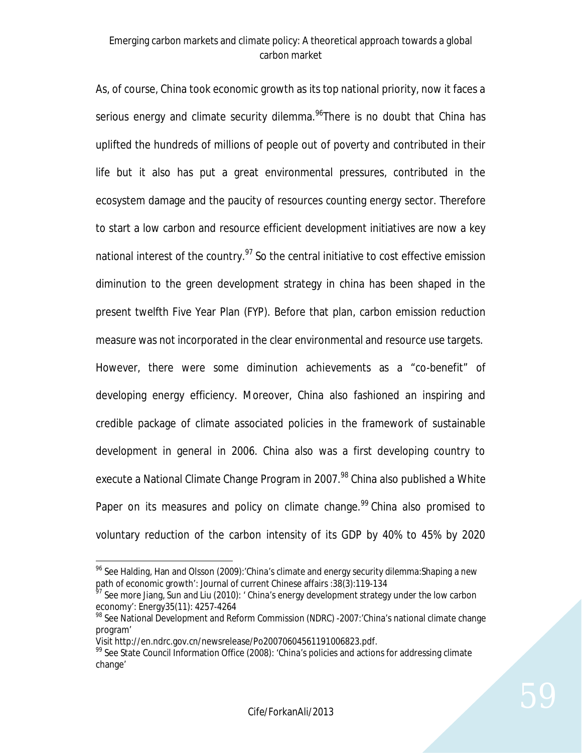As, of course, China took economic growth as its top national priority, now it faces a serious energy and climate security dilemma.[96]There is no doubt that China has uplifted the hundreds of millions of people out of poverty and contributed in their life but it also has put a great environmental pressures, contributed in the ecosystem damage and the paucity of resources counting energy sector. Therefore to start a low carbon and resource efficient development initiatives are now a key national interest of the country.[97] So the central initiative to cost effective emission diminution to the green development strategy in china has been shaped in the present twelfth Five Year Plan (FYP). Before that plan, carbon emission reduction measure was not incorporated in the clear environmental and resource use targets. However, there were some diminution achievements as a "co-benefit" of developing energy efficiency. Moreover, China also fashioned an inspiring and credible package of climate associated policies in the framework of sustainable development in general in 2006. China also was a first developing country to execute a National Climate Change Program in 2007.[98] China also published a White Paper on its measures and policy on climate change.[99] China also promised to voluntary reduction of the carbon intensity of its GDP by 40% to 45% by 2020

---

[96] See Halding, Han and Olsson (2009):'China's climate and energy security dilemma:Shaping a new path of economic growth': Journal of current Chinese affairs :38(3):119-134

[97] See more Jiang, Sun and Liu (2010): ' China's energy development strategy under the low carbon economy': Energy35(11): 4257-4264

[98] See National Development and Reform Commission (NDRC) -2007:'China's national climate change program'
Visit http://en.ndrc.gov.cn/newsrelease/Po20070604561191006823.pdf.

[99] See State Council Information Office (2008): 'China's policies and actions for addressing climate change'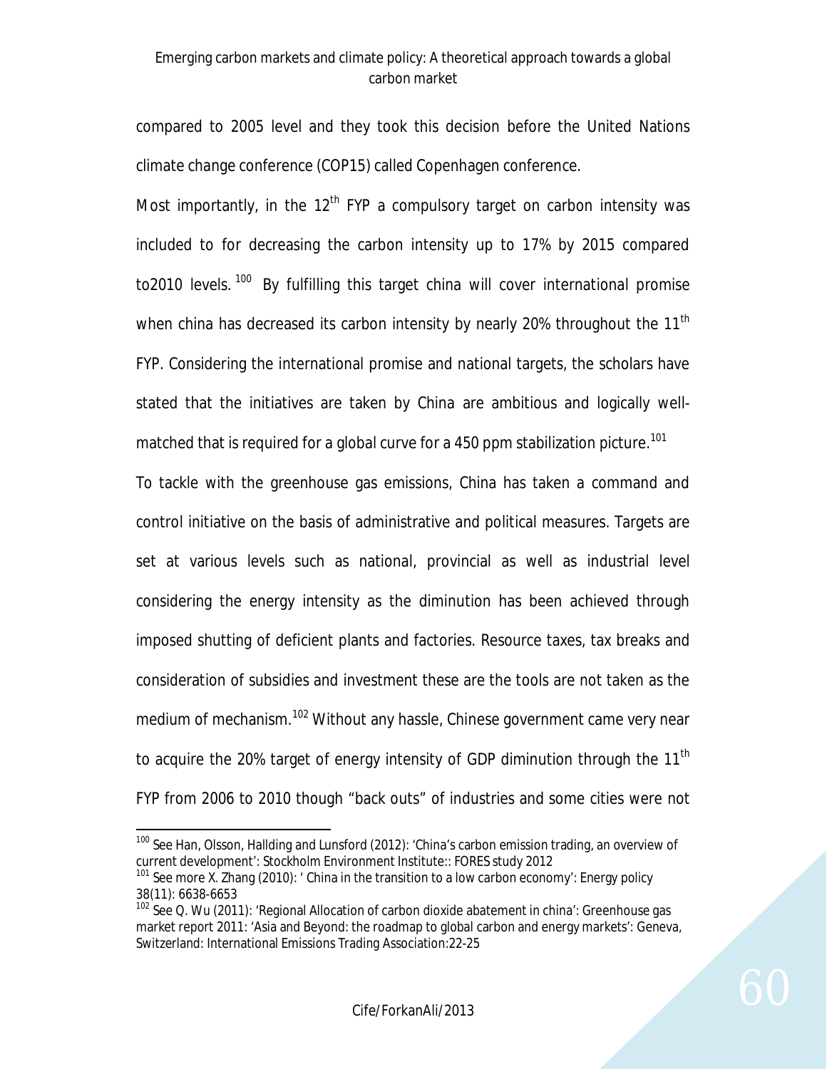compared to 2005 level and they took this decision before the United Nations climate change conference (COP15) called Copenhagen conference.

Most importantly, in the 12th FYP a compulsory target on carbon intensity was included to for decreasing the carbon intensity up to 17% by 2015 compared to2010 levels.[100] By fulfilling this target china will cover international promise when china has decreased its carbon intensity by nearly 20% throughout the 11th FYP. Considering the international promise and national targets, the scholars have stated that the initiatives are taken by China are ambitious and logically well-matched that is required for a global curve for a 450 ppm stabilization picture.[101]

To tackle with the greenhouse gas emissions, China has taken a command and control initiative on the basis of administrative and political measures. Targets are set at various levels such as national, provincial as well as industrial level considering the energy intensity as the diminution has been achieved through imposed shutting of deficient plants and factories. Resource taxes, tax breaks and consideration of subsidies and investment these are the tools are not taken as the medium of mechanism.[102] Without any hassle, Chinese government came very near to acquire the 20% target of energy intensity of GDP diminution through the 11th FYP from 2006 to 2010 though "back outs" of industries and some cities were not

---

[100] See Han, Olsson, Hallding and Lunsford (2012): 'China's carbon emission trading, an overview of current development': Stockholm Environment Institute:: FORES study 2012

[101] See more X. Zhang (2010): ' China in the transition to a low carbon economy': Energy policy 38(11): 6638-6653

[102] See Q. Wu (2011): 'Regional Allocation of carbon dioxide abatement in china': Greenhouse gas market report 2011: 'Asia and Beyond: the roadmap to global carbon and energy markets': Geneva, Switzerland: International Emissions Trading Association:22-25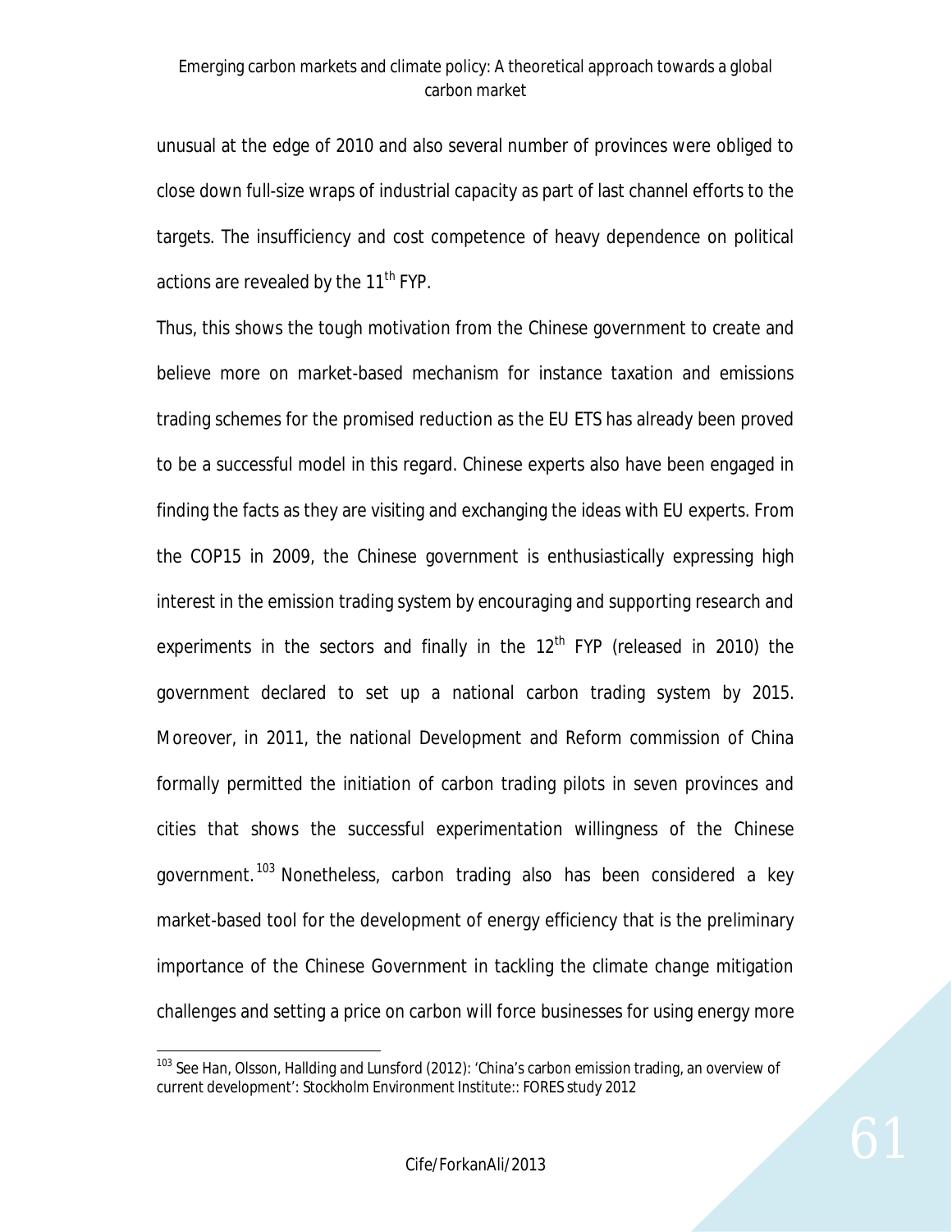unusual at the edge of 2010 and also several number of provinces were obliged to close down full-size wraps of industrial capacity as part of last channel efforts to the targets. The insufficiency and cost competence of heavy dependence on political actions are revealed by the 11th FYP.

Thus, this shows the tough motivation from the Chinese government to create and believe more on market-based mechanism for instance taxation and emissions trading schemes for the promised reduction as the EU ETS has already been proved to be a successful model in this regard. Chinese experts also have been engaged in finding the facts as they are visiting and exchanging the ideas with EU experts. From the COP15 in 2009, the Chinese government is enthusiastically expressing high interest in the emission trading system by encouraging and supporting research and experiments in the sectors and finally in the 12th FYP (released in 2010) the government declared to set up a national carbon trading system by 2015. Moreover, in 2011, the national Development and Reform commission of China formally permitted the initiation of carbon trading pilots in seven provinces and cities that shows the successful experimentation willingness of the Chinese government.[103] Nonetheless, carbon trading also has been considered a key market-based tool for the development of energy efficiency that is the preliminary importance of the Chinese Government in tackling the climate change mitigation challenges and setting a price on carbon will force businesses for using energy more

[103] See Han, Olsson, Hallding and Lunsford (2012): 'China's carbon emission trading, an overview of current development': Stockholm Environment Institute:: FORES study 2012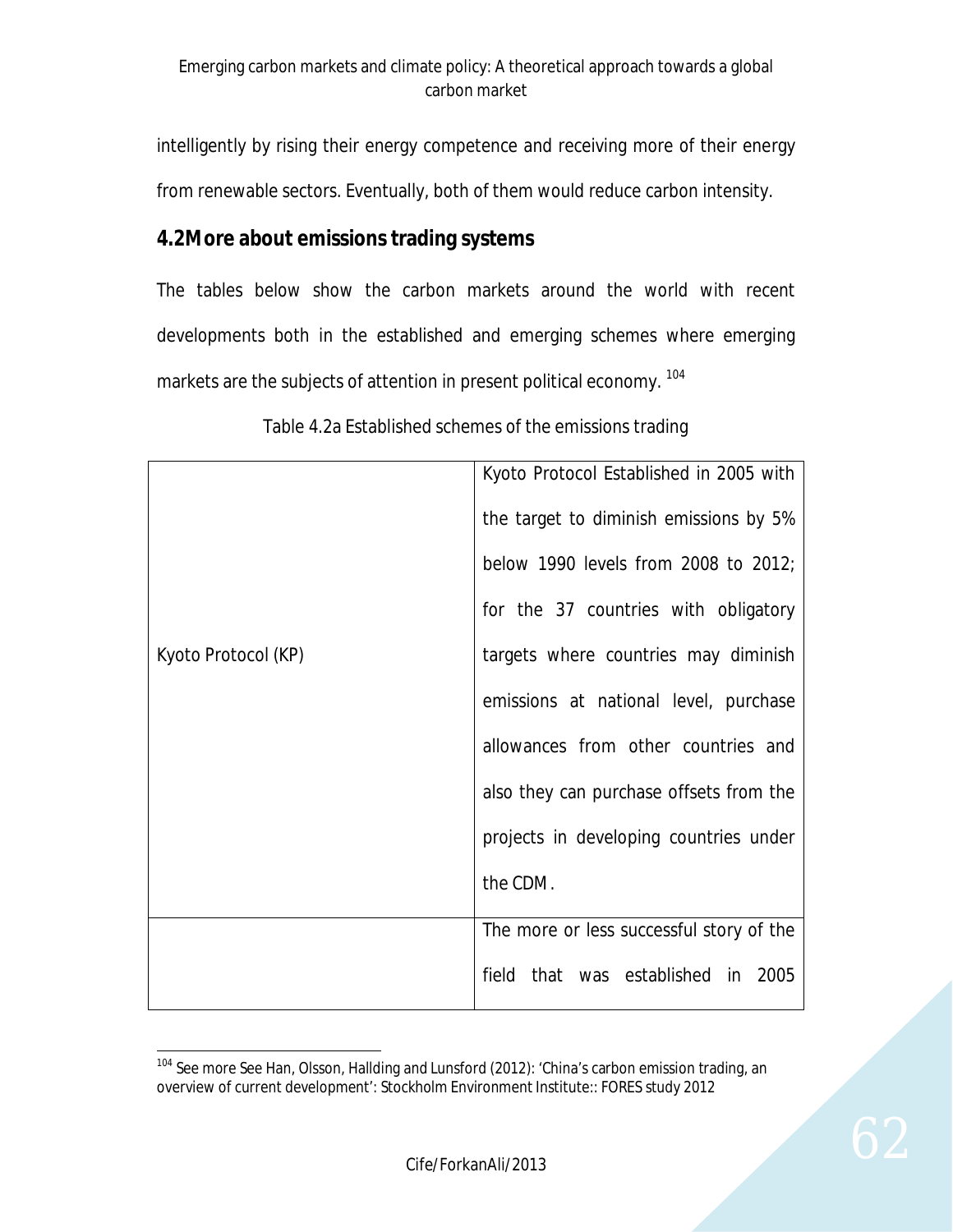intelligently by rising their energy competence and receiving more of their energy from renewable sectors. Eventually, both of them would reduce carbon intensity.

## 4.2More about emissions trading systems

The tables below show the carbon markets around the world with recent developments both in the established and emerging schemes where emerging markets are the subjects of attention in present political economy. [104]

Table 4.2a Established schemes of the emissions trading

| | |
|---|---|
| Kyoto Protocol (KP) | Kyoto Protocol Established in 2005 with the target to diminish emissions by 5% below 1990 levels from 2008 to 2012; for the 37 countries with obligatory targets where countries may diminish emissions at national level, purchase allowances from other countries and also they can purchase offsets from the projects in developing countries under the CDM. |
| | The more or less successful story of the field that was established in 2005 |

[104] See more See Han, Olsson, Hallding and Lunsford (2012): 'China's carbon emission trading, an overview of current development': Stockholm Environment Institute:: FORES study 2012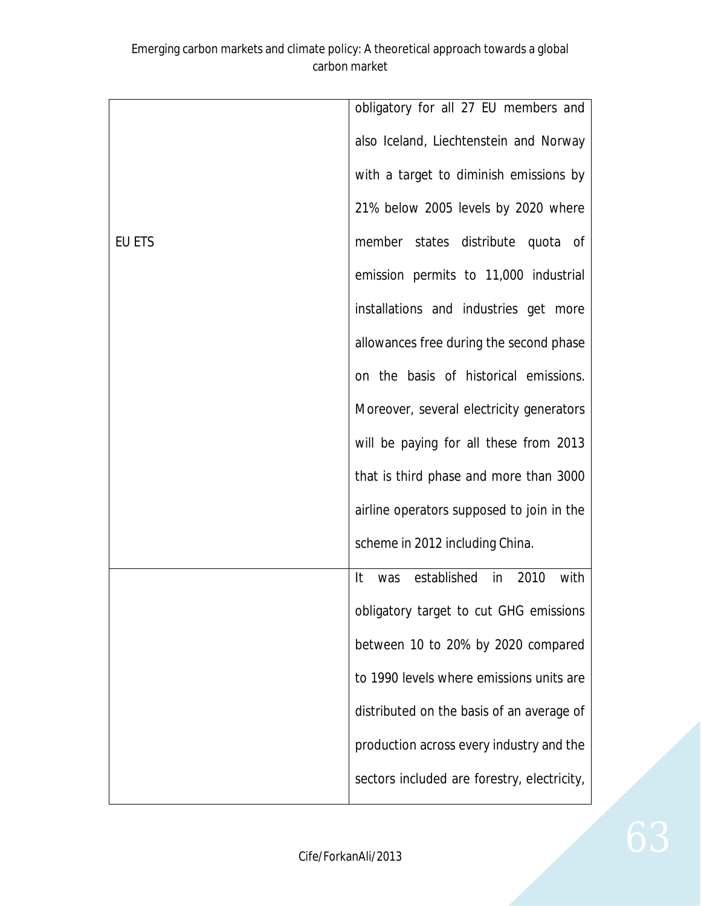| | |
|---|---|
| EU ETS | obligatory for all 27 EU members and also Iceland, Liechtenstein and Norway with a target to diminish emissions by 21% below 2005 levels by 2020 where member states distribute quota of emission permits to 11,000 industrial installations and industries get more allowances free during the second phase on the basis of historical emissions. Moreover, several electricity generators will be paying for all these from 2013 that is third phase and more than 3000 airline operators supposed to join in the scheme in 2012 including China. |
| | It was established in 2010 with obligatory target to cut GHG emissions between 10 to 20% by 2020 compared to 1990 levels where emissions units are distributed on the basis of an average of production across every industry and the sectors included are forestry, electricity, |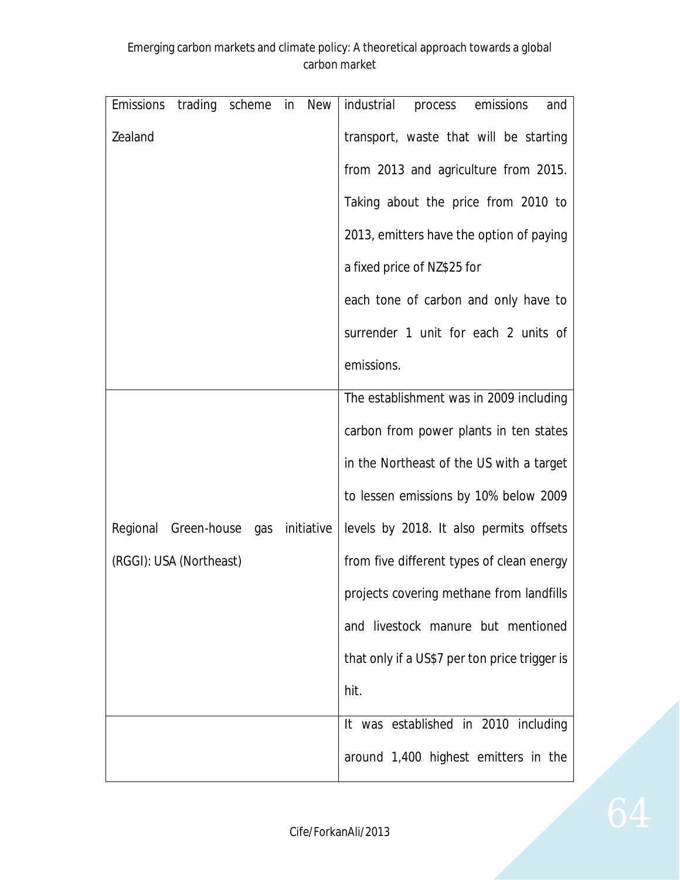| | |
|---|---|
| Emissions trading scheme in New Zealand | industrial process emissions and transport, waste that will be starting from 2013 and agriculture from 2015. Taking about the price from 2010 to 2013, emitters have the option of paying a fixed price of NZ$25 for each tone of carbon and only have to surrender 1 unit for each 2 units of emissions. |
| Regional Green-house gas initiative (RGGI): USA (Northeast) | The establishment was in 2009 including carbon from power plants in ten states in the Northeast of the US with a target to lessen emissions by 10% below 2009 levels by 2018. It also permits offsets from five different types of clean energy projects covering methane from landfills and livestock manure but mentioned that only if a US$7 per ton price trigger is hit. |
| | It was established in 2010 including around 1,400 highest emitters in the |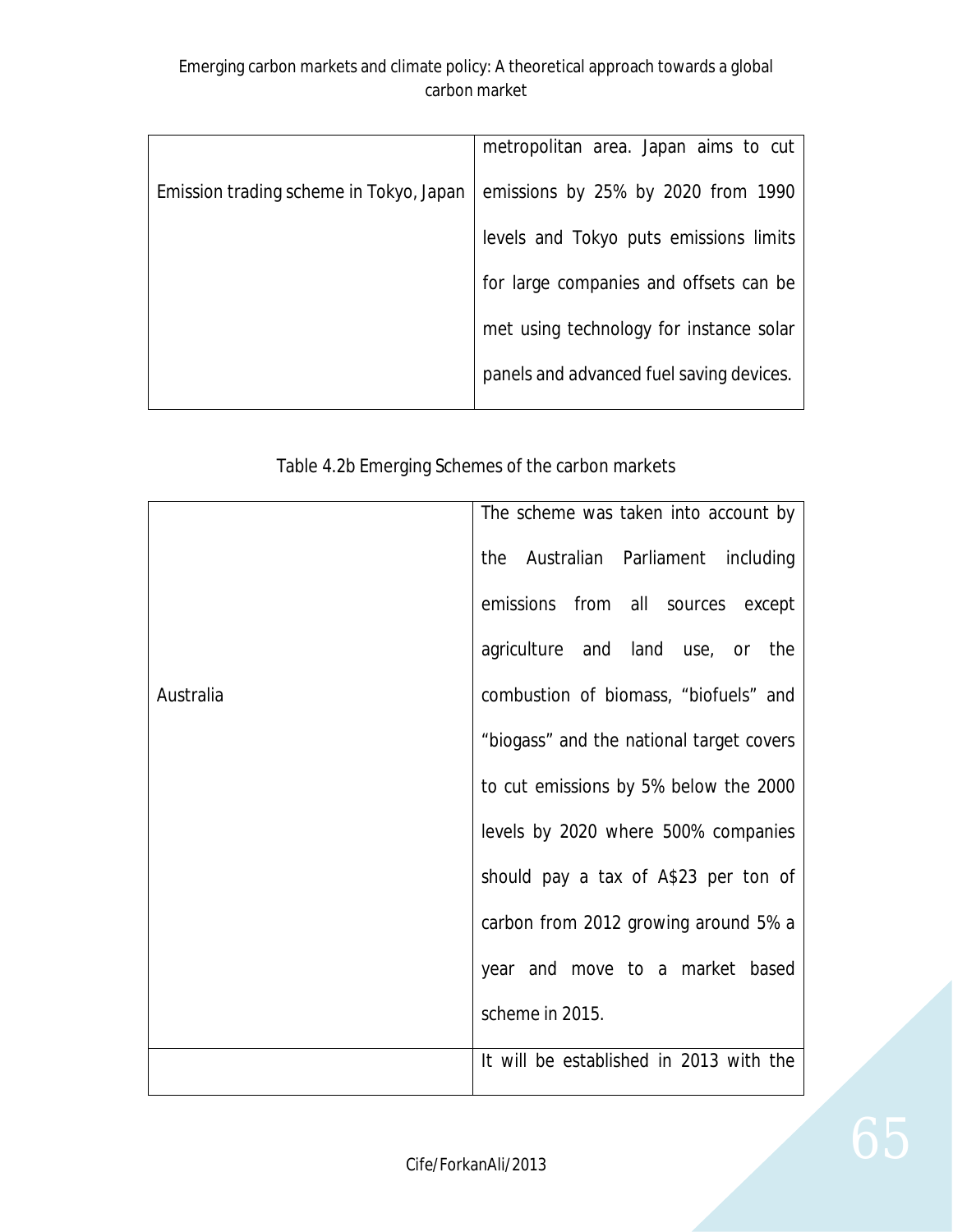| | |
|---|---|
| Emission trading scheme in Tokyo, Japan | metropolitan area. Japan aims to cut emissions by 25% by 2020 from 1990 levels and Tokyo puts emissions limits for large companies and offsets can be met using technology for instance solar panels and advanced fuel saving devices. |

Table 4.2b Emerging Schemes of the carbon markets

| | |
|---|---|
| Australia | The scheme was taken into account by the Australian Parliament including emissions from all sources except agriculture and land use, or the combustion of biomass, “biofuels” and “biogass” and the national target covers to cut emissions by 5% below the 2000 levels by 2020 where 500% companies should pay a tax of A$23 per ton of carbon from 2012 growing around 5% a year and move to a market based scheme in 2015. |
| | It will be established in 2013 with the |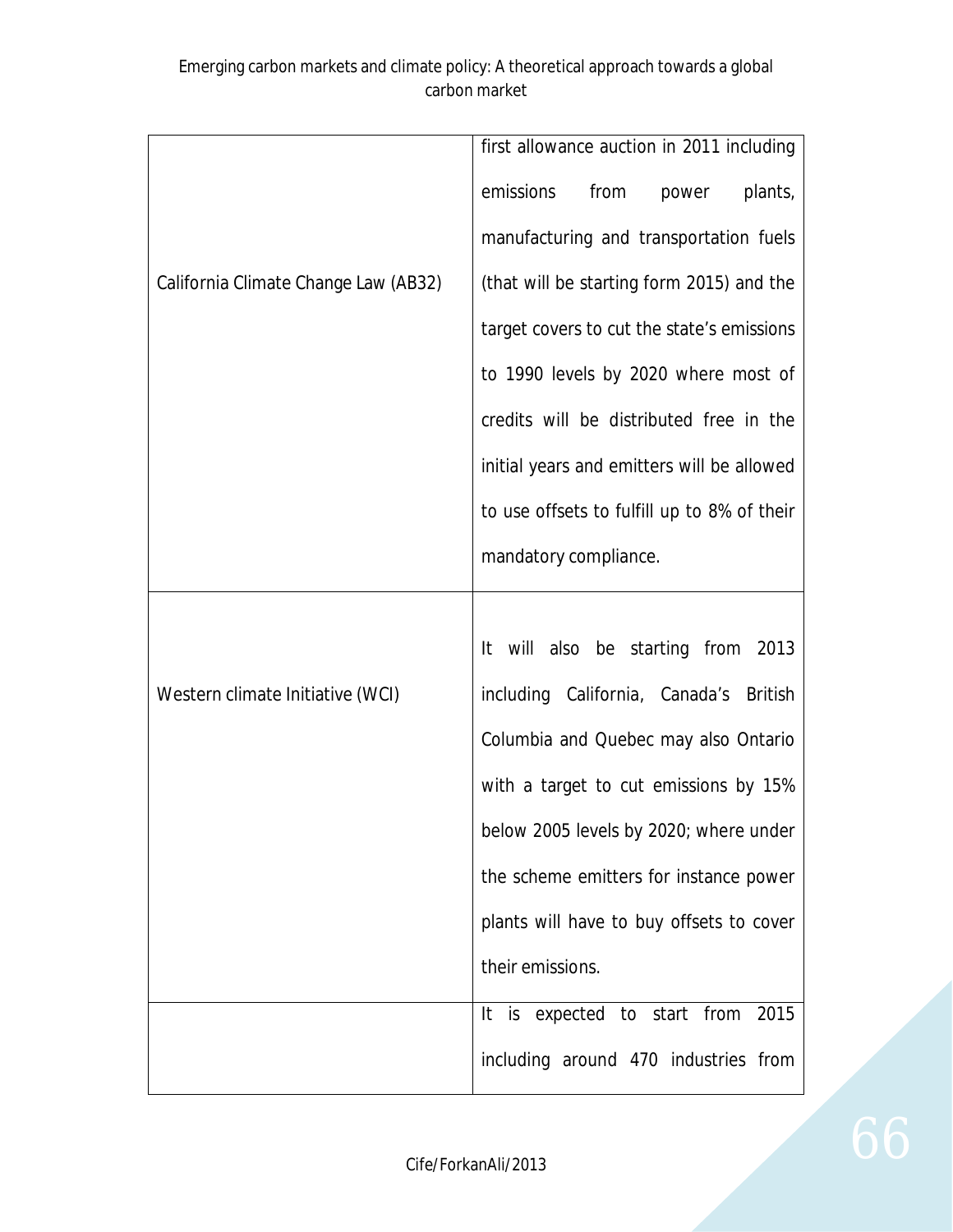| | |
|---|---|
| California Climate Change Law (AB32) | first allowance auction in 2011 including emissions from power plants, manufacturing and transportation fuels (that will be starting form 2015) and the target covers to cut the state's emissions to 1990 levels by 2020 where most of credits will be distributed free in the initial years and emitters will be allowed to use offsets to fulfill up to 8% of their mandatory compliance. |
| Western climate Initiative (WCI) | It will also be starting from 2013 including California, Canada's British Columbia and Quebec may also Ontario with a target to cut emissions by 15% below 2005 levels by 2020; where under the scheme emitters for instance power plants will have to buy offsets to cover their emissions. |
| | It is expected to start from 2015 including around 470 industries from |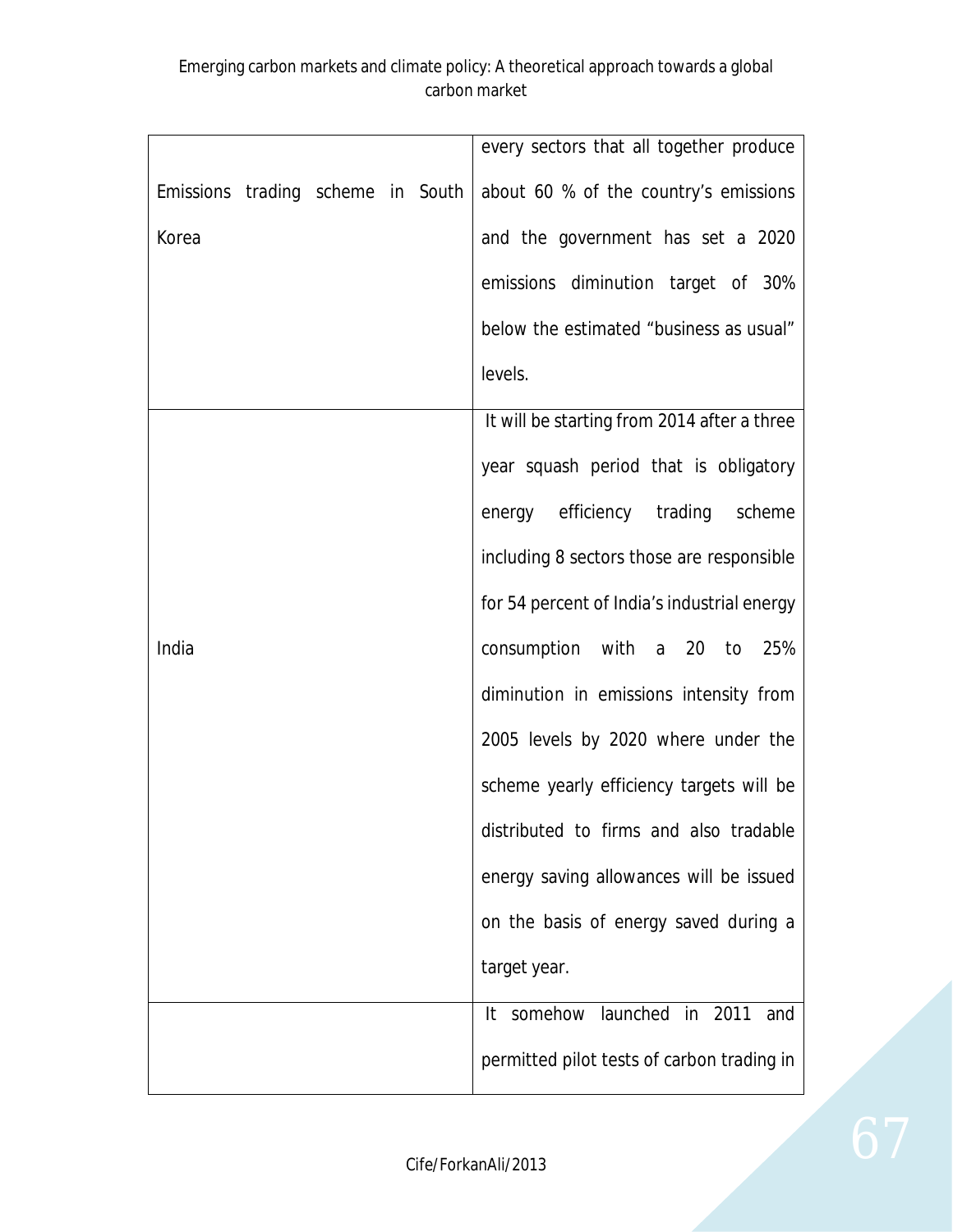| | |
|---|---|
| Emissions trading scheme in South Korea | every sectors that all together produce about 60 % of the country's emissions and the government has set a 2020 emissions diminution target of 30% below the estimated "business as usual" levels. |
| India | It will be starting from 2014 after a three year squash period that is obligatory energy efficiency trading scheme including 8 sectors those are responsible for 54 percent of India's industrial energy consumption with a 20 to 25% diminution in emissions intensity from 2005 levels by 2020 where under the scheme yearly efficiency targets will be distributed to firms and also tradable energy saving allowances will be issued on the basis of energy saved during a target year. |
| | It somehow launched in 2011 and permitted pilot tests of carbon trading in |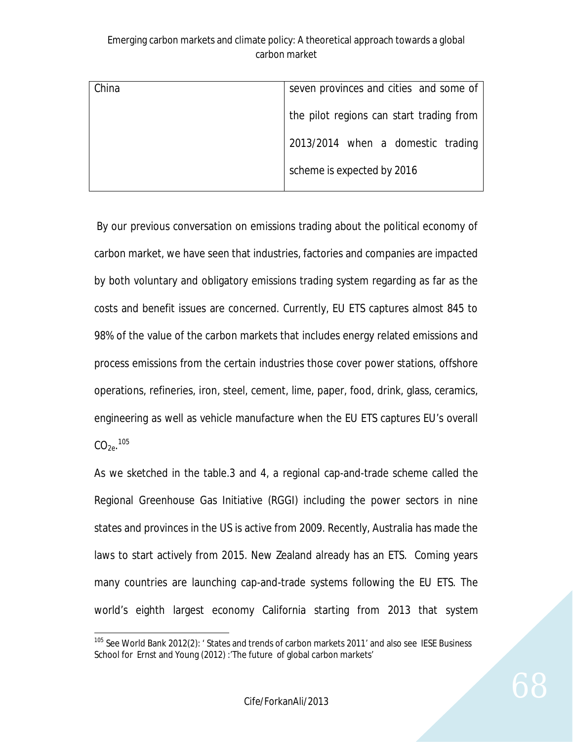| China | seven provinces and cities and some of the pilot regions can start trading from 2013/2014 when a domestic trading scheme is expected by 2016 |
|---|---|

By our previous conversation on emissions trading about the political economy of carbon market, we have seen that industries, factories and companies are impacted by both voluntary and obligatory emissions trading system regarding as far as the costs and benefit issues are concerned. Currently, EU ETS captures almost 845 to 98% of the value of the carbon markets that includes energy related emissions and process emissions from the certain industries those cover power stations, offshore operations, refineries, iron, steel, cement, lime, paper, food, drink, glass, ceramics, engineering as well as vehicle manufacture when the EU ETS captures EU's overall $CO_{2e}$.[105]

As we sketched in the table.3 and 4, a regional cap-and-trade scheme called the Regional Greenhouse Gas Initiative (RGGI) including the power sectors in nine states and provinces in the US is active from 2009. Recently, Australia has made the laws to start actively from 2015. New Zealand already has an ETS. Coming years many countries are launching cap-and-trade systems following the EU ETS. The world's eighth largest economy California starting from 2013 that system

[105] See World Bank 2012(2): ' States and trends of carbon markets 2011' and also see IESE Business School for Ernst and Young (2012) :'The future of global carbon markets'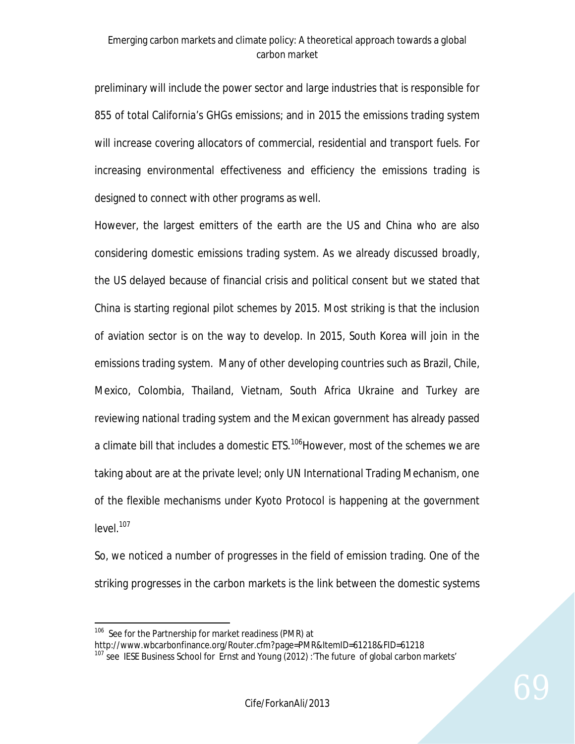preliminary will include the power sector and large industries that is responsible for 855 of total California's GHGs emissions; and in 2015 the emissions trading system will increase covering allocators of commercial, residential and transport fuels. For increasing environmental effectiveness and efficiency the emissions trading is designed to connect with other programs as well.

However, the largest emitters of the earth are the US and China who are also considering domestic emissions trading system. As we already discussed broadly, the US delayed because of financial crisis and political consent but we stated that China is starting regional pilot schemes by 2015. Most striking is that the inclusion of aviation sector is on the way to develop. In 2015, South Korea will join in the emissions trading system. Many of other developing countries such as Brazil, Chile, Mexico, Colombia, Thailand, Vietnam, South Africa Ukraine and Turkey are reviewing national trading system and the Mexican government has already passed a climate bill that includes a domestic ETS.[106]However, most of the schemes we are taking about are at the private level; only UN International Trading Mechanism, one of the flexible mechanisms under Kyoto Protocol is happening at the government level.[107]

So, we noticed a number of progresses in the field of emission trading. One of the striking progresses in the carbon markets is the link between the domestic systems

---

[106] See for the Partnership for market readiness (PMR) at http://www.wbcarbonfinance.org/Router.cfm?page=PMR&ItemID=61218&FID=61218

[107] see IESE Business School for Ernst and Young (2012) :'The future of global carbon markets'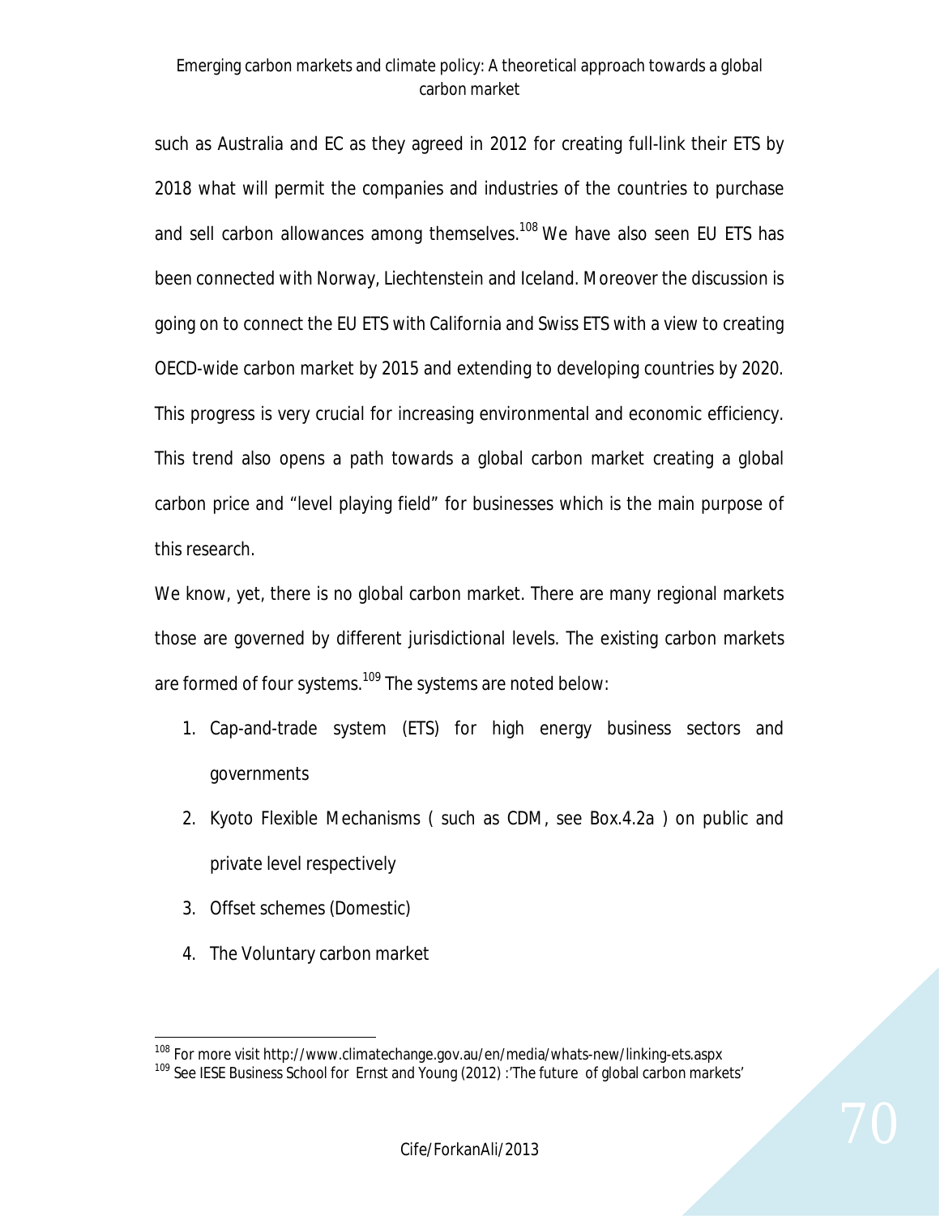such as Australia and EC as they agreed in 2012 for creating full-link their ETS by 2018 what will permit the companies and industries of the countries to purchase and sell carbon allowances among themselves.[108] We have also seen EU ETS has been connected with Norway, Liechtenstein and Iceland. Moreover the discussion is going on to connect the EU ETS with California and Swiss ETS with a view to creating OECD-wide carbon market by 2015 and extending to developing countries by 2020. This progress is very crucial for increasing environmental and economic efficiency. This trend also opens a path towards a global carbon market creating a global carbon price and "level playing field" for businesses which is the main purpose of this research.

We know, yet, there is no global carbon market. There are many regional markets those are governed by different jurisdictional levels. The existing carbon markets are formed of four systems.[109] The systems are noted below:

1. Cap-and-trade system (ETS) for high energy business sectors and governments
2. Kyoto Flexible Mechanisms ( such as CDM, see Box.4.2a ) on public and private level respectively
3. Offset schemes (Domestic)
4. The Voluntary carbon market

---

[108] For more visit http://www.climatechange.gov.au/en/media/whats-new/linking-ets.aspx

[109] See IESE Business School for Ernst and Young (2012) :'The future of global carbon markets'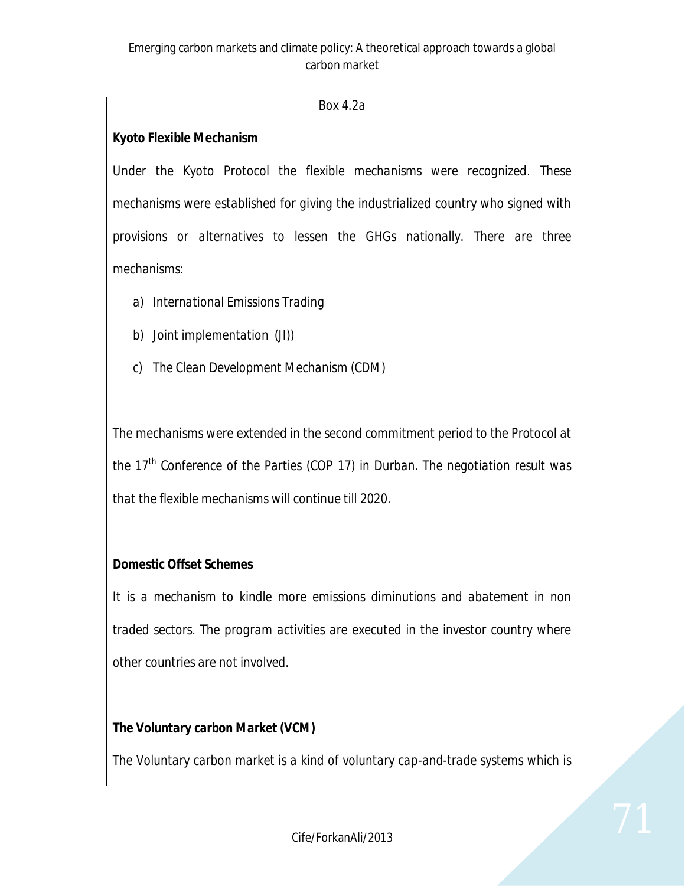Box 4.2a

**Kyoto Flexible Mechanism**

Under the Kyoto Protocol the flexible mechanisms were recognized. These mechanisms were established for giving the industrialized country who signed with provisions or alternatives to lessen the GHGs nationally. There are three mechanisms:

a) International Emissions Trading
b) Joint implementation (JI))
c) The Clean Development Mechanism (CDM)

The mechanisms were extended in the second commitment period to the Protocol at the 17th Conference of the Parties (COP 17) in Durban. The negotiation result was that the flexible mechanisms will continue till 2020.

**Domestic Offset Schemes**

It is a mechanism to kindle more emissions diminutions and abatement in non traded sectors. The program activities are executed in the investor country where other countries are not involved.

**The Voluntary carbon Market (VCM)**

The Voluntary carbon market is a kind of voluntary cap-and-trade systems which is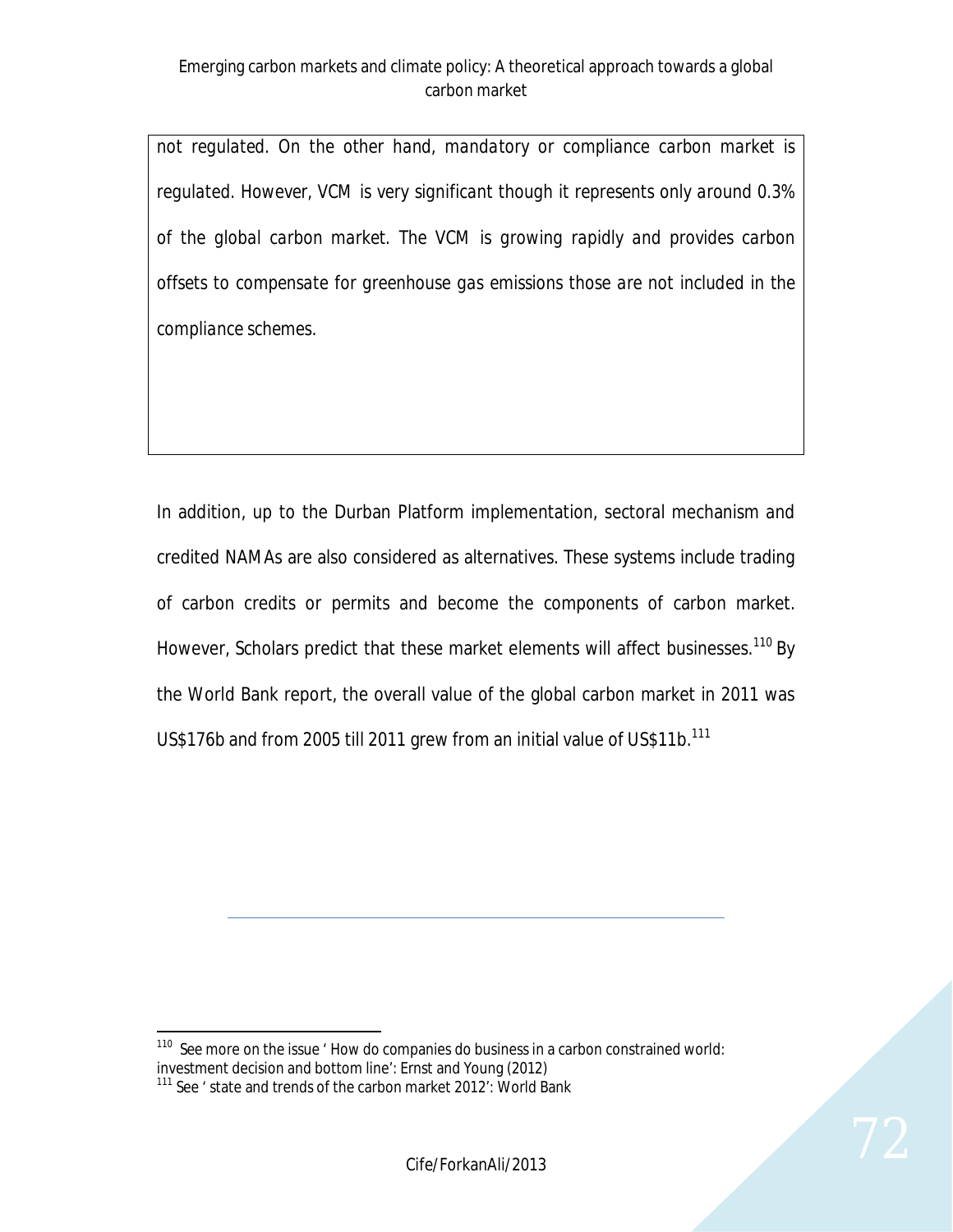*not regulated. On the other hand, mandatory or compliance carbon market is regulated. However, VCM is very significant though it represents only around 0.3% of the global carbon market. The VCM is growing rapidly and provides carbon offsets to compensate for greenhouse gas emissions those are not included in the compliance schemes.*

In addition, up to the Durban Platform implementation, sectoral mechanism and credited NAMAs are also considered as alternatives. These systems include trading of carbon credits or permits and become the components of carbon market. However, Scholars predict that these market elements will affect businesses.[110] By the World Bank report, the overall value of the global carbon market in 2011 was US$176b and from 2005 till 2011 grew from an initial value of US$11b.[111]

---

[110] See more on the issue ' How do companies do business in a carbon constrained world: investment decision and bottom line': Ernst and Young (2012)

[111] See ' state and trends of the carbon market 2012': World Bank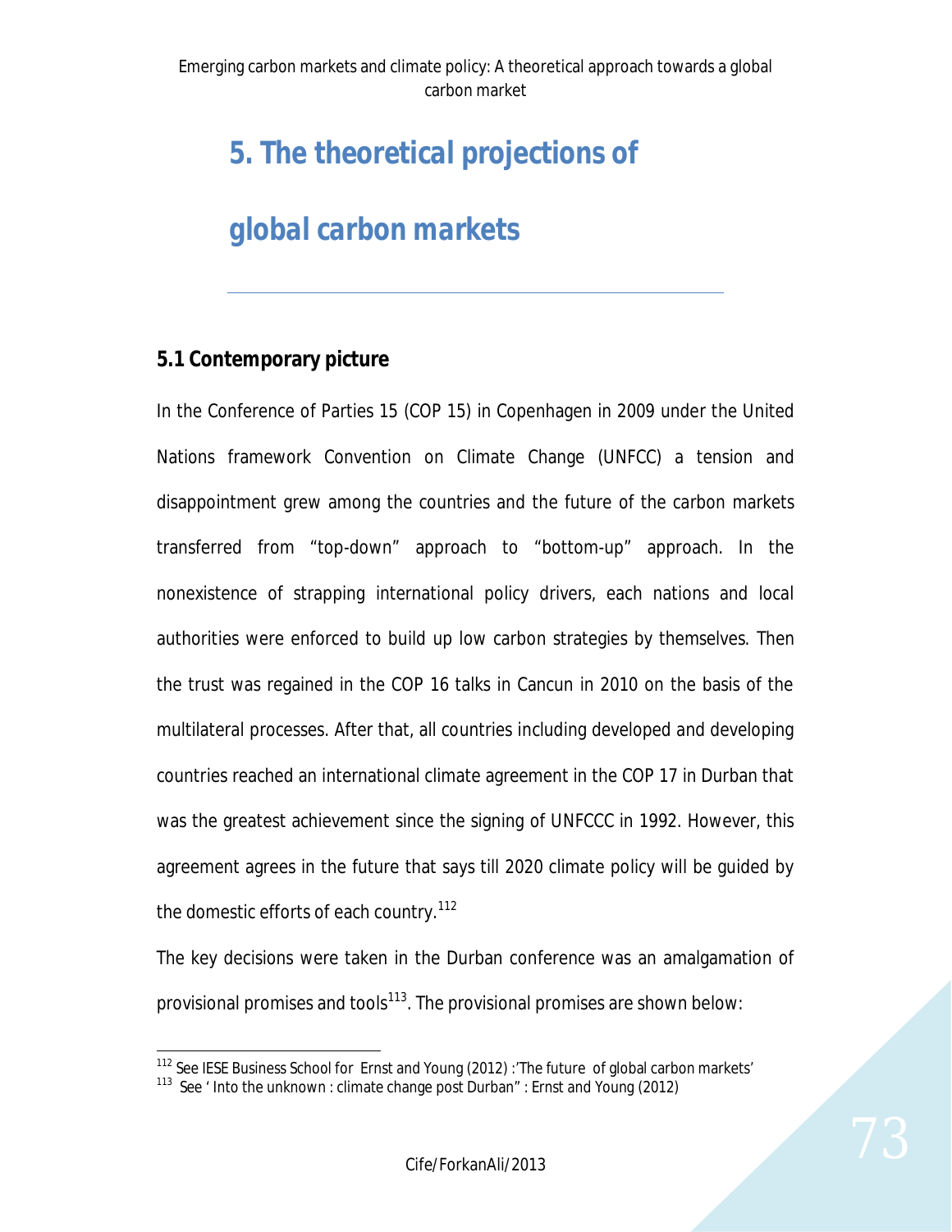# 5. The theoretical projections of global carbon markets

## 5.1 Contemporary picture

In the Conference of Parties 15 (COP 15) in Copenhagen in 2009 under the United Nations framework Convention on Climate Change (UNFCC) a tension and disappointment grew among the countries and the future of the carbon markets transferred from "top-down" approach to "bottom-up" approach. In the nonexistence of strapping international policy drivers, each nations and local authorities were enforced to build up low carbon strategies by themselves. Then the trust was regained in the COP 16 talks in Cancun in 2010 on the basis of the multilateral processes. After that, all countries including developed and developing countries reached an international climate agreement in the COP 17 in Durban that was the greatest achievement since the signing of UNFCCC in 1992. However, this agreement agrees in the future that says till 2020 climate policy will be guided by the domestic efforts of each country.[112]

The key decisions were taken in the Durban conference was an amalgamation of provisional promises and tools[113]. The provisional promises are shown below:

---

[112] See IESE Business School for Ernst and Young (2012) :'The future of global carbon markets'

[113] See ' Into the unknown : climate change post Durban" : Ernst and Young (2012)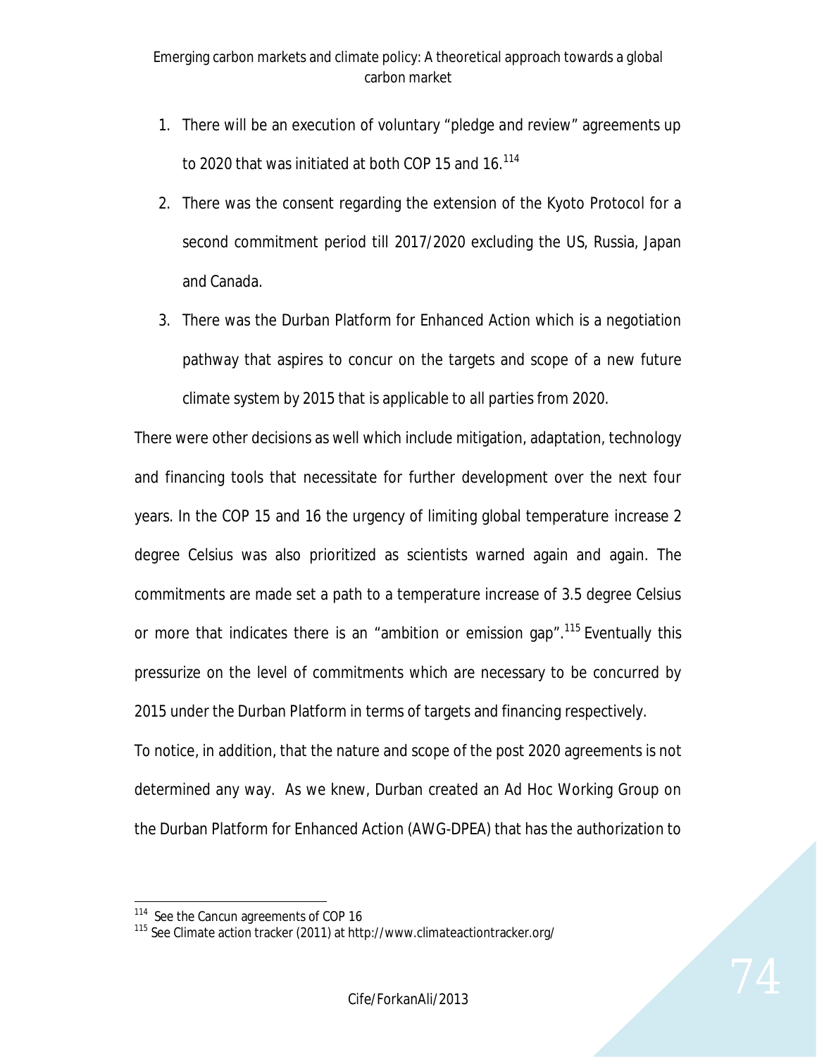1. There will be an execution of voluntary "pledge and review" agreements up to 2020 that was initiated at both COP 15 and 16.[114]
2. There was the consent regarding the extension of the Kyoto Protocol for a second commitment period till 2017/2020 excluding the US, Russia, Japan and Canada.
3. There was the Durban Platform for Enhanced Action which is a negotiation pathway that aspires to concur on the targets and scope of a new future climate system by 2015 that is applicable to all parties from 2020.

There were other decisions as well which include mitigation, adaptation, technology and financing tools that necessitate for further development over the next four years. In the COP 15 and 16 the urgency of limiting global temperature increase 2 degree Celsius was also prioritized as scientists warned again and again. The commitments are made set a path to a temperature increase of 3.5 degree Celsius or more that indicates there is an "ambition or emission gap".[115] Eventually this pressurize on the level of commitments which are necessary to be concurred by 2015 under the Durban Platform in terms of targets and financing respectively.

To notice, in addition, that the nature and scope of the post 2020 agreements is not determined any way. As we knew, Durban created an Ad Hoc Working Group on the Durban Platform for Enhanced Action (AWG-DPEA) that has the authorization to

---

[114] See the Cancun agreements of COP 16

[115] See Climate action tracker (2011) at http://www.climateactiontracker.org/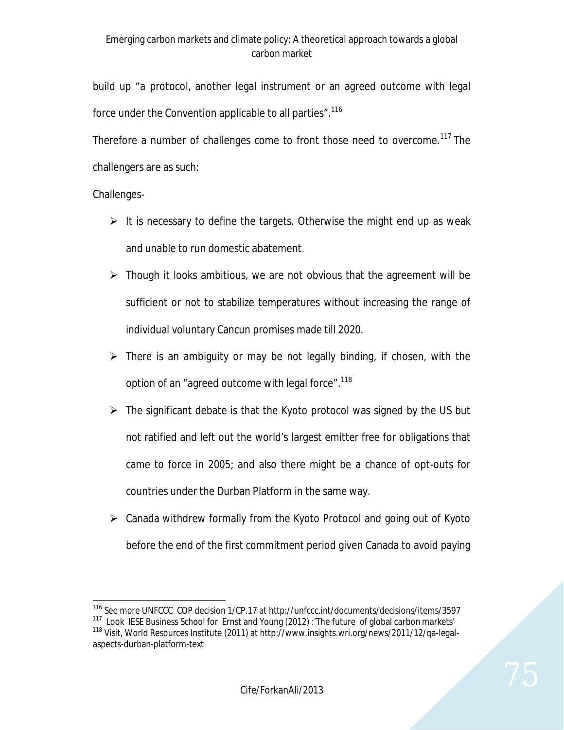build up "a protocol, another legal instrument or an agreed outcome with legal force under the Convention applicable to all parties".[116]

Therefore a number of challenges come to front those need to overcome.[117] The challengers are as such:

Challenges-

- It is necessary to define the targets. Otherwise the might end up as weak and unable to run domestic abatement.
- Though it looks ambitious, we are not obvious that the agreement will be sufficient or not to stabilize temperatures without increasing the range of individual voluntary Cancun promises made till 2020.
- There is an ambiguity or may be not legally binding, if chosen, with the option of an "agreed outcome with legal force".[118]
- The significant debate is that the Kyoto protocol was signed by the US but not ratified and left out the world's largest emitter free for obligations that came to force in 2005; and also there might be a chance of opt-outs for countries under the Durban Platform in the same way.
- Canada withdrew formally from the Kyoto Protocol and going out of Kyoto before the end of the first commitment period given Canada to avoid paying

---

[116] See more UNFCCC COP decision 1/CP.17 at http://unfccc.int/documents/decisions/items/3597

[117] Look IESE Business School for Ernst and Young (2012) :'The future of global carbon markets'

[118] Visit, World Resources Institute (2011) at http://www.insights.wri.org/news/2011/12/qa-legal-aspects-durban-platform-text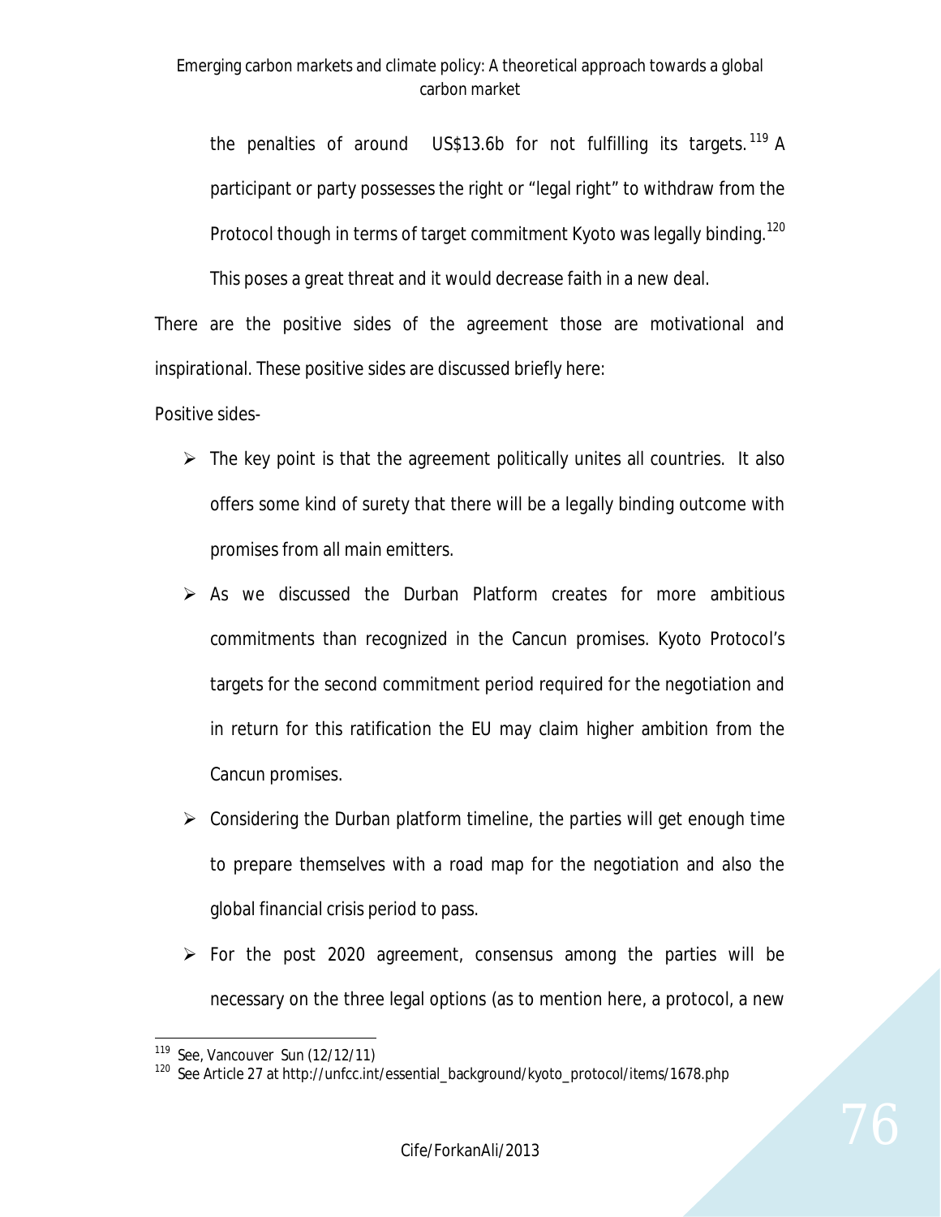the penalties of around US$13.6b for not fulfilling its targets.[119] A participant or party possesses the right or "legal right" to withdraw from the Protocol though in terms of target commitment Kyoto was legally binding.[120] This poses a great threat and it would decrease faith in a new deal.

There are the positive sides of the agreement those are motivational and inspirational. These positive sides are discussed briefly here:

Positive sides-

- The key point is that the agreement politically unites all countries. It also offers some kind of surety that there will be a legally binding outcome with promises from all main emitters.
- As we discussed the Durban Platform creates for more ambitious commitments than recognized in the Cancun promises. Kyoto Protocol's targets for the second commitment period required for the negotiation and in return for this ratification the EU may claim higher ambition from the Cancun promises.
- Considering the Durban platform timeline, the parties will get enough time to prepare themselves with a road map for the negotiation and also the global financial crisis period to pass.
- For the post 2020 agreement, consensus among the parties will be necessary on the three legal options (as to mention here, a protocol, a new

---

[119] See, Vancouver Sun (12/12/11)

[120] See Article 27 at http://unfcc.int/essential_background/kyoto_protocol/items/1678.php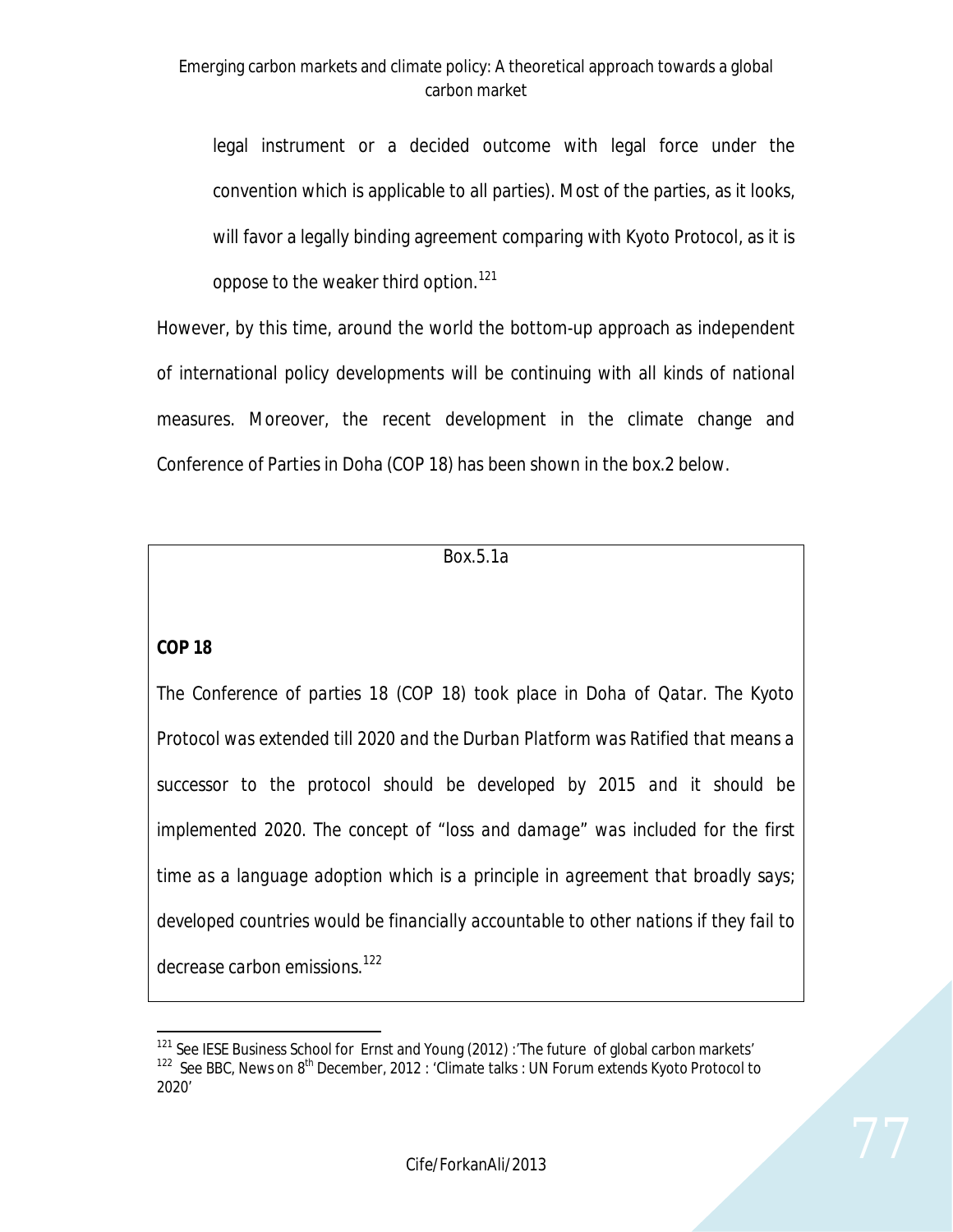legal instrument or a decided outcome with legal force under the convention which is applicable to all parties). Most of the parties, as it looks, will favor a legally binding agreement comparing with Kyoto Protocol, as it is oppose to the weaker third option.[121]

However, by this time, around the world the bottom-up approach as independent of international policy developments will be continuing with all kinds of national measures. Moreover, the recent development in the climate change and Conference of Parties in Doha (COP 18) has been shown in the box.2 below.

Box.5.1a

**COP 18**

*The Conference of parties 18 (COP 18) took place in Doha of Qatar. The Kyoto Protocol was extended till 2020 and the Durban Platform was Ratified that means a successor to the protocol should be developed by 2015 and it should be implemented 2020. The concept of "loss and damage" was included for the first time as a language adoption which is a principle in agreement that broadly says; developed countries would be financially accountable to other nations if they fail to decrease carbon emissions.*[122]

---

[121] See IESE Business School for Ernst and Young (2012) :'The future of global carbon markets'

[122] See BBC, News on 8th December, 2012 : 'Climate talks : UN Forum extends Kyoto Protocol to 2020'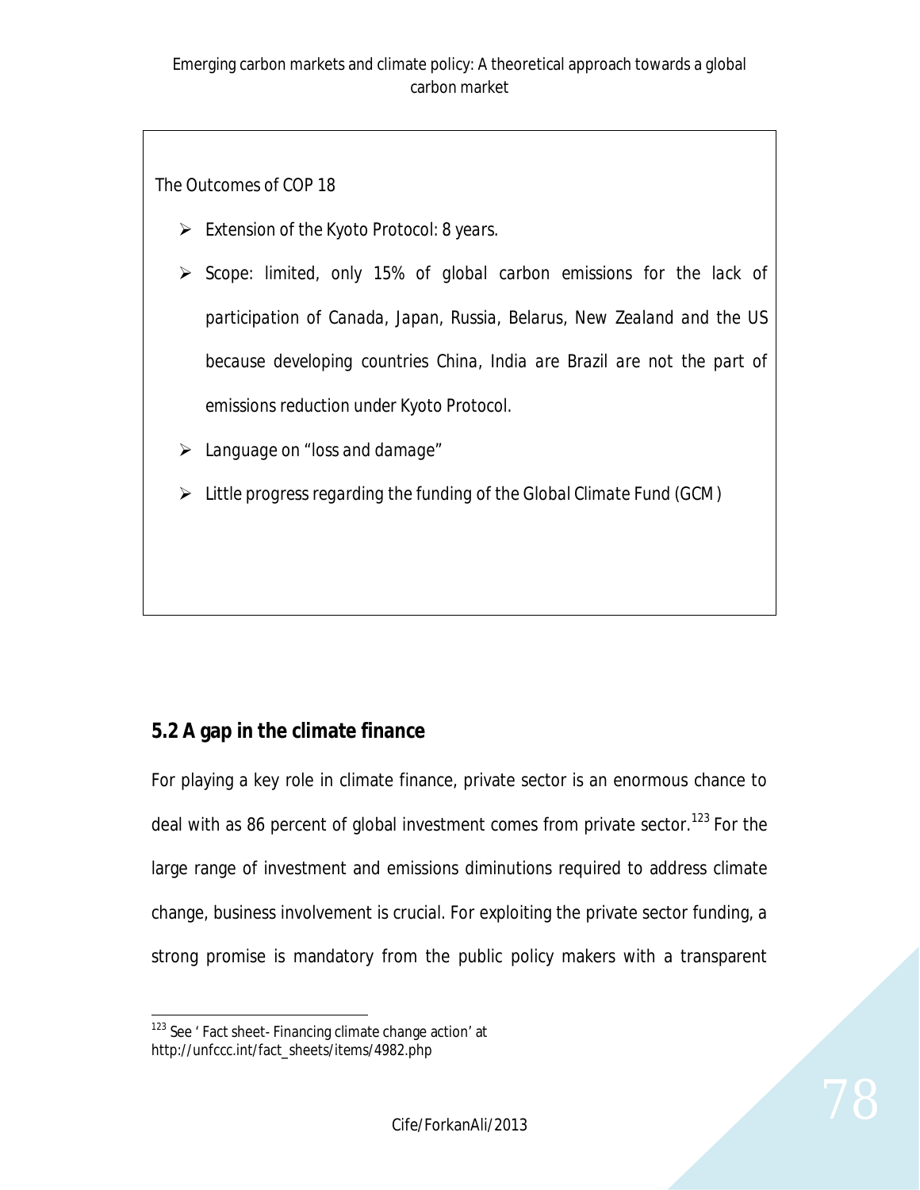The Outcomes of COP 18

- Extension of the Kyoto Protocol: 8 years.
- Scope: limited, only 15% of global carbon emissions for the lack of participation of Canada, Japan, Russia, Belarus, New Zealand and the US because developing countries China, India are Brazil are not the part of emissions reduction under Kyoto Protocol.
- Language on "loss and damage"
- Little progress regarding the funding of the Global Climate Fund (GCM)

## 5.2 A gap in the climate finance

For playing a key role in climate finance, private sector is an enormous chance to deal with as 86 percent of global investment comes from private sector.[123] For the large range of investment and emissions diminutions required to address climate change, business involvement is crucial. For exploiting the private sector funding, a strong promise is mandatory from the public policy makers with a transparent

[123] See ' Fact sheet- Financing climate change action' at http://unfccc.int/fact_sheets/items/4982.php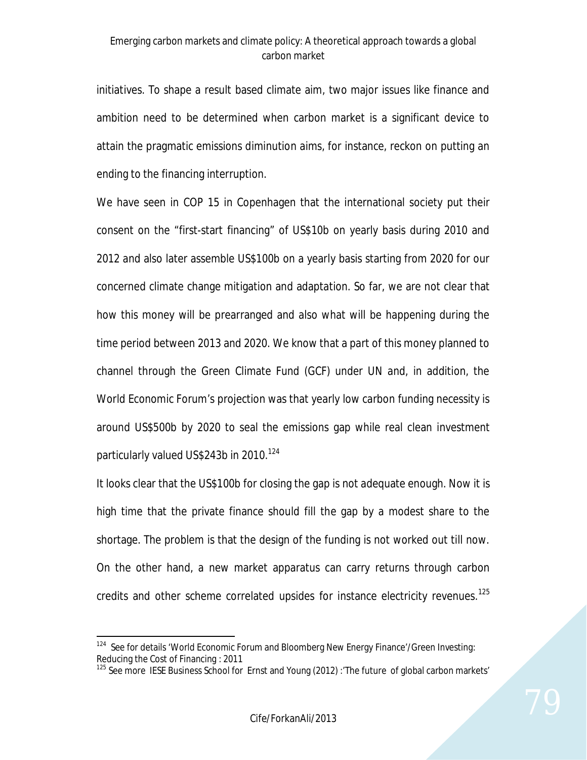initiatives. To shape a result based climate aim, two major issues like finance and ambition need to be determined when carbon market is a significant device to attain the pragmatic emissions diminution aims, for instance, reckon on putting an ending to the financing interruption.

We have seen in COP 15 in Copenhagen that the international society put their consent on the "first-start financing" of US$10b on yearly basis during 2010 and 2012 and also later assemble US$100b on a yearly basis starting from 2020 for our concerned climate change mitigation and adaptation. So far, we are not clear that how this money will be prearranged and also what will be happening during the time period between 2013 and 2020. We know that a part of this money planned to channel through the Green Climate Fund (GCF) under UN and, in addition, the World Economic Forum's projection was that yearly low carbon funding necessity is around US$500b by 2020 to seal the emissions gap while real clean investment particularly valued US$243b in 2010.[124]

It looks clear that the US$100b for closing the gap is not adequate enough. Now it is high time that the private finance should fill the gap by a modest share to the shortage. The problem is that the design of the funding is not worked out till now. On the other hand, a new market apparatus can carry returns through carbon credits and other scheme correlated upsides for instance electricity revenues.[125]

---

[124] See for details 'World Economic Forum and Bloomberg New Energy Finance'/Green Investing: Reducing the Cost of Financing : 2011

[125] See more IESE Business School for Ernst and Young (2012) :'The future of global carbon markets'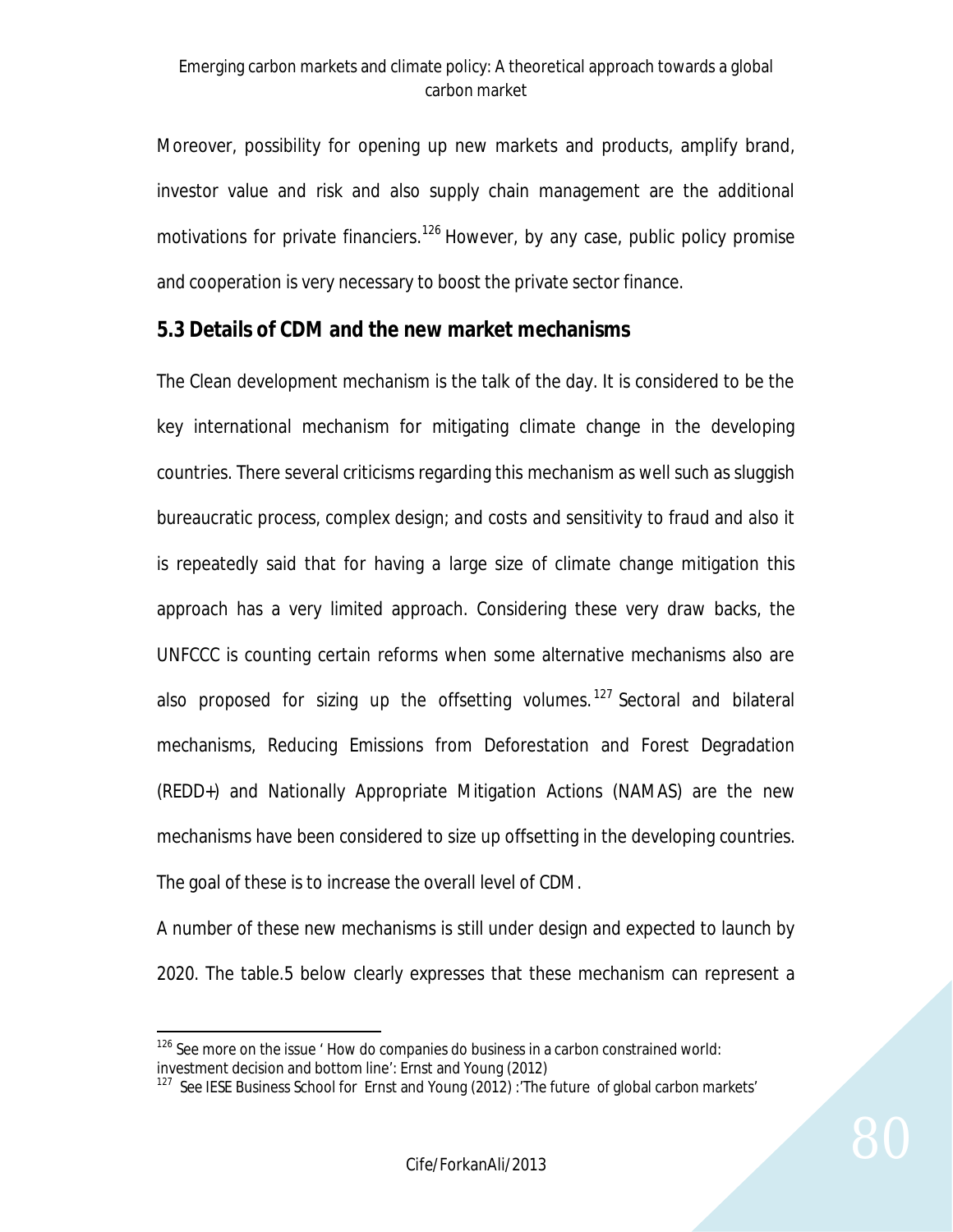Moreover, possibility for opening up new markets and products, amplify brand, investor value and risk and also supply chain management are the additional motivations for private financiers.[126] However, by any case, public policy promise and cooperation is very necessary to boost the private sector finance.

## 5.3 Details of CDM and the new market mechanisms

The Clean development mechanism is the talk of the day. It is considered to be the key international mechanism for mitigating climate change in the developing countries. There several criticisms regarding this mechanism as well such as sluggish bureaucratic process, complex design; and costs and sensitivity to fraud and also it is repeatedly said that for having a large size of climate change mitigation this approach has a very limited approach. Considering these very draw backs, the UNFCCC is counting certain reforms when some alternative mechanisms also are also proposed for sizing up the offsetting volumes.[127] Sectoral and bilateral mechanisms, Reducing Emissions from Deforestation and Forest Degradation (REDD+) and Nationally Appropriate Mitigation Actions (NAMAS) are the new mechanisms have been considered to size up offsetting in the developing countries. The goal of these is to increase the overall level of CDM.

A number of these new mechanisms is still under design and expected to launch by 2020. The table.5 below clearly expresses that these mechanism can represent a

---

[126] See more on the issue ' How do companies do business in a carbon constrained world: investment decision and bottom line': Ernst and Young (2012)

[127] See IESE Business School for Ernst and Young (2012) :'The future of global carbon markets'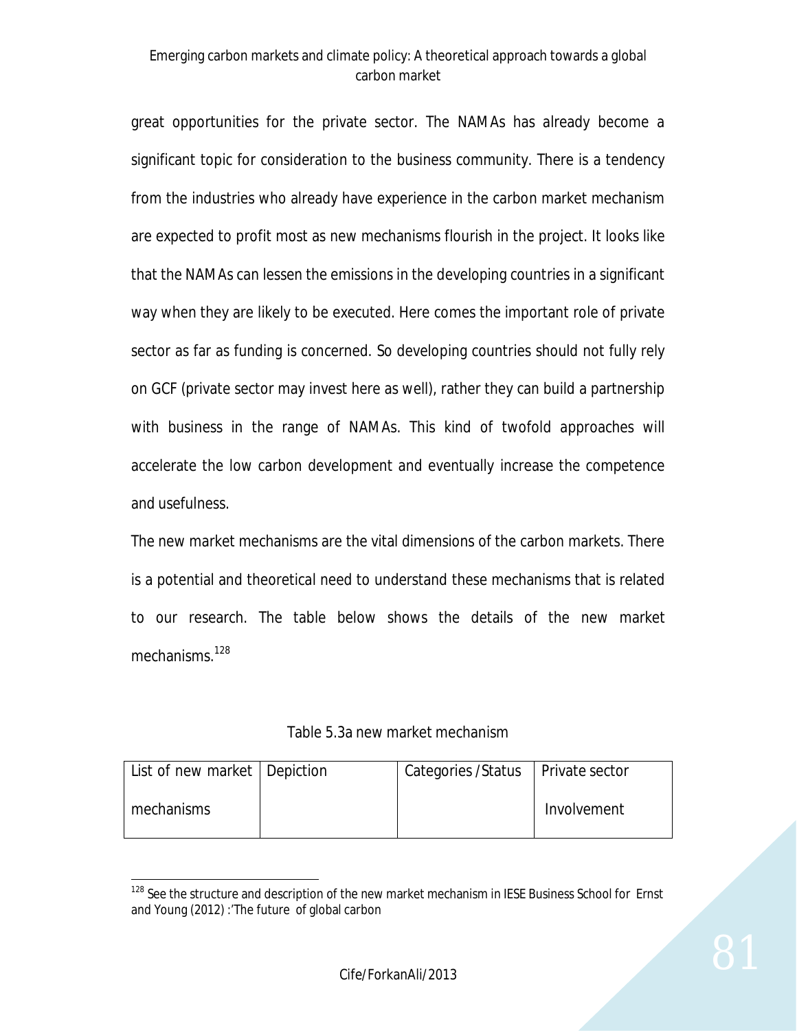great opportunities for the private sector. The NAMAs has already become a significant topic for consideration to the business community. There is a tendency from the industries who already have experience in the carbon market mechanism are expected to profit most as new mechanisms flourish in the project. It looks like that the NAMAs can lessen the emissions in the developing countries in a significant way when they are likely to be executed. Here comes the important role of private sector as far as funding is concerned. So developing countries should not fully rely on GCF (private sector may invest here as well), rather they can build a partnership with business in the range of NAMAs. This kind of twofold approaches will accelerate the low carbon development and eventually increase the competence and usefulness.

The new market mechanisms are the vital dimensions of the carbon markets. There is a potential and theoretical need to understand these mechanisms that is related to our research. The table below shows the details of the new market mechanisms.[128]

Table 5.3a new market mechanism

| List of new market mechanisms | Depiction | Categories /Status | Private sector Involvement |
|---|---|---|---|

[128] See the structure and description of the new market mechanism in IESE Business School for Ernst and Young (2012) :'The future of global carbon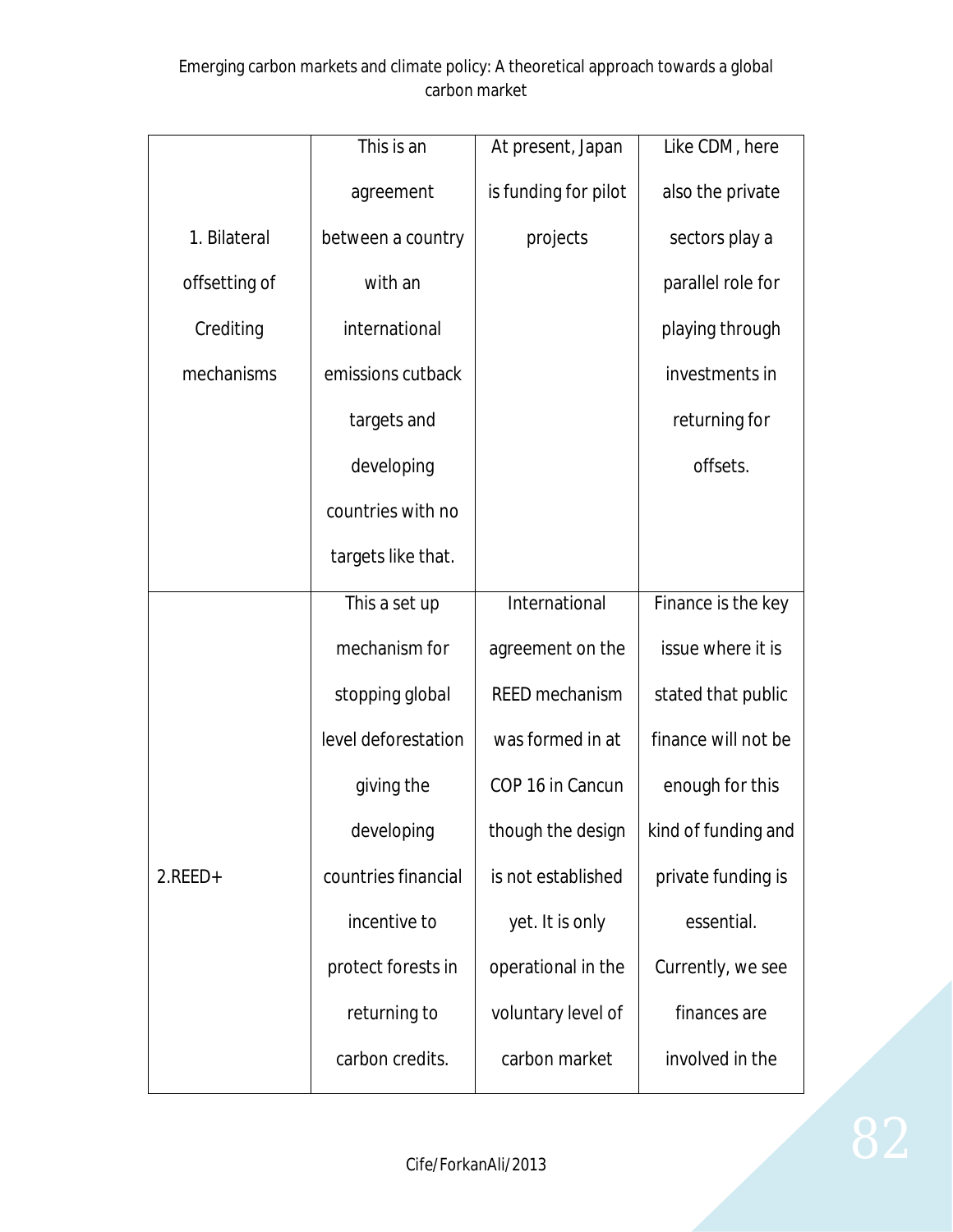| 1. Bilateral offsetting of Crediting mechanisms | This is an agreement between a country with an international emissions cutback targets and developing countries with no targets like that. | At present, Japan is funding for pilot projects | Like CDM , here also the private sectors play a parallel role for playing through investments in returning for offsets. |
|---|---|---|---|
| 2.REED+ | This a set up mechanism for stopping global level deforestation giving the developing countries financial incentive to protect forests in returning to carbon credits. | International agreement on the REED mechanism was formed in at COP 16 in Cancun though the design is not established yet. It is only operational in the voluntary level of carbon market | Finance is the key issue where it is stated that public finance will not be enough for this kind of funding and private funding is essential. Currently, we see finances are involved in the |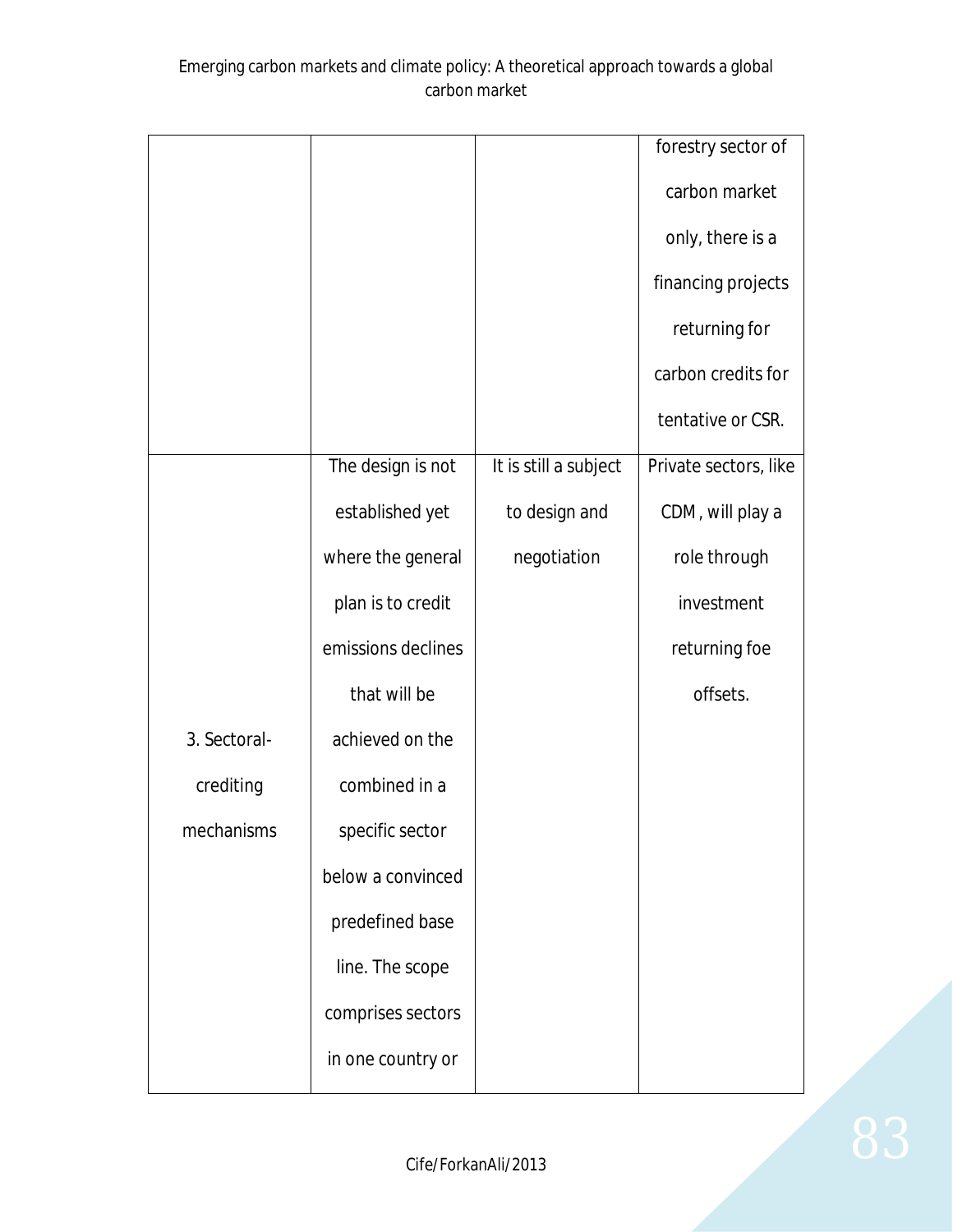| | | | |
|---|---|---|---|
| | | | forestry sector of carbon market only, there is a financing projects returning for carbon credits for tentative or CSR. |
| 3. Sectoral-crediting mechanisms | The design is not established yet where the general plan is to credit emissions declines that will be achieved on the combined in a specific sector below a convinced predefined base line. The scope comprises sectors in one country or | It is still a subject to design and negotiation | Private sectors, like CDM , will play a role through investment returning foe offsets. |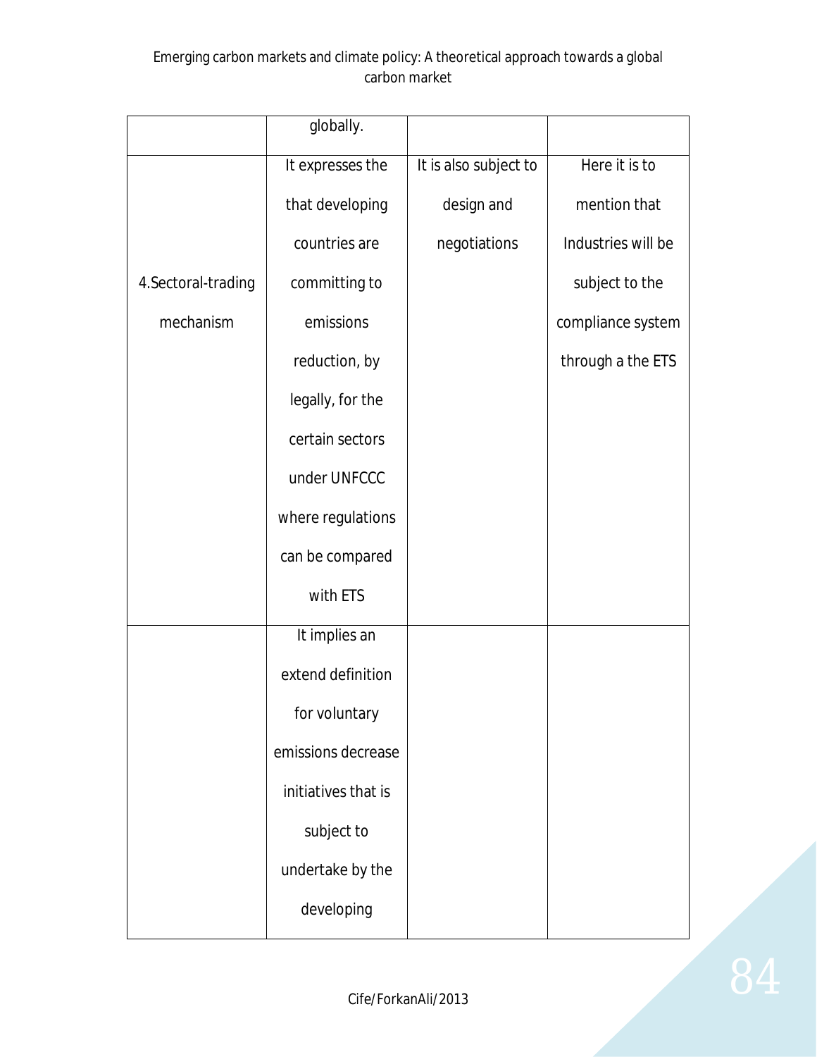| | globally. | | |
|---|---|---|---|
| 4.Sectoral-trading mechanism | It expresses the that developing countries are committing to emissions reduction, by legally, for the certain sectors under UNFCCC where regulations can be compared with ETS | It is also subject to design and negotiations | Here it is to mention that Industries will be subject to the compliance system through a the ETS |
| | It implies an extend definition for voluntary emissions decrease initiatives that is subject to undertake by the developing | | |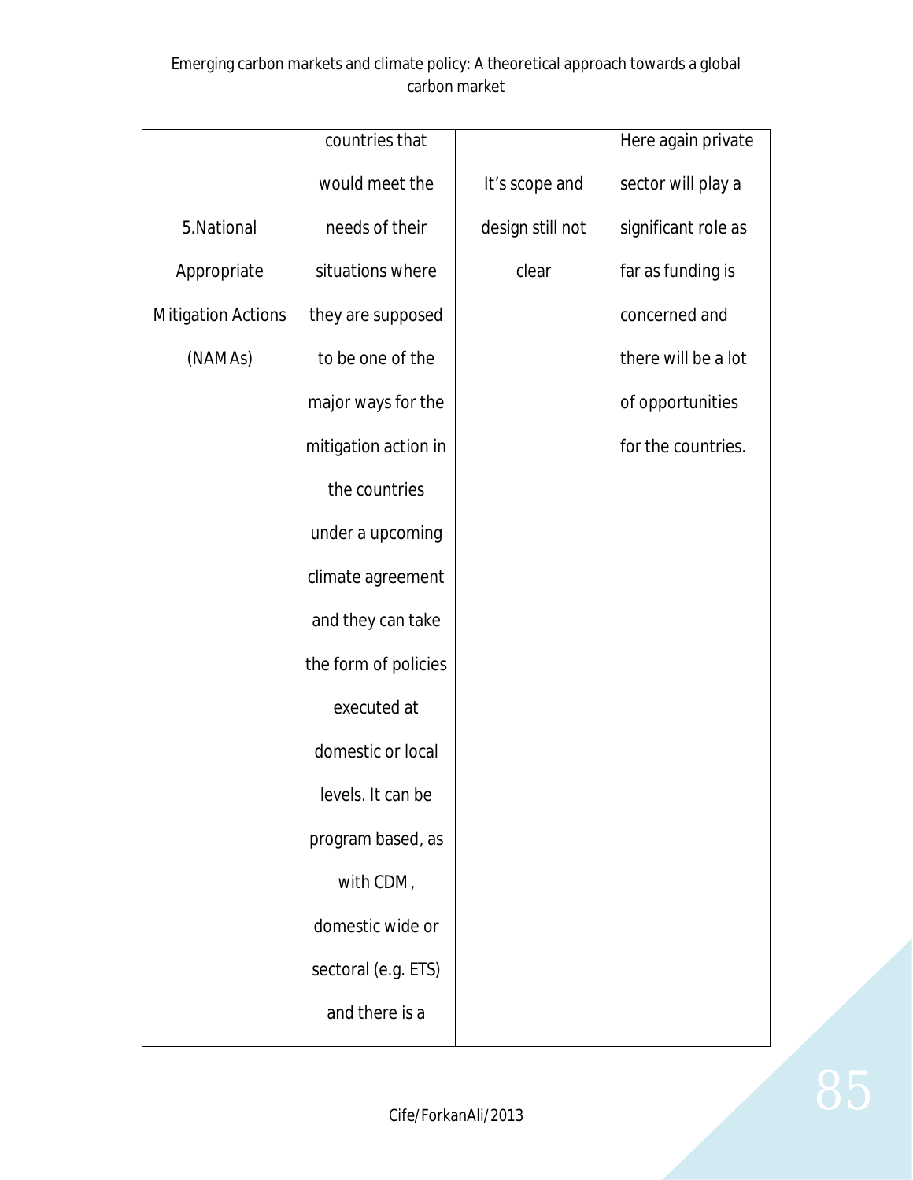| | | | |
|---|---|---|---|
| 5.National Appropriate Mitigation Actions (NAMAs) | countries that would meet the needs of their situations where they are supposed to be one of the major ways for the mitigation action in the countries under a upcoming climate agreement and they can take the form of policies executed at domestic or local levels. It can be program based, as with CDM, domestic wide or sectoral (e.g. ETS) and there is a | It's scope and design still not clear | Here again private sector will play a significant role as far as funding is concerned and there will be a lot of opportunities for the countries. |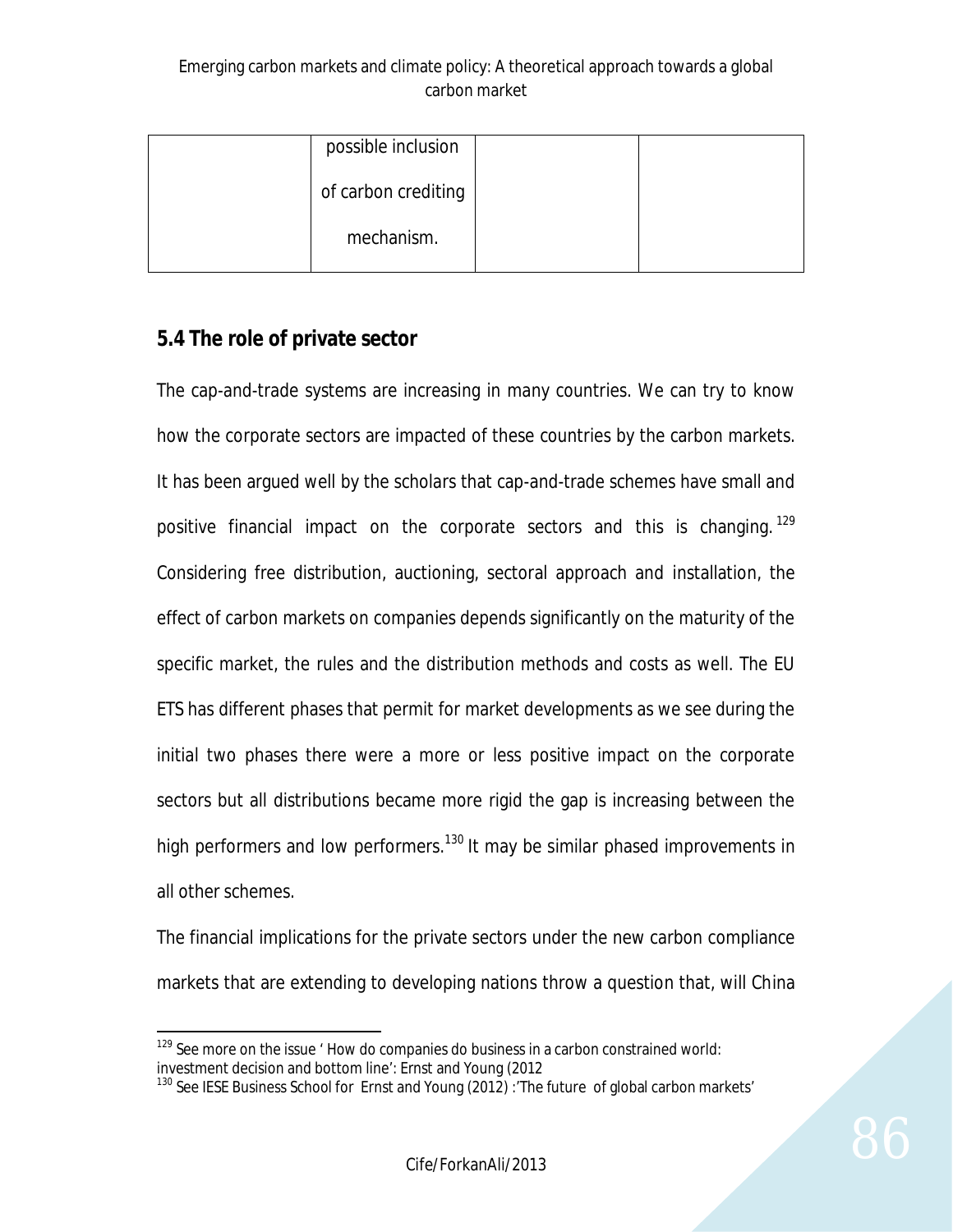|  | possible inclusion of carbon crediting mechanism. |  |  |
|---|---|---|---|

## 5.4 The role of private sector

The cap-and-trade systems are increasing in many countries. We can try to know how the corporate sectors are impacted of these countries by the carbon markets. It has been argued well by the scholars that cap-and-trade schemes have small and positive financial impact on the corporate sectors and this is changing.[129] Considering free distribution, auctioning, sectoral approach and installation, the effect of carbon markets on companies depends significantly on the maturity of the specific market, the rules and the distribution methods and costs as well. The EU ETS has different phases that permit for market developments as we see during the initial two phases there were a more or less positive impact on the corporate sectors but all distributions became more rigid the gap is increasing between the high performers and low performers.[130] It may be similar phased improvements in all other schemes.

The financial implications for the private sectors under the new carbon compliance markets that are extending to developing nations throw a question that, will China

[129] See more on the issue ' How do companies do business in a carbon constrained world: investment decision and bottom line': Ernst and Young (2012

[130] See IESE Business School for Ernst and Young (2012) :'The future of global carbon markets'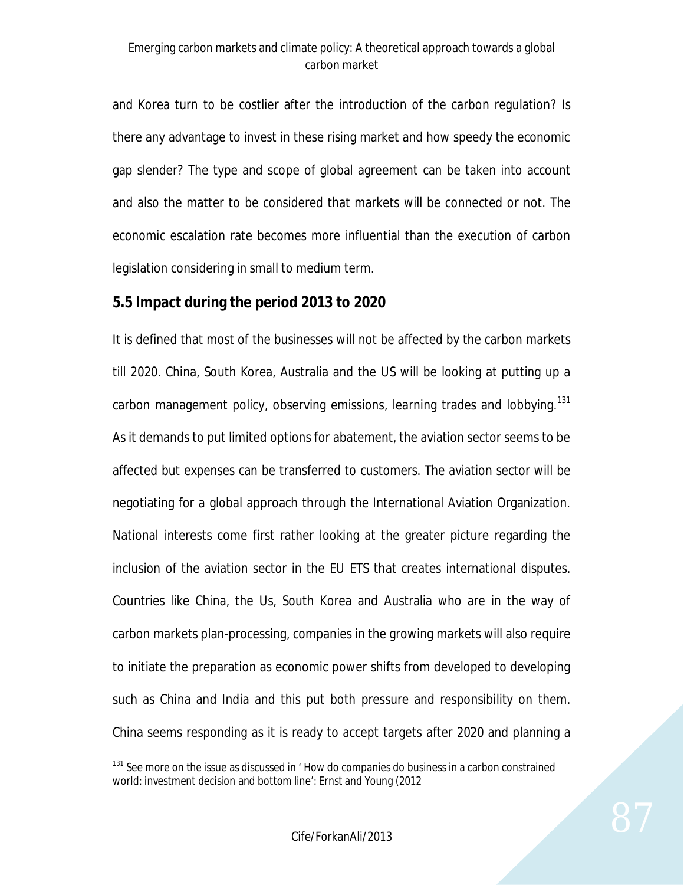and Korea turn to be costlier after the introduction of the carbon regulation? Is there any advantage to invest in these rising market and how speedy the economic gap slender? The type and scope of global agreement can be taken into account and also the matter to be considered that markets will be connected or not. The economic escalation rate becomes more influential than the execution of carbon legislation considering in small to medium term.

## 5.5 Impact during the period 2013 to 2020

It is defined that most of the businesses will not be affected by the carbon markets till 2020. China, South Korea, Australia and the US will be looking at putting up a carbon management policy, observing emissions, learning trades and lobbying.[131] As it demands to put limited options for abatement, the aviation sector seems to be affected but expenses can be transferred to customers. The aviation sector will be negotiating for a global approach through the International Aviation Organization. National interests come first rather looking at the greater picture regarding the inclusion of the aviation sector in the EU ETS that creates international disputes. Countries like China, the Us, South Korea and Australia who are in the way of carbon markets plan-processing, companies in the growing markets will also require to initiate the preparation as economic power shifts from developed to developing such as China and India and this put both pressure and responsibility on them. China seems responding as it is ready to accept targets after 2020 and planning a

---

[131] See more on the issue as discussed in ' How do companies do business in a carbon constrained world: investment decision and bottom line': Ernst and Young (2012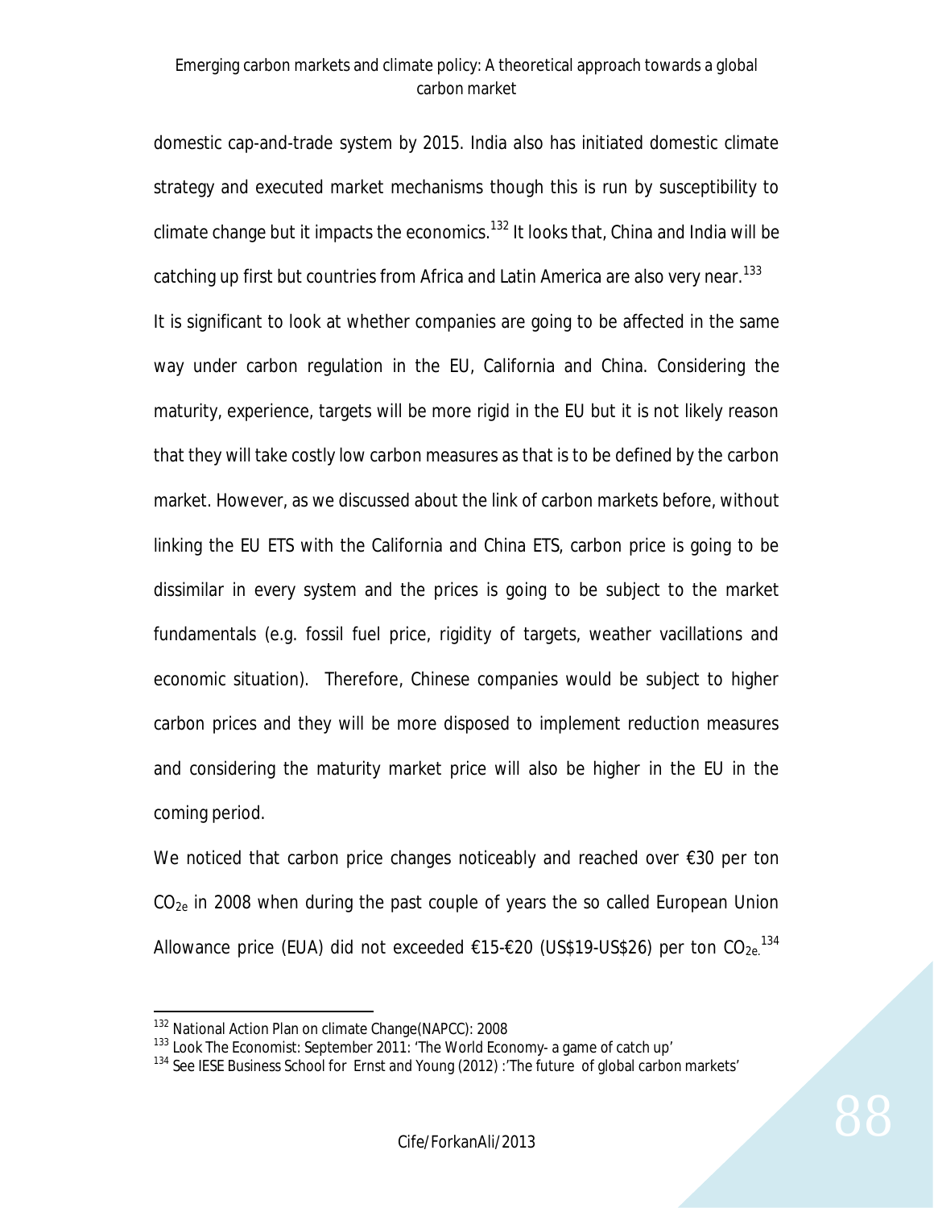domestic cap-and-trade system by 2015. India also has initiated domestic climate strategy and executed market mechanisms though this is run by susceptibility to climate change but it impacts the economics.[132] It looks that, China and India will be catching up first but countries from Africa and Latin America are also very near.[133]

It is significant to look at whether companies are going to be affected in the same way under carbon regulation in the EU, California and China. Considering the maturity, experience, targets will be more rigid in the EU but it is not likely reason that they will take costly low carbon measures as that is to be defined by the carbon market. However, as we discussed about the link of carbon markets before, without linking the EU ETS with the California and China ETS, carbon price is going to be dissimilar in every system and the prices is going to be subject to the market fundamentals (e.g. fossil fuel price, rigidity of targets, weather vacillations and economic situation). Therefore, Chinese companies would be subject to higher carbon prices and they will be more disposed to implement reduction measures and considering the maturity market price will also be higher in the EU in the coming period.

We noticed that carbon price changes noticeably and reached over €30 per ton $CO_{2e}$ in 2008 when during the past couple of years the so called European Union Allowance price (EUA) did not exceeded €15-€20 (US$19-US$26) per ton $CO_{2e}$.[134]

---

[132] National Action Plan on climate Change(NAPCC): 2008

[133] Look The Economist: September 2011: 'The World Economy- a game of catch up'

[134] See IESE Business School for Ernst and Young (2012) :'The future of global carbon markets'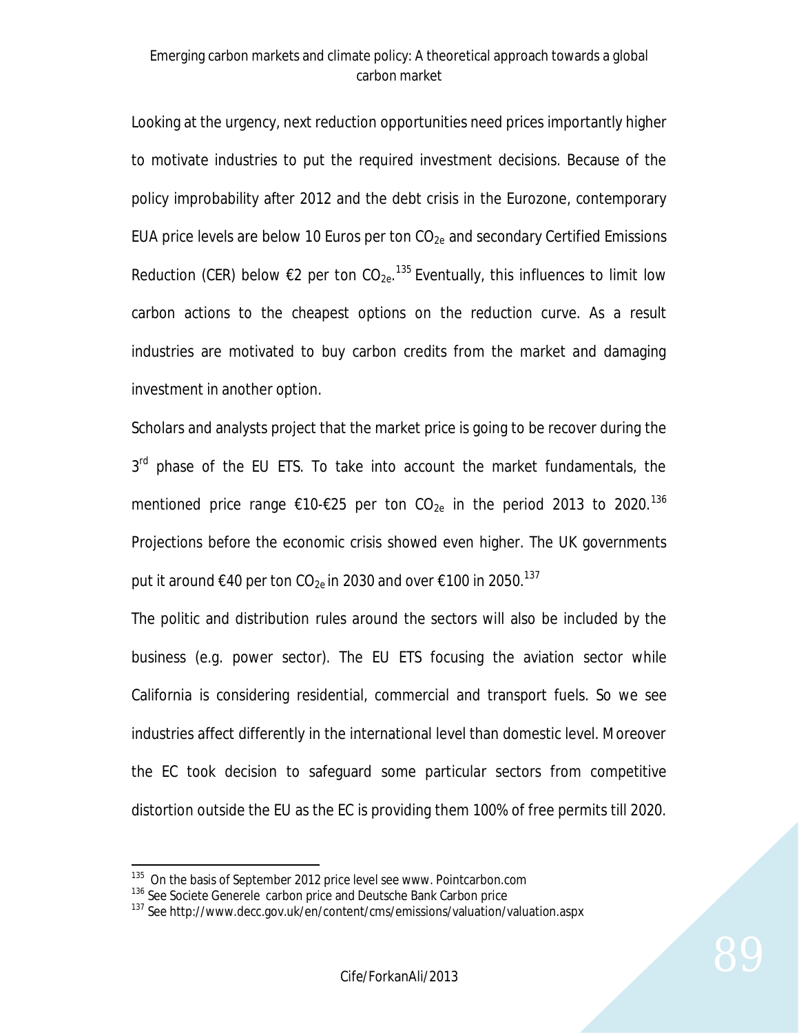Looking at the urgency, next reduction opportunities need prices importantly higher to motivate industries to put the required investment decisions. Because of the policy improbability after 2012 and the debt crisis in the Eurozone, contemporary EUA price levels are below 10 Euros per ton $CO_{2e}$ and secondary Certified Emissions Reduction (CER) below €2 per ton $CO_{2e}$.[135] Eventually, this influences to limit low carbon actions to the cheapest options on the reduction curve. As a result industries are motivated to buy carbon credits from the market and damaging investment in another option.

Scholars and analysts project that the market price is going to be recover during the 3rd phase of the EU ETS. To take into account the market fundamentals, the mentioned price range €10-€25 per ton $CO_{2e}$ in the period 2013 to 2020.[136] Projections before the economic crisis showed even higher. The UK governments put it around €40 per ton $CO_{2e}$ in 2030 and over €100 in 2050.[137]

The politic and distribution rules around the sectors will also be included by the business (e.g. power sector). The EU ETS focusing the aviation sector while California is considering residential, commercial and transport fuels. So we see industries affect differently in the international level than domestic level. Moreover the EC took decision to safeguard some particular sectors from competitive distortion outside the EU as the EC is providing them 100% of free permits till 2020.

---

[135] On the basis of September 2012 price level see www. Pointcarbon.com

[136] See Societe Generele carbon price and Deutsche Bank Carbon price

[137] See http://www.decc.gov.uk/en/content/cms/emissions/valuation/valuation.aspx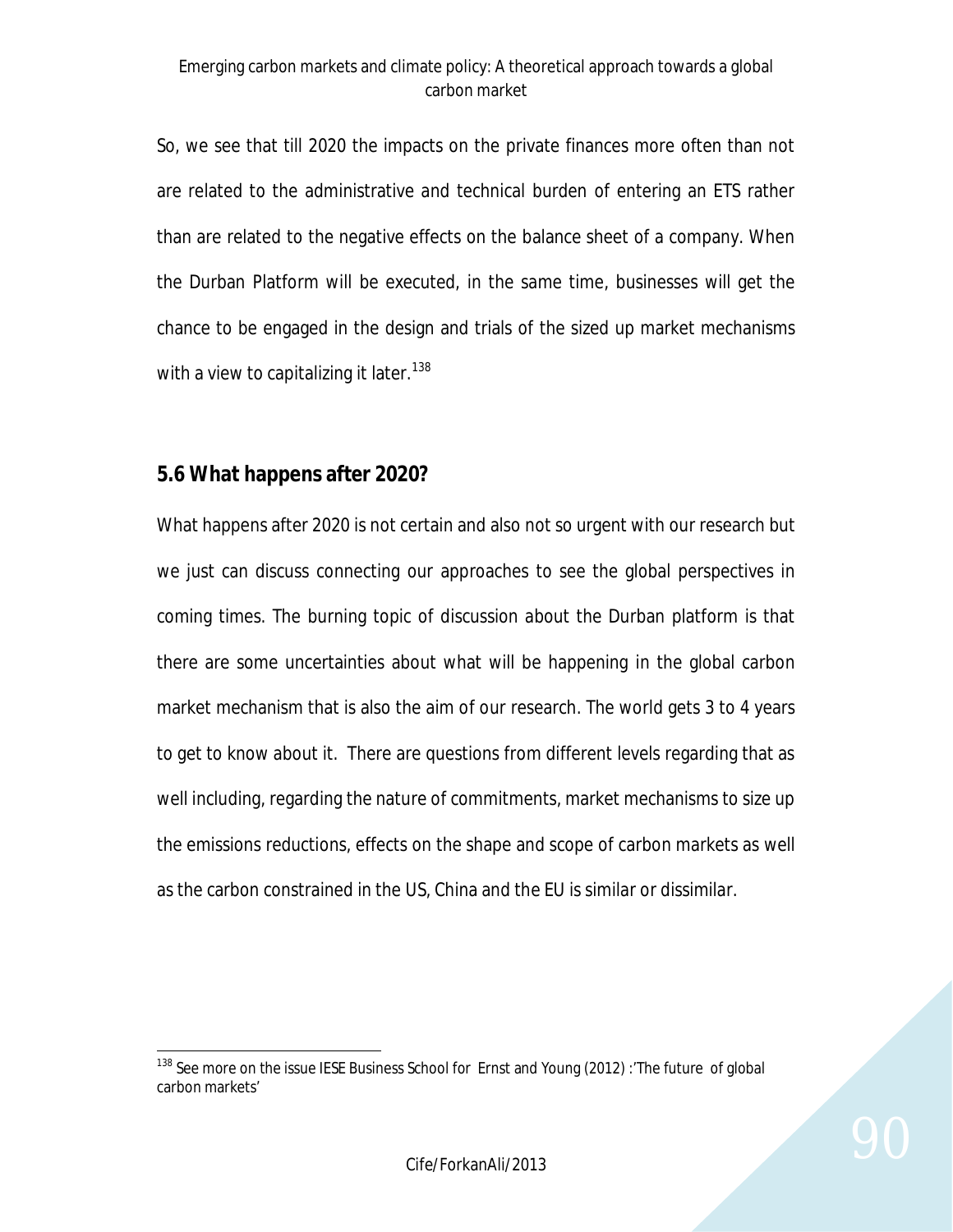So, we see that till 2020 the impacts on the private finances more often than not are related to the administrative and technical burden of entering an ETS rather than are related to the negative effects on the balance sheet of a company. When the Durban Platform will be executed, in the same time, businesses will get the chance to be engaged in the design and trials of the sized up market mechanisms with a view to capitalizing it later.[138]

## 5.6 What happens after 2020?

What happens after 2020 is not certain and also not so urgent with our research but we just can discuss connecting our approaches to see the global perspectives in coming times. The burning topic of discussion about the Durban platform is that there are some uncertainties about what will be happening in the global carbon market mechanism that is also the aim of our research. The world gets 3 to 4 years to get to know about it. There are questions from different levels regarding that as well including, regarding the nature of commitments, market mechanisms to size up the emissions reductions, effects on the shape and scope of carbon markets as well as the carbon constrained in the US, China and the EU is similar or dissimilar.

---

[138] See more on the issue IESE Business School for Ernst and Young (2012) :'The future of global carbon markets'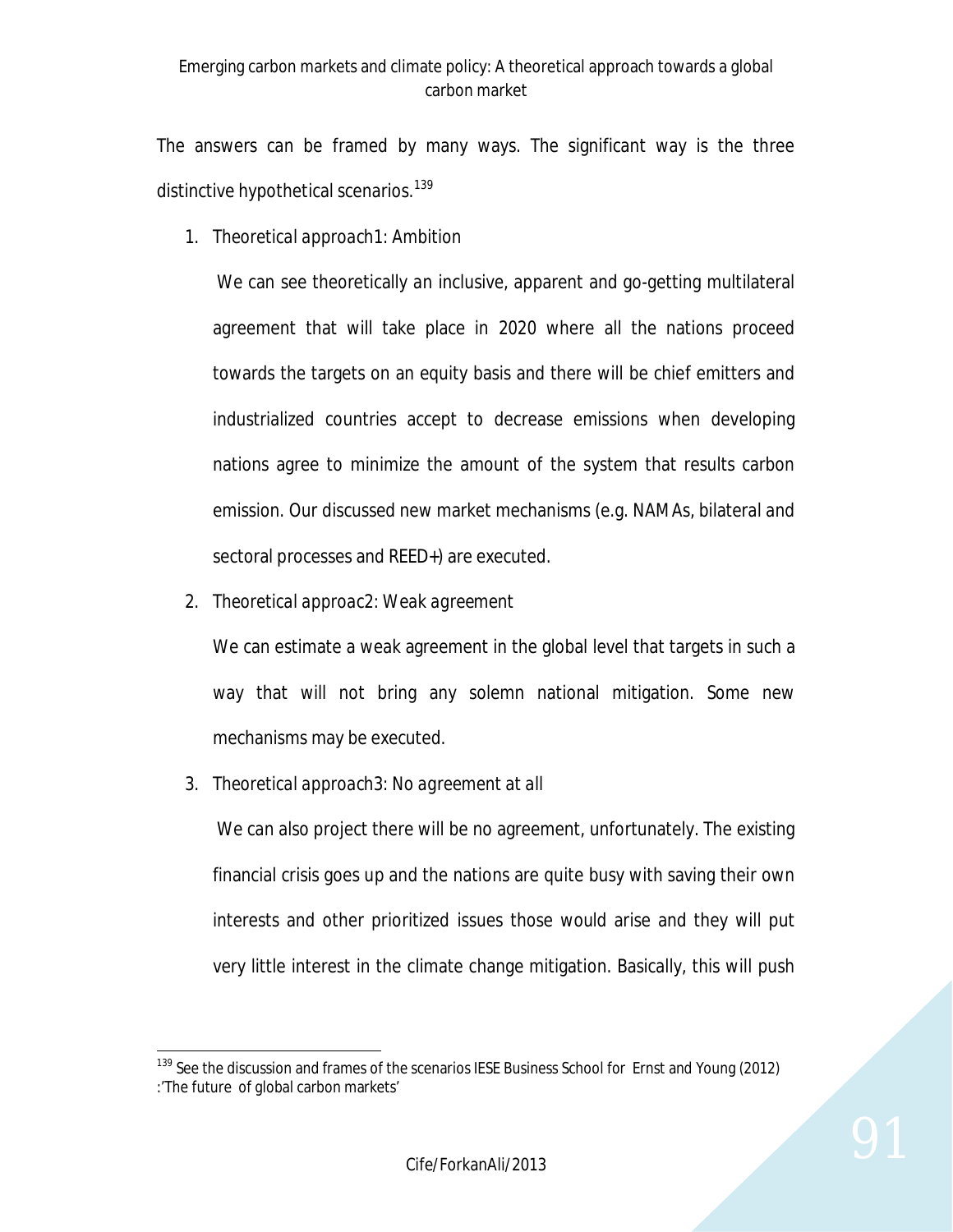The answers can be framed by many ways. The significant way is the three distinctive hypothetical scenarios.[139]

1. *Theoretical approach1: Ambition*

   We can see theoretically an inclusive, apparent and go-getting multilateral agreement that will take place in 2020 where all the nations proceed towards the targets on an equity basis and there will be chief emitters and industrialized countries accept to decrease emissions when developing nations agree to minimize the amount of the system that results carbon emission. Our discussed new market mechanisms (e.g. NAMAs, bilateral and sectoral processes and REED+) are executed.

2. *Theoretical approac2: Weak agreement*

   We can estimate a weak agreement in the global level that targets in such a way that will not bring any solemn national mitigation. Some new mechanisms may be executed.

3. *Theoretical approach3: No agreement at all*

   We can also project there will be no agreement, unfortunately. The existing financial crisis goes up and the nations are quite busy with saving their own interests and other prioritized issues those would arise and they will put very little interest in the climate change mitigation. Basically, this will push

---

[139] See the discussion and frames of the scenarios IESE Business School for Ernst and Young (2012) :'The future of global carbon markets'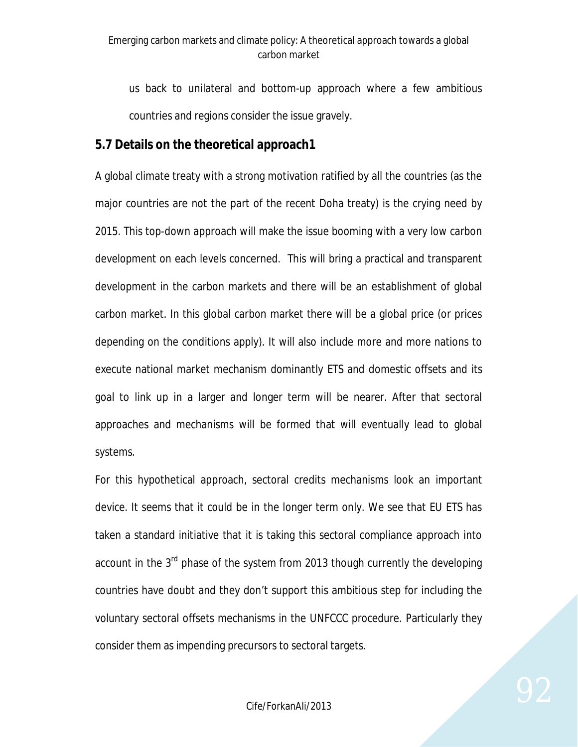us back to unilateral and bottom-up approach where a few ambitious countries and regions consider the issue gravely.

### 5.7 Details on the theoretical approach1

A global climate treaty with a strong motivation ratified by all the countries (as the major countries are not the part of the recent Doha treaty) is the crying need by 2015. This top-down approach will make the issue booming with a very low carbon development on each levels concerned. This will bring a practical and transparent development in the carbon markets and there will be an establishment of global carbon market. In this global carbon market there will be a global price (or prices depending on the conditions apply). It will also include more and more nations to execute national market mechanism dominantly ETS and domestic offsets and its goal to link up in a larger and longer term will be nearer. After that sectoral approaches and mechanisms will be formed that will eventually lead to global systems.

For this hypothetical approach, sectoral credits mechanisms look an important device. It seems that it could be in the longer term only. We see that EU ETS has taken a standard initiative that it is taking this sectoral compliance approach into account in the 3rd phase of the system from 2013 though currently the developing countries have doubt and they don't support this ambitious step for including the voluntary sectoral offsets mechanisms in the UNFCCC procedure. Particularly they consider them as impending precursors to sectoral targets.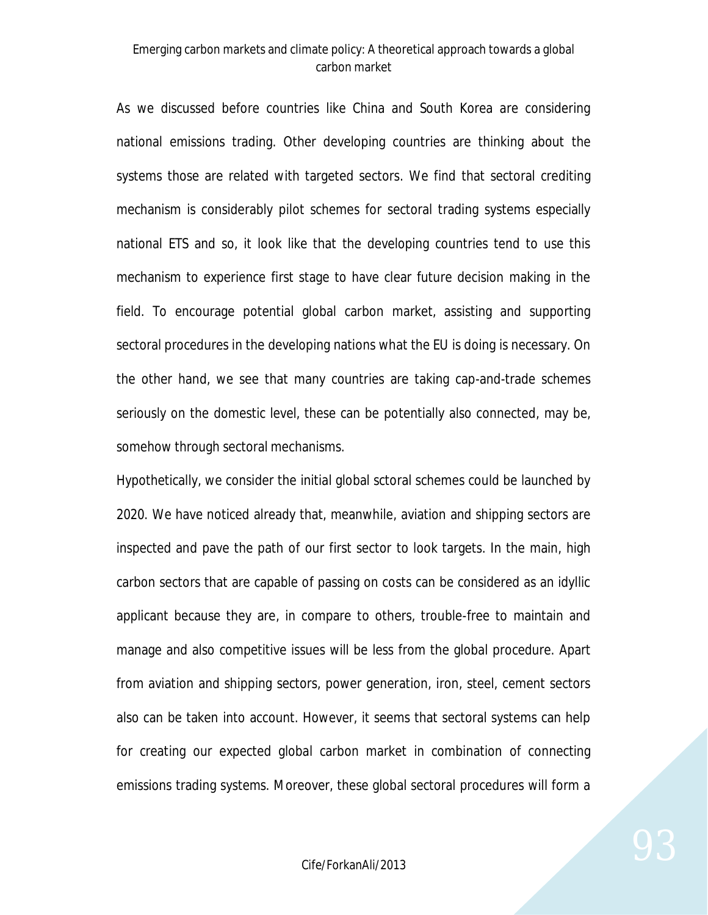As we discussed before countries like China and South Korea are considering national emissions trading. Other developing countries are thinking about the systems those are related with targeted sectors. We find that sectoral crediting mechanism is considerably pilot schemes for sectoral trading systems especially national ETS and so, it look like that the developing countries tend to use this mechanism to experience first stage to have clear future decision making in the field. To encourage potential global carbon market, assisting and supporting sectoral procedures in the developing nations what the EU is doing is necessary. On the other hand, we see that many countries are taking cap-and-trade schemes seriously on the domestic level, these can be potentially also connected, may be, somehow through sectoral mechanisms.

Hypothetically, we consider the initial global sctoral schemes could be launched by 2020. We have noticed already that, meanwhile, aviation and shipping sectors are inspected and pave the path of our first sector to look targets. In the main, high carbon sectors that are capable of passing on costs can be considered as an idyllic applicant because they are, in compare to others, trouble-free to maintain and manage and also competitive issues will be less from the global procedure. Apart from aviation and shipping sectors, power generation, iron, steel, cement sectors also can be taken into account. However, it seems that sectoral systems can help for creating our expected global carbon market in combination of connecting emissions trading systems. Moreover, these global sectoral procedures will form a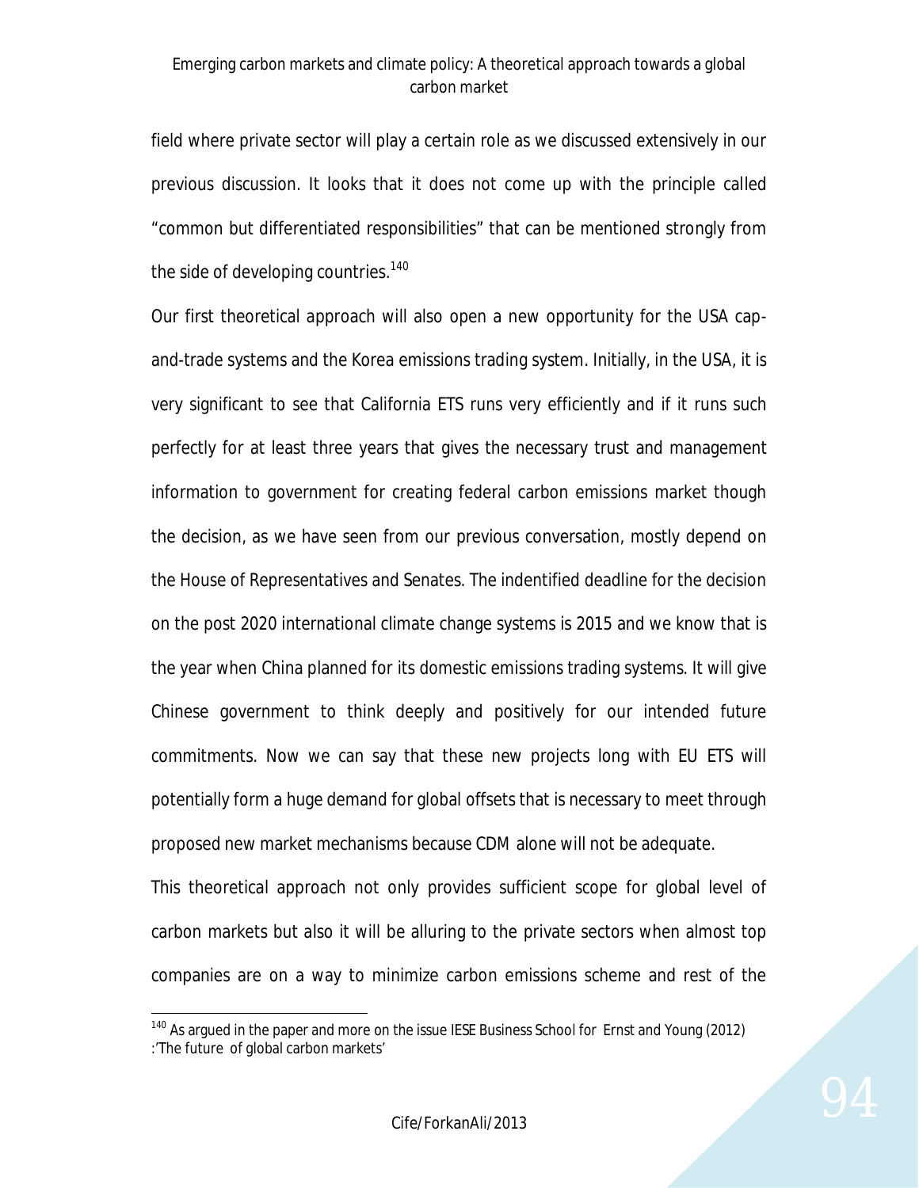field where private sector will play a certain role as we discussed extensively in our previous discussion. It looks that it does not come up with the principle called "common but differentiated responsibilities" that can be mentioned strongly from the side of developing countries.[140]

Our first theoretical approach will also open a new opportunity for the USA cap-and-trade systems and the Korea emissions trading system. Initially, in the USA, it is very significant to see that California ETS runs very efficiently and if it runs such perfectly for at least three years that gives the necessary trust and management information to government for creating federal carbon emissions market though the decision, as we have seen from our previous conversation, mostly depend on the House of Representatives and Senates. The indentified deadline for the decision on the post 2020 international climate change systems is 2015 and we know that is the year when China planned for its domestic emissions trading systems. It will give Chinese government to think deeply and positively for our intended future commitments. Now we can say that these new projects long with EU ETS will potentially form a huge demand for global offsets that is necessary to meet through proposed new market mechanisms because CDM alone will not be adequate.

This theoretical approach not only provides sufficient scope for global level of carbon markets but also it will be alluring to the private sectors when almost top companies are on a way to minimize carbon emissions scheme and rest of the

[140] As argued in the paper and more on the issue IESE Business School for Ernst and Young (2012) :'The future of global carbon markets'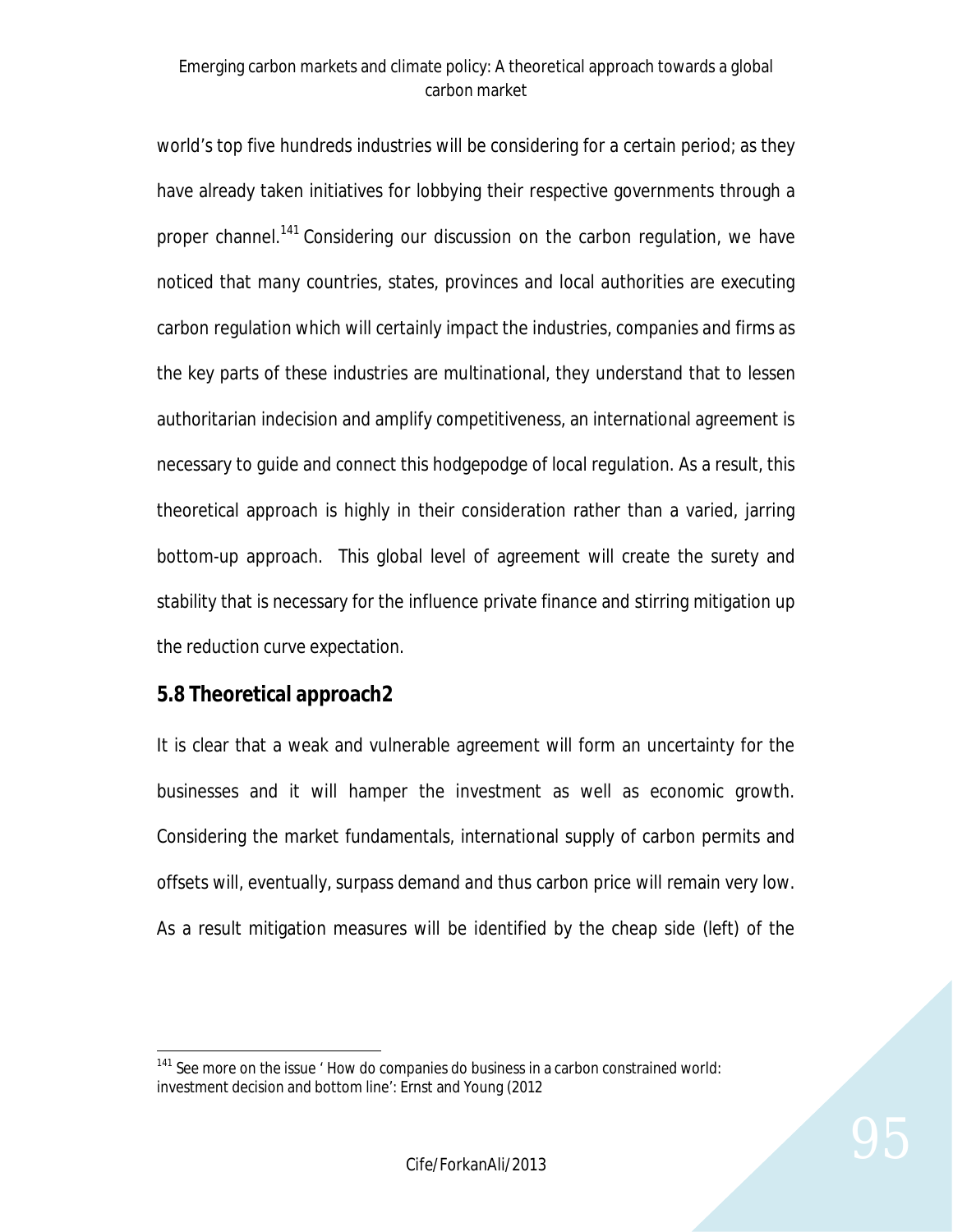world's top five hundreds industries will be considering for a certain period; as they have already taken initiatives for lobbying their respective governments through a proper channel.[141] Considering our discussion on the carbon regulation, we have noticed that many countries, states, provinces and local authorities are executing carbon regulation which will certainly impact the industries, companies and firms as the key parts of these industries are multinational, they understand that to lessen authoritarian indecision and amplify competitiveness, an international agreement is necessary to guide and connect this hodgepodge of local regulation. As a result, this theoretical approach is highly in their consideration rather than a varied, jarring bottom-up approach. This global level of agreement will create the surety and stability that is necessary for the influence private finance and stirring mitigation up the reduction curve expectation.

## 5.8 Theoretical approach2

It is clear that a weak and vulnerable agreement will form an uncertainty for the businesses and it will hamper the investment as well as economic growth. Considering the market fundamentals, international supply of carbon permits and offsets will, eventually, surpass demand and thus carbon price will remain very low. As a result mitigation measures will be identified by the cheap side (left) of the

---

[141] See more on the issue ' How do companies do business in a carbon constrained world: investment decision and bottom line': Ernst and Young (2012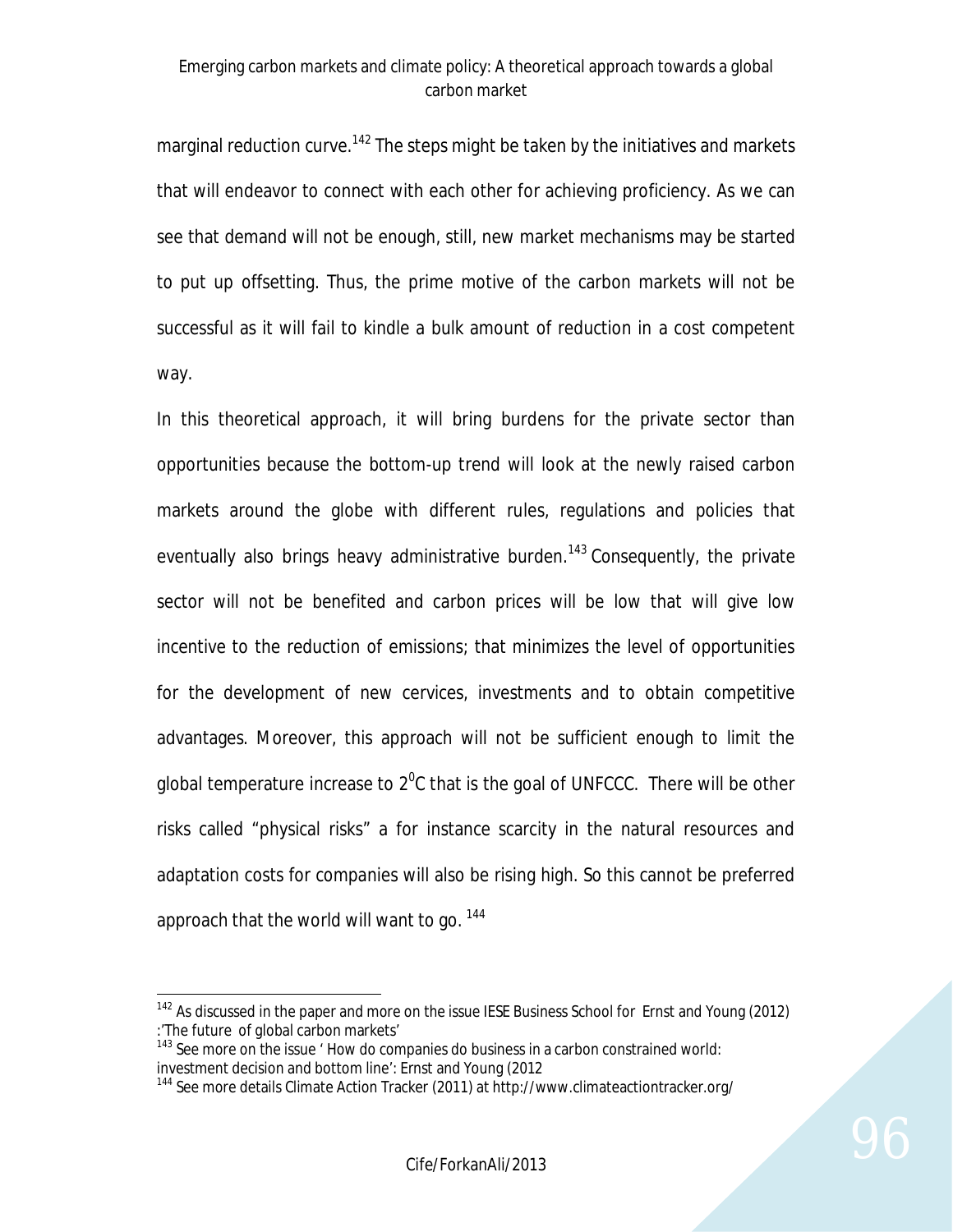marginal reduction curve.[142] The steps might be taken by the initiatives and markets that will endeavor to connect with each other for achieving proficiency. As we can see that demand will not be enough, still, new market mechanisms may be started to put up offsetting. Thus, the prime motive of the carbon markets will not be successful as it will fail to kindle a bulk amount of reduction in a cost competent way.

In this theoretical approach, it will bring burdens for the private sector than opportunities because the bottom-up trend will look at the newly raised carbon markets around the globe with different rules, regulations and policies that eventually also brings heavy administrative burden.[143] Consequently, the private sector will not be benefited and carbon prices will be low that will give low incentive to the reduction of emissions; that minimizes the level of opportunities for the development of new cervices, investments and to obtain competitive advantages. Moreover, this approach will not be sufficient enough to limit the global temperature increase to $2^0$C that is the goal of UNFCCC. There will be other risks called "physical risks" a for instance scarcity in the natural resources and adaptation costs for companies will also be rising high. So this cannot be preferred approach that the world will want to go. [144]

---

[142] As discussed in the paper and more on the issue IESE Business School for Ernst and Young (2012) :'The future of global carbon markets'

[143] See more on the issue ' How do companies do business in a carbon constrained world: investment decision and bottom line': Ernst and Young (2012

[144] See more details Climate Action Tracker (2011) at http://www.climateactiontracker.org/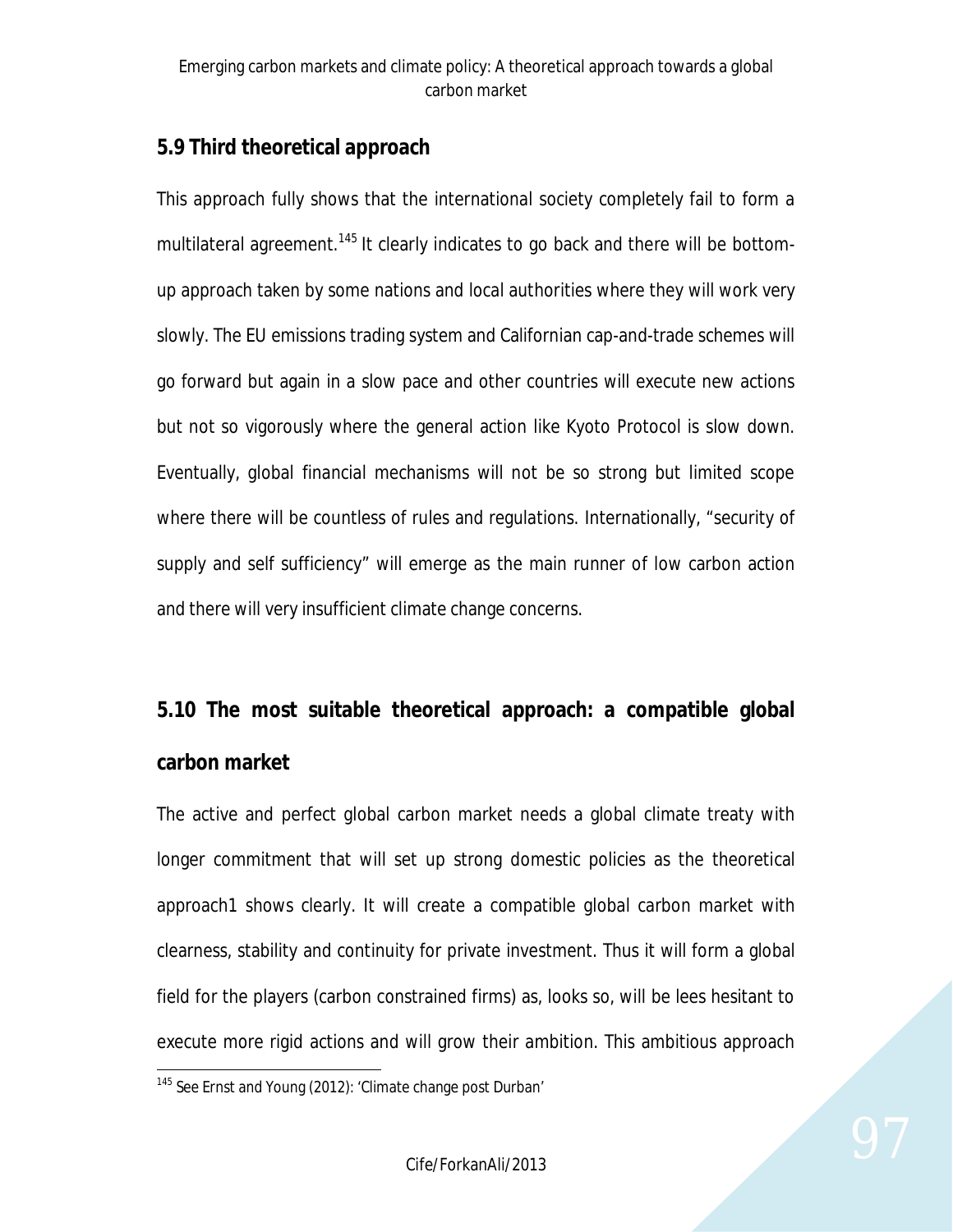## 5.9 Third theoretical approach

This approach fully shows that the international society completely fail to form a multilateral agreement.[145] It clearly indicates to go back and there will be bottom-up approach taken by some nations and local authorities where they will work very slowly. The EU emissions trading system and Californian cap-and-trade schemes will go forward but again in a slow pace and other countries will execute new actions but not so vigorously where the general action like Kyoto Protocol is slow down. Eventually, global financial mechanisms will not be so strong but limited scope where there will be countless of rules and regulations. Internationally, "security of supply and self sufficiency" will emerge as the main runner of low carbon action and there will very insufficient climate change concerns.

## 5.10 The most suitable theoretical approach: a compatible global carbon market

The active and perfect global carbon market needs a global climate treaty with longer commitment that will set up strong domestic policies as the theoretical approach1 shows clearly. It will create a compatible global carbon market with clearness, stability and continuity for private investment. Thus it will form a global field for the players (carbon constrained firms) as, looks so, will be lees hesitant to execute more rigid actions and will grow their ambition. This ambitious approach

[145] See Ernst and Young (2012): 'Climate change post Durban'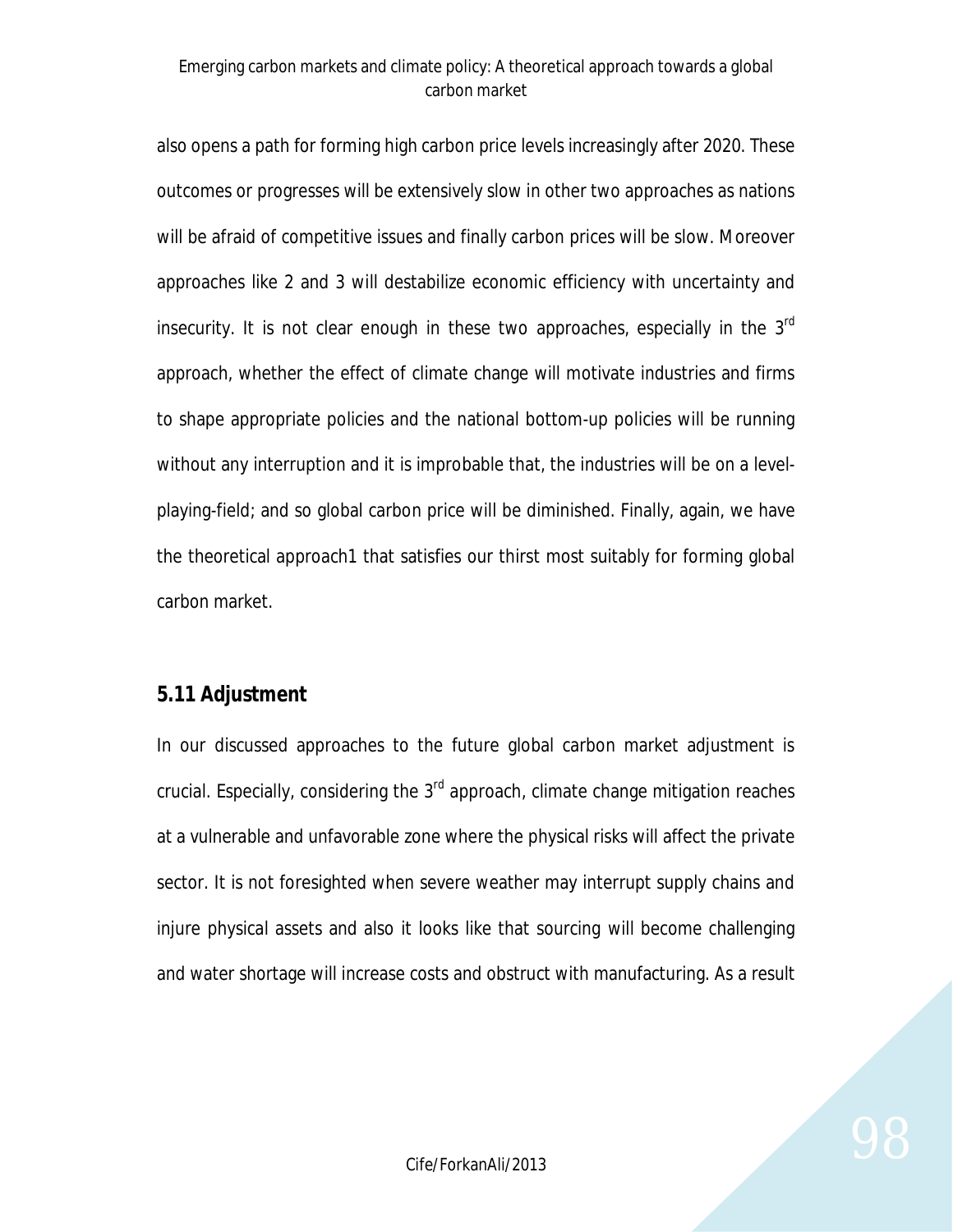also opens a path for forming high carbon price levels increasingly after 2020. These outcomes or progresses will be extensively slow in other two approaches as nations will be afraid of competitive issues and finally carbon prices will be slow. Moreover approaches like 2 and 3 will destabilize economic efficiency with uncertainty and insecurity. It is not clear enough in these two approaches, especially in the 3rd approach, whether the effect of climate change will motivate industries and firms to shape appropriate policies and the national bottom-up policies will be running without any interruption and it is improbable that, the industries will be on a level-playing-field; and so global carbon price will be diminished. Finally, again, we have the theoretical approach1 that satisfies our thirst most suitably for forming global carbon market.

## 5.11 Adjustment

In our discussed approaches to the future global carbon market adjustment is crucial. Especially, considering the 3rd approach, climate change mitigation reaches at a vulnerable and unfavorable zone where the physical risks will affect the private sector. It is not foresighted when severe weather may interrupt supply chains and injure physical assets and also it looks like that sourcing will become challenging and water shortage will increase costs and obstruct with manufacturing. As a result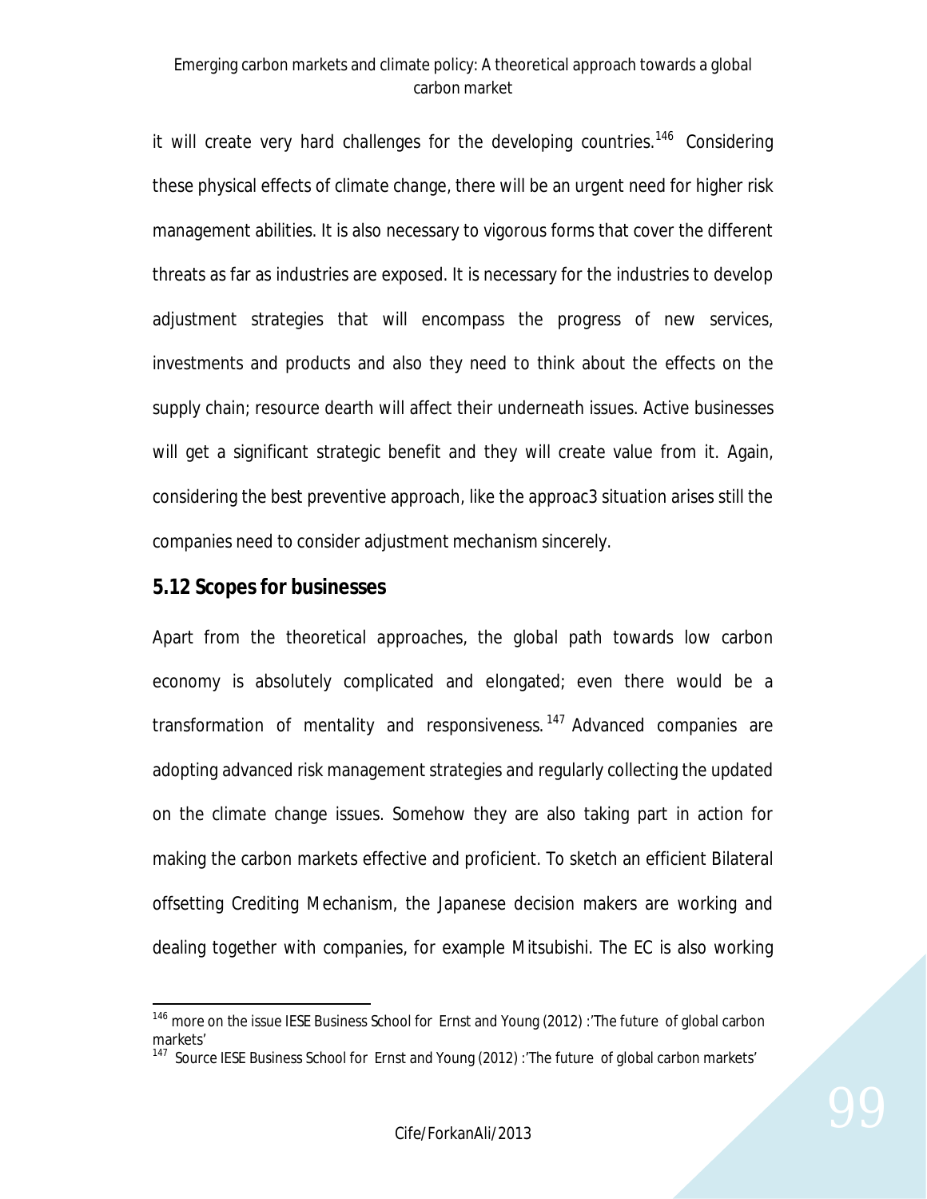it will create very hard challenges for the developing countries.[146] Considering these physical effects of climate change, there will be an urgent need for higher risk management abilities. It is also necessary to vigorous forms that cover the different threats as far as industries are exposed. It is necessary for the industries to develop adjustment strategies that will encompass the progress of new services, investments and products and also they need to think about the effects on the supply chain; resource dearth will affect their underneath issues. Active businesses will get a significant strategic benefit and they will create value from it. Again, considering the best preventive approach, like the approac3 situation arises still the companies need to consider adjustment mechanism sincerely.

## 5.12 Scopes for businesses

Apart from the theoretical approaches, the global path towards low carbon economy is absolutely complicated and elongated; even there would be a transformation of mentality and responsiveness.[147] Advanced companies are adopting advanced risk management strategies and regularly collecting the updated on the climate change issues. Somehow they are also taking part in action for making the carbon markets effective and proficient. To sketch an efficient Bilateral offsetting Crediting Mechanism, the Japanese decision makers are working and dealing together with companies, for example Mitsubishi. The EC is also working

---

[146] more on the issue IESE Business School for Ernst and Young (2012) :'The future of global carbon markets'

[147] Source IESE Business School for Ernst and Young (2012) :'The future of global carbon markets'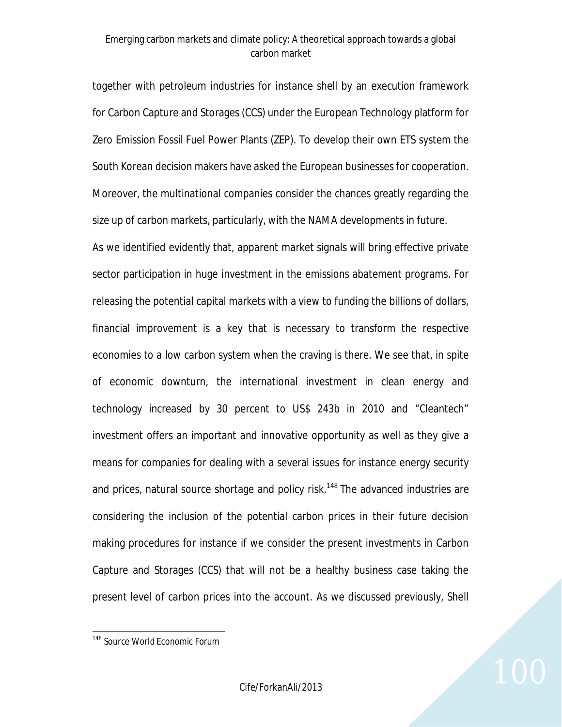together with petroleum industries for instance shell by an execution framework for Carbon Capture and Storages (CCS) under the European Technology platform for Zero Emission Fossil Fuel Power Plants (ZEP). To develop their own ETS system the South Korean decision makers have asked the European businesses for cooperation. Moreover, the multinational companies consider the chances greatly regarding the size up of carbon markets, particularly, with the NAMA developments in future.

As we identified evidently that, apparent market signals will bring effective private sector participation in huge investment in the emissions abatement programs. For releasing the potential capital markets with a view to funding the billions of dollars, financial improvement is a key that is necessary to transform the respective economies to a low carbon system when the craving is there. We see that, in spite of economic downturn, the international investment in clean energy and technology increased by 30 percent to US$ 243b in 2010 and "Cleantech" investment offers an important and innovative opportunity as well as they give a means for companies for dealing with a several issues for instance energy security and prices, natural source shortage and policy risk.[148] The advanced industries are considering the inclusion of the potential carbon prices in their future decision making procedures for instance if we consider the present investments in Carbon Capture and Storages (CCS) that will not be a healthy business case taking the present level of carbon prices into the account. As we discussed previously, Shell

[148] Source World Economic Forum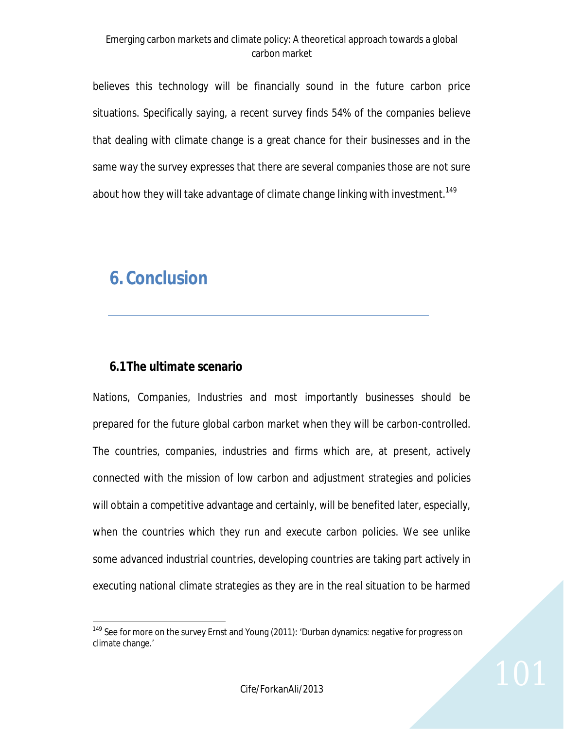believes this technology will be financially sound in the future carbon price situations. Specifically saying, a recent survey finds 54% of the companies believe that dealing with climate change is a great chance for their businesses and in the same way the survey expresses that there are several companies those are not sure about how they will take advantage of climate change linking with investment.[149]

# 6. Conclusion

## 6.1 The ultimate scenario

Nations, Companies, Industries and most importantly businesses should be prepared for the future global carbon market when they will be carbon-controlled. The countries, companies, industries and firms which are, at present, actively connected with the mission of low carbon and adjustment strategies and policies will obtain a competitive advantage and certainly, will be benefited later, especially, when the countries which they run and execute carbon policies. We see unlike some advanced industrial countries, developing countries are taking part actively in executing national climate strategies as they are in the real situation to be harmed

[149] See for more on the survey Ernst and Young (2011): 'Durban dynamics: negative for progress on climate change.'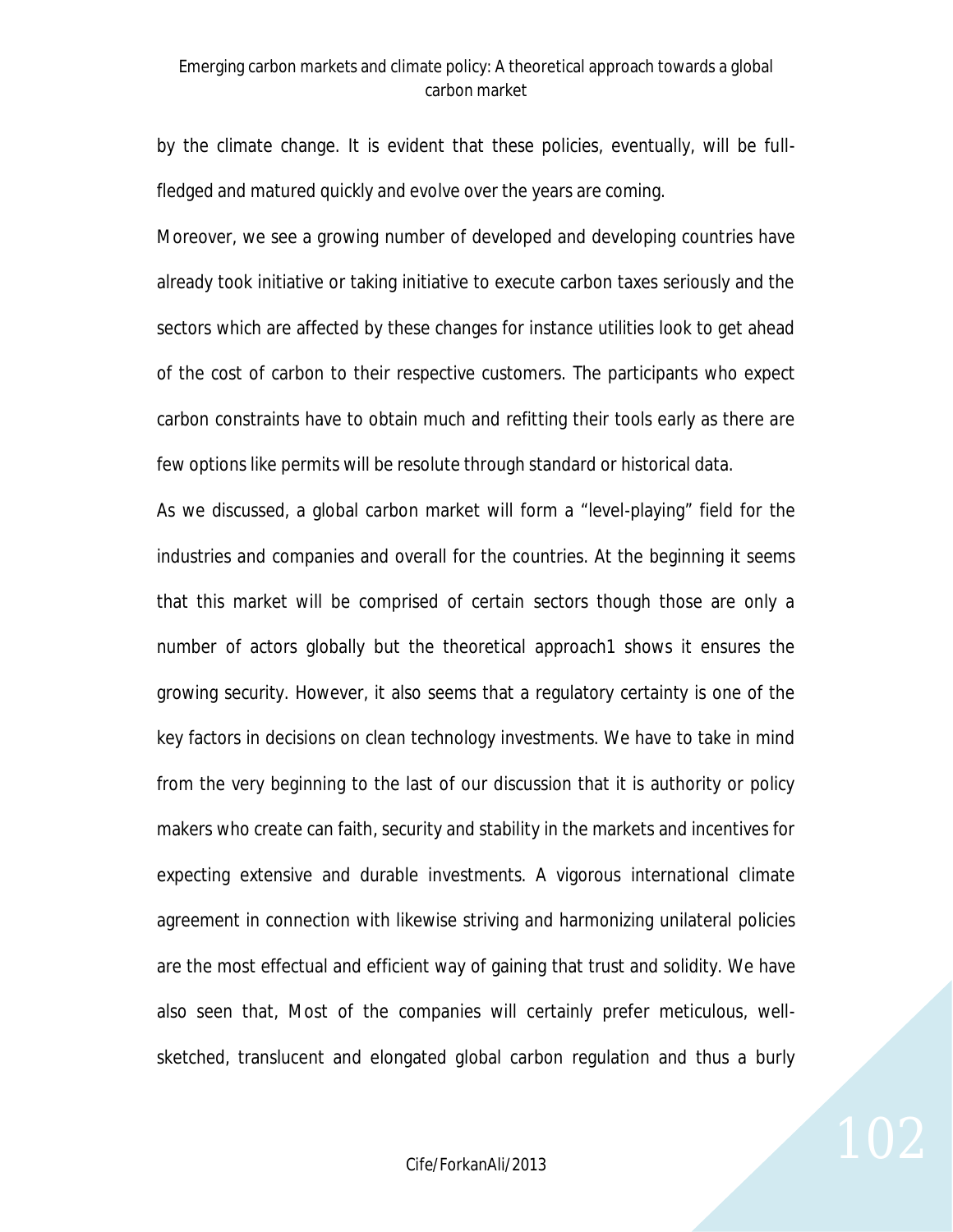by the climate change. It is evident that these policies, eventually, will be full-fledged and matured quickly and evolve over the years are coming.

Moreover, we see a growing number of developed and developing countries have already took initiative or taking initiative to execute carbon taxes seriously and the sectors which are affected by these changes for instance utilities look to get ahead of the cost of carbon to their respective customers. The participants who expect carbon constraints have to obtain much and refitting their tools early as there are few options like permits will be resolute through standard or historical data.

As we discussed, a global carbon market will form a "level-playing" field for the industries and companies and overall for the countries. At the beginning it seems that this market will be comprised of certain sectors though those are only a number of actors globally but the theoretical approach1 shows it ensures the growing security. However, it also seems that a regulatory certainty is one of the key factors in decisions on clean technology investments. We have to take in mind from the very beginning to the last of our discussion that it is authority or policy makers who create can faith, security and stability in the markets and incentives for expecting extensive and durable investments. A vigorous international climate agreement in connection with likewise striving and harmonizing unilateral policies are the most effectual and efficient way of gaining that trust and solidity. We have also seen that, Most of the companies will certainly prefer meticulous, well-sketched, translucent and elongated global carbon regulation and thus a burly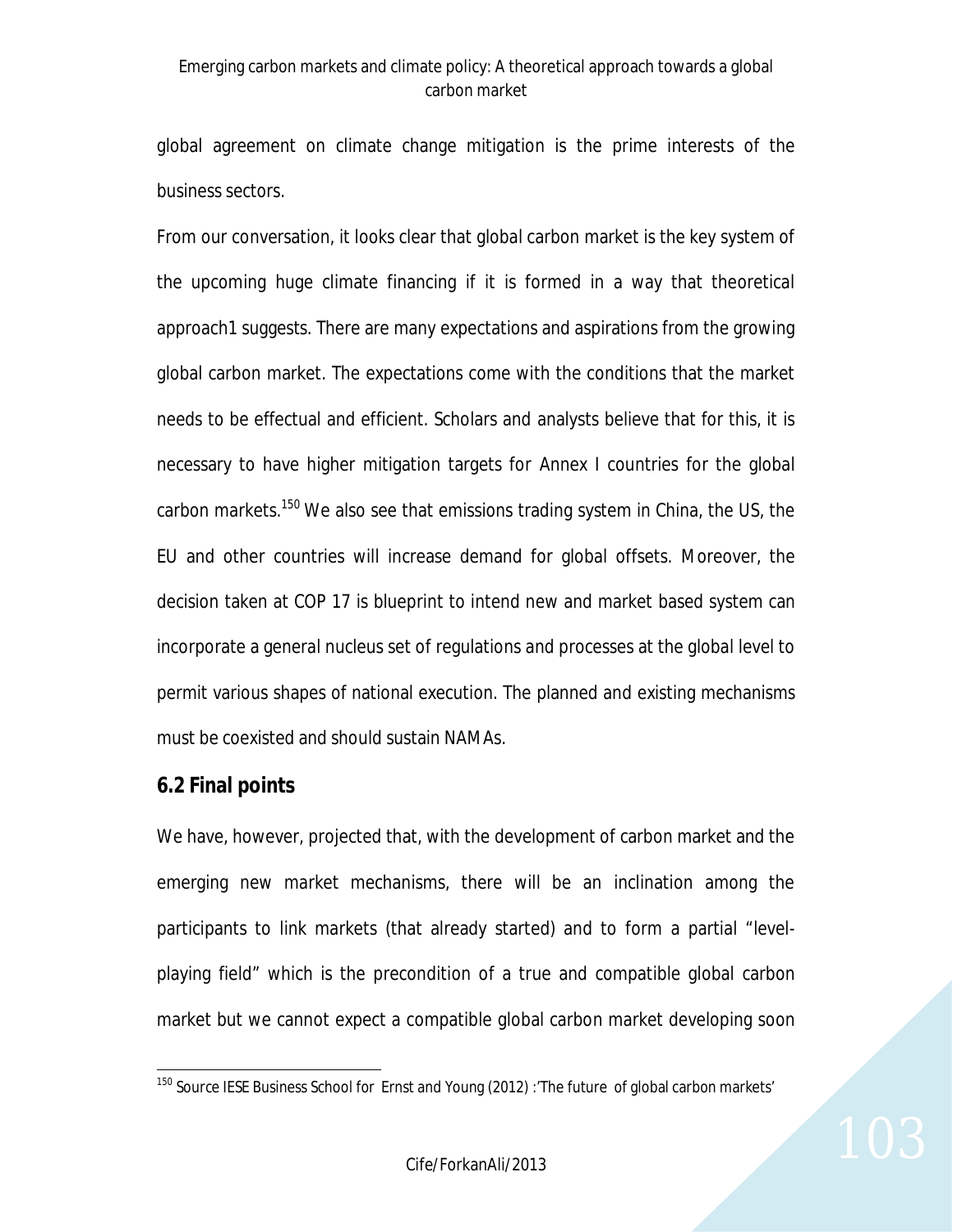global agreement on climate change mitigation is the prime interests of the business sectors.

From our conversation, it looks clear that global carbon market is the key system of the upcoming huge climate financing if it is formed in a way that theoretical approach1 suggests. There are many expectations and aspirations from the growing global carbon market. The expectations come with the conditions that the market needs to be effectual and efficient. Scholars and analysts believe that for this, it is necessary to have higher mitigation targets for Annex I countries for the global carbon markets.[150] We also see that emissions trading system in China, the US, the EU and other countries will increase demand for global offsets. Moreover, the decision taken at COP 17 is blueprint to intend new and market based system can incorporate a general nucleus set of regulations and processes at the global level to permit various shapes of national execution. The planned and existing mechanisms must be coexisted and should sustain NAMAs.

## 6.2 Final points

We have, however, projected that, with the development of carbon market and the emerging new market mechanisms, there will be an inclination among the participants to link markets (that already started) and to form a partial "level-playing field" which is the precondition of a true and compatible global carbon market but we cannot expect a compatible global carbon market developing soon

---

[150] Source IESE Business School for Ernst and Young (2012) :'The future of global carbon markets'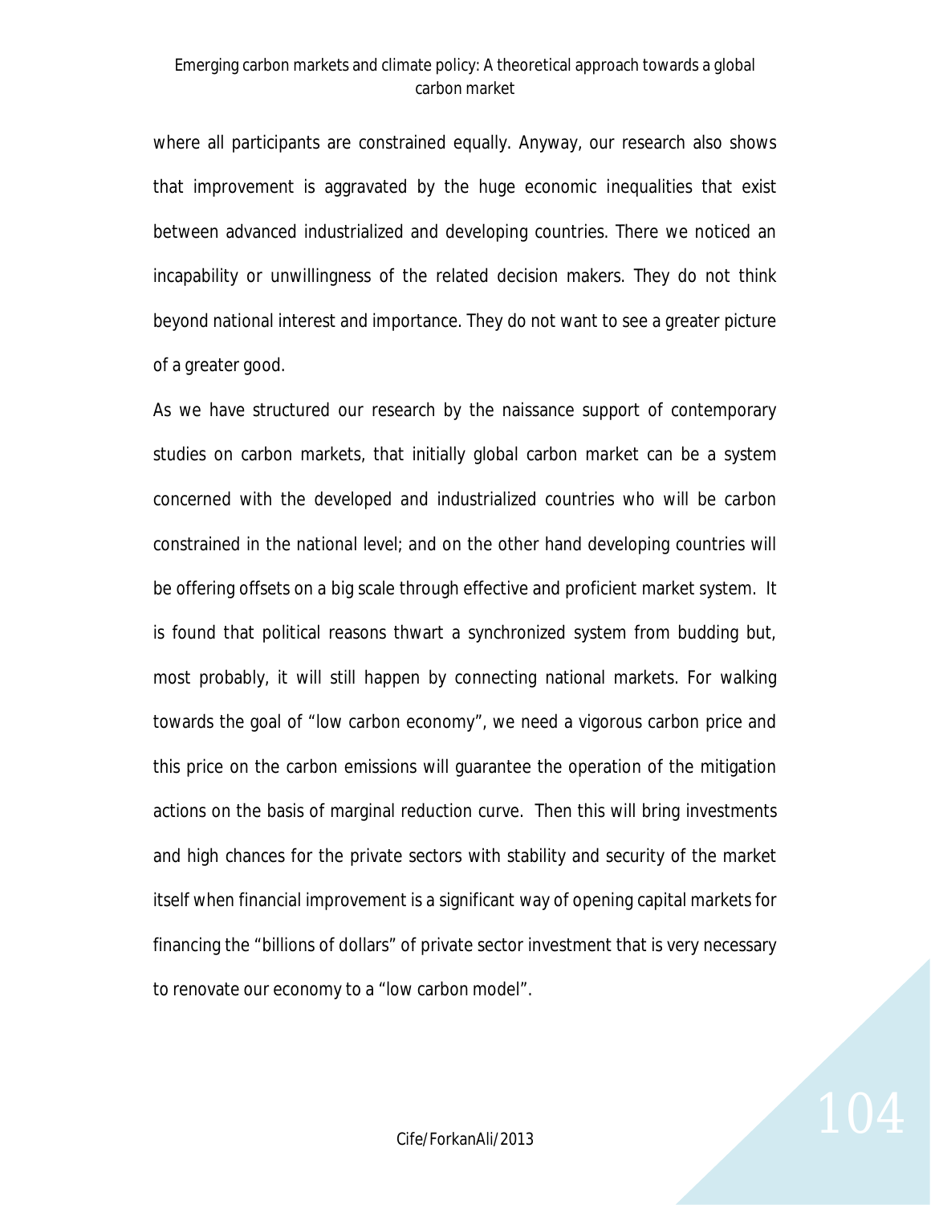where all participants are constrained equally. Anyway, our research also shows that improvement is aggravated by the huge economic inequalities that exist between advanced industrialized and developing countries. There we noticed an incapability or unwillingness of the related decision makers. They do not think beyond national interest and importance. They do not want to see a greater picture of a greater good.

As we have structured our research by the naissance support of contemporary studies on carbon markets, that initially global carbon market can be a system concerned with the developed and industrialized countries who will be carbon constrained in the national level; and on the other hand developing countries will be offering offsets on a big scale through effective and proficient market system. It is found that political reasons thwart a synchronized system from budding but, most probably, it will still happen by connecting national markets. For walking towards the goal of "low carbon economy", we need a vigorous carbon price and this price on the carbon emissions will guarantee the operation of the mitigation actions on the basis of marginal reduction curve. Then this will bring investments and high chances for the private sectors with stability and security of the market itself when financial improvement is a significant way of opening capital markets for financing the "billions of dollars" of private sector investment that is very necessary to renovate our economy to a "low carbon model".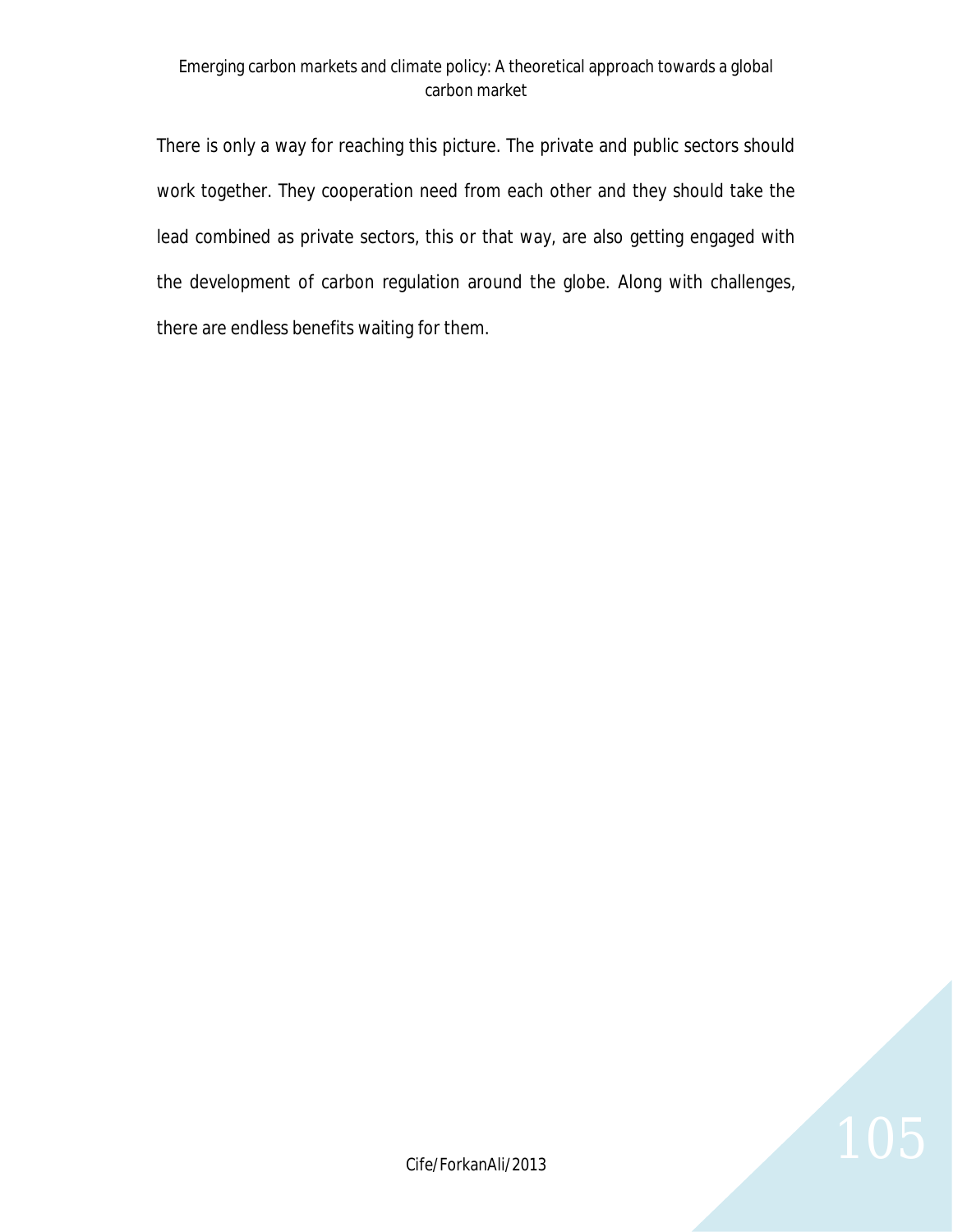There is only a way for reaching this picture. The private and public sectors should work together. They cooperation need from each other and they should take the lead combined as private sectors, this or that way, are also getting engaged with the development of carbon regulation around the globe. Along with challenges, there are endless benefits waiting for them.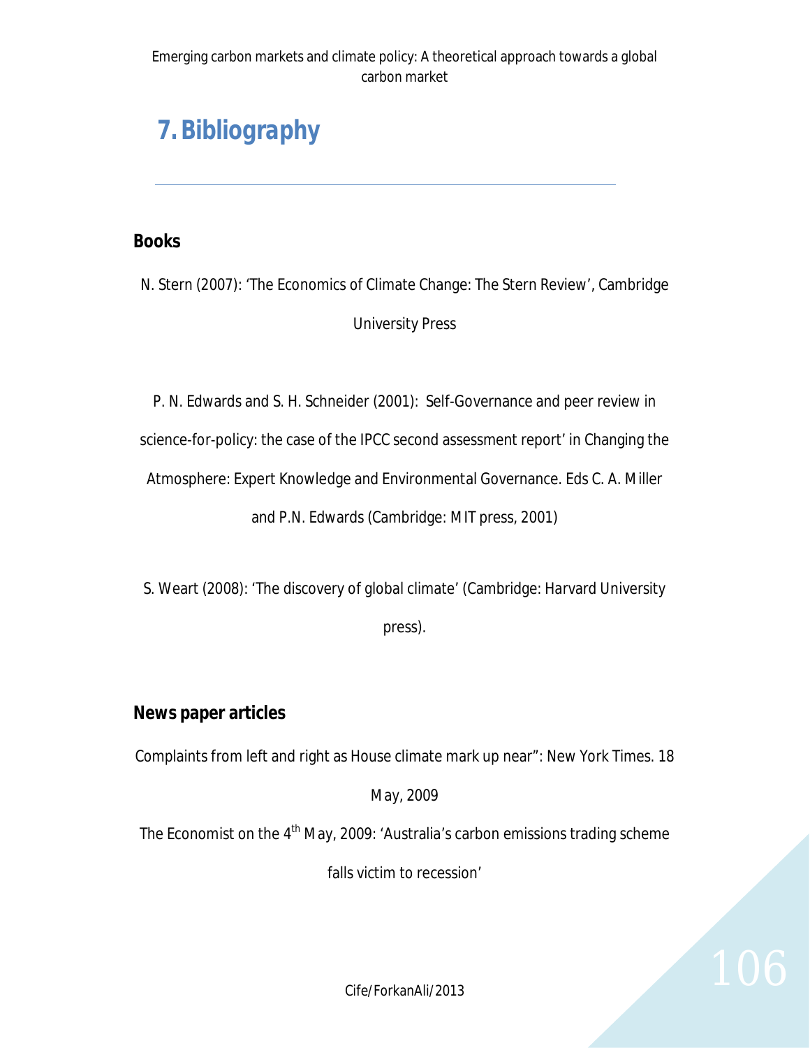# 7. Bibliography

## Books

N. Stern (2007): 'The Economics of Climate Change: The Stern Review', Cambridge University Press

P. N. Edwards and S. H. Schneider (2001): Self-Governance and peer review in science-for-policy: the case of the IPCC second assessment report' in Changing the Atmosphere: Expert Knowledge and Environmental Governance. Eds C. A. Miller and P.N. Edwards (Cambridge: MIT press, 2001)

S. Weart (2008): 'The discovery of global climate' (Cambridge: Harvard University press).

## News paper articles

Complaints from left and right as House climate mark up near": New York Times. 18 May, 2009

The Economist on the 4th May, 2009: 'Australia's carbon emissions trading scheme falls victim to recession'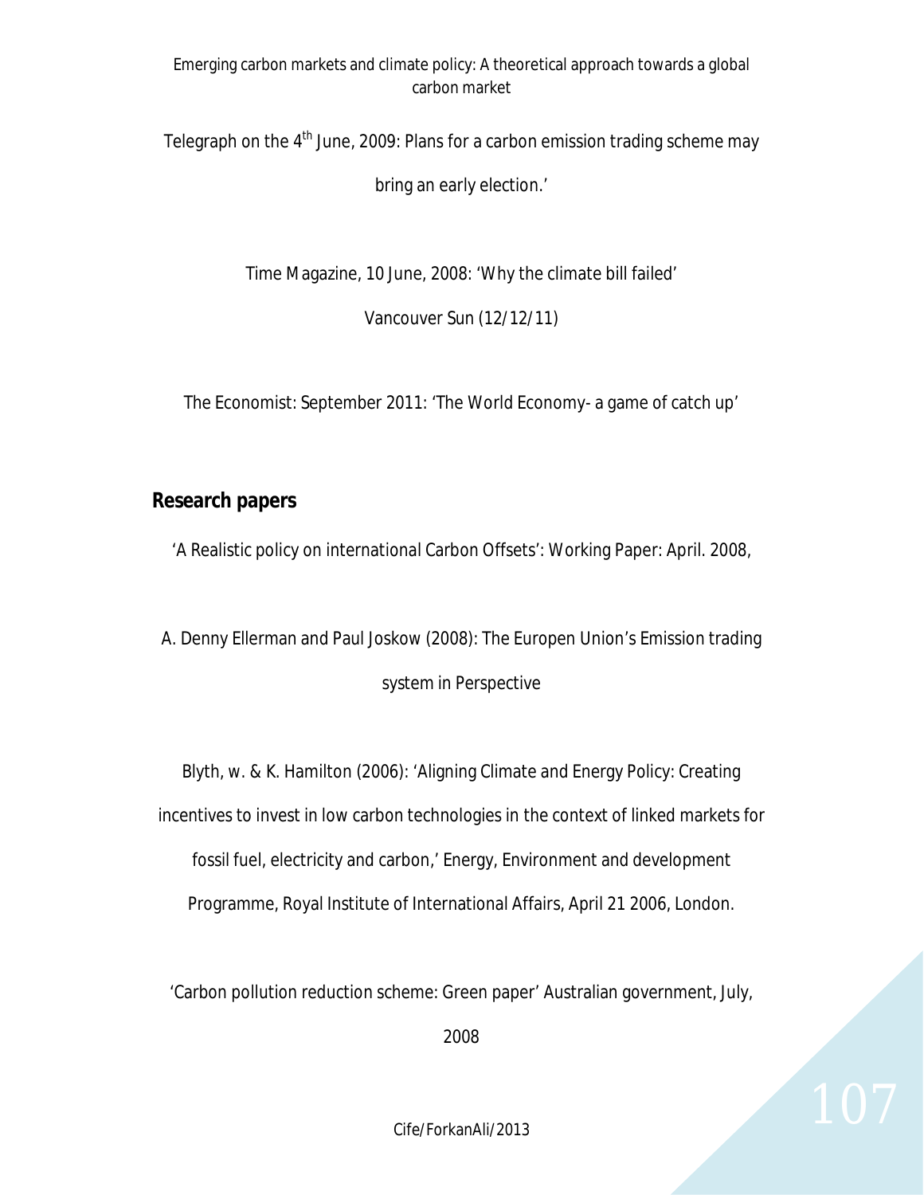Telegraph on the 4th June, 2009: Plans for a carbon emission trading scheme may bring an early election.'

Time Magazine, 10 June, 2008: 'Why the climate bill failed'

Vancouver Sun (12/12/11)

The Economist: September 2011: 'The World Economy- a game of catch up'

## Research papers

'A Realistic policy on international Carbon Offsets': Working Paper: April. 2008,

A. Denny Ellerman and Paul Joskow (2008): The Europen Union's Emission trading system in Perspective

Blyth, w. & K. Hamilton (2006): 'Aligning Climate and Energy Policy: Creating incentives to invest in low carbon technologies in the context of linked markets for fossil fuel, electricity and carbon,' Energy, Environment and development Programme, Royal Institute of International Affairs, April 21 2006, London.

'Carbon pollution reduction scheme: Green paper' Australian government, July, 2008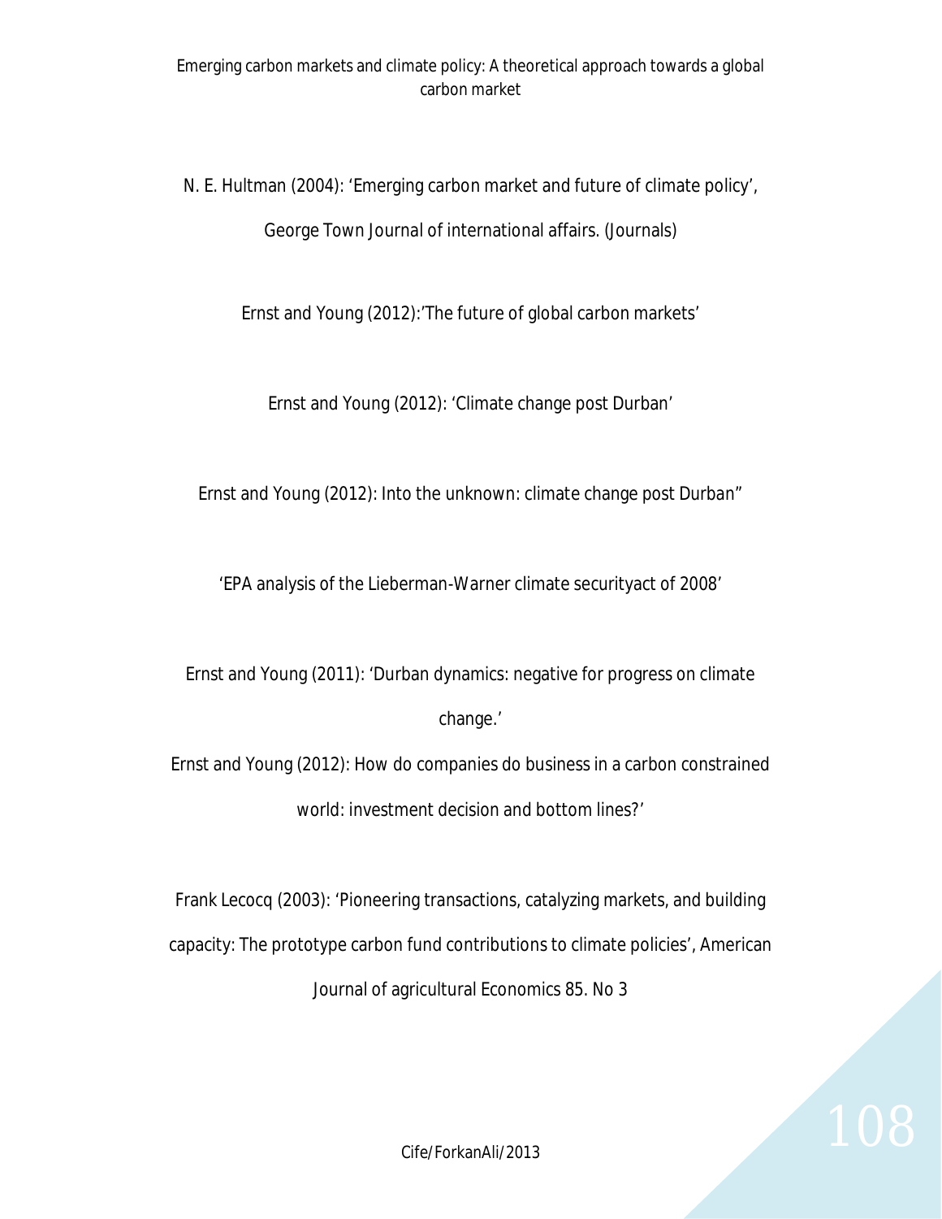N. E. Hultman (2004): 'Emerging carbon market and future of climate policy', George Town Journal of international affairs. (Journals)

Ernst and Young (2012):'The future of global carbon markets'

Ernst and Young (2012): 'Climate change post Durban'

Ernst and Young (2012): Into the unknown: climate change post Durban"

'EPA analysis of the Lieberman-Warner climate securityact of 2008'

Ernst and Young (2011): 'Durban dynamics: negative for progress on climate change.'

Ernst and Young (2012): How do companies do business in a carbon constrained world: investment decision and bottom lines?'

Frank Lecocq (2003): 'Pioneering transactions, catalyzing markets, and building capacity: The prototype carbon fund contributions to climate policies', American Journal of agricultural Economics 85. No 3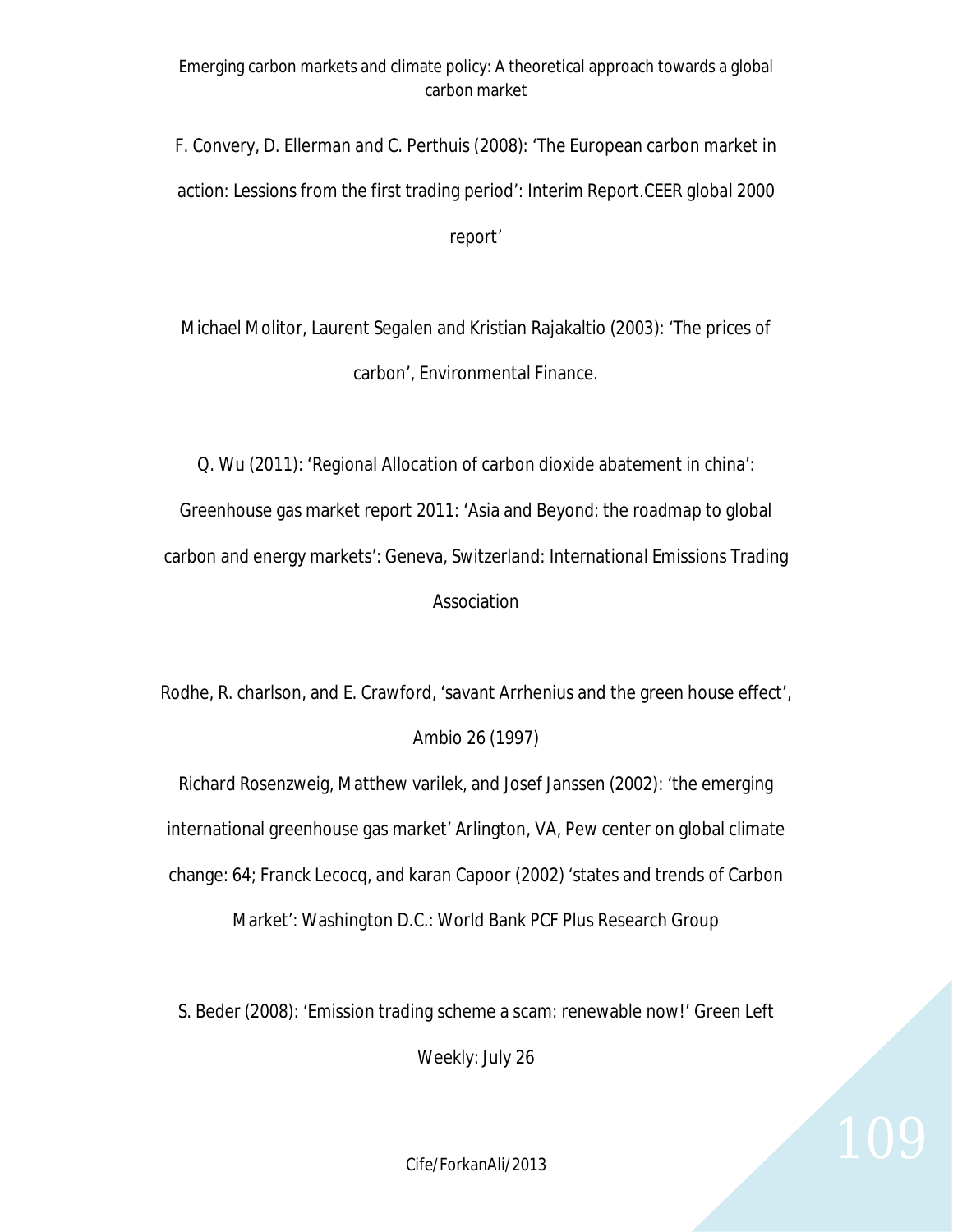F. Convery, D. Ellerman and C. Perthuis (2008): 'The European carbon market in action: Lessions from the first trading period': Interim Report.CEER global 2000 report'

Michael Molitor, Laurent Segalen and Kristian Rajakaltio (2003): 'The prices of carbon', Environmental Finance.

Q. Wu (2011): 'Regional Allocation of carbon dioxide abatement in china': Greenhouse gas market report 2011: 'Asia and Beyond: the roadmap to global carbon and energy markets': Geneva, Switzerland: International Emissions Trading Association

Rodhe, R. charlson, and E. Crawford, 'savant Arrhenius and the green house effect', Ambio 26 (1997)

Richard Rosenzweig, Matthew varilek, and Josef Janssen (2002): 'the emerging international greenhouse gas market' Arlington, VA, Pew center on global climate change: 64; Franck Lecocq, and karan Capoor (2002) 'states and trends of Carbon Market': Washington D.C.: World Bank PCF Plus Research Group

S. Beder (2008): 'Emission trading scheme a scam: renewable now!' Green Left Weekly: July 26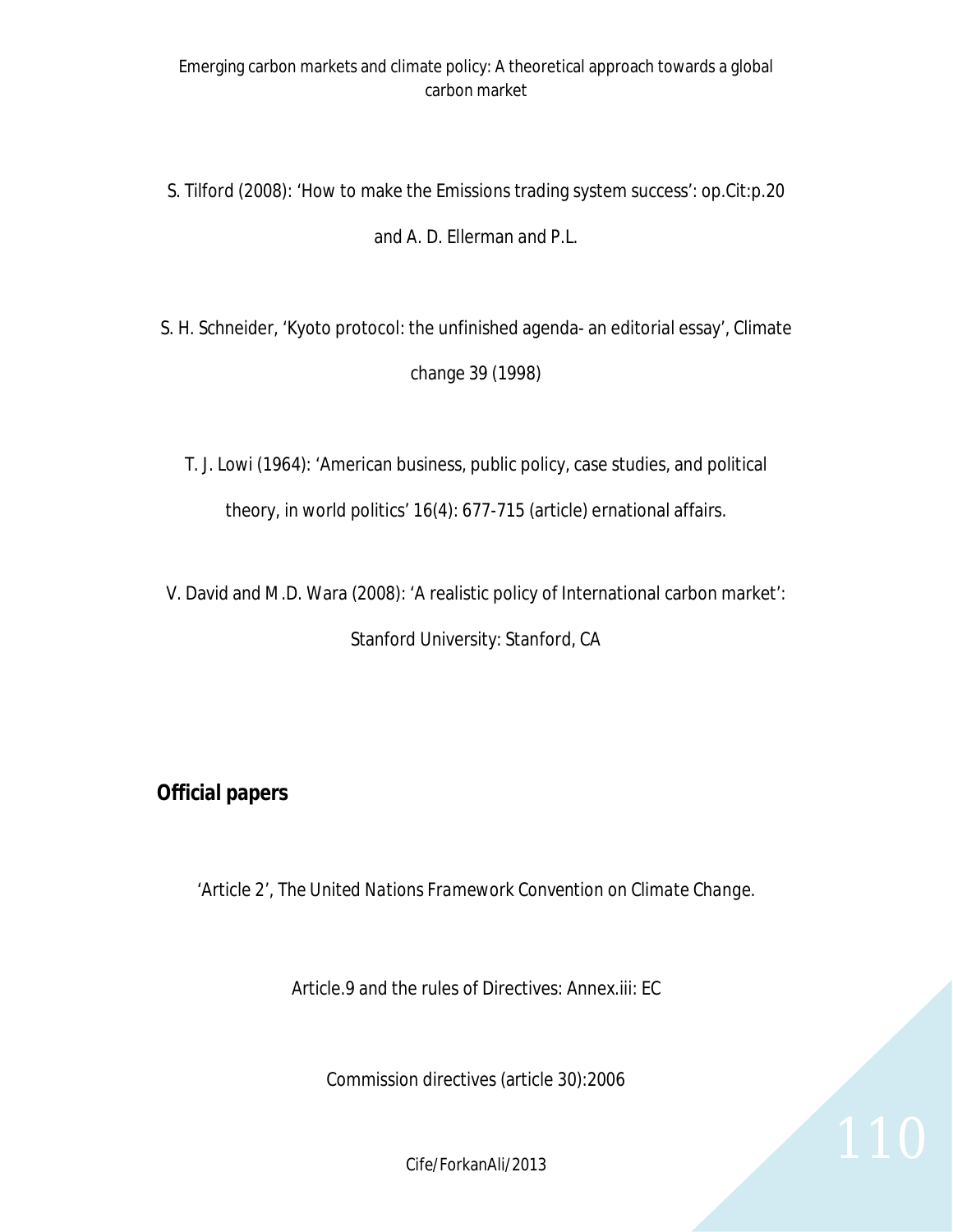S. Tilford (2008): 'How to make the Emissions trading system success': op.Cit:p.20 and A. D. Ellerman and P.L.

S. H. Schneider, 'Kyoto protocol: the unfinished agenda- an editorial essay', Climate change 39 (1998)

T. J. Lowi (1964): 'American business, public policy, case studies, and political theory, in world politics' 16(4): 677-715 (article) ernational affairs.

V. David and M.D. Wara (2008): 'A realistic policy of International carbon market': Stanford University: Stanford, CA

**Official papers**

'Article 2', *The United Nations Framework Convention on Climate Change*.

Article.9 and the rules of Directives: Annex.iii: EC

Commission directives (article 30):2006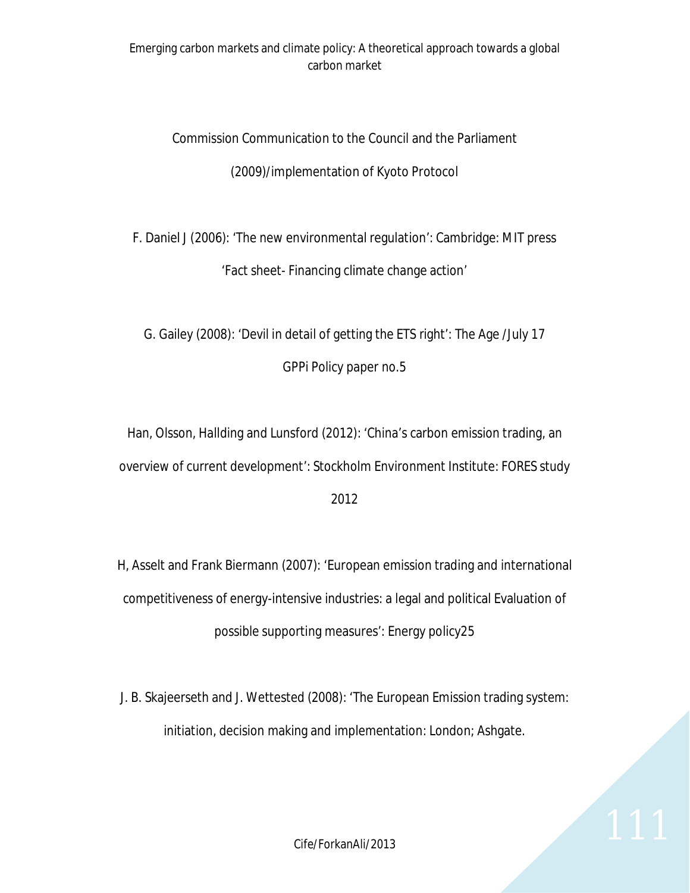Commission Communication to the Council and the Parliament

(2009)/implementation of Kyoto Protocol

F. Daniel J (2006): 'The new environmental regulation': Cambridge: MIT press

'Fact sheet- Financing climate change action'

G. Gailey (2008): 'Devil in detail of getting the ETS right': The Age /July 17

GPPi Policy paper no.5

Han, Olsson, Hallding and Lunsford (2012): 'China's carbon emission trading, an overview of current development': Stockholm Environment Institute: FORES study 2012

H, Asselt and Frank Biermann (2007): 'European emission trading and international competitiveness of energy-intensive industries: a legal and political Evaluation of possible supporting measures': Energy policy25

J. B. Skajeerseth and J. Wettested (2008): 'The European Emission trading system: initiation, decision making and implementation: London; Ashgate.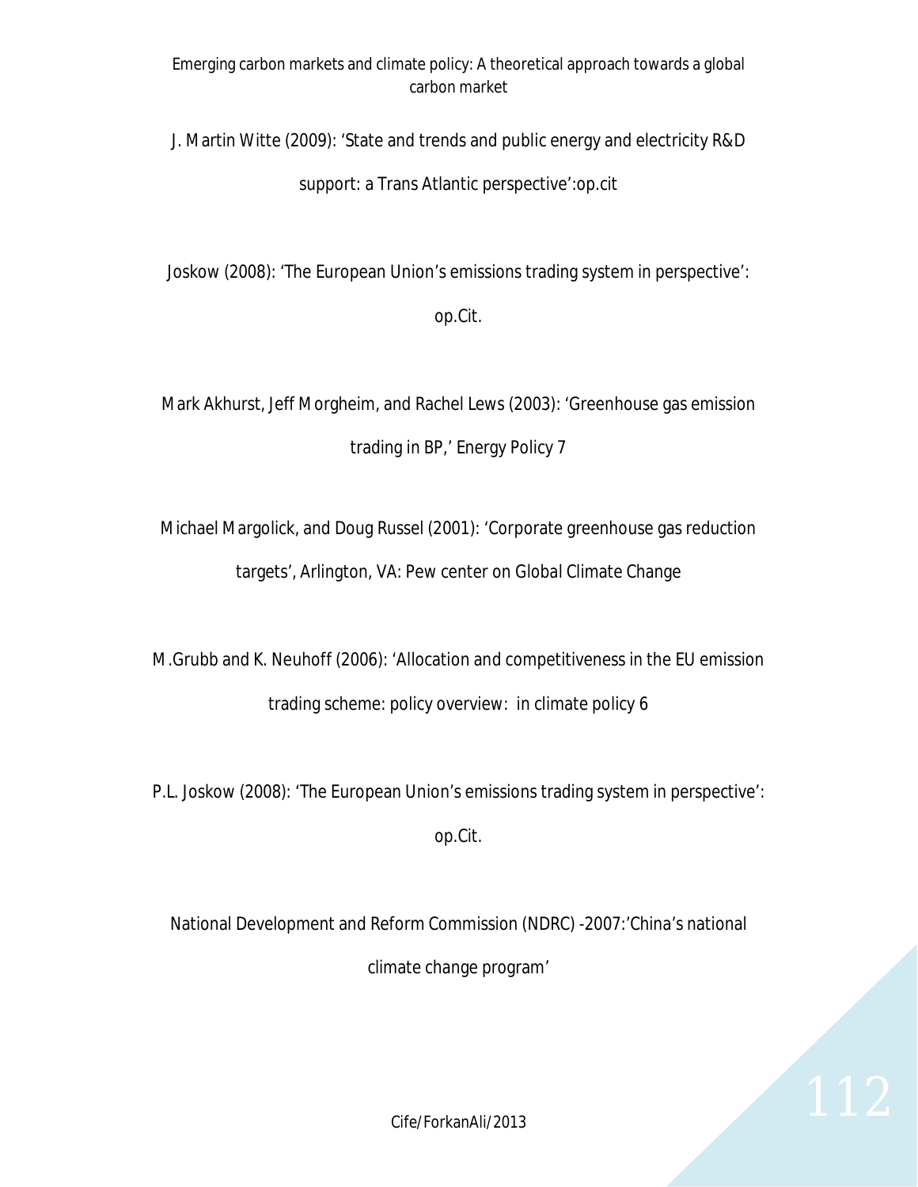J. Martin Witte (2009): 'State and trends and public energy and electricity R&D support: a Trans Atlantic perspective':op.cit

Joskow (2008): 'The European Union's emissions trading system in perspective': op.Cit.

Mark Akhurst, Jeff Morgheim, and Rachel Lews (2003): 'Greenhouse gas emission trading in BP,' Energy Policy 7

Michael Margolick, and Doug Russel (2001): 'Corporate greenhouse gas reduction targets', Arlington, VA: Pew center on Global Climate Change

M.Grubb and K. Neuhoff (2006): 'Allocation and competitiveness in the EU emission trading scheme: policy overview: in climate policy 6

P.L. Joskow (2008): 'The European Union's emissions trading system in perspective': op.Cit.

National Development and Reform Commission (NDRC) -2007:'China's national climate change program'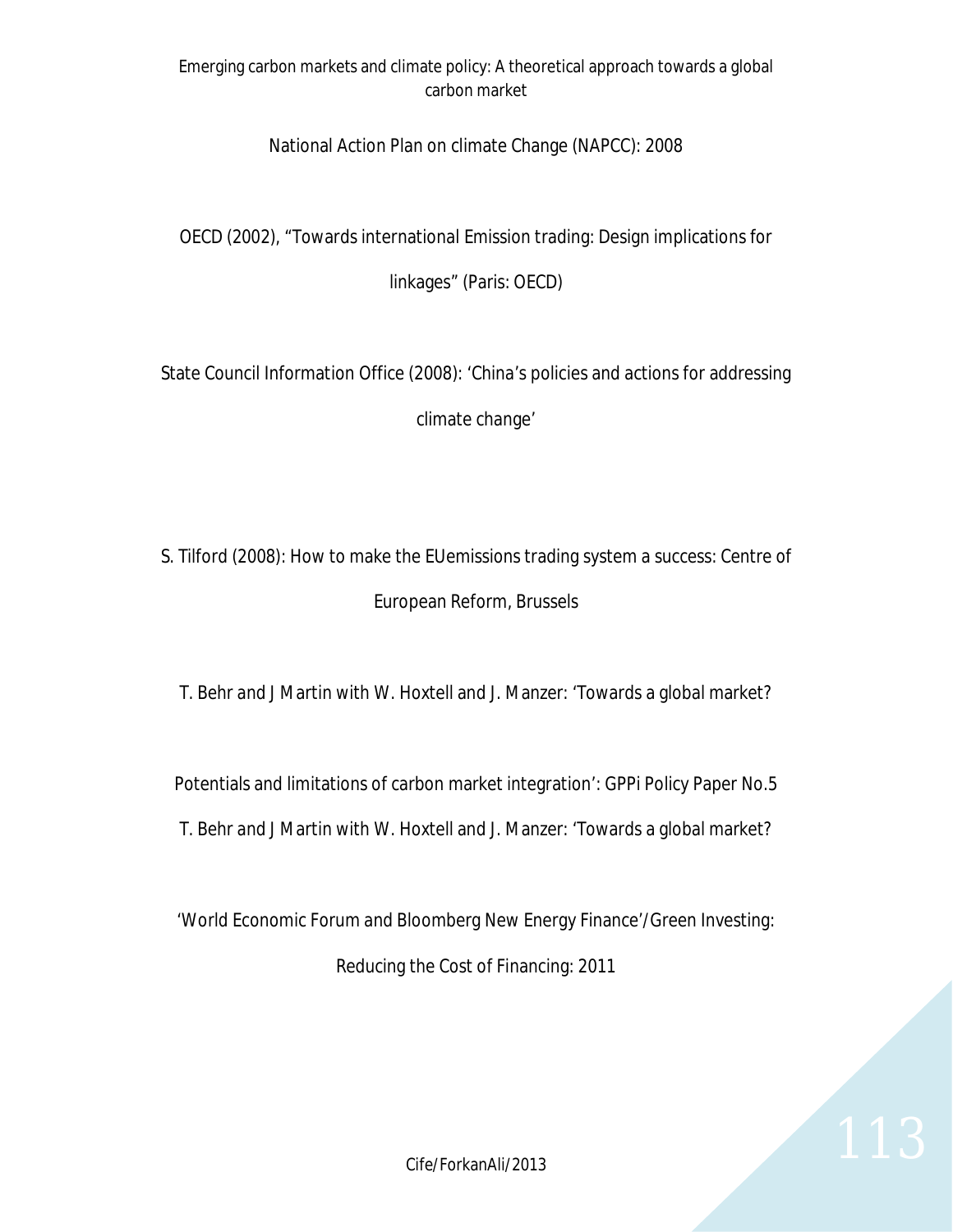Emerging carbon markets and climate policy: A theoretical approach towards a global carbon market

National Action Plan on climate Change (NAPCC): 2008

OECD (2002), "Towards international Emission trading: Design implications for linkages" (Paris: OECD)

State Council Information Office (2008): 'China's policies and actions for addressing climate change'

S. Tilford (2008): How to make the EUemissions trading system a success: Centre of European Reform, Brussels

T. Behr and J Martin with W. Hoxtell and J. Manzer: 'Towards a global market?

Potentials and limitations of carbon market integration': GPPi Policy Paper No.5

T. Behr and J Martin with W. Hoxtell and J. Manzer: 'Towards a global market?

'World Economic Forum and Bloomberg New Energy Finance'/Green Investing: Reducing the Cost of Financing: 2011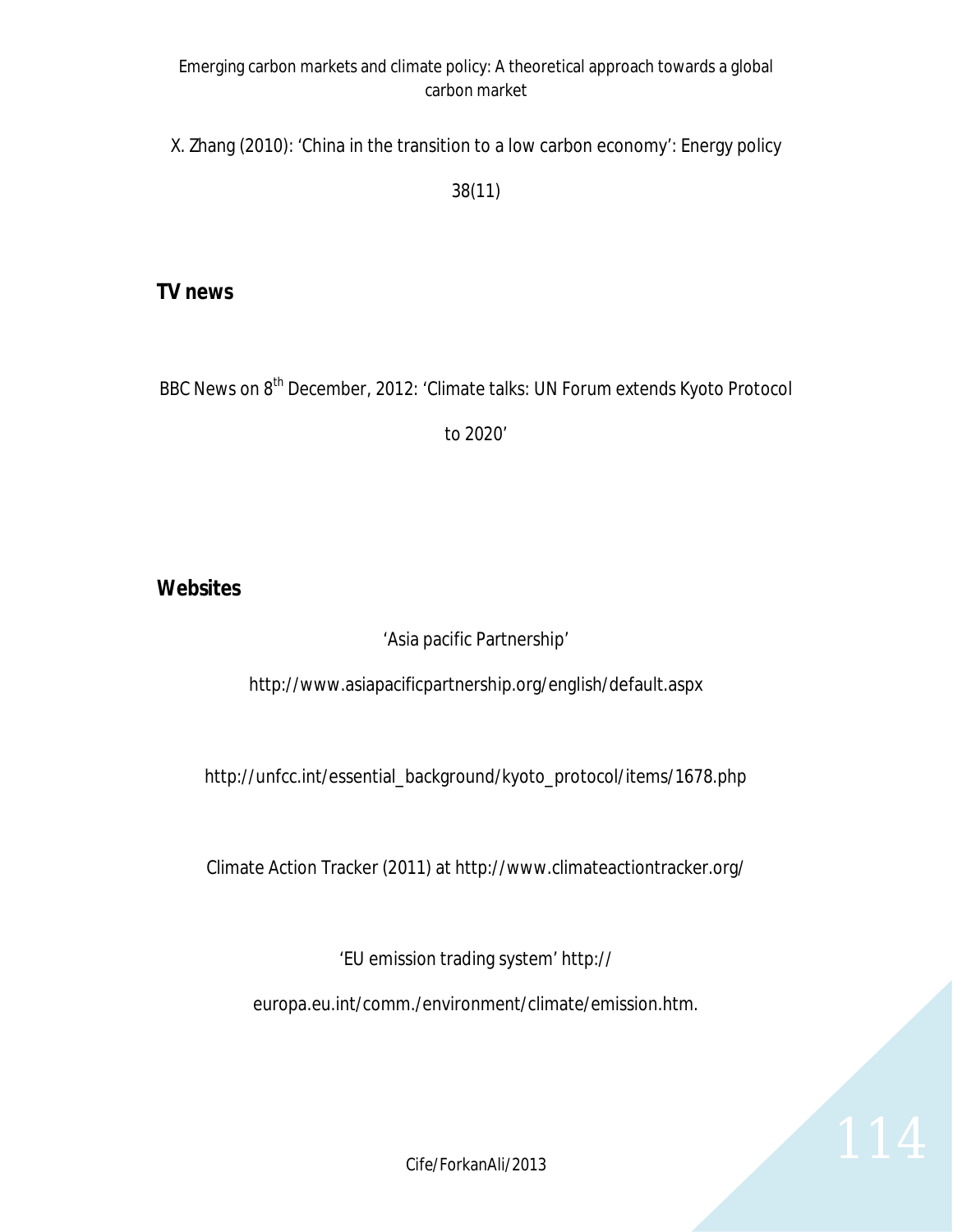X. Zhang (2010): 'China in the transition to a low carbon economy': Energy policy 38(11)

## TV news

BBC News on 8th December, 2012: 'Climate talks: UN Forum extends Kyoto Protocol to 2020'

## Websites

'Asia pacific Partnership' http://www.asiapacificpartnership.org/english/default.aspx

http://unfcc.int/essential_background/kyoto_protocol/items/1678.php

Climate Action Tracker (2011) at http://www.climateactiontracker.org/

'EU emission trading system' http://europa.eu.int/comm./environment/climate/emission.htm.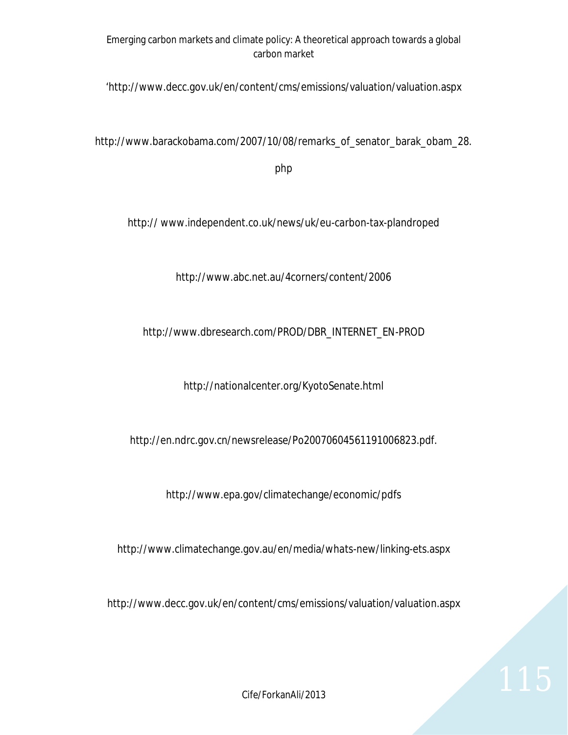'http://www.decc.gov.uk/en/content/cms/emissions/valuation/valuation.aspx

http://www.barackobama.com/2007/10/08/remarks_of_senator_barak_obam_28.

php

http:// www.independent.co.uk/news/uk/eu-carbon-tax-plandroped

http://www.abc.net.au/4corners/content/2006

http://www.dbresearch.com/PROD/DBR_INTERNET_EN-PROD

http://nationalcenter.org/KyotoSenate.html

http://en.ndrc.gov.cn/newsrelease/Po20070604561191006823.pdf.

http://www.epa.gov/climatechange/economic/pdfs

http://www.climatechange.gov.au/en/media/whats-new/linking-ets.aspx

http://www.decc.gov.uk/en/content/cms/emissions/valuation/valuation.aspx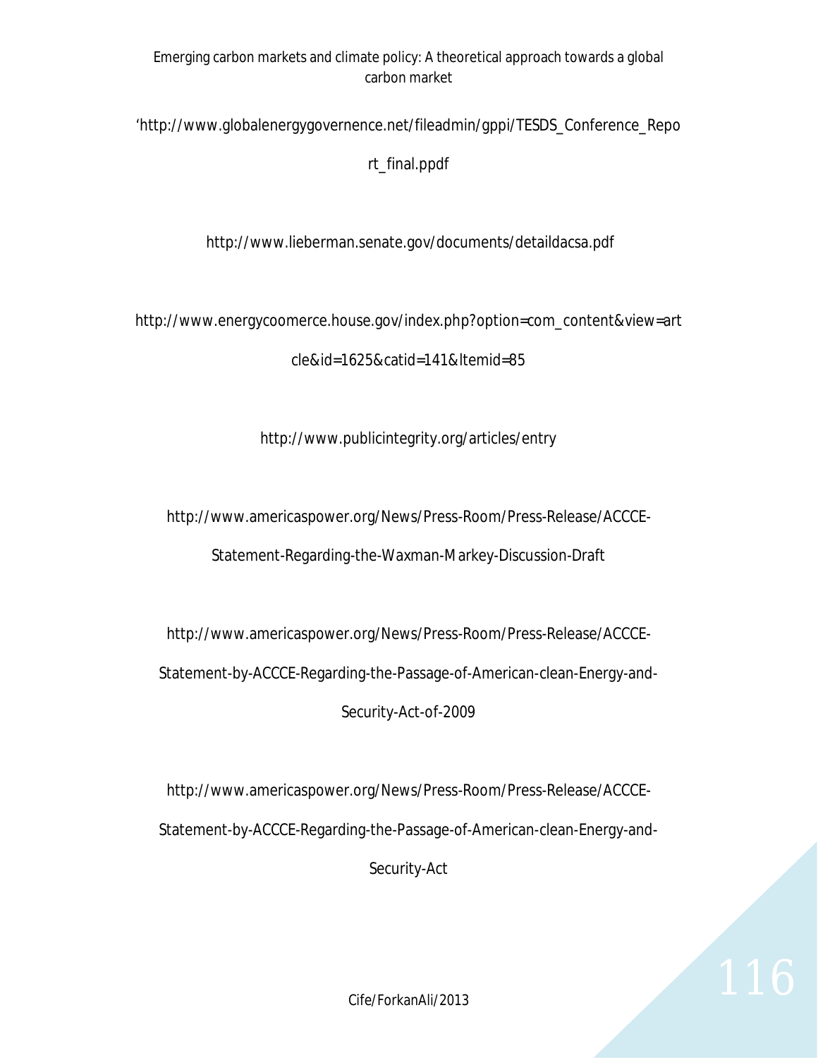‘http://www.globalenergygovernence.net/fileadmin/gppi/TESDS_Conference_Report_final.ppdf

http://www.lieberman.senate.gov/documents/detaildacsa.pdf

http://www.energycoomerce.house.gov/index.php?option=com_content&view=artcle&id=1625&catid=141&Itemid=85

http://www.publicintegrity.org/articles/entry

http://www.americaspower.org/News/Press-Room/Press-Release/ACCCE-Statement-Regarding-the-Waxman-Markey-Discussion-Draft

http://www.americaspower.org/News/Press-Room/Press-Release/ACCCE-Statement-by-ACCCE-Regarding-the-Passage-of-American-clean-Energy-and-Security-Act-of-2009

http://www.americaspower.org/News/Press-Room/Press-Release/ACCCE-Statement-by-ACCCE-Regarding-the-Passage-of-American-clean-Energy-and-Security-Act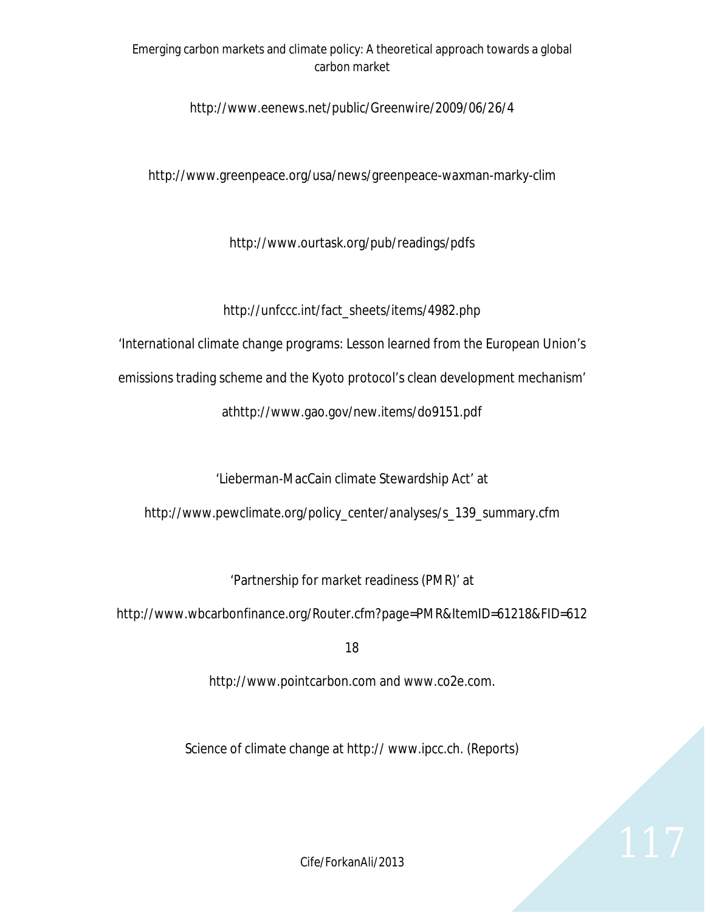http://www.eenews.net/public/Greenwire/2009/06/26/4

http://www.greenpeace.org/usa/news/greenpeace-waxman-marky-clim

http://www.ourtask.org/pub/readings/pdfs

http://unfccc.int/fact_sheets/items/4982.php

'International climate change programs: Lesson learned from the European Union's emissions trading scheme and the Kyoto protocol's clean development mechanism' athttp://www.gao.gov/new.items/do9151.pdf

'Lieberman-MacCain climate Stewardship Act' at http://www.pewclimate.org/policy_center/analyses/s_139_summary.cfm

'Partnership for market readiness (PMR)' at http://www.wbcarbonfinance.org/Router.cfm?page=PMR&ItemID=61218&FID=61218

http://www.pointcarbon.com and www.co2e.com.

Science of climate change at http:// www.ipcc.ch. (Reports)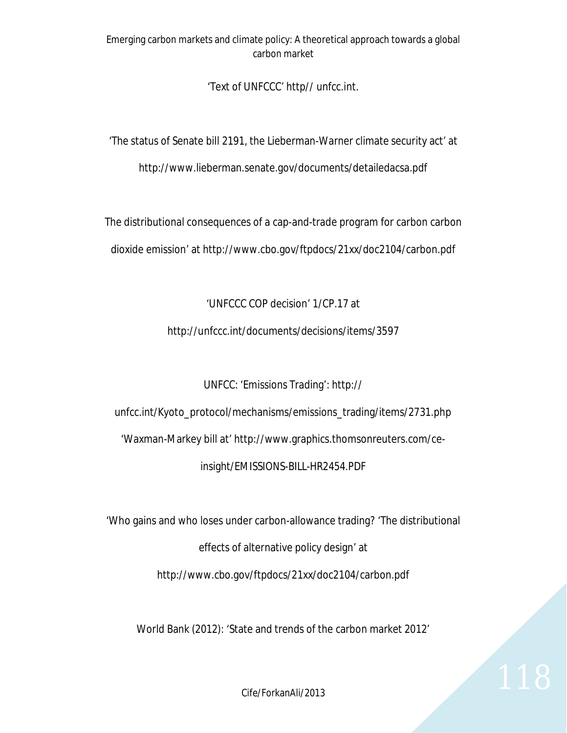'Text of UNFCCC' http// unfcc.int.

'The status of Senate bill 2191, the Lieberman-Warner climate security act' at http://www.lieberman.senate.gov/documents/detailedacsa.pdf

The distributional consequences of a cap-and-trade program for carbon carbon dioxide emission' at http://www.cbo.gov/ftpdocs/21xx/doc2104/carbon.pdf

'UNFCCC COP decision' 1/CP.17 at http://unfccc.int/documents/decisions/items/3597

UNFCC: 'Emissions Trading': http:// unfcc.int/Kyoto_protocol/mechanisms/emissions_trading/items/2731.php

'Waxman-Markey bill at' http://www.graphics.thomsonreuters.com/ce-insight/EMISSIONS-BILL-HR2454.PDF

'Who gains and who loses under carbon-allowance trading? 'The distributional effects of alternative policy design' at http://www.cbo.gov/ftpdocs/21xx/doc2104/carbon.pdf

World Bank (2012): 'State and trends of the carbon market 2012'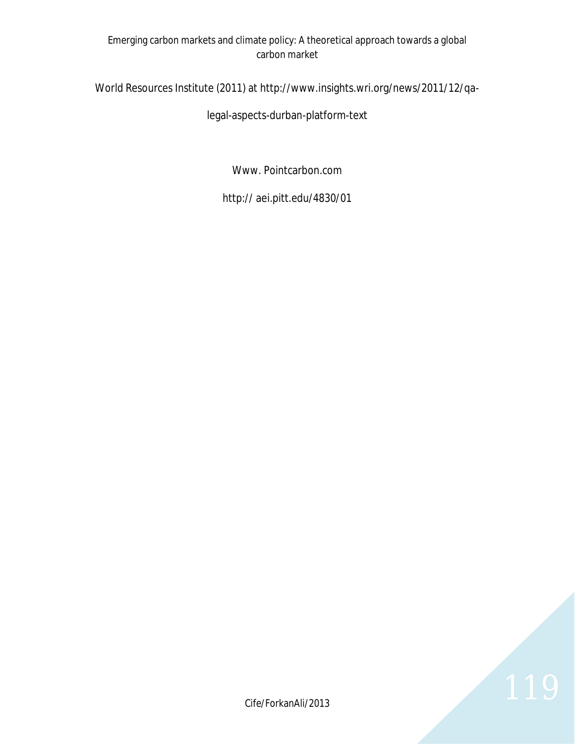World Resources Institute (2011) at http://www.insights.wri.org/news/2011/12/qa-legal-aspects-durban-platform-text

Www. Pointcarbon.com

http:// aei.pitt.edu/4830/01